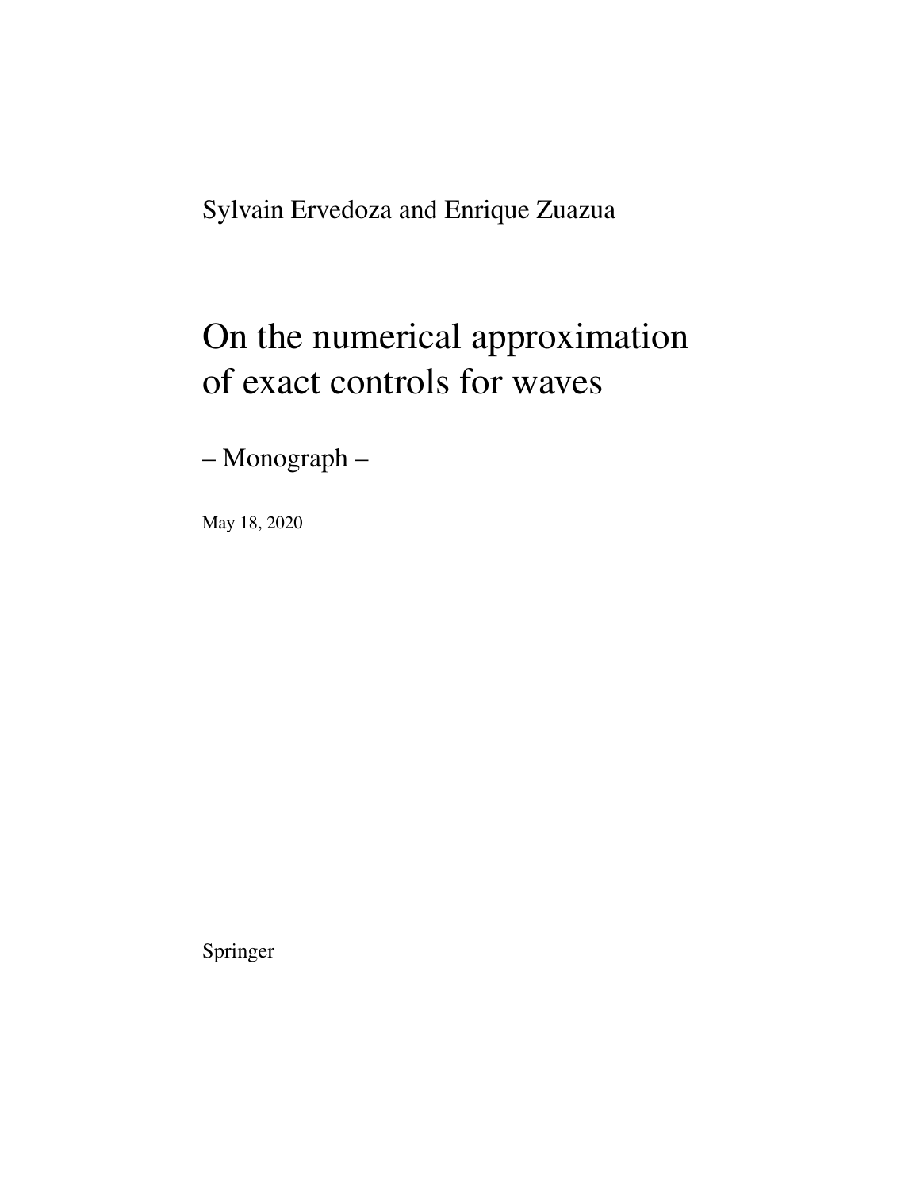Sylvain Ervedoza and Enrique Zuazua

# On the numerical approximation of exact controls for waves

– Monograph –

May 18, 2020

Springer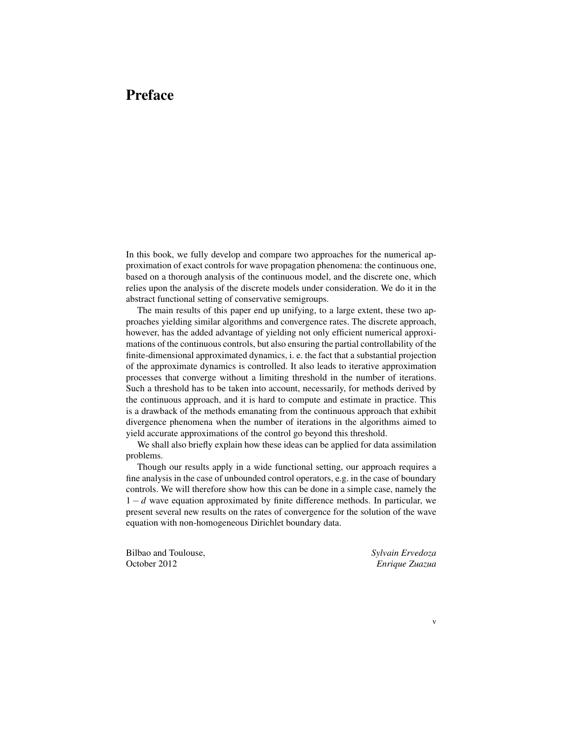# Preface

In this book, we fully develop and compare two approaches for the numerical approximation of exact controls for wave propagation phenomena: the continuous one, based on a thorough analysis of the continuous model, and the discrete one, which relies upon the analysis of the discrete models under consideration. We do it in the abstract functional setting of conservative semigroups.

The main results of this paper end up unifying, to a large extent, these two approaches yielding similar algorithms and convergence rates. The discrete approach, however, has the added advantage of yielding not only efficient numerical approximations of the continuous controls, but also ensuring the partial controllability of the finite-dimensional approximated dynamics, i. e. the fact that a substantial projection of the approximate dynamics is controlled. It also leads to iterative approximation processes that converge without a limiting threshold in the number of iterations. Such a threshold has to be taken into account, necessarily, for methods derived by the continuous approach, and it is hard to compute and estimate in practice. This is a drawback of the methods emanating from the continuous approach that exhibit divergence phenomena when the number of iterations in the algorithms aimed to yield accurate approximations of the control go beyond this threshold.

We shall also briefly explain how these ideas can be applied for data assimilation problems.

Though our results apply in a wide functional setting, our approach requires a fine analysis in the case of unbounded control operators, e.g. in the case of boundary controls. We will therefore show how this can be done in a simple case, namely the $1-d$ wave equation approximated by finite difference methods. In particular, we present several new results on the rates of convergence for the solution of the wave equation with non-homogeneous Dirichlet boundary data.

Bilbao and Toulouse,
October 2012

*Sylvain Ervedoza*
*Enrique Zuazua*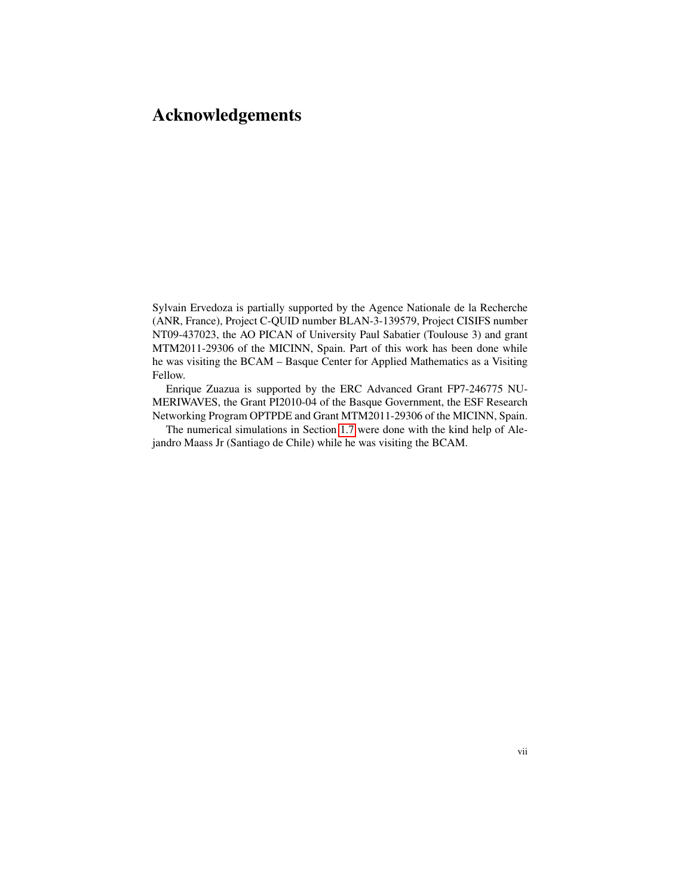# Acknowledgements

Sylvain Ervedoza is partially supported by the Agence Nationale de la Recherche (ANR, France), Project C-QUID number BLAN-3-139579, Project CISIFS number NT09-437023, the AO PICAN of University Paul Sabatier (Toulouse 3) and grant MTM2011-29306 of the MICINN, Spain. Part of this work has been done while he was visiting the BCAM – Basque Center for Applied Mathematics as a Visiting Fellow.

Enrique Zuazua is supported by the ERC Advanced Grant FP7-246775 NUMERIWAVES, the Grant PI2010-04 of the Basque Government, the ESF Research Networking Program OPTPDE and Grant MTM2011-29306 of the MICINN, Spain.

The numerical simulations in Section 1.7 were done with the kind help of Alejandro Maass Jr (Santiago de Chile) while he was visiting the BCAM.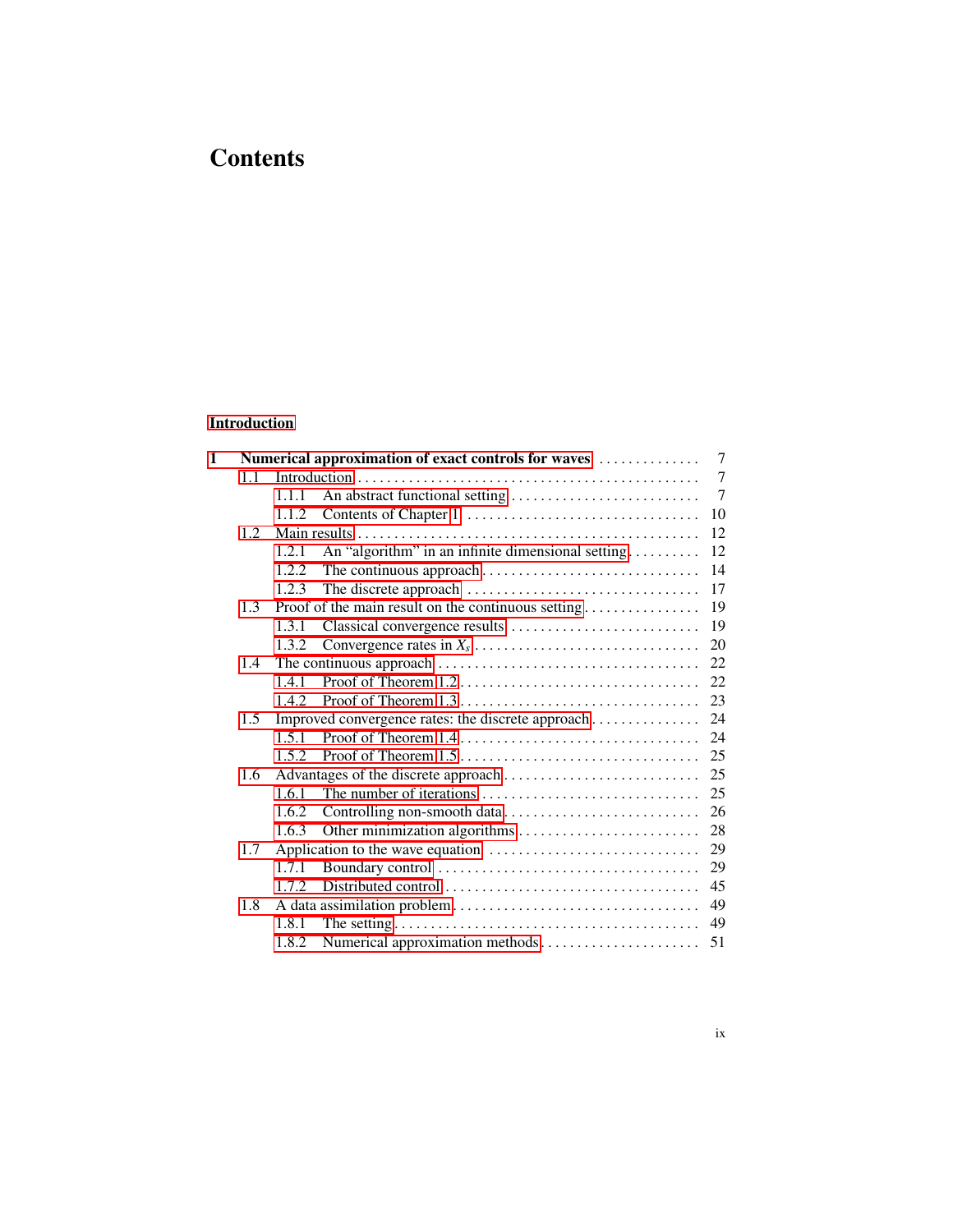# Contents

**Introduction**

**1 Numerical approximation of exact controls for waves** .............. 7
- 1.1 Introduction .............. 7
  - 1.1.1 An abstract functional setting .............. 7
  - 1.1.2 Contents of Chapter 1 .............. 10
- 1.2 Main results .............. 12
  - 1.2.1 An “algorithm” in an infinite dimensional setting .............. 12
  - 1.2.2 The continuous approach .............. 14
  - 1.2.3 The discrete approach .............. 17
- 1.3 Proof of the main result on the continuous setting .............. 19
  - 1.3.1 Classical convergence results .............. 19
  - 1.3.2 Convergence rates in $X_s$ .............. 20
- 1.4 The continuous approach .............. 22
  - 1.4.1 Proof of Theorem 1.2 .............. 22
  - 1.4.2 Proof of Theorem 1.3 .............. 23
- 1.5 Improved convergence rates: the discrete approach .............. 24
  - 1.5.1 Proof of Theorem 1.4 .............. 24
  - 1.5.2 Proof of Theorem 1.5 .............. 25
- 1.6 Advantages of the discrete approach .............. 25
  - 1.6.1 The number of iterations .............. 25
  - 1.6.2 Controlling non-smooth data .............. 26
  - 1.6.3 Other minimization algorithms .............. 28
- 1.7 Application to the wave equation .............. 29
  - 1.7.1 Boundary control .............. 29
  - 1.7.2 Distributed control .............. 45
- 1.8 A data assimilation problem .............. 49
  - 1.8.1 The setting .............. 49
  - 1.8.2 Numerical approximation methods .............. 51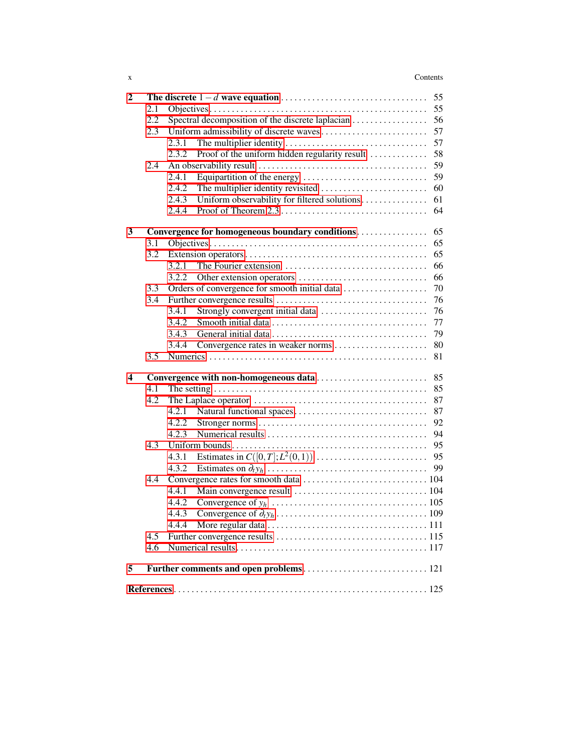| | | |
|---|---|---|
| **2** | **The discrete $1-d$ wave equation** | 55 |
| 2.1 | Objectives | 55 |
| 2.2 | Spectral decomposition of the discrete laplacian | 56 |
| 2.3 | Uniform admissibility of discrete waves | 57 |
| 2.3.1 | The multiplier identity | 57 |
| 2.3.2 | Proof of the uniform hidden regularity result | 58 |
| 2.4 | An observability result | 59 |
| 2.4.1 | Equipartition of the energy | 59 |
| 2.4.2 | The multiplier identity revisited | 60 |
| 2.4.3 | Uniform observability for filtered solutions | 61 |
| 2.4.4 | Proof of Theorem 2.3 | 64 |
| **3** | **Convergence for homogeneous boundary conditions** | 65 |
| 3.1 | Objectives | 65 |
| 3.2 | Extension operators | 65 |
| 3.2.1 | The Fourier extension | 66 |
| 3.2.2 | Other extension operators | 66 |
| 3.3 | Orders of convergence for smooth initial data | 70 |
| 3.4 | Further convergence results | 76 |
| 3.4.1 | Strongly convergent initial data | 76 |
| 3.4.2 | Smooth initial data | 77 |
| 3.4.3 | General initial data | 79 |
| 3.4.4 | Convergence rates in weaker norms | 80 |
| 3.5 | Numerics | 81 |
| **4** | **Convergence with non-homogeneous data** | 85 |
| 4.1 | The setting | 85 |
| 4.2 | The Laplace operator | 87 |
| 4.2.1 | Natural functional spaces | 87 |
| 4.2.2 | Stronger norms | 92 |
| 4.2.3 | Numerical results | 94 |
| 4.3 | Uniform bounds | 95 |
| 4.3.1 | Estimates in $C([0,T];L^2(0,1))$ | 95 |
| 4.3.2 | Estimates on $\partial_t y_h$ | 99 |
| 4.4 | Convergence rates for smooth data | 104 |
| 4.4.1 | Main convergence result | 104 |
| 4.4.2 | Convergence of $y_h$ | 105 |
| 4.4.3 | Convergence of $\partial_t y_h$ | 109 |
| 4.4.4 | More regular data | 111 |
| 4.5 | Further convergence results | 115 |
| 4.6 | Numerical results | 117 |
| **5** | **Further comments and open problems** | 121 |
| **References** | | 125 |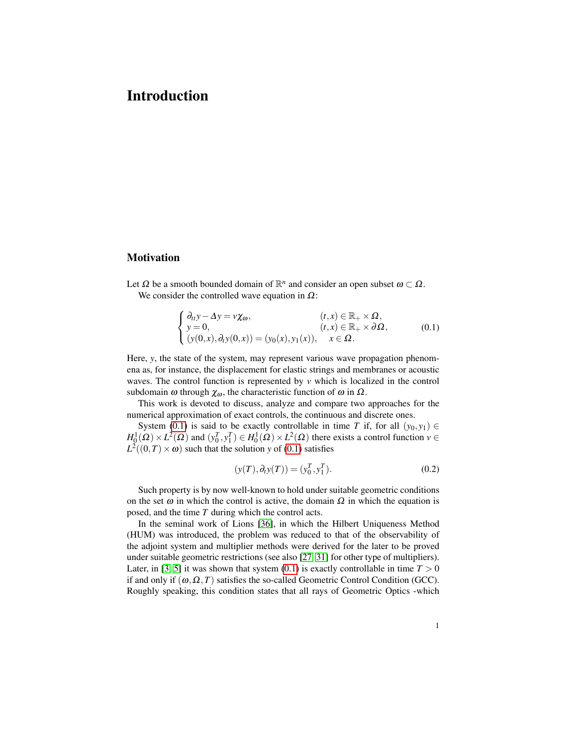# Introduction

## Motivation

Let $\Omega$ be a smooth bounded domain of $\mathbb{R}^n$ and consider an open subset $\omega \subset \Omega$.

We consider the controlled wave equation in $\Omega$:

$$
\begin{cases}
\partial_{tt} y - \Delta y = v\chi_\omega, & (t,x) \in \mathbb{R}_+ \times \Omega, \\
y = 0, & (t,x) \in \mathbb{R}_+ \times \partial\Omega, \\
(y(0,x), \partial_t y(0,x)) = (y_0(x), y_1(x)), & x \in \Omega.
\end{cases}
\tag{0.1}
$$

Here, $y$, the state of the system, may represent various wave propagation phenomena as, for instance, the displacement for elastic strings and membranes or acoustic waves. The control function is represented by $v$ which is localized in the control subdomain $\omega$ through $\chi_\omega$, the characteristic function of $\omega$ in $\Omega$.

This work is devoted to discuss, analyze and compare two approaches for the numerical approximation of exact controls, the continuous and discrete ones.

System (0.1) is said to be exactly controllable in time $T$ if, for all $(y_0, y_1) \in H_0^1(\Omega) \times L^2(\Omega)$ and $(y_0^T, y_1^T) \in H_0^1(\Omega) \times L^2(\Omega)$ there exists a control function $v \in L^2((0,T) \times \omega)$ such that the solution $y$ of (0.1) satisfies

$$
(y(T), \partial_t y(T)) = (y_0^T, y_1^T).
\tag{0.2}
$$

Such property is by now well-known to hold under suitable geometric conditions on the set $\omega$ in which the control is active, the domain $\Omega$ in which the equation is posed, and the time $T$ during which the control acts.

In the seminal work of Lions [36], in which the Hilbert Uniqueness Method (HUM) was introduced, the problem was reduced to that of the observability of the adjoint system and multiplier methods were derived for the later to be proved under suitable geometric restrictions (see also [27, 31] for other type of multipliers). Later, in [3, 5] it was shown that system (0.1) is exactly controllable in time $T > 0$ if and only if $(\omega, \Omega, T)$ satisfies the so-called Geometric Control Condition (GCC). Roughly speaking, this condition states that all rays of Geometric Optics -which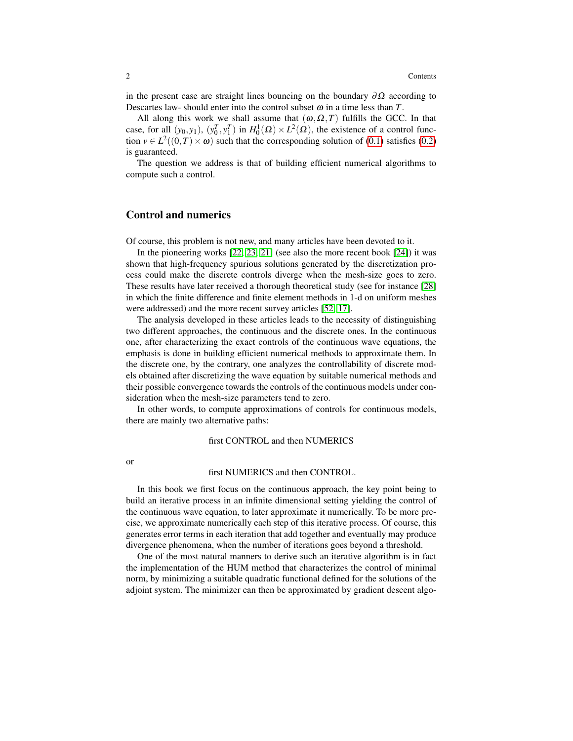in the present case are straight lines bouncing on the boundary $\partial\Omega$ according to Descartes law- should enter into the control subset $\omega$ in a time less than $T$.

All along this work we shall assume that $(\omega, \Omega, T)$ fulfills the GCC. In that case, for all $(y_0, y_1)$, $(y_0^T, y_1^T)$ in $H_0^1(\Omega) \times L^2(\Omega)$, the existence of a control function $v \in L^2((0,T) \times \omega)$ such that the corresponding solution of (0.1) satisfies (0.2) is guaranteed.

The question we address is that of building efficient numerical algorithms to compute such a control.

## Control and numerics

Of course, this problem is not new, and many articles have been devoted to it.

In the pioneering works [22, 23, 21] (see also the more recent book [24]) it was shown that high-frequency spurious solutions generated by the discretization process could make the discrete controls diverge when the mesh-size goes to zero. These results have later received a thorough theoretical study (see for instance [28] in which the finite difference and finite element methods in 1-d on uniform meshes were addressed) and the more recent survey articles [52, 17].

The analysis developed in these articles leads to the necessity of distinguishing two different approaches, the continuous and the discrete ones. In the continuous one, after characterizing the exact controls of the continuous wave equations, the emphasis is done in building efficient numerical methods to approximate them. In the discrete one, by the contrary, one analyzes the controllability of discrete models obtained after discretizing the wave equation by suitable numerical methods and their possible convergence towards the controls of the continuous models under consideration when the mesh-size parameters tend to zero.

In other words, to compute approximations of controls for continuous models, there are mainly two alternative paths:

first CONTROL and then NUMERICS

or

first NUMERICS and then CONTROL.

In this book we first focus on the continuous approach, the key point being to build an iterative process in an infinite dimensional setting yielding the control of the continuous wave equation, to later approximate it numerically. To be more precise, we approximate numerically each step of this iterative process. Of course, this generates error terms in each iteration that add together and eventually may produce divergence phenomena, when the number of iterations goes beyond a threshold.

One of the most natural manners to derive such an iterative algorithm is in fact the implementation of the HUM method that characterizes the control of minimal norm, by minimizing a suitable quadratic functional defined for the solutions of the adjoint system. The minimizer can then be approximated by gradient descent algo-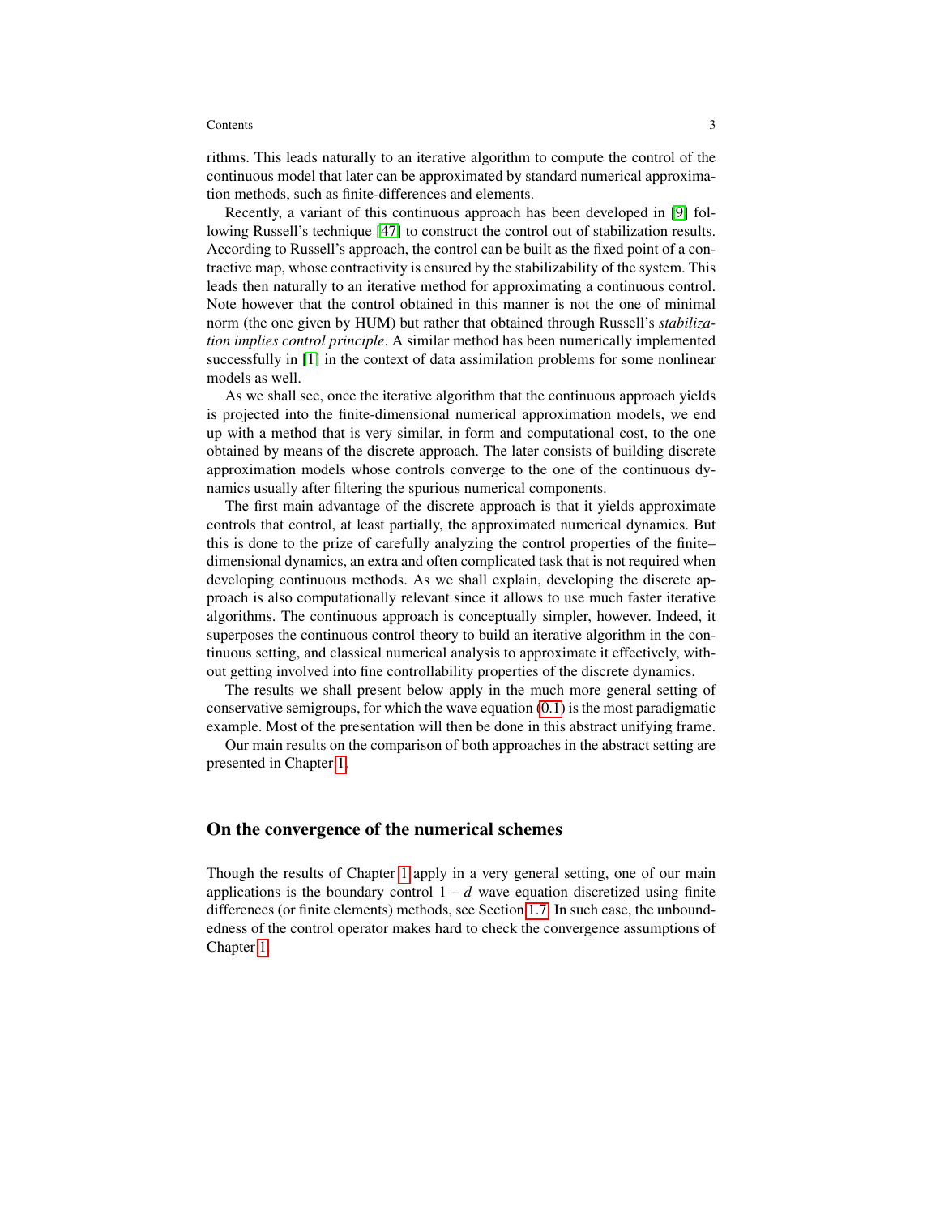rithms. This leads naturally to an iterative algorithm to compute the control of the continuous model that later can be approximated by standard numerical approximation methods, such as finite-differences and elements.

Recently, a variant of this continuous approach has been developed in [9] following Russell's technique [47] to construct the control out of stabilization results. According to Russell's approach, the control can be built as the fixed point of a contractive map, whose contractivity is ensured by the stabilizability of the system. This leads then naturally to an iterative method for approximating a continuous control. Note however that the control obtained in this manner is not the one of minimal norm (the one given by HUM) but rather that obtained through Russell's *stabilization implies control principle*. A similar method has been numerically implemented successfully in [1] in the context of data assimilation problems for some nonlinear models as well.

As we shall see, once the iterative algorithm that the continuous approach yields is projected into the finite-dimensional numerical approximation models, we end up with a method that is very similar, in form and computational cost, to the one obtained by means of the discrete approach. The later consists of building discrete approximation models whose controls converge to the one of the continuous dynamics usually after filtering the spurious numerical components.

The first main advantage of the discrete approach is that it yields approximate controls that control, at least partially, the approximated numerical dynamics. But this is done to the prize of carefully analyzing the control properties of the finite–dimensional dynamics, an extra and often complicated task that is not required when developing continuous methods. As we shall explain, developing the discrete approach is also computationally relevant since it allows to use much faster iterative algorithms. The continuous approach is conceptually simpler, however. Indeed, it superposes the continuous control theory to build an iterative algorithm in the continuous setting, and classical numerical analysis to approximate it effectively, without getting involved into fine controllability properties of the discrete dynamics.

The results we shall present below apply in the much more general setting of conservative semigroups, for which the wave equation (0.1) is the most paradigmatic example. Most of the presentation will then be done in this abstract unifying frame.

Our main results on the comparison of both approaches in the abstract setting are presented in Chapter 1.

## On the convergence of the numerical schemes

Though the results of Chapter 1 apply in a very general setting, one of our main applications is the boundary control $1-d$ wave equation discretized using finite differences (or finite elements) methods, see Section 1.7. In such case, the unboundedness of the control operator makes hard to check the convergence assumptions of Chapter 1.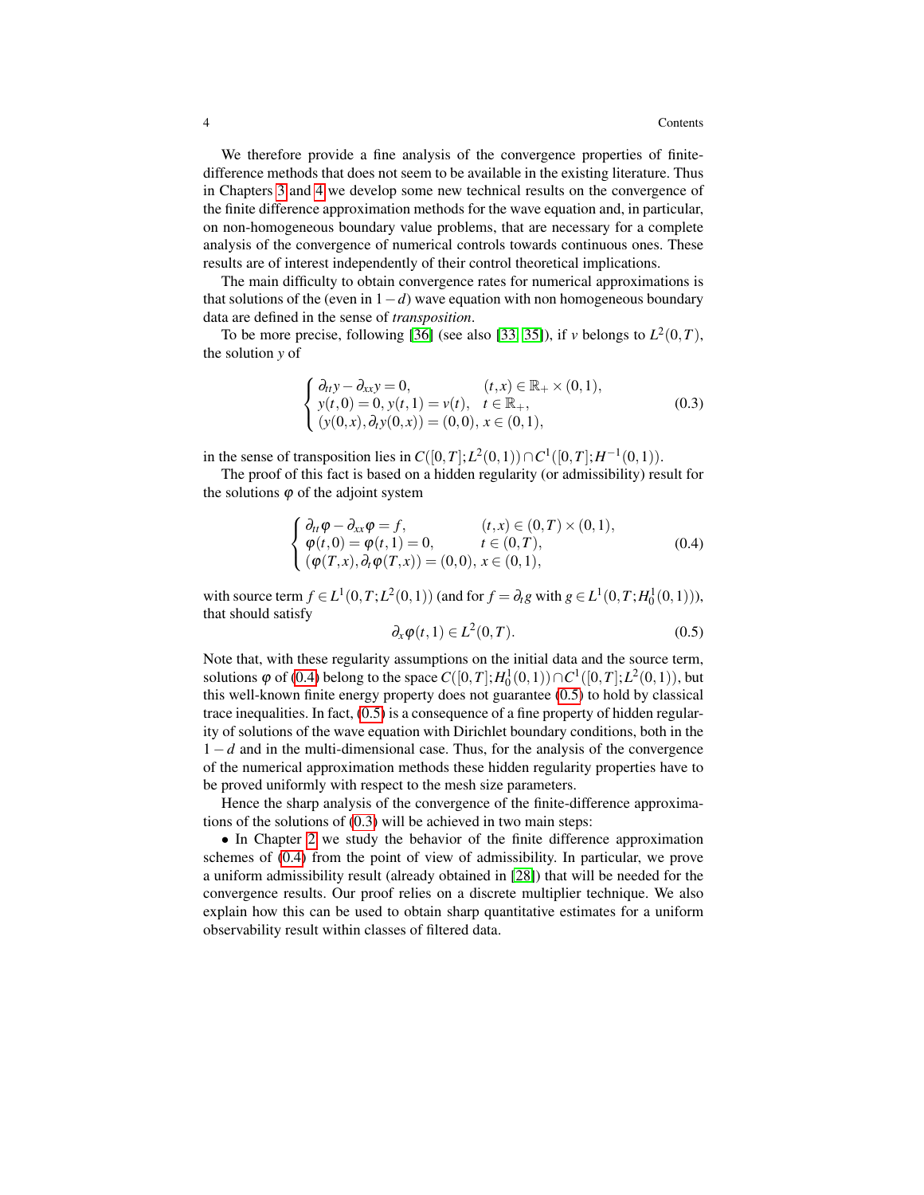We therefore provide a fine analysis of the convergence properties of finite-difference methods that does not seem to be available in the existing literature. Thus in Chapters 3 and 4 we develop some new technical results on the convergence of the finite difference approximation methods for the wave equation and, in particular, on non-homogeneous boundary value problems, that are necessary for a complete analysis of the convergence of numerical controls towards continuous ones. These results are of interest independently of their control theoretical implications.

The main difficulty to obtain convergence rates for numerical approximations is that solutions of the (even in $1-d$) wave equation with non homogeneous boundary data are defined in the sense of *transposition*.

To be more precise, following [36] (see also [33, 35]), if $v$ belongs to $L^2(0,T)$, the solution $y$ of

$$
\begin{cases}
\partial_{tt} y - \partial_{xx} y = 0, & (t,x) \in \mathbb{R}_+ \times (0,1),\\
y(t,0) = 0,\, y(t,1) = v(t), & t \in \mathbb{R}_+,\\
(y(0,x), \partial_t y(0,x)) = (0,0), & x \in (0,1),
\end{cases}
\tag{0.3}
$$

in the sense of transposition lies in $C([0,T];L^2(0,1)) \cap C^1([0,T];H^{-1}(0,1))$.

The proof of this fact is based on a hidden regularity (or admissibility) result for the solutions $\varphi$ of the adjoint system

$$
\begin{cases}
\partial_{tt} \varphi - \partial_{xx} \varphi = f, & (t,x) \in (0,T) \times (0,1),\\
\varphi(t,0) = \varphi(t,1) = 0, & t \in (0,T),\\
(\varphi(T,x), \partial_t \varphi(T,x)) = (0,0), & x \in (0,1),
\end{cases}
\tag{0.4}
$$

with source term $f \in L^1(0,T;L^2(0,1))$ (and for $f = \partial_t g$ with $g \in L^1(0,T;H_0^1(0,1))$), that should satisfy

$$
\partial_x \varphi(t,1) \in L^2(0,T). \tag{0.5}
$$

Note that, with these regularity assumptions on the initial data and the source term, solutions $\varphi$ of (0.4) belong to the space $C([0,T];H_0^1(0,1)) \cap C^1([0,T];L^2(0,1))$, but this well-known finite energy property does not guarantee (0.5) to hold by classical trace inequalities. In fact, (0.5) is a consequence of a fine property of hidden regularity of solutions of the wave equation with Dirichlet boundary conditions, both in the $1-d$ and in the multi-dimensional case. Thus, for the analysis of the convergence of the numerical approximation methods these hidden regularity properties have to be proved uniformly with respect to the mesh size parameters.

Hence the sharp analysis of the convergence of the finite-difference approximations of the solutions of (0.3) will be achieved in two main steps:

• In Chapter 2 we study the behavior of the finite difference approximation schemes of (0.4) from the point of view of admissibility. In particular, we prove a uniform admissibility result (already obtained in [28]) that will be needed for the convergence results. Our proof relies on a discrete multiplier technique. We also explain how this can be used to obtain sharp quantitative estimates for a uniform observability result within classes of filtered data.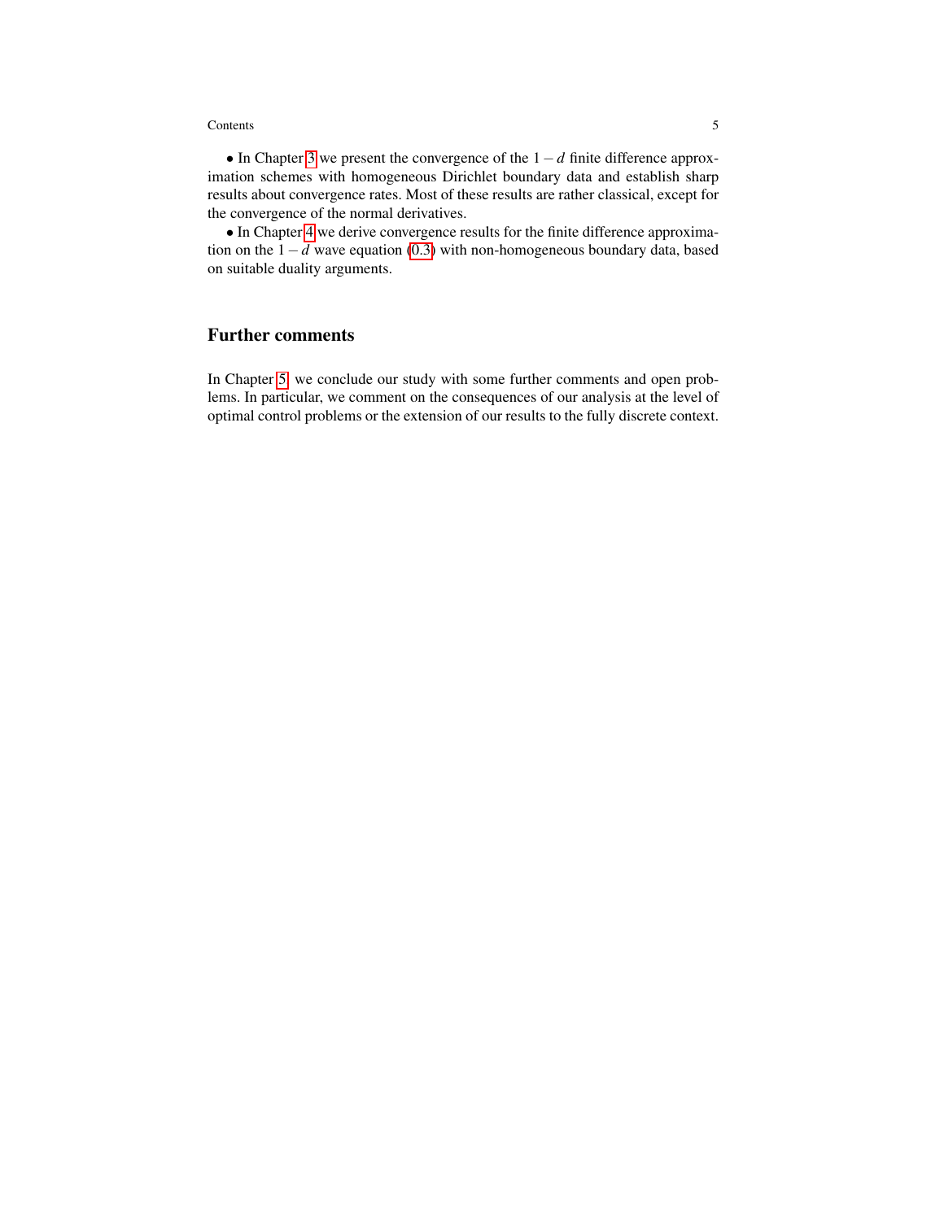• In Chapter 3 we present the convergence of the $1-d$ finite difference approximation schemes with homogeneous Dirichlet boundary data and establish sharp results about convergence rates. Most of these results are rather classical, except for the convergence of the normal derivatives.

• In Chapter 4 we derive convergence results for the finite difference approximation on the $1-d$ wave equation (0.3) with non-homogeneous boundary data, based on suitable duality arguments.

## Further comments

In Chapter 5, we conclude our study with some further comments and open problems. In particular, we comment on the consequences of our analysis at the level of optimal control problems or the extension of our results to the fully discrete context.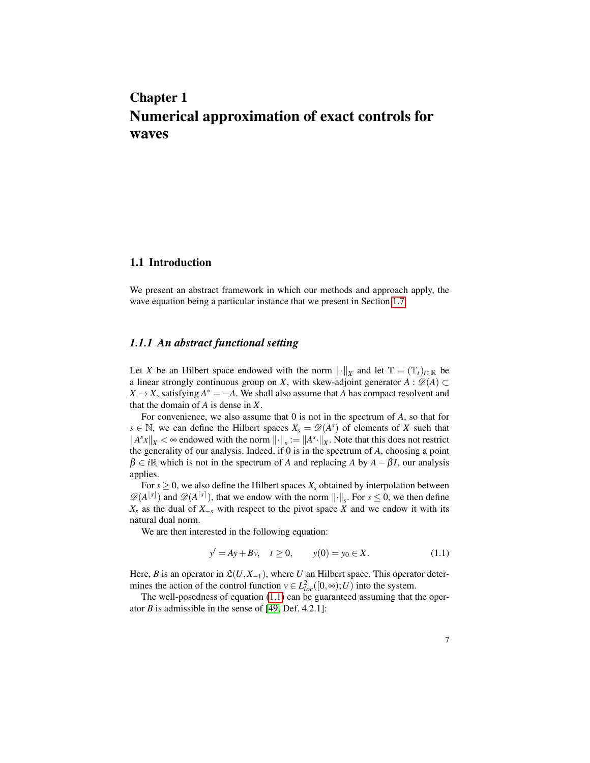# Chapter 1
# Numerical approximation of exact controls for waves

## 1.1 Introduction

We present an abstract framework in which our methods and approach apply, the wave equation being a particular instance that we present in Section 1.7.

### *1.1.1 An abstract functional setting*

Let $X$ be an Hilbert space endowed with the norm $\|\cdot\|_X$ and let $\mathbb{T} = (\mathbb{T}_t)_{t\in\mathbb{R}}$ be a linear strongly continuous group on $X$, with skew-adjoint generator $A : \mathscr{D}(A) \subset X \to X$, satisfying $A^* = -A$. We shall also assume that $A$ has compact resolvent and that the domain of $A$ is dense in $X$.

For convenience, we also assume that 0 is not in the spectrum of $A$, so that for $s \in \mathbb{N}$, we can define the Hilbert spaces $X_s = \mathscr{D}(A^s)$ of elements of $X$ such that $\|A^s x\|_X < \infty$ endowed with the norm $\|\cdot\|_s := \|A^s \cdot\|_X$. Note that this does not restrict the generality of our analysis. Indeed, if 0 is in the spectrum of $A$, choosing a point $\beta \in i\mathbb{R}$ which is not in the spectrum of $A$ and replacing $A$ by $A - \beta I$, our analysis applies.

For $s \geq 0$, we also define the Hilbert spaces $X_s$ obtained by interpolation between $\mathscr{D}(A^{\lfloor s \rfloor})$ and $\mathscr{D}(A^{\lceil s \rceil})$, that we endow with the norm $\|\cdot\|_s$. For $s \leq 0$, we then define $X_s$ as the dual of $X_{-s}$ with respect to the pivot space $X$ and we endow it with its natural dual norm.

We are then interested in the following equation:

$$y' = Ay + Bv, \quad t \geq 0, \qquad y(0) = y_0 \in X. \tag{1.1}$$

Here, $B$ is an operator in $\mathfrak{L}(U, X_{-1})$, where $U$ an Hilbert space. This operator determines the action of the control function $v \in L^2_{loc}([0,\infty); U)$ into the system.

The well-posedness of equation (1.1) can be guaranteed assuming that the operator $B$ is admissible in the sense of [49, Def. 4.2.1]: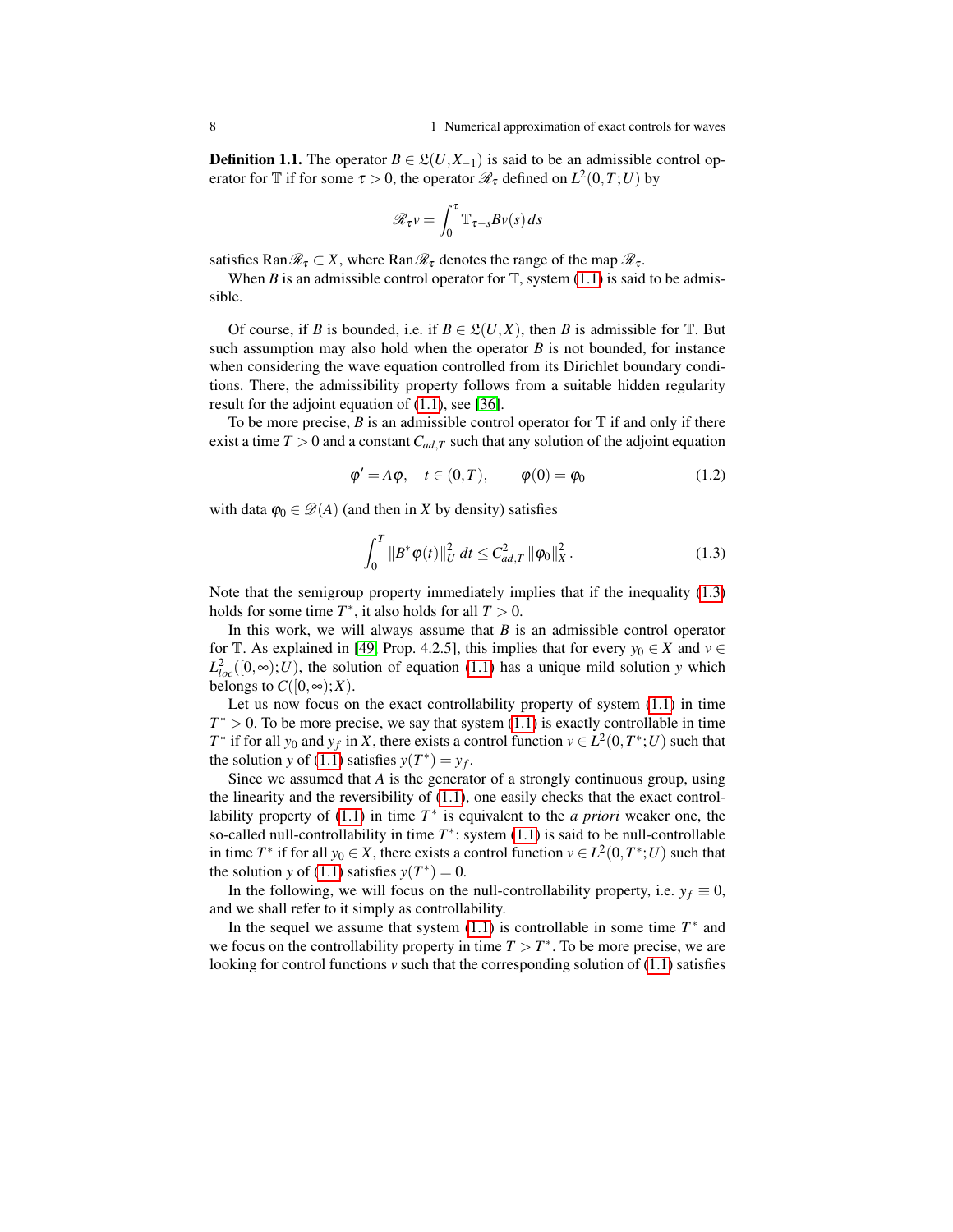**Definition 1.1.** The operator $B \in \mathfrak{L}(U, X_{-1})$ is said to be an admissible control operator for $\mathbb{T}$ if for some $\tau > 0$, the operator $\mathscr{R}_\tau$ defined on $L^2(0,T;U)$ by

$$\mathscr{R}_\tau v = \int_0^\tau \mathbb{T}_{\tau - s} B v(s)\, ds$$

satisfies $\text{Ran}\mathscr{R}_\tau \subset X$, where $\text{Ran}\mathscr{R}_\tau$ denotes the range of the map $\mathscr{R}_\tau$.

When $B$ is an admissible control operator for $\mathbb{T}$, system (1.1) is said to be admissible.

Of course, if $B$ is bounded, i.e. if $B \in \mathfrak{L}(U, X)$, then $B$ is admissible for $\mathbb{T}$. But such assumption may also hold when the operator $B$ is not bounded, for instance when considering the wave equation controlled from its Dirichlet boundary conditions. There, the admissibility property follows from a suitable hidden regularity result for the adjoint equation of (1.1), see [36].

To be more precise, $B$ is an admissible control operator for $\mathbb{T}$ if and only if there exist a time $T > 0$ and a constant $C_{ad,T}$ such that any solution of the adjoint equation

$$\varphi' = A\varphi, \quad t \in (0,T), \qquad \varphi(0) = \varphi_0 \tag{1.2}$$

with data $\varphi_0 \in \mathscr{D}(A)$ (and then in $X$ by density) satisfies

$$\int_0^T \|B^*\varphi(t)\|_U^2 \, dt \leq C_{ad,T}^2 \, \|\varphi_0\|_X^2 . \tag{1.3}$$

Note that the semigroup property immediately implies that if the inequality (1.3) holds for some time $T^*$, it also holds for all $T > 0$.

In this work, we will always assume that $B$ is an admissible control operator for $\mathbb{T}$. As explained in [49, Prop. 4.2.5], this implies that for every $y_0 \in X$ and $v \in L^2_{loc}([0,\infty);U)$, the solution of equation (1.1) has a unique mild solution $y$ which belongs to $C([0,\infty);X)$.

Let us now focus on the exact controllability property of system (1.1) in time $T^* > 0$. To be more precise, we say that system (1.1) is exactly controllable in time $T^*$ if for all $y_0$ and $y_f$ in $X$, there exists a control function $v \in L^2(0,T^*;U)$ such that the solution $y$ of (1.1) satisfies $y(T^*) = y_f$.

Since we assumed that $A$ is the generator of a strongly continuous group, using the linearity and the reversibility of (1.1), one easily checks that the exact controllability property of (1.1) in time $T^*$ is equivalent to the *a priori* weaker one, the so-called null-controllability in time $T^*$: system (1.1) is said to be null-controllable in time $T^*$ if for all $y_0 \in X$, there exists a control function $v \in L^2(0,T^*;U)$ such that the solution $y$ of (1.1) satisfies $y(T^*) = 0$.

In the following, we will focus on the null-controllability property, i.e. $y_f \equiv 0$, and we shall refer to it simply as controllability.

In the sequel we assume that system (1.1) is controllable in some time $T^*$ and we focus on the controllability property in time $T > T^*$. To be more precise, we are looking for control functions $v$ such that the corresponding solution of (1.1) satisfies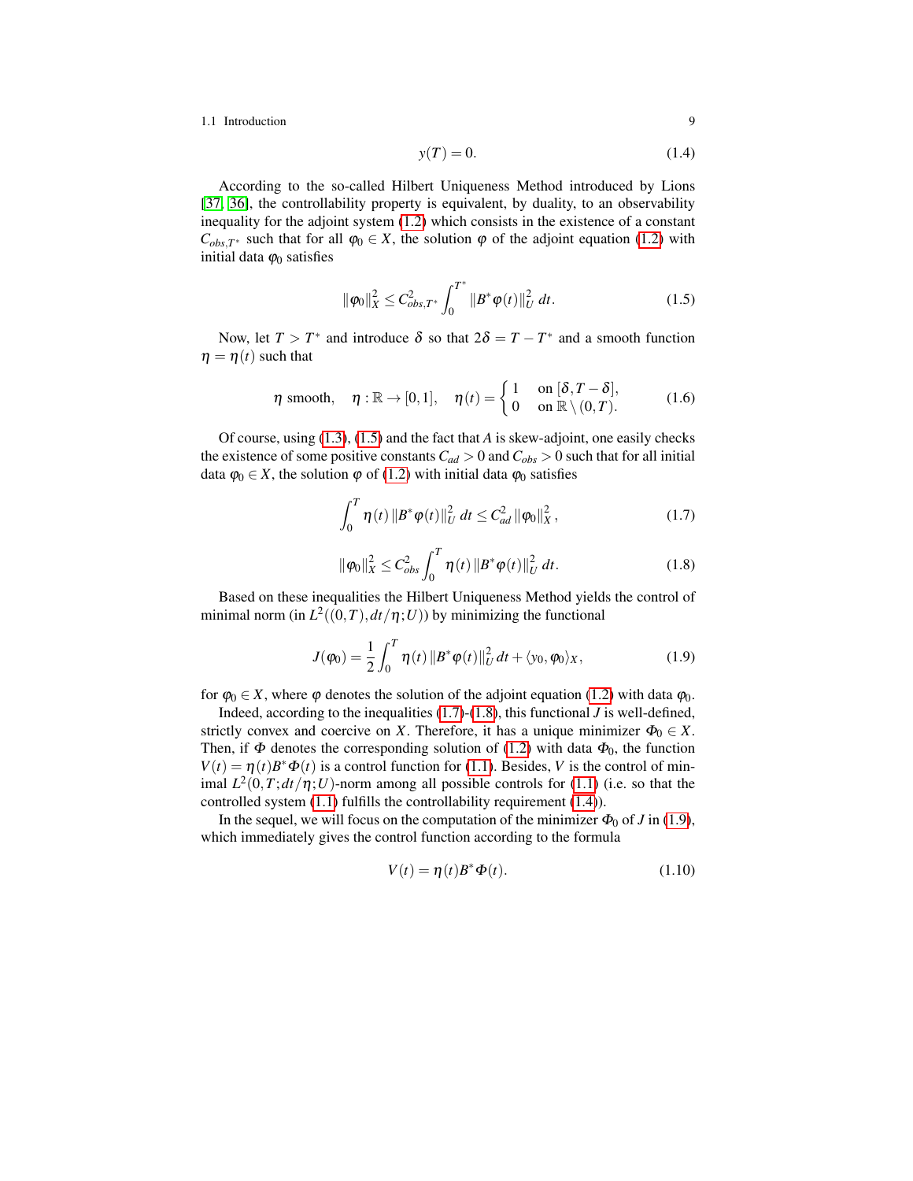$$y(T) = 0. \tag{1.4}$$

According to the so-called Hilbert Uniqueness Method introduced by Lions [37, 36], the controllability property is equivalent, by duality, to an observability inequality for the adjoint system (1.2) which consists in the existence of a constant $C_{obs,T^*}$ such that for all $\varphi_0 \in X$, the solution $\varphi$ of the adjoint equation (1.2) with initial data $\varphi_0$ satisfies

$$\|\varphi_0\|_X^2 \leq C_{obs,T^*}^2 \int_0^{T^*} \|B^*\varphi(t)\|_U^2 \, dt. \tag{1.5}$$

Now, let $T > T^*$ and introduce $\delta$ so that $2\delta = T - T^*$ and a smooth function $\eta = \eta(t)$ such that

$$\eta \text{ smooth}, \quad \eta : \mathbb{R} \to [0,1], \quad \eta(t) = \begin{cases} 1 & \text{on } [\delta, T-\delta], \\ 0 & \text{on } \mathbb{R} \setminus (0,T). \end{cases} \tag{1.6}$$

Of course, using (1.3), (1.5) and the fact that $A$ is skew-adjoint, one easily checks the existence of some positive constants $C_{ad} > 0$ and $C_{obs} > 0$ such that for all initial data $\varphi_0 \in X$, the solution $\varphi$ of (1.2) with initial data $\varphi_0$ satisfies

$$\int_0^T \eta(t) \|B^*\varphi(t)\|_U^2 \, dt \leq C_{ad}^2 \|\varphi_0\|_X^2, \tag{1.7}$$

$$\|\varphi_0\|_X^2 \leq C_{obs}^2 \int_0^T \eta(t) \|B^*\varphi(t)\|_U^2 \, dt. \tag{1.8}$$

Based on these inequalities the Hilbert Uniqueness Method yields the control of minimal norm (in $L^2((0,T), dt/\eta; U)$) by minimizing the functional

$$J(\varphi_0) = \frac{1}{2} \int_0^T \eta(t) \|B^*\varphi(t)\|_U^2 \, dt + \langle y_0, \varphi_0 \rangle_X, \tag{1.9}$$

for $\varphi_0 \in X$, where $\varphi$ denotes the solution of the adjoint equation (1.2) with data $\varphi_0$.

Indeed, according to the inequalities (1.7)-(1.8), this functional $J$ is well-defined, strictly convex and coercive on $X$. Therefore, it has a unique minimizer $\Phi_0 \in X$. Then, if $\Phi$ denotes the corresponding solution of (1.2) with data $\Phi_0$, the function $V(t) = \eta(t) B^*\Phi(t)$ is a control function for (1.1). Besides, $V$ is the control of minimal $L^2(0,T; dt/\eta; U)$-norm among all possible controls for (1.1) (i.e. so that the controlled system (1.1) fulfills the controllability requirement (1.4)).

In the sequel, we will focus on the computation of the minimizer $\Phi_0$ of $J$ in (1.9), which immediately gives the control function according to the formula

$$V(t) = \eta(t) B^*\Phi(t). \tag{1.10}$$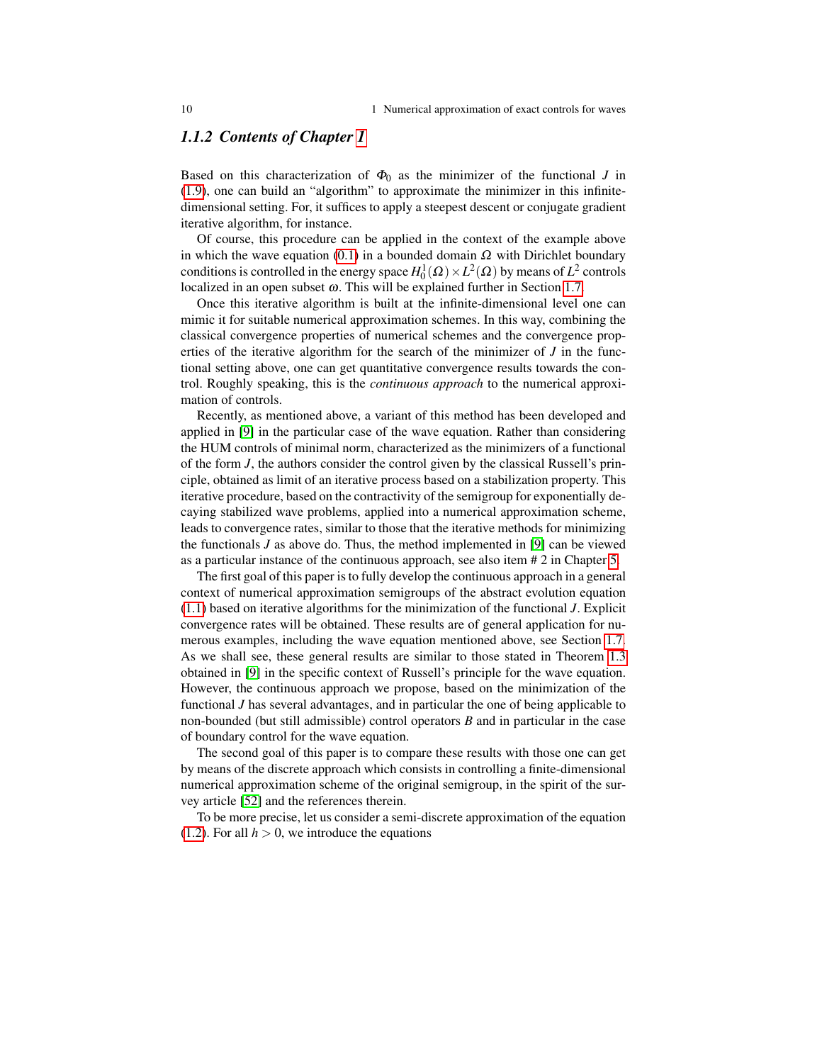### 1.1.2 Contents of Chapter 1

Based on this characterization of $\Phi_0$ as the minimizer of the functional $J$ in (1.9), one can build an "algorithm" to approximate the minimizer in this infinite-dimensional setting. For, it suffices to apply a steepest descent or conjugate gradient iterative algorithm, for instance.

Of course, this procedure can be applied in the context of the example above in which the wave equation (0.1) in a bounded domain $\Omega$ with Dirichlet boundary conditions is controlled in the energy space $H_0^1(\Omega) \times L^2(\Omega)$ by means of $L^2$ controls localized in an open subset $\omega$. This will be explained further in Section 1.7.

Once this iterative algorithm is built at the infinite-dimensional level one can mimic it for suitable numerical approximation schemes. In this way, combining the classical convergence properties of numerical schemes and the convergence properties of the iterative algorithm for the search of the minimizer of $J$ in the functional setting above, one can get quantitative convergence results towards the control. Roughly speaking, this is the *continuous approach* to the numerical approximation of controls.

Recently, as mentioned above, a variant of this method has been developed and applied in [9] in the particular case of the wave equation. Rather than considering the HUM controls of minimal norm, characterized as the minimizers of a functional of the form $J$, the authors consider the control given by the classical Russell's principle, obtained as limit of an iterative process based on a stabilization property. This iterative procedure, based on the contractivity of the semigroup for exponentially decaying stabilized wave problems, applied into a numerical approximation scheme, leads to convergence rates, similar to those that the iterative methods for minimizing the functionals $J$ as above do. Thus, the method implemented in [9] can be viewed as a particular instance of the continuous approach, see also item # 2 in Chapter 5.

The first goal of this paper is to fully develop the continuous approach in a general context of numerical approximation semigroups of the abstract evolution equation (1.1) based on iterative algorithms for the minimization of the functional $J$. Explicit convergence rates will be obtained. These results are of general application for numerous examples, including the wave equation mentioned above, see Section 1.7. As we shall see, these general results are similar to those stated in Theorem 1.3 obtained in [9] in the specific context of Russell's principle for the wave equation. However, the continuous approach we propose, based on the minimization of the functional $J$ has several advantages, and in particular the one of being applicable to non-bounded (but still admissible) control operators $B$ and in particular in the case of boundary control for the wave equation.

The second goal of this paper is to compare these results with those one can get by means of the discrete approach which consists in controlling a finite-dimensional numerical approximation scheme of the original semigroup, in the spirit of the survey article [52] and the references therein.

To be more precise, let us consider a semi-discrete approximation of the equation (1.2). For all $h > 0$, we introduce the equations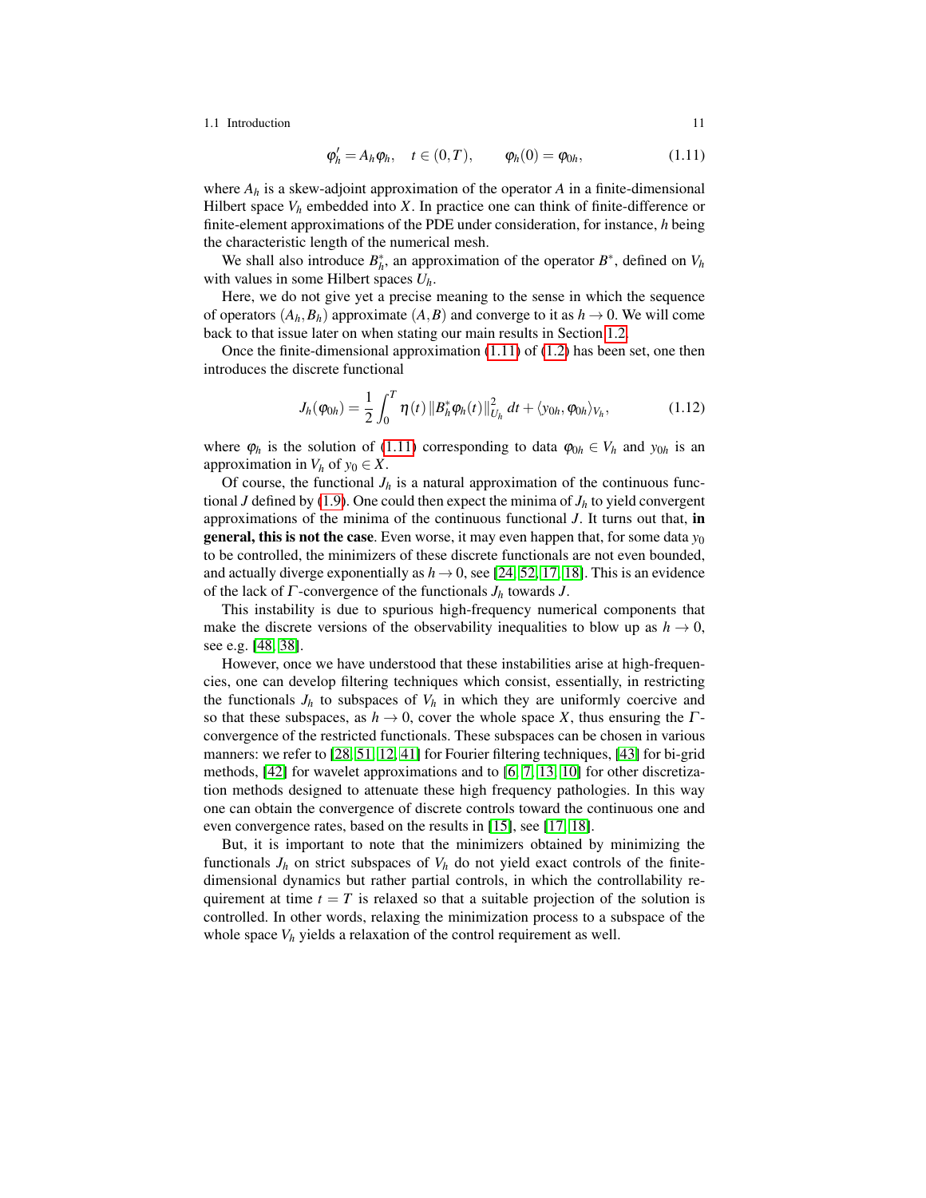$$\varphi_h' = A_h \varphi_h, \quad t \in (0,T), \qquad \varphi_h(0) = \varphi_{0h}, \tag{1.11}$$

where $A_h$ is a skew-adjoint approximation of the operator $A$ in a finite-dimensional Hilbert space $V_h$ embedded into $X$. In practice one can think of finite-difference or finite-element approximations of the PDE under consideration, for instance, $h$ being the characteristic length of the numerical mesh.

We shall also introduce $B_h^*$, an approximation of the operator $B^*$, defined on $V_h$ with values in some Hilbert spaces $U_h$.

Here, we do not give yet a precise meaning to the sense in which the sequence of operators $(A_h, B_h)$ approximate $(A,B)$ and converge to it as $h \to 0$. We will come back to that issue later on when stating our main results in Section 1.2.

Once the finite-dimensional approximation (1.11) of (1.2) has been set, one then introduces the discrete functional

$$J_h(\varphi_{0h}) = \frac{1}{2} \int_0^T \eta(t) \left\| B_h^* \varphi_h(t) \right\|_{U_h}^2 dt + \langle y_{0h}, \varphi_{0h} \rangle_{V_h}, \tag{1.12}$$

where $\varphi_h$ is the solution of (1.11) corresponding to data $\varphi_{0h} \in V_h$ and $y_{0h}$ is an approximation in $V_h$ of $y_0 \in X$.

Of course, the functional $J_h$ is a natural approximation of the continuous functional $J$ defined by (1.9). One could then expect the minima of $J_h$ to yield convergent approximations of the minima of the continuous functional $J$. It turns out that, **in general, this is not the case**. Even worse, it may even happen that, for some data $y_0$ to be controlled, the minimizers of these discrete functionals are not even bounded, and actually diverge exponentially as $h \to 0$, see [24, 52, 17, 18]. This is an evidence of the lack of $\Gamma$-convergence of the functionals $J_h$ towards $J$.

This instability is due to spurious high-frequency numerical components that make the discrete versions of the observability inequalities to blow up as $h \to 0$, see e.g. [48, 38].

However, once we have understood that these instabilities arise at high-frequencies, one can develop filtering techniques which consist, essentially, in restricting the functionals $J_h$ to subspaces of $V_h$ in which they are uniformly coercive and so that these subspaces, as $h \to 0$, cover the whole space $X$, thus ensuring the $\Gamma$-convergence of the restricted functionals. These subspaces can be chosen in various manners: we refer to [28, 51, 12, 41] for Fourier filtering techniques, [43] for bi-grid methods, [42] for wavelet approximations and to [6, 7, 13, 10] for other discretization methods designed to attenuate these high frequency pathologies. In this way one can obtain the convergence of discrete controls toward the continuous one and even convergence rates, based on the results in [15], see [17, 18].

But, it is important to note that the minimizers obtained by minimizing the functionals $J_h$ on strict subspaces of $V_h$ do not yield exact controls of the finite-dimensional dynamics but rather partial controls, in which the controllability requirement at time $t = T$ is relaxed so that a suitable projection of the solution is controlled. In other words, relaxing the minimization process to a subspace of the whole space $V_h$ yields a relaxation of the control requirement as well.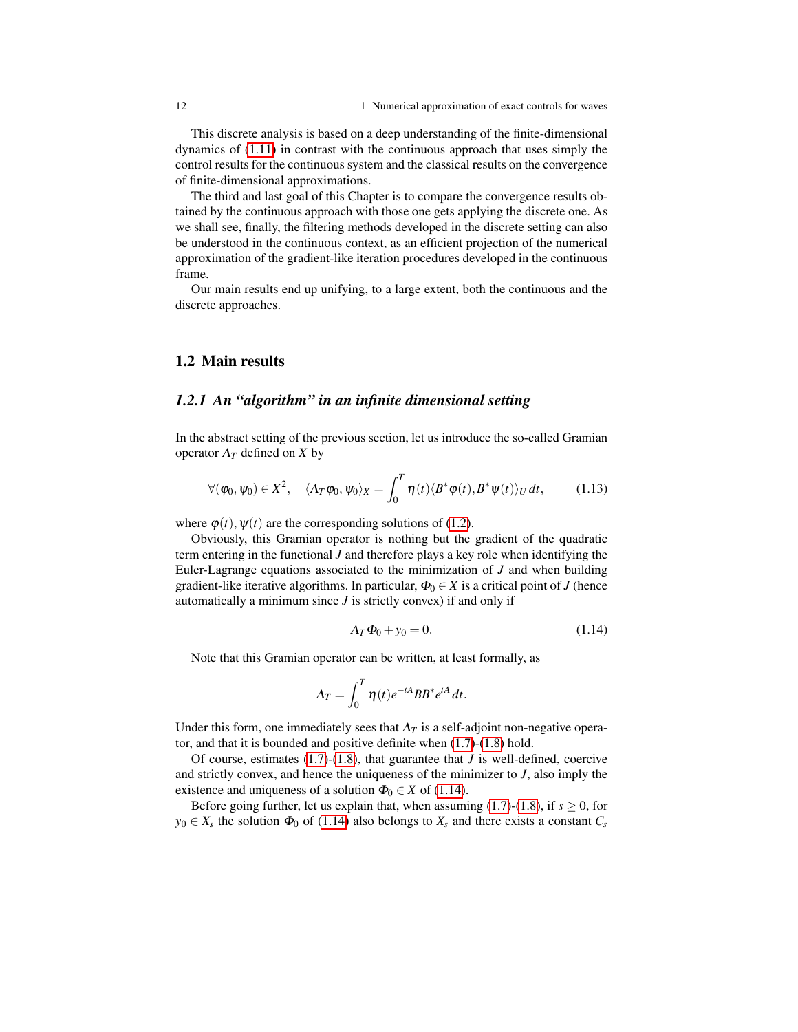This discrete analysis is based on a deep understanding of the finite-dimensional dynamics of (1.11) in contrast with the continuous approach that uses simply the control results for the continuous system and the classical results on the convergence of finite-dimensional approximations.

The third and last goal of this Chapter is to compare the convergence results obtained by the continuous approach with those one gets applying the discrete one. As we shall see, finally, the filtering methods developed in the discrete setting can also be understood in the continuous context, as an efficient projection of the numerical approximation of the gradient-like iteration procedures developed in the continuous frame.

Our main results end up unifying, to a large extent, both the continuous and the discrete approaches.

## 1.2 Main results

### *1.2.1 An "algorithm" in an infinite dimensional setting*

In the abstract setting of the previous section, let us introduce the so-called Gramian operator $\Lambda_T$ defined on $X$ by

$$\forall(\varphi_0, \psi_0) \in X^2, \quad \langle \Lambda_T \varphi_0, \psi_0 \rangle_X = \int_0^T \eta(t) \langle B^* \varphi(t), B^* \psi(t) \rangle_U \, dt, \tag{1.13}$$

where $\varphi(t), \psi(t)$ are the corresponding solutions of (1.2).

Obviously, this Gramian operator is nothing but the gradient of the quadratic term entering in the functional $J$ and therefore plays a key role when identifying the Euler-Lagrange equations associated to the minimization of $J$ and when building gradient-like iterative algorithms. In particular, $\Phi_0 \in X$ is a critical point of $J$ (hence automatically a minimum since $J$ is strictly convex) if and only if

$$\Lambda_T \Phi_0 + y_0 = 0. \tag{1.14}$$

Note that this Gramian operator can be written, at least formally, as

$$\Lambda_T = \int_0^T \eta(t) e^{-tA} B B^* e^{tA} \, dt.$$

Under this form, one immediately sees that $\Lambda_T$ is a self-adjoint non-negative operator, and that it is bounded and positive definite when (1.7)-(1.8) hold.

Of course, estimates (1.7)-(1.8), that guarantee that $J$ is well-defined, coercive and strictly convex, and hence the uniqueness of the minimizer to $J$, also imply the existence and uniqueness of a solution $\Phi_0 \in X$ of (1.14).

Before going further, let us explain that, when assuming (1.7)-(1.8), if $s \geq 0$, for $y_0 \in X_s$ the solution $\Phi_0$ of (1.14) also belongs to $X_s$ and there exists a constant $C_s$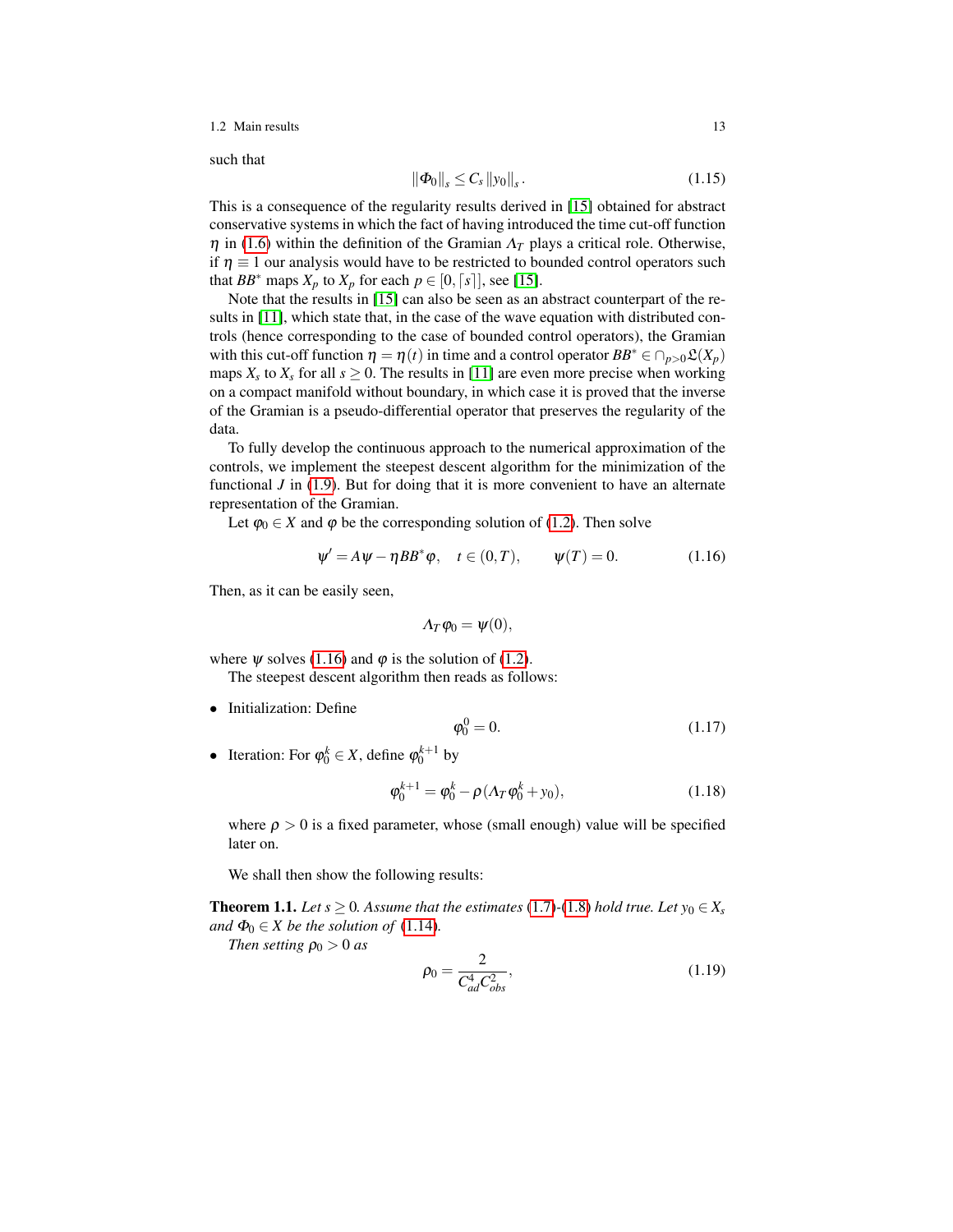such that

$$\|\Phi_0\|_s \leq C_s \|y_0\|_s. \tag{1.15}$$

This is a consequence of the regularity results derived in [15] obtained for abstract conservative systems in which the fact of having introduced the time cut-off function $\eta$ in (1.6) within the definition of the Gramian $\Lambda_T$ plays a critical role. Otherwise, if $\eta \equiv 1$ our analysis would have to be restricted to bounded control operators such that $BB^*$ maps $X_p$ to $X_p$ for each $p \in [0, \lceil s \rceil]$, see [15].

Note that the results in [15] can also be seen as an abstract counterpart of the results in [11], which state that, in the case of the wave equation with distributed controls (hence corresponding to the case of bounded control operators), the Gramian with this cut-off function $\eta = \eta(t)$ in time and a control operator $BB^* \in \cap_{p>0} \mathfrak{L}(X_p)$ maps $X_s$ to $X_s$ for all $s \geq 0$. The results in [11] are even more precise when working on a compact manifold without boundary, in which case it is proved that the inverse of the Gramian is a pseudo-differential operator that preserves the regularity of the data.

To fully develop the continuous approach to the numerical approximation of the controls, we implement the steepest descent algorithm for the minimization of the functional $J$ in (1.9). But for doing that it is more convenient to have an alternate representation of the Gramian.

Let $\varphi_0 \in X$ and $\varphi$ be the corresponding solution of (1.2). Then solve

$$\psi' = A\psi - \eta BB^* \varphi, \quad t \in (0,T), \qquad \psi(T) = 0. \tag{1.16}$$

Then, as it can be easily seen,

$$\Lambda_T \varphi_0 = \psi(0),$$

where $\psi$ solves (1.16) and $\varphi$ is the solution of (1.2).

The steepest descent algorithm then reads as follows:

- Initialization: Define
$$\varphi_0^0 = 0. \tag{1.17}$$
- Iteration: For $\varphi_0^k \in X$, define $\varphi_0^{k+1}$ by
$$\varphi_0^{k+1} = \varphi_0^k - \rho(\Lambda_T \varphi_0^k + y_0), \tag{1.18}$$
where $\rho > 0$ is a fixed parameter, whose (small enough) value will be specified later on.

We shall then show the following results:

**Theorem 1.1.** *Let $s \geq 0$. Assume that the estimates (1.7)-(1.8) hold true. Let $y_0 \in X_s$ and $\Phi_0 \in X$ be the solution of (1.14).*

*Then setting $\rho_0 > 0$ as*

$$\rho_0 = \frac{2}{C_{ad}^4 C_{obs}^2}, \tag{1.19}$$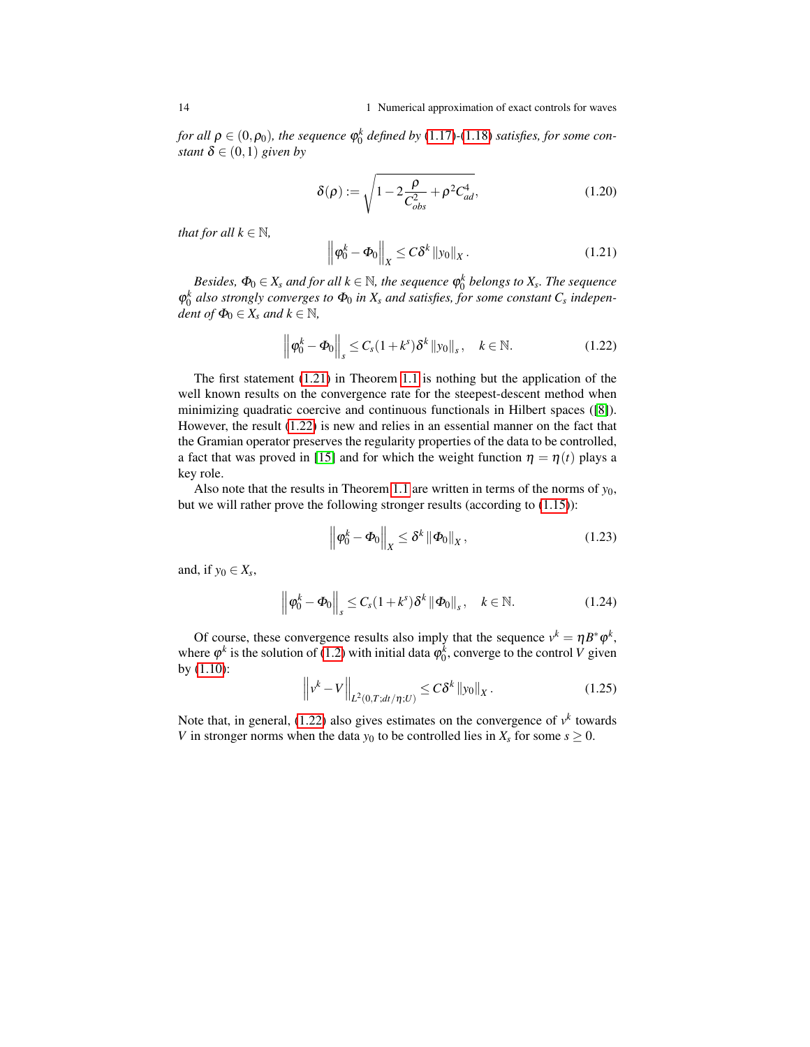*for all $\rho \in (0, \rho_0)$, the sequence $\varphi_0^k$ defined by (1.17)-(1.18) satisfies, for some constant $\delta \in (0,1)$ given by*

$$
\delta(\rho) := \sqrt{1 - 2\frac{\rho}{C_{obs}^2} + \rho^2 C_{ad}^4}, \tag{1.20}
$$

*that for all $k \in \mathbb{N}$,*

$$
\left\| \varphi_0^k - \Phi_0 \right\|_X \leq C\delta^k \left\| y_0 \right\|_X. \tag{1.21}
$$

*Besides, $\Phi_0 \in X_s$ and for all $k \in \mathbb{N}$, the sequence $\varphi_0^k$ belongs to $X_s$. The sequence $\varphi_0^k$ also strongly converges to $\Phi_0$ in $X_s$ and satisfies, for some constant $C_s$ independent of $\Phi_0 \in X_s$ and $k \in \mathbb{N}$,*

$$
\left\| \varphi_0^k - \Phi_0 \right\|_s \leq C_s(1 + k^s)\delta^k \left\| y_0 \right\|_s, \quad k \in \mathbb{N}. \tag{1.22}
$$

The first statement (1.21) in Theorem 1.1 is nothing but the application of the well known results on the convergence rate for the steepest-descent method when minimizing quadratic coercive and continuous functionals in Hilbert spaces ([8]). However, the result (1.22) is new and relies in an essential manner on the fact that the Gramian operator preserves the regularity properties of the data to be controlled, a fact that was proved in [15] and for which the weight function $\eta = \eta(t)$ plays a key role.

Also note that the results in Theorem 1.1 are written in terms of the norms of $y_0$, but we will rather prove the following stronger results (according to (1.15)):

$$
\left\| \varphi_0^k - \Phi_0 \right\|_X \leq \delta^k \left\| \Phi_0 \right\|_X, \tag{1.23}
$$

and, if $y_0 \in X_s$,

$$
\left\| \varphi_0^k - \Phi_0 \right\|_s \leq C_s(1 + k^s)\delta^k \left\| \Phi_0 \right\|_s, \quad k \in \mathbb{N}. \tag{1.24}
$$

Of course, these convergence results also imply that the sequence $v^k = \eta B^* \varphi^k$, where $\varphi^k$ is the solution of (1.2) with initial data $\varphi_0^k$, converge to the control $V$ given by (1.10):

$$
\left\| v^k - V \right\|_{L^2(0,T;dt/\eta;U)} \leq C\delta^k \left\| y_0 \right\|_X. \tag{1.25}
$$

Note that, in general, (1.22) also gives estimates on the convergence of $v^k$ towards $V$ in stronger norms when the data $y_0$ to be controlled lies in $X_s$ for some $s \geq 0$.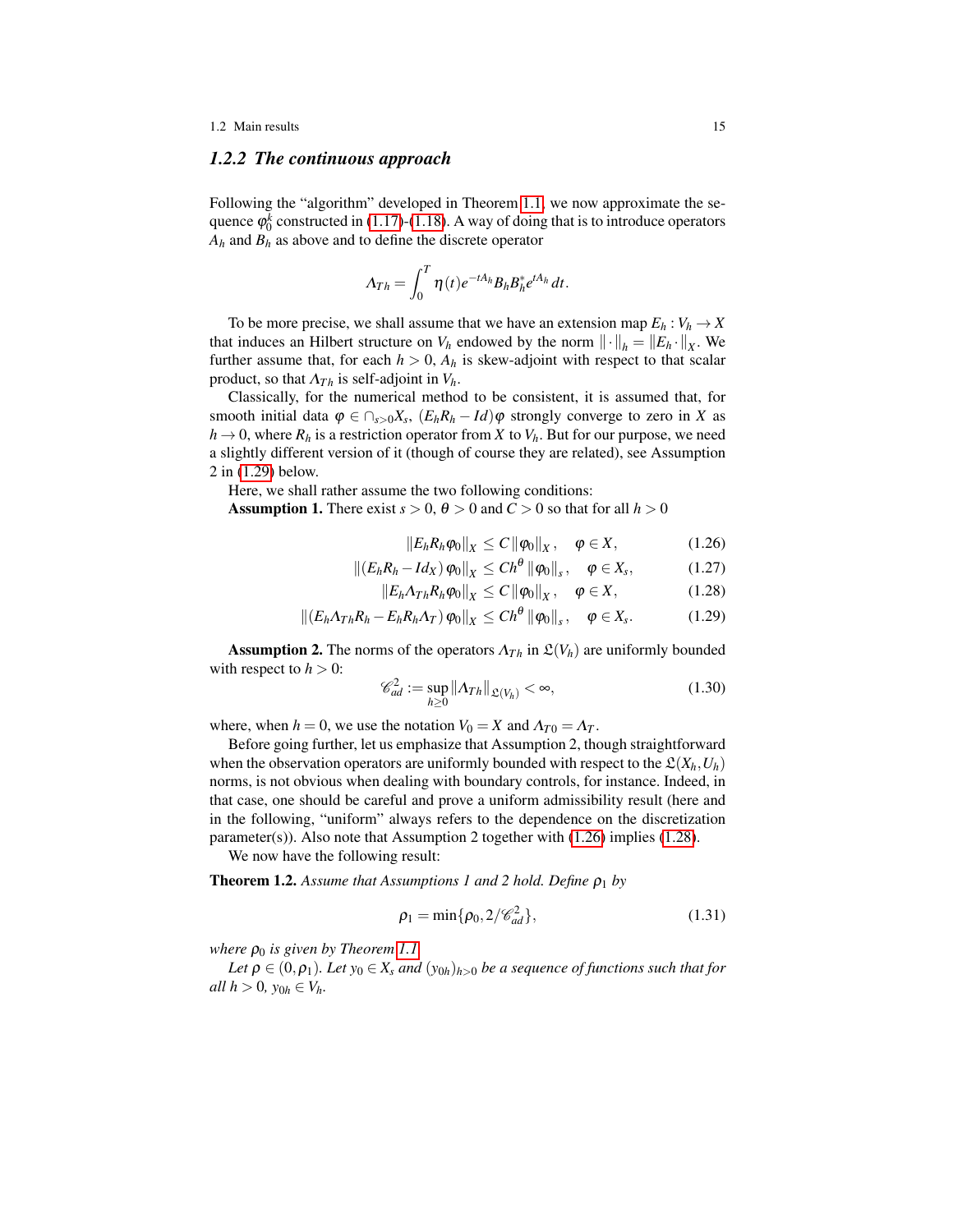### 1.2.2 The continuous approach

Following the "algorithm" developed in Theorem 1.1, we now approximate the sequence $\varphi_0^k$ constructed in (1.17)-(1.18). A way of doing that is to introduce operators $A_h$ and $B_h$ as above and to define the discrete operator

$$\Lambda_{Th} = \int_0^T \eta(t) e^{-tA_h} B_h B_h^* e^{tA_h} \, dt.$$

To be more precise, we shall assume that we have an extension map $E_h : V_h \to X$ that induces an Hilbert structure on $V_h$ endowed by the norm $\|\cdot\|_h = \|E_h \cdot\|_X$. We further assume that, for each $h > 0$, $A_h$ is skew-adjoint with respect to that scalar product, so that $\Lambda_{Th}$ is self-adjoint in $V_h$.

Classically, for the numerical method to be consistent, it is assumed that, for smooth initial data $\varphi \in \cap_{s>0} X_s$, $(E_h R_h - Id)\varphi$ strongly converge to zero in $X$ as $h \to 0$, where $R_h$ is a restriction operator from $X$ to $V_h$. But for our purpose, we need a slightly different version of it (though of course they are related), see Assumption 2 in (1.29) below.

Here, we shall rather assume the two following conditions:

**Assumption 1.** There exist $s > 0$, $\theta > 0$ and $C > 0$ so that for all $h > 0$

$$\|E_h R_h \varphi_0\|_X \leq C \|\varphi_0\|_X\,, \quad \varphi \in X, \tag{1.26}$$

$$\|(E_h R_h - Id_X)\varphi_0\|_X \leq C h^\theta \|\varphi_0\|_s\,, \quad \varphi \in X_s, \tag{1.27}$$

$$\|E_h \Lambda_{Th} R_h \varphi_0\|_X \leq C \|\varphi_0\|_X\,, \quad \varphi \in X, \tag{1.28}$$

$$\|(E_h \Lambda_{Th} R_h - E_h R_h \Lambda_T)\varphi_0\|_X \leq C h^\theta \|\varphi_0\|_s\,, \quad \varphi \in X_s. \tag{1.29}$$

**Assumption 2.** The norms of the operators $\Lambda_{Th}$ in $\mathfrak{L}(V_h)$ are uniformly bounded with respect to $h > 0$:

$$\mathscr{C}_{ad}^2 := \sup_{h \geq 0} \|\Lambda_{Th}\|_{\mathfrak{L}(V_h)} < \infty, \tag{1.30}$$

where, when $h = 0$, we use the notation $V_0 = X$ and $\Lambda_{T0} = \Lambda_T$.

Before going further, let us emphasize that Assumption 2, though straightforward when the observation operators are uniformly bounded with respect to the $\mathfrak{L}(X_h, U_h)$ norms, is not obvious when dealing with boundary controls, for instance. Indeed, in that case, one should be careful and prove a uniform admissibility result (here and in the following, "uniform" always refers to the dependence on the discretization parameter(s)). Also note that Assumption 2 together with (1.26) implies (1.28).

We now have the following result:

**Theorem 1.2.** *Assume that Assumptions 1 and 2 hold. Define $\rho_1$ by*

$$\rho_1 = \min\{\rho_0, 2/\mathscr{C}_{ad}^2\}, \tag{1.31}$$

*where $\rho_0$ is given by Theorem 1.1.*

*Let $\rho \in (0, \rho_1)$. Let $y_0 \in X_s$ and $(y_{0h})_{h>0}$ be a sequence of functions such that for all $h > 0$, $y_{0h} \in V_h$.*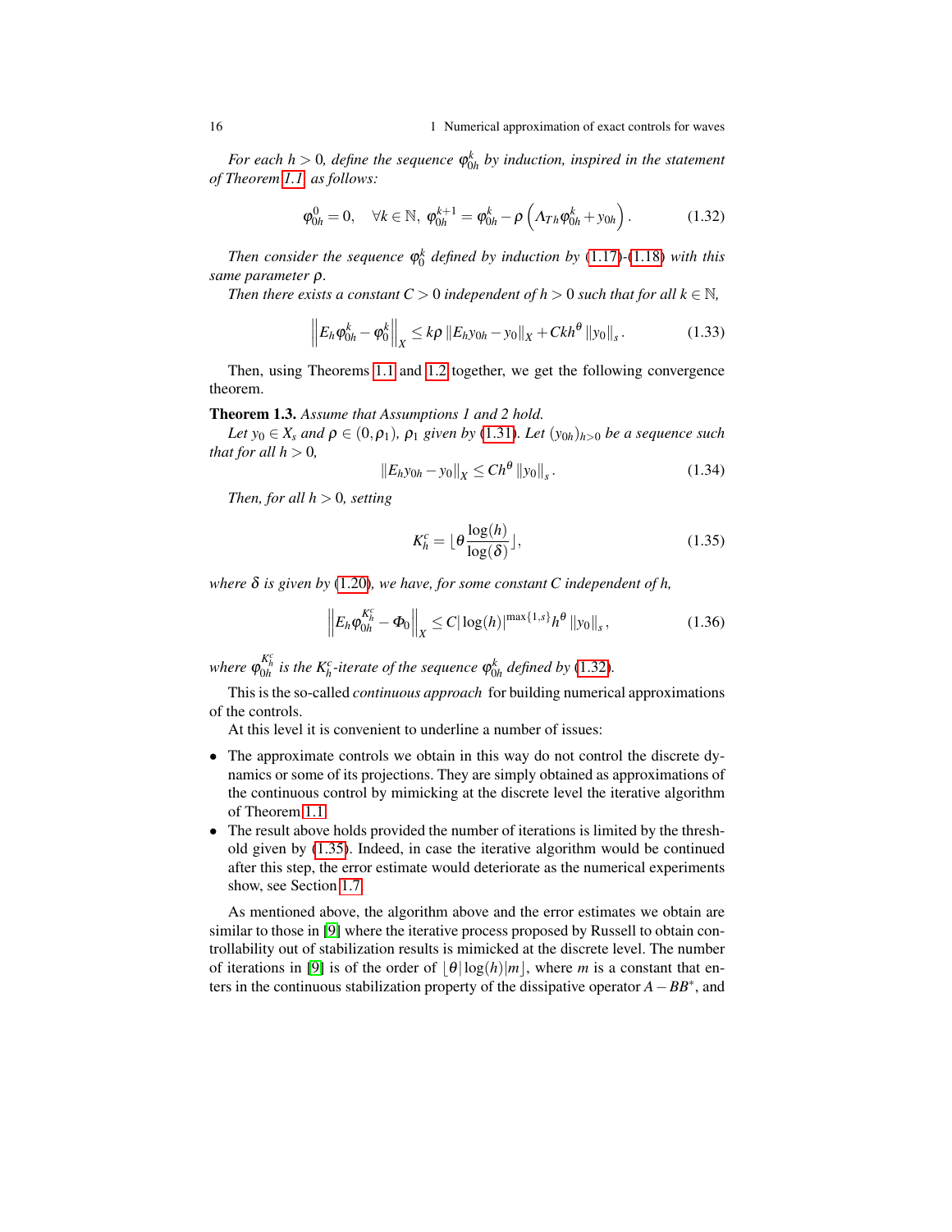*For each $h > 0$, define the sequence $\varphi_{0h}^k$ by induction, inspired in the statement of Theorem 1.1 as follows:*

$$\varphi_{0h}^0 = 0, \quad \forall k \in \mathbb{N},\ \varphi_{0h}^{k+1} = \varphi_{0h}^k - \rho\left(\Lambda_{Th}\varphi_{0h}^k + y_{0h}\right). \tag{1.32}$$

*Then consider the sequence $\varphi_0^k$ defined by induction by (1.17)-(1.18) with this same parameter $\rho$.*

*Then there exists a constant $C > 0$ independent of $h > 0$ such that for all $k \in \mathbb{N}$,*

$$\left\| E_h\varphi_{0h}^k - \varphi_0^k \right\|_X \leq k\rho \left\| E_h y_{0h} - y_0 \right\|_X + Ckh^\theta \left\| y_0 \right\|_s. \tag{1.33}$$

Then, using Theorems 1.1 and 1.2 together, we get the following convergence theorem.

**Theorem 1.3.** *Assume that Assumptions 1 and 2 hold.*

*Let $y_0 \in X_s$ and $\rho \in (0, \rho_1)$, $\rho_1$ given by (1.31). Let $(y_{0h})_{h>0}$ be a sequence such that for all $h > 0$,*

$$\left\| E_h y_{0h} - y_0 \right\|_X \leq Ch^\theta \left\| y_0 \right\|_s. \tag{1.34}$$

*Then, for all $h > 0$, setting*

$$K_h^c = \lfloor \theta \frac{\log(h)}{\log(\delta)} \rfloor, \tag{1.35}$$

*where $\delta$ is given by (1.20), we have, for some constant $C$ independent of $h$,*

$$\left\| E_h \varphi_{0h}^{K_h^c} - \Phi_0 \right\|_X \leq C |\log(h)|^{\max\{1,s\}} h^\theta \left\| y_0 \right\|_s, \tag{1.36}$$

*where $\varphi_{0h}^{K_h^c}$ is the $K_h^c$-iterate of the sequence $\varphi_{0h}^k$ defined by (1.32).*

This is the so-called *continuous approach* for building numerical approximations of the controls.

At this level it is convenient to underline a number of issues:

- The approximate controls we obtain in this way do not control the discrete dynamics or some of its projections. They are simply obtained as approximations of the continuous control by mimicking at the discrete level the iterative algorithm of Theorem 1.1.
- The result above holds provided the number of iterations is limited by the threshold given by (1.35). Indeed, in case the iterative algorithm would be continued after this step, the error estimate would deteriorate as the numerical experiments show, see Section 1.7.

As mentioned above, the algorithm above and the error estimates we obtain are similar to those in [9] where the iterative process proposed by Russell to obtain controllability out of stabilization results is mimicked at the discrete level. The number of iterations in [9] is of the order of $\lfloor \theta |\log(h)| m \rfloor$, where $m$ is a constant that enters in the continuous stabilization property of the dissipative operator $A - BB^*$, and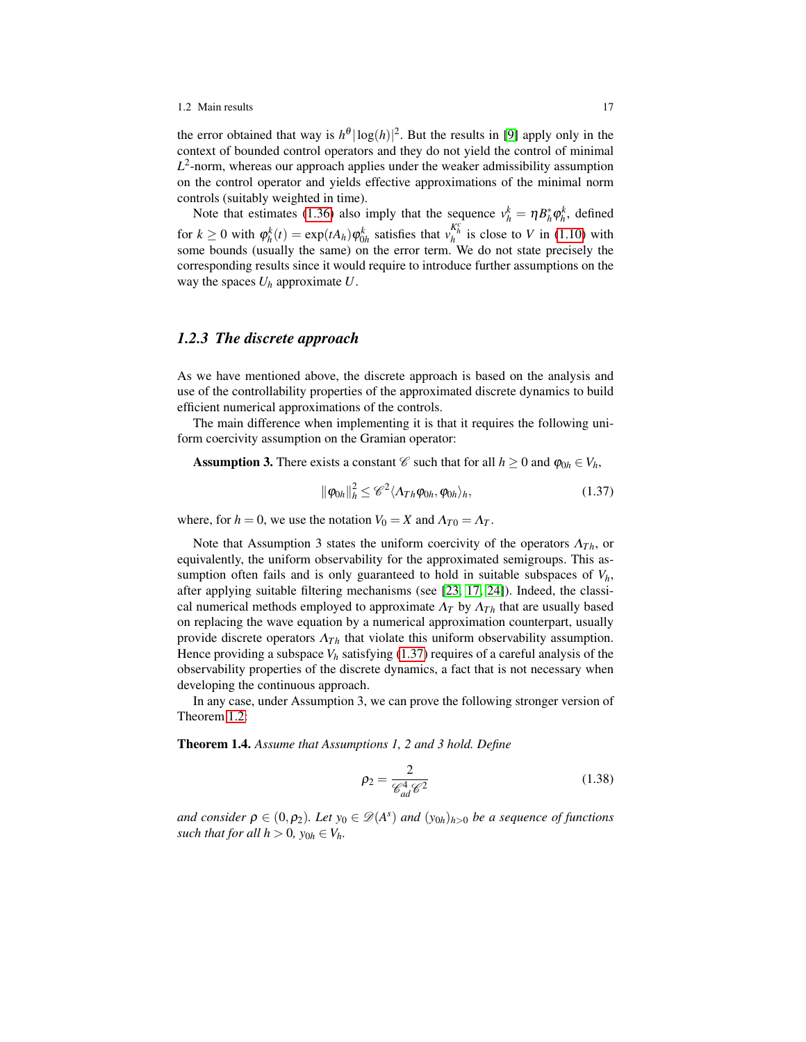the error obtained that way is $h^\theta |\log(h)|^2$. But the results in [9] apply only in the context of bounded control operators and they do not yield the control of minimal $L^2$-norm, whereas our approach applies under the weaker admissibility assumption on the control operator and yields effective approximations of the minimal norm controls (suitably weighted in time).

Note that estimates (1.36) also imply that the sequence $v_h^k = \eta B_h^* \varphi_h^k$, defined for $k \geq 0$ with $\varphi_h^k(t) = \exp(tA_h)\varphi_{0h}^k$ satisfies that $v_h^{K_h^c}$ is close to $V$ in (1.10) with some bounds (usually the same) on the error term. We do not state precisely the corresponding results since it would require to introduce further assumptions on the way the spaces $U_h$ approximate $U$.

### 1.2.3 The discrete approach

As we have mentioned above, the discrete approach is based on the analysis and use of the controllability properties of the approximated discrete dynamics to build efficient numerical approximations of the controls.

The main difference when implementing it is that it requires the following uniform coercivity assumption on the Gramian operator:

**Assumption 3.** There exists a constant $\mathscr{C}$ such that for all $h \geq 0$ and $\varphi_{0h} \in V_h$,

$$\|\varphi_{0h}\|_h^2 \leq \mathscr{C}^2 \langle \Lambda_{Th} \varphi_{0h}, \varphi_{0h} \rangle_h, \tag{1.37}$$

where, for $h = 0$, we use the notation $V_0 = X$ and $\Lambda_{T0} = \Lambda_T$.

Note that Assumption 3 states the uniform coercivity of the operators $\Lambda_{Th}$, or equivalently, the uniform observability for the approximated semigroups. This assumption often fails and is only guaranteed to hold in suitable subspaces of $V_h$, after applying suitable filtering mechanisms (see [23, 17, 24]). Indeed, the classical numerical methods employed to approximate $\Lambda_T$ by $\Lambda_{Th}$ that are usually based on replacing the wave equation by a numerical approximation counterpart, usually provide discrete operators $\Lambda_{Th}$ that violate this uniform observability assumption. Hence providing a subspace $V_h$ satisfying (1.37) requires of a careful analysis of the observability properties of the discrete dynamics, a fact that is not necessary when developing the continuous approach.

In any case, under Assumption 3, we can prove the following stronger version of Theorem 1.2:

**Theorem 1.4.** *Assume that Assumptions 1, 2 and 3 hold. Define*

$$\rho_2 = \frac{2}{\mathscr{C}_{ad}^4 \mathscr{C}^2} \tag{1.38}$$

*and consider $\rho \in (0, \rho_2)$. Let $y_0 \in \mathscr{D}(A^s)$ and $(y_{0h})_{h>0}$ be a sequence of functions such that for all $h > 0$, $y_{0h} \in V_h$.*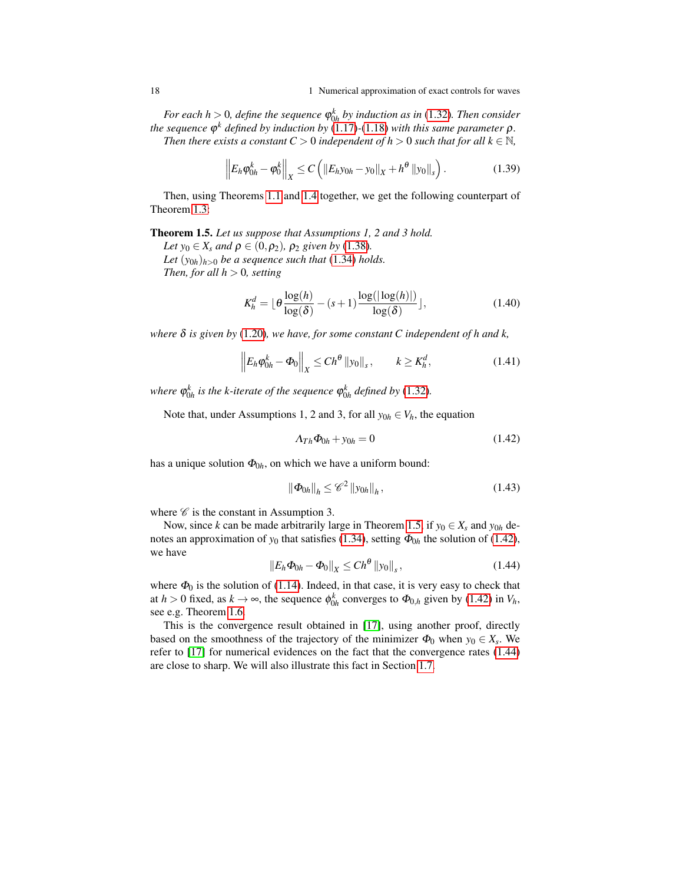*For each $h > 0$, define the sequence $\varphi_{0h}^k$ by induction as in (1.32). Then consider the sequence $\varphi^k$ defined by induction by (1.17)-(1.18) with this same parameter $\rho$.*

*Then there exists a constant $C > 0$ independent of $h > 0$ such that for all $k \in \mathbb{N}$,*

$$\left\| E_h \varphi_{0h}^k - \varphi_0^k \right\|_X \leq C \left( \| E_h y_{0h} - y_0 \|_X + h^\theta \| y_0 \|_s \right). \tag{1.39}$$

Then, using Theorems 1.1 and 1.4 together, we get the following counterpart of Theorem 1.3:

**Theorem 1.5.** *Let us suppose that Assumptions 1, 2 and 3 hold.*

*Let $y_0 \in X_s$ and $\rho \in (0, \rho_2)$, $\rho_2$ given by (1.38).*

*Let $(y_{0h})_{h>0}$ be a sequence such that (1.34) holds.*

*Then, for all $h > 0$, setting*

$$K_h^d = \lfloor \theta \frac{\log(h)}{\log(\delta)} - (s+1) \frac{\log(|\log(h)|)}{\log(\delta)} \rfloor, \tag{1.40}$$

*where $\delta$ is given by (1.20), we have, for some constant $C$ independent of $h$ and $k$,*

$$\left\| E_h \varphi_{0h}^k - \Phi_0 \right\|_X \leq C h^\theta \| y_0 \|_s, \qquad k \geq K_h^d, \tag{1.41}$$

*where $\varphi_{0h}^k$ is the $k$-iterate of the sequence $\varphi_{0h}^k$ defined by (1.32).*

Note that, under Assumptions 1, 2 and 3, for all $y_{0h} \in V_h$, the equation

$$\Lambda_{Th} \Phi_{0h} + y_{0h} = 0 \tag{1.42}$$

has a unique solution $\Phi_{0h}$, on which we have a uniform bound:

$$\| \Phi_{0h} \|_h \leq \mathscr{C}^2 \| y_{0h} \|_h, \tag{1.43}$$

where $\mathscr{C}$ is the constant in Assumption 3.

Now, since $k$ can be made arbitrarily large in Theorem 1.5, if $y_0 \in X_s$ and $y_{0h}$ denotes an approximation of $y_0$ that satisfies (1.34), setting $\Phi_{0h}$ the solution of (1.42), we have

$$\| E_h \Phi_{0h} - \Phi_0 \|_X \leq C h^\theta \| y_0 \|_s, \tag{1.44}$$

where $\Phi_0$ is the solution of (1.14). Indeed, in that case, it is very easy to check that at $h > 0$ fixed, as $k \to \infty$, the sequence $\phi_{0h}^k$ converges to $\Phi_{0,h}$ given by (1.42) in $V_h$, see e.g. Theorem 1.6.

This is the convergence result obtained in [17], using another proof, directly based on the smoothness of the trajectory of the minimizer $\Phi_0$ when $y_0 \in X_s$. We refer to [17] for numerical evidences on the fact that the convergence rates (1.44) are close to sharp. We will also illustrate this fact in Section 1.7.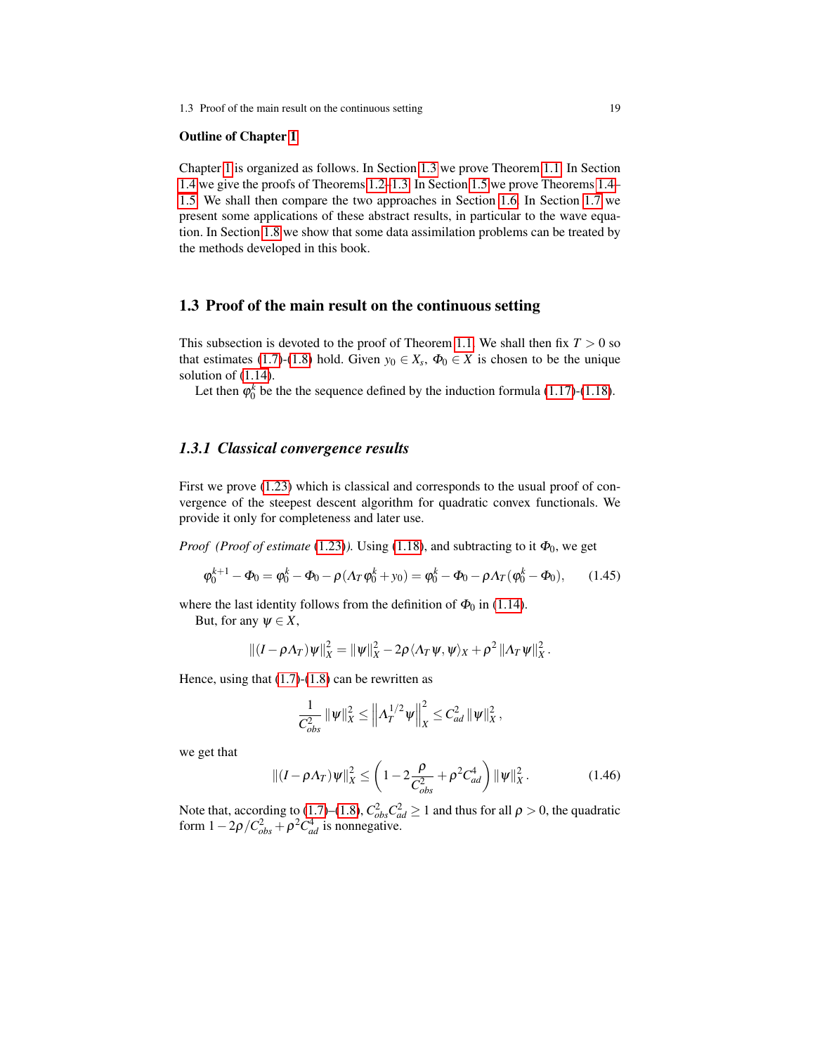**Outline of Chapter 1**

Chapter 1 is organized as follows. In Section 1.3 we prove Theorem 1.1. In Section 1.4 we give the proofs of Theorems 1.2–1.3. In Section 1.5 we prove Theorems 1.4–1.5. We shall then compare the two approaches in Section 1.6. In Section 1.7 we present some applications of these abstract results, in particular to the wave equation. In Section 1.8 we show that some data assimilation problems can be treated by the methods developed in this book.

## 1.3 Proof of the main result on the continuous setting

This subsection is devoted to the proof of Theorem 1.1. We shall then fix $T > 0$ so that estimates (1.7)-(1.8) hold. Given $y_0 \in X_s$, $\Phi_0 \in X$ is chosen to be the unique solution of (1.14).

Let then $\varphi_0^k$ be the the sequence defined by the induction formula (1.17)-(1.18).

### *1.3.1 Classical convergence results*

First we prove (1.23) which is classical and corresponds to the usual proof of convergence of the steepest descent algorithm for quadratic convex functionals. We provide it only for completeness and later use.

*Proof (Proof of estimate (1.23)).* Using (1.18), and subtracting to it $\Phi_0$, we get

$$\varphi_0^{k+1} - \Phi_0 = \varphi_0^k - \Phi_0 - \rho(\Lambda_T \varphi_0^k + y_0) = \varphi_0^k - \Phi_0 - \rho \Lambda_T(\varphi_0^k - \Phi_0), \tag{1.45}$$

where the last identity follows from the definition of $\Phi_0$ in (1.14).

But, for any $\psi \in X$,

$$\|(I - \rho\Lambda_T)\psi\|_X^2 = \|\psi\|_X^2 - 2\rho\langle \Lambda_T \psi, \psi\rangle_X + \rho^2 \|\Lambda_T \psi\|_X^2.$$

Hence, using that (1.7)-(1.8) can be rewritten as

$$\frac{1}{C_{obs}^2}\|\psi\|_X^2 \le \left\|\Lambda_T^{1/2}\psi\right\|_X^2 \le C_{ad}^2 \|\psi\|_X^2,$$

we get that

$$\|(I - \rho\Lambda_T)\psi\|_X^2 \le \left(1 - 2\frac{\rho}{C_{obs}^2} + \rho^2 C_{ad}^4\right)\|\psi\|_X^2. \tag{1.46}$$

Note that, according to (1.7)–(1.8), $C_{obs}^2 C_{ad}^2 \ge 1$ and thus for all $\rho > 0$, the quadratic form $1 - 2\rho/C_{obs}^2 + \rho^2 C_{ad}^4$ is nonnegative.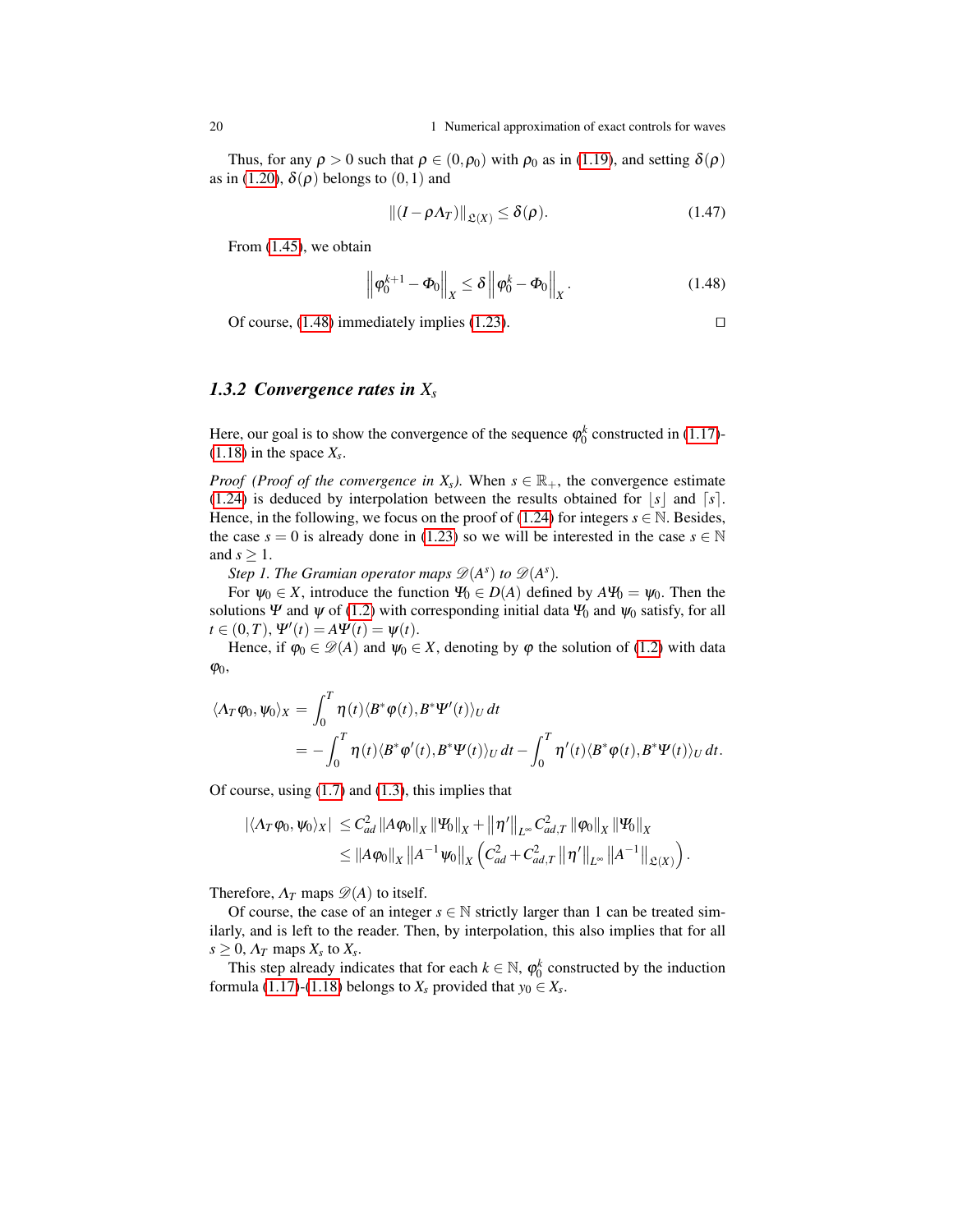Thus, for any $\rho > 0$ such that $\rho \in (0, \rho_0)$ with $\rho_0$ as in (1.19), and setting $\delta(\rho)$ as in (1.20), $\delta(\rho)$ belongs to $(0,1)$ and

$$\|(I - \rho \Lambda_T)\|_{\mathfrak{L}(X)} \leq \delta(\rho). \tag{1.47}$$

From (1.45), we obtain

$$\left\| \varphi_0^{k+1} - \Phi_0 \right\|_X \leq \delta \left\| \varphi_0^k - \Phi_0 \right\|_X. \tag{1.48}$$

Of course, (1.48) immediately implies (1.23). $\square$

### 1.3.2 Convergence rates in $X_s$

Here, our goal is to show the convergence of the sequence $\varphi_0^k$ constructed in (1.17)-(1.18) in the space $X_s$.

*Proof (Proof of the convergence in $X_s$).* When $s \in \mathbb{R}_+$, the convergence estimate (1.24) is deduced by interpolation between the results obtained for $\lfloor s \rfloor$ and $\lceil s \rceil$. Hence, in the following, we focus on the proof of (1.24) for integers $s \in \mathbb{N}$. Besides, the case $s = 0$ is already done in (1.23) so we will be interested in the case $s \in \mathbb{N}$ and $s \geq 1$.

*Step 1. The Gramian operator maps $\mathscr{D}(A^s)$ to $\mathscr{D}(A^s)$.*

For $\psi_0 \in X$, introduce the function $\Psi_0 \in D(A)$ defined by $A\Psi_0 = \psi_0$. Then the solutions $\Psi$ and $\psi$ of (1.2) with corresponding initial data $\Psi_0$ and $\psi_0$ satisfy, for all $t \in (0,T)$, $\Psi'(t) = A\Psi(t) = \psi(t)$.

Hence, if $\varphi_0 \in \mathscr{D}(A)$ and $\psi_0 \in X$, denoting by $\varphi$ the solution of (1.2) with data $\varphi_0$,

$$\begin{aligned}
\langle \Lambda_T \varphi_0, \psi_0 \rangle_X &= \int_0^T \eta(t) \langle B^* \varphi(t), B^* \Psi'(t) \rangle_U \, dt \\
&= -\int_0^T \eta(t) \langle B^* \varphi'(t), B^* \Psi(t) \rangle_U \, dt - \int_0^T \eta'(t) \langle B^* \varphi(t), B^* \Psi(t) \rangle_U \, dt.
\end{aligned}$$

Of course, using (1.7) and (1.3), this implies that

$$\begin{aligned}
|\langle \Lambda_T \varphi_0, \psi_0 \rangle_X| &\leq C_{ad}^2 \|A\varphi_0\|_X \|\Psi_0\|_X + \left\|\eta'\right\|_{L^\infty} C_{ad,T}^2 \|\varphi_0\|_X \|\Psi_0\|_X \\
&\leq \|A\varphi_0\|_X \left\|A^{-1}\psi_0\right\|_X \left( C_{ad}^2 + C_{ad,T}^2 \left\|\eta'\right\|_{L^\infty} \left\|A^{-1}\right\|_{\mathfrak{L}(X)} \right).
\end{aligned}$$

Therefore, $\Lambda_T$ maps $\mathscr{D}(A)$ to itself.

Of course, the case of an integer $s \in \mathbb{N}$ strictly larger than 1 can be treated similarly, and is left to the reader. Then, by interpolation, this also implies that for all $s \geq 0$, $\Lambda_T$ maps $X_s$ to $X_s$.

This step already indicates that for each $k \in \mathbb{N}$, $\varphi_0^k$ constructed by the induction formula (1.17)-(1.18) belongs to $X_s$ provided that $y_0 \in X_s$.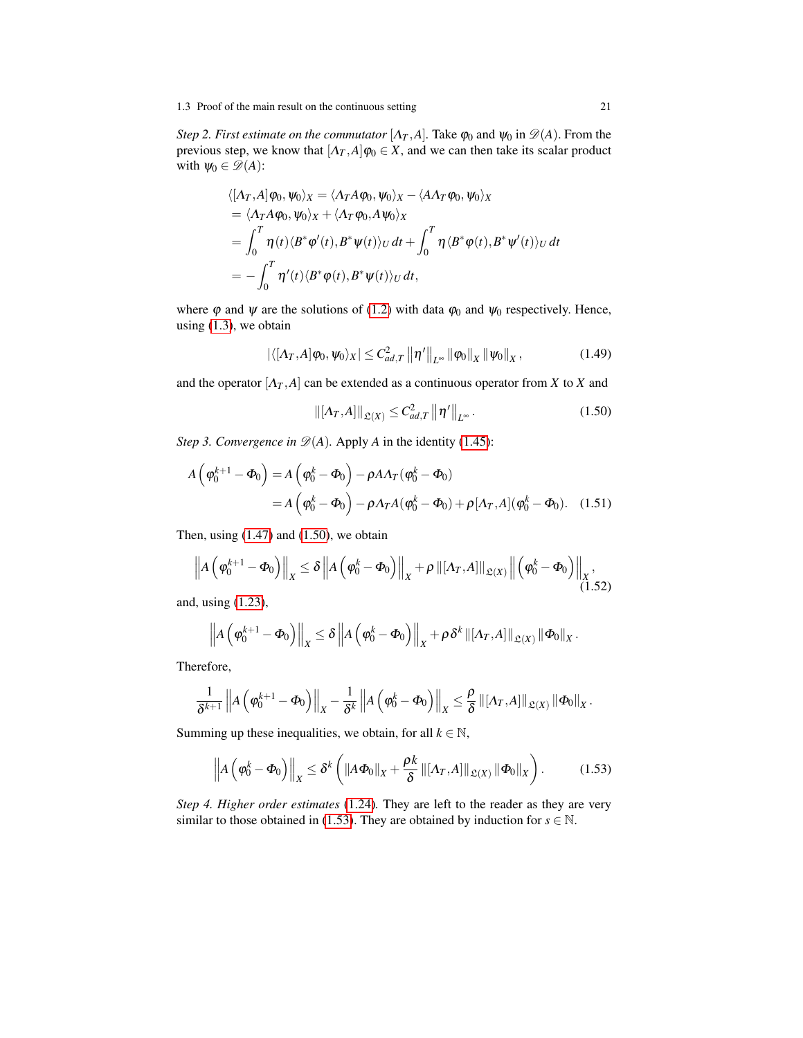*Step 2. First estimate on the commutator* $[\Lambda_T, A]$. Take $\varphi_0$ and $\psi_0$ in $\mathscr{D}(A)$. From the previous step, we know that $[\Lambda_T, A]\varphi_0 \in X$, and we can then take its scalar product with $\psi_0 \in \mathscr{D}(A)$:

$$
\begin{aligned}
&\langle [\Lambda_T, A]\varphi_0, \psi_0\rangle_X = \langle \Lambda_T A\varphi_0, \psi_0\rangle_X - \langle A\Lambda_T\varphi_0, \psi_0\rangle_X \\
&= \langle \Lambda_T A\varphi_0, \psi_0\rangle_X + \langle \Lambda_T\varphi_0, A\psi_0\rangle_X \\
&= \int_0^T \eta(t)\langle B^*\varphi'(t), B^*\psi(t)\rangle_U \, dt + \int_0^T \eta\langle B^*\varphi(t), B^*\psi'(t)\rangle_U \, dt \\
&= -\int_0^T \eta'(t)\langle B^*\varphi(t), B^*\psi(t)\rangle_U \, dt,
\end{aligned}
$$

where $\varphi$ and $\psi$ are the solutions of (1.2) with data $\varphi_0$ and $\psi_0$ respectively. Hence, using (1.3), we obtain

$$
|\langle [\Lambda_T, A]\varphi_0, \psi_0\rangle_X| \le C_{ad,T}^2 \left\|\eta'\right\|_{L^\infty} \|\varphi_0\|_X \|\psi_0\|_X, \tag{1.49}
$$

and the operator $[\Lambda_T, A]$ can be extended as a continuous operator from $X$ to $X$ and

$$
\|[\Lambda_T, A]\|_{\mathfrak{L}(X)} \le C_{ad,T}^2 \left\|\eta'\right\|_{L^\infty}. \tag{1.50}
$$

*Step 3. Convergence in* $\mathscr{D}(A)$. Apply $A$ in the identity (1.45):

$$
\begin{aligned}
A\left(\varphi_0^{k+1} - \Phi_0\right) &= A\left(\varphi_0^k - \Phi_0\right) - \rho A\Lambda_T(\varphi_0^k - \Phi_0) \\
&= A\left(\varphi_0^k - \Phi_0\right) - \rho \Lambda_T A(\varphi_0^k - \Phi_0) + \rho [\Lambda_T, A](\varphi_0^k - \Phi_0).
\end{aligned} \tag{1.51}
$$

Then, using (1.47) and (1.50), we obtain

$$
\left\|A\left(\varphi_0^{k+1} - \Phi_0\right)\right\|_X \le \delta \left\|A\left(\varphi_0^k - \Phi_0\right)\right\|_X + \rho \|[\Lambda_T, A]\|_{\mathfrak{L}(X)} \left\|\left(\varphi_0^k - \Phi_0\right)\right\|_X, \tag{1.52}
$$

and, using (1.23),

$$
\left\|A\left(\varphi_0^{k+1} - \Phi_0\right)\right\|_X \le \delta \left\|A\left(\varphi_0^k - \Phi_0\right)\right\|_X + \rho\,\delta^k \|[\Lambda_T, A]\|_{\mathfrak{L}(X)} \|\Phi_0\|_X.
$$

Therefore,

$$
\frac{1}{\delta^{k+1}} \left\|A\left(\varphi_0^{k+1} - \Phi_0\right)\right\|_X - \frac{1}{\delta^k}\left\|A\left(\varphi_0^k - \Phi_0\right)\right\|_X \le \frac{\rho}{\delta} \|[\Lambda_T, A]\|_{\mathfrak{L}(X)} \|\Phi_0\|_X.
$$

Summing up these inequalities, we obtain, for all $k \in \mathbb{N}$,

$$
\left\|A\left(\varphi_0^k - \Phi_0\right)\right\|_X \le \delta^k \left(\|A\Phi_0\|_X + \frac{\rho k}{\delta}\|[\Lambda_T, A]\|_{\mathfrak{L}(X)} \|\Phi_0\|_X\right). \tag{1.53}
$$

*Step 4. Higher order estimates* (1.24). They are left to the reader as they are very similar to those obtained in (1.53). They are obtained by induction for $s \in \mathbb{N}$.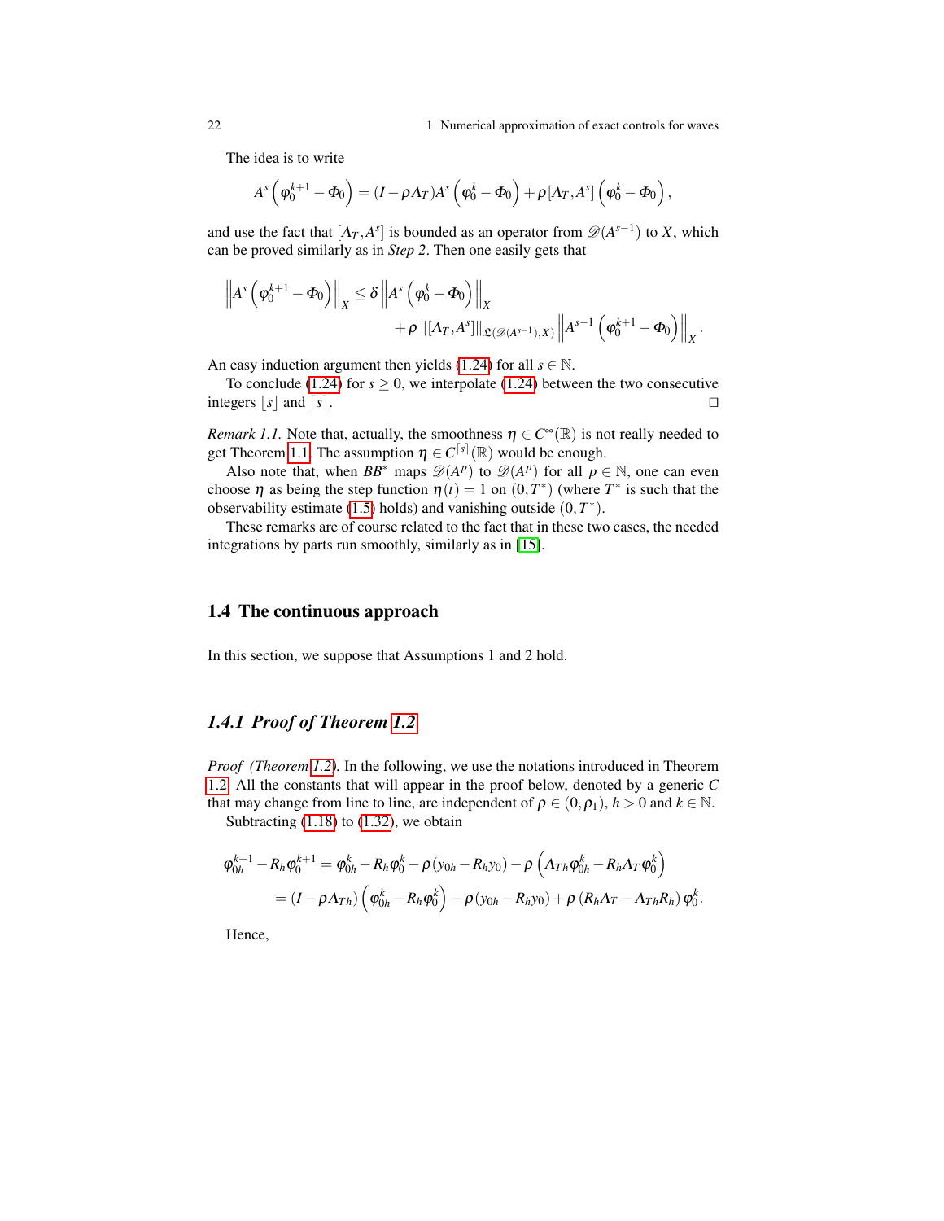The idea is to write

$$A^s\left(\varphi_0^{k+1}-\Phi_0\right)=(I-\rho\Lambda_T)A^s\left(\varphi_0^k-\Phi_0\right)+\rho\left[\Lambda_T,A^s\right]\left(\varphi_0^k-\Phi_0\right),$$

and use the fact that $[\Lambda_T, A^s]$ is bounded as an operator from $\mathscr{D}(A^{s-1})$ to $X$, which can be proved similarly as in *Step 2*. Then one easily gets that

$$\left\|A^s\left(\varphi_0^{k+1}-\Phi_0\right)\right\|_X \leq \delta\left\|A^s\left(\varphi_0^k-\Phi_0\right)\right\|_X + \rho\,\|[\Lambda_T,A^s]\|_{\mathfrak{L}(\mathscr{D}(A^{s-1}),X)}\left\|A^{s-1}\left(\varphi_0^{k+1}-\Phi_0\right)\right\|_X.$$

An easy induction argument then yields (1.24) for all $s\in\mathbb{N}$.

To conclude (1.24) for $s\geq 0$, we interpolate (1.24) between the two consecutive integers $\lfloor s\rfloor$ and $\lceil s\rceil$. $\square$

*Remark 1.1.* Note that, actually, the smoothness $\eta\in C^\infty(\mathbb{R})$ is not really needed to get Theorem 1.1. The assumption $\eta\in C^{\lceil s\rceil}(\mathbb{R})$ would be enough.

Also note that, when $BB^*$ maps $\mathscr{D}(A^p)$ to $\mathscr{D}(A^p)$ for all $p\in\mathbb{N}$, one can even choose $\eta$ as being the step function $\eta(t)=1$ on $(0,T^*)$ (where $T^*$ is such that the observability estimate (1.5) holds) and vanishing outside $(0,T^*)$.

These remarks are of course related to the fact that in these two cases, the needed integrations by parts run smoothly, similarly as in [15].

## 1.4 The continuous approach

In this section, we suppose that Assumptions 1 and 2 hold.

### *1.4.1 Proof of Theorem 1.2*

*Proof (Theorem 1.2).* In the following, we use the notations introduced in Theorem 1.2. All the constants that will appear in the proof below, denoted by a generic $C$ that may change from line to line, are independent of $\rho\in(0,\rho_1)$, $h>0$ and $k\in\mathbb{N}$.

Subtracting (1.18) to (1.32), we obtain

$$\begin{aligned}\varphi_{0h}^{k+1}-R_h\varphi_0^{k+1}&=\varphi_{0h}^k-R_h\varphi_0^k-\rho\left(y_{0h}-R_hy_0\right)-\rho\left(\Lambda_{Th}\varphi_{0h}^k-R_h\Lambda_T\varphi_0^k\right)\\&=(I-\rho\Lambda_{Th})\left(\varphi_{0h}^k-R_h\varphi_0^k\right)-\rho\left(y_{0h}-R_hy_0\right)+\rho\left(R_h\Lambda_T-\Lambda_{Th}R_h\right)\varphi_0^k.\end{aligned}$$

Hence,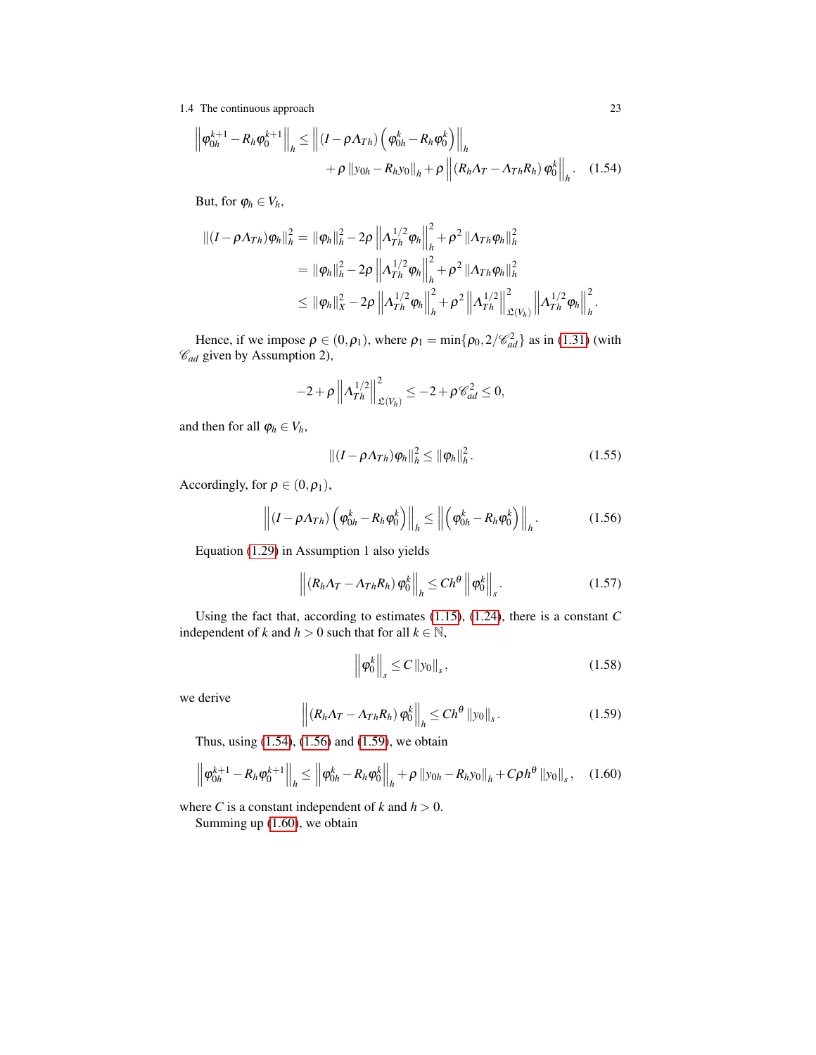$$
\begin{aligned}
\left\| \varphi_{0h}^{k+1} - R_h \varphi_0^{k+1} \right\|_h \leq & \left\| (I - \rho \Lambda_{Th}) \left( \varphi_{0h}^k - R_h \varphi_0^k \right) \right\|_h \\
& + \rho \left\| y_{0h} - R_h y_0 \right\|_h + \rho \left\| (R_h \Lambda_T - \Lambda_{Th} R_h) \, \varphi_0^k \right\|_h . \quad (1.54)
\end{aligned}
$$

But, for $\varphi_h \in V_h$,

$$
\begin{aligned}
\|(I - \rho \Lambda_{Th}) \varphi_h\|_h^2 &= \|\varphi_h\|_h^2 - 2\rho \left\| \Lambda_{Th}^{1/2} \varphi_h \right\|_h^2 + \rho^2 \|\Lambda_{Th} \varphi_h\|_h^2 \\
&= \|\varphi_h\|_h^2 - 2\rho \left\| \Lambda_{Th}^{1/2} \varphi_h \right\|_h^2 + \rho^2 \|\Lambda_{Th} \varphi_h\|_h^2 \\
&\leq \|\varphi_h\|_X^2 - 2\rho \left\| \Lambda_{Th}^{1/2} \varphi_h \right\|_h^2 + \rho^2 \left\| \Lambda_{Th}^{1/2} \right\|_{\mathfrak{L}(V_h)}^2 \left\| \Lambda_{Th}^{1/2} \varphi_h \right\|_h^2 .
\end{aligned}
$$

Hence, if we impose $\rho \in (0, \rho_1)$, where $\rho_1 = \min\{\rho_0, 2/\mathscr{C}_{ad}^2\}$ as in (1.31) (with $\mathscr{C}_{ad}$ given by Assumption 2),

$$
-2 + \rho \left\| \Lambda_{Th}^{1/2} \right\|_{\mathfrak{L}(V_h)}^2 \leq -2 + \rho \mathscr{C}_{ad}^2 \leq 0,
$$

and then for all $\varphi_h \in V_h$,

$$
\|(I - \rho \Lambda_{Th}) \varphi_h\|_h^2 \leq \|\varphi_h\|_h^2 . \quad (1.55)
$$

Accordingly, for $\rho \in (0, \rho_1)$,

$$
\left\| (I - \rho \Lambda_{Th}) \left( \varphi_{0h}^k - R_h \varphi_0^k \right) \right\|_h \leq \left\| \left( \varphi_{0h}^k - R_h \varphi_0^k \right) \right\|_h . \quad (1.56)
$$

Equation (1.29) in Assumption 1 also yields

$$
\left\| (R_h \Lambda_T - \Lambda_{Th} R_h) \, \varphi_0^k \right\|_h \leq C h^\theta \left\| \varphi_0^k \right\|_s . \quad (1.57)
$$

Using the fact that, according to estimates (1.15), (1.24), there is a constant $C$ independent of $k$ and $h > 0$ such that for all $k \in \mathbb{N}$,

$$
\left\| \varphi_0^k \right\|_s \leq C \|y_0\|_s , \quad (1.58)
$$

we derive

$$
\left\| (R_h \Lambda_T - \Lambda_{Th} R_h) \, \varphi_0^k \right\|_h \leq C h^\theta \|y_0\|_s . \quad (1.59)
$$

Thus, using (1.54), (1.56) and (1.59), we obtain

$$
\left\| \varphi_{0h}^{k+1} - R_h \varphi_0^{k+1} \right\|_h \leq \left\| \varphi_{0h}^k - R_h \varphi_0^k \right\|_h + \rho \|y_{0h} - R_h y_0\|_h + C \rho h^\theta \|y_0\|_s , \quad (1.60)
$$

where $C$ is a constant independent of $k$ and $h > 0$.

Summing up (1.60), we obtain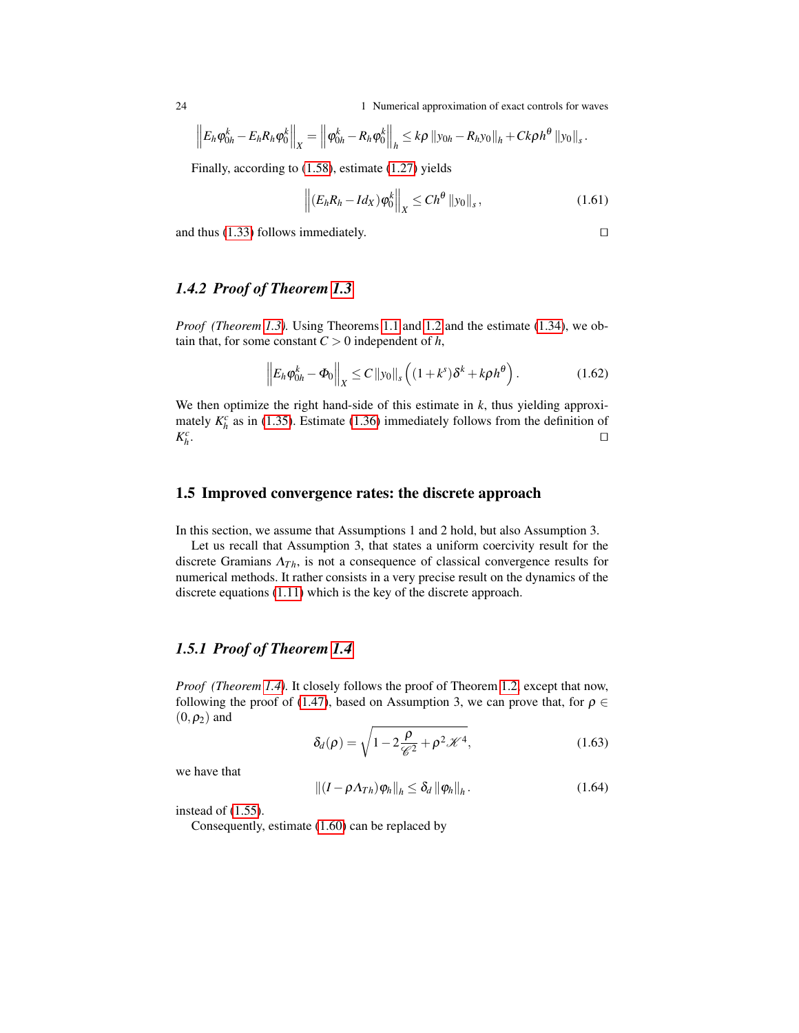$$\left\| E_h \varphi_{0h}^k - E_h R_h \varphi_0^k \right\|_X = \left\| \varphi_{0h}^k - R_h \varphi_0^k \right\|_h \leq k\rho \left\| y_{0h} - R_h y_0 \right\|_h + Ck\rho h^\theta \left\| y_0 \right\|_s .$$

Finally, according to (1.58), estimate (1.27) yields

$$\left\| (E_h R_h - Id_X) \varphi_0^k \right\|_X \leq C h^\theta \left\| y_0 \right\|_s , \tag{1.61}$$

and thus (1.33) follows immediately. □

### 1.4.2 Proof of Theorem 1.3

*Proof (Theorem 1.3).* Using Theorems 1.1 and 1.2 and the estimate (1.34), we obtain that, for some constant $C > 0$ independent of $h$,

$$\left\| E_h \varphi_{0h}^k - \Phi_0 \right\|_X \leq C \left\| y_0 \right\|_s \left( (1 + k^s) \delta^k + k\rho h^\theta \right). \tag{1.62}$$

We then optimize the right hand-side of this estimate in $k$, thus yielding approximately $K_h^c$ as in (1.35). Estimate (1.36) immediately follows from the definition of $K_h^c$. □

## 1.5 Improved convergence rates: the discrete approach

In this section, we assume that Assumptions 1 and 2 hold, but also Assumption 3.

Let us recall that Assumption 3, that states a uniform coercivity result for the discrete Gramians $\Lambda_{Th}$, is not a consequence of classical convergence results for numerical methods. It rather consists in a very precise result on the dynamics of the discrete equations (1.11) which is the key of the discrete approach.

### 1.5.1 Proof of Theorem 1.4

*Proof (Theorem 1.4).* It closely follows the proof of Theorem 1.2, except that now, following the proof of (1.47), based on Assumption 3, we can prove that, for $\rho \in (0, \rho_2)$ and

$$\delta_d(\rho) = \sqrt{1 - 2\frac{\rho}{\mathscr{C}^2} + \rho^2 \mathscr{K}^4}, \tag{1.63}$$

we have that

$$\left\| (I - \rho \Lambda_{Th}) \varphi_h \right\|_h \leq \delta_d \left\| \varphi_h \right\|_h . \tag{1.64}$$

instead of (1.55).

Consequently, estimate (1.60) can be replaced by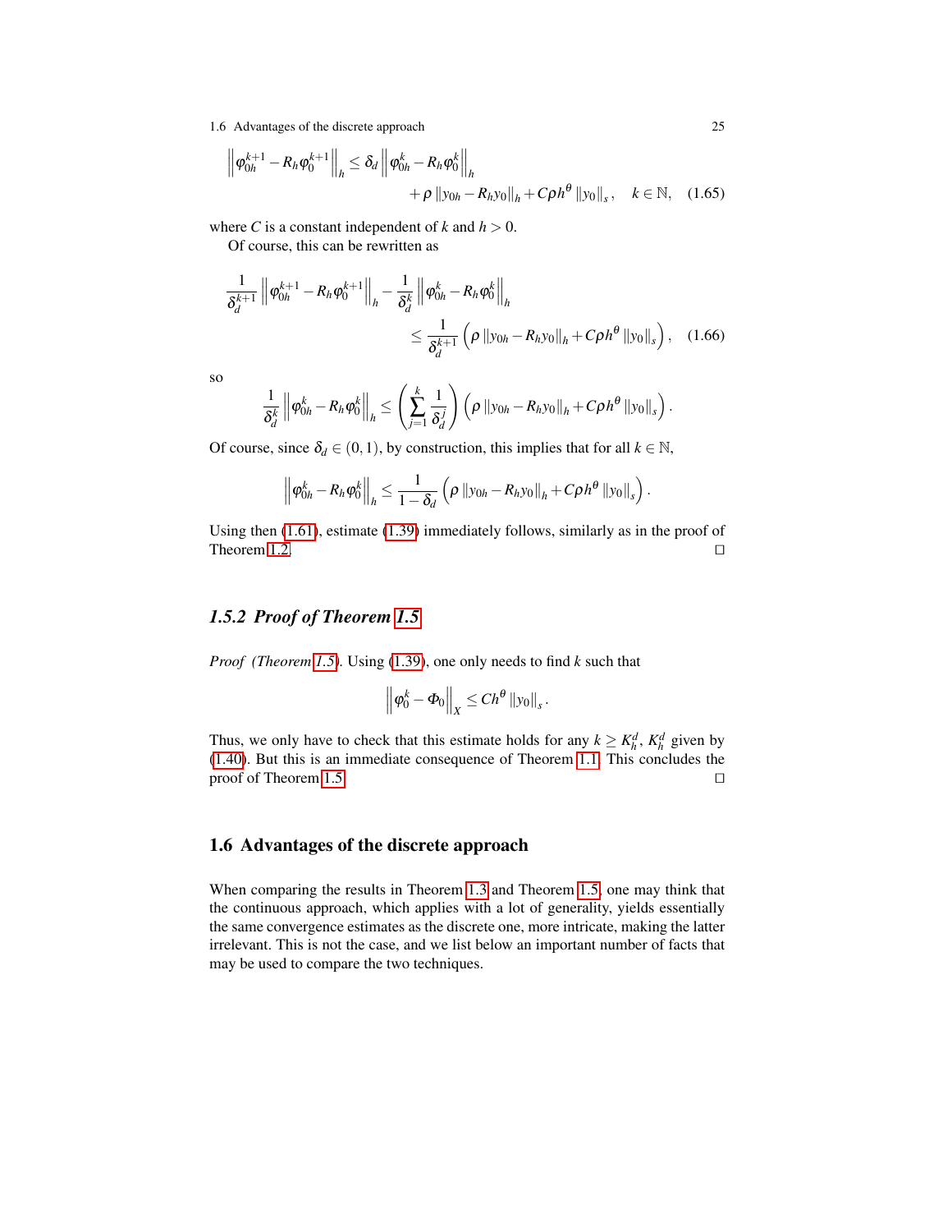$$\left\|\varphi_{0h}^{k+1}-R_h\varphi_0^{k+1}\right\|_h \leq \delta_d \left\|\varphi_{0h}^{k}-R_h\varphi_0^{k}\right\|_h + \rho\left\|y_{0h}-R_h y_0\right\|_h + C\rho h^\theta \left\|y_0\right\|_s, \quad k\in\mathbb{N}, \quad (1.65)$$

where $C$ is a constant independent of $k$ and $h>0$.

Of course, this can be rewritten as

$$\frac{1}{\delta_d^{k+1}}\left\|\varphi_{0h}^{k+1}-R_h\varphi_0^{k+1}\right\|_h - \frac{1}{\delta_d^{k}}\left\|\varphi_{0h}^{k}-R_h\varphi_0^{k}\right\|_h \leq \frac{1}{\delta_d^{k+1}}\left(\rho\left\|y_{0h}-R_h y_0\right\|_h + C\rho h^\theta \left\|y_0\right\|_s\right), \quad (1.66)$$

so

$$\frac{1}{\delta_d^{k}}\left\|\varphi_{0h}^{k}-R_h\varphi_0^{k}\right\|_h \leq \left(\sum_{j=1}^{k}\frac{1}{\delta_d^j}\right)\left(\rho\left\|y_{0h}-R_h y_0\right\|_h + C\rho h^\theta \left\|y_0\right\|_s\right).$$

Of course, since $\delta_d\in(0,1)$, by construction, this implies that for all $k\in\mathbb{N}$,

$$\left\|\varphi_{0h}^{k}-R_h\varphi_0^{k}\right\|_h \leq \frac{1}{1-\delta_d}\left(\rho\left\|y_{0h}-R_h y_0\right\|_h + C\rho h^\theta \left\|y_0\right\|_s\right).$$

Using then (1.61), estimate (1.39) immediately follows, similarly as in the proof of Theorem 1.2. □

### 1.5.2 Proof of Theorem 1.5

*Proof (Theorem 1.5).* Using (1.39), one only needs to find $k$ such that

$$\left\|\varphi_0^k-\Phi_0\right\|_X \leq Ch^\theta \left\|y_0\right\|_s.$$

Thus, we only have to check that this estimate holds for any $k\geq K_h^d$, $K_h^d$ given by (1.40). But this is an immediate consequence of Theorem 1.1. This concludes the proof of Theorem 1.5. □

## 1.6 Advantages of the discrete approach

When comparing the results in Theorem 1.3 and Theorem 1.5, one may think that the continuous approach, which applies with a lot of generality, yields essentially the same convergence estimates as the discrete one, more intricate, making the latter irrelevant. This is not the case, and we list below an important number of facts that may be used to compare the two techniques.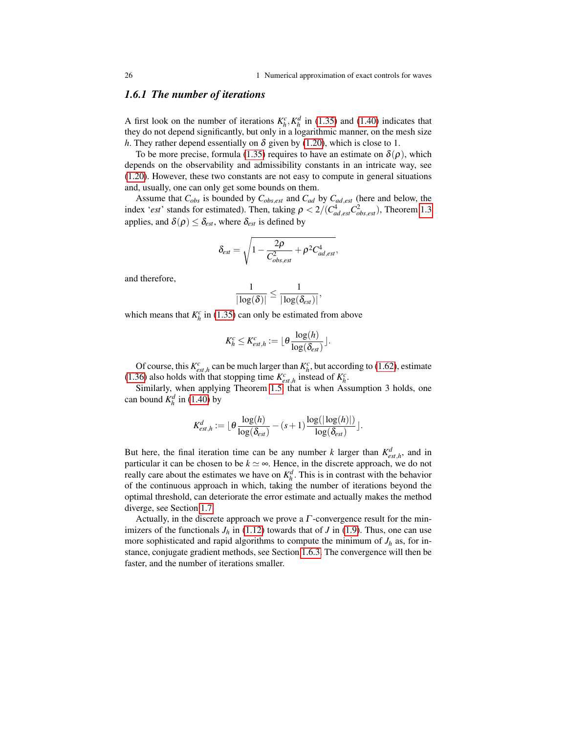### 1.6.1 The number of iterations

A first look on the number of iterations $K_h^c, K_h^d$ in (1.35) and (1.40) indicates that they do not depend significantly, but only in a logarithmic manner, on the mesh size $h$. They rather depend essentially on $\delta$ given by (1.20), which is close to 1.

To be more precise, formula (1.35) requires to have an estimate on $\delta(\rho)$, which depends on the observability and admissibility constants in an intricate way, see (1.20). However, these two constants are not easy to compute in general situations and, usually, one can only get some bounds on them.

Assume that $C_{obs}$ is bounded by $C_{obs,est}$ and $C_{ad}$ by $C_{ad,est}$ (here and below, the index '*est*' stands for estimated). Then, taking $\rho < 2/(C_{ad,est}^4 C_{obs,est}^2)$, Theorem 1.3 applies, and $\delta(\rho) \leq \delta_{est}$, where $\delta_{est}$ is defined by

$$\delta_{est} = \sqrt{1 - \frac{2\rho}{C_{obs,est}^2} + \rho^2 C_{ad,est}^4},$$

and therefore,

$$\frac{1}{|\log(\delta)|} \leq \frac{1}{|\log(\delta_{est})|},$$

which means that $K_h^c$ in (1.35) can only be estimated from above

$$K_h^c \leq K_{est,h}^c := \lfloor \theta \frac{\log(h)}{\log(\delta_{est})} \rfloor.$$

Of course, this $K_{est,h}^c$ can be much larger than $K_h^c$, but according to (1.62), estimate (1.36) also holds with that stopping time $K_{est,h}^c$ instead of $K_h^c$.

Similarly, when applying Theorem 1.5, that is when Assumption 3 holds, one can bound $K_h^d$ in (1.40) by

$$K_{est,h}^d := \lfloor \theta \frac{\log(h)}{\log(\delta_{est})} - (s+1) \frac{\log(|\log(h)|)}{\log(\delta_{est})} \rfloor.$$

But here, the final iteration time can be any number $k$ larger than $K_{est,h}^d$, and in particular it can be chosen to be $k \simeq \infty$. Hence, in the discrete approach, we do not really care about the estimates we have on $K_h^d$. This is in contrast with the behavior of the continuous approach in which, taking the number of iterations beyond the optimal threshold, can deteriorate the error estimate and actually makes the method diverge, see Section 1.7.

Actually, in the discrete approach we prove a $\Gamma$-convergence result for the minimizers of the functionals $J_h$ in (1.12) towards that of $J$ in (1.9). Thus, one can use more sophisticated and rapid algorithms to compute the minimum of $J_h$ as, for instance, conjugate gradient methods, see Section 1.6.3. The convergence will then be faster, and the number of iterations smaller.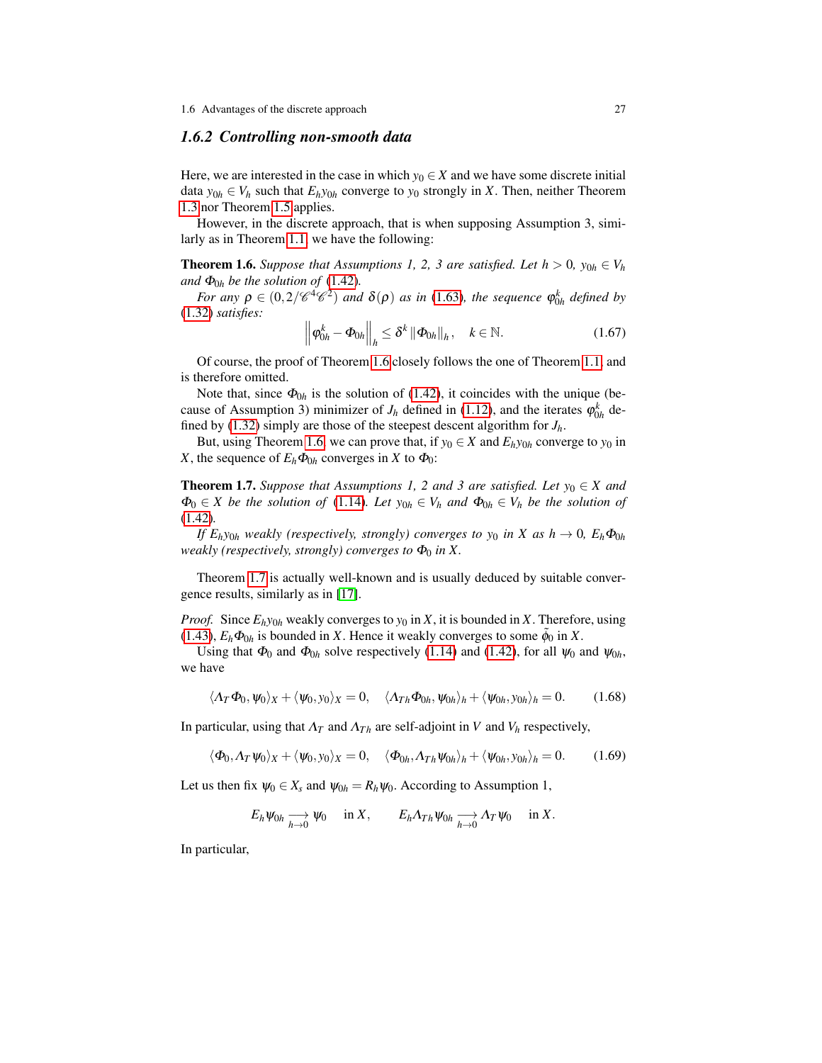### 1.6.2 Controlling non-smooth data

Here, we are interested in the case in which $y_0 \in X$ and we have some discrete initial data $y_{0h} \in V_h$ such that $E_h y_{0h}$ converge to $y_0$ strongly in $X$. Then, neither Theorem 1.3 nor Theorem 1.5 applies.

However, in the discrete approach, that is when supposing Assumption 3, similarly as in Theorem 1.1, we have the following:

**Theorem 1.6.** *Suppose that Assumptions 1, 2, 3 are satisfied. Let $h > 0$, $y_{0h} \in V_h$ and $\Phi_{0h}$ be the solution of (1.42).*

*For any $\rho \in (0, 2/\mathscr{C}^4\mathscr{C}^2)$ and $\delta(\rho)$ as in (1.63), the sequence $\varphi_{0h}^k$ defined by (1.32) satisfies:*

$$\left\| \varphi_{0h}^k - \Phi_{0h} \right\|_h \leq \delta^k \left\| \Phi_{0h} \right\|_h, \quad k \in \mathbb{N}. \tag{1.67}$$

Of course, the proof of Theorem 1.6 closely follows the one of Theorem 1.1, and is therefore omitted.

Note that, since $\Phi_{0h}$ is the solution of (1.42), it coincides with the unique (because of Assumption 3) minimizer of $J_h$ defined in (1.12), and the iterates $\varphi_{0h}^k$ defined by (1.32) simply are those of the steepest descent algorithm for $J_h$.

But, using Theorem 1.6, we can prove that, if $y_0 \in X$ and $E_h y_{0h}$ converge to $y_0$ in $X$, the sequence of $E_h \Phi_{0h}$ converges in $X$ to $\Phi_0$:

**Theorem 1.7.** *Suppose that Assumptions 1, 2 and 3 are satisfied. Let $y_0 \in X$ and $\Phi_0 \in X$ be the solution of (1.14). Let $y_{0h} \in V_h$ and $\Phi_{0h} \in V_h$ be the solution of (1.42).*

*If $E_h y_{0h}$ weakly (respectively, strongly) converges to $y_0$ in $X$ as $h \to 0$, $E_h \Phi_{0h}$ weakly (respectively, strongly) converges to $\Phi_0$ in $X$.*

Theorem 1.7 is actually well-known and is usually deduced by suitable convergence results, similarly as in [17].

*Proof.* Since $E_h y_{0h}$ weakly converges to $y_0$ in $X$, it is bounded in $X$. Therefore, using (1.43), $E_h \Phi_{0h}$ is bounded in $X$. Hence it weakly converges to some $\tilde{\phi}_0$ in $X$.

Using that $\Phi_0$ and $\Phi_{0h}$ solve respectively (1.14) and (1.42), for all $\psi_0$ and $\psi_{0h}$, we have

$$\langle \Lambda_T \Phi_0, \psi_0 \rangle_X + \langle \psi_0, y_0 \rangle_X = 0, \quad \langle \Lambda_{Th} \Phi_{0h}, \psi_{0h} \rangle_h + \langle \psi_{0h}, y_{0h} \rangle_h = 0. \tag{1.68}$$

In particular, using that $\Lambda_T$ and $\Lambda_{Th}$ are self-adjoint in $V$ and $V_h$ respectively,

$$\langle \Phi_0, \Lambda_T \psi_0 \rangle_X + \langle \psi_0, y_0 \rangle_X = 0, \quad \langle \Phi_{0h}, \Lambda_{Th} \psi_{0h} \rangle_h + \langle \psi_{0h}, y_{0h} \rangle_h = 0. \tag{1.69}$$

Let us then fix $\psi_0 \in X_s$ and $\psi_{0h} = R_h \psi_0$. According to Assumption 1,

$$E_h \psi_{0h} \underset{h \to 0}{\longrightarrow} \psi_0 \quad \text{in } X, \qquad E_h \Lambda_{Th} \psi_{0h} \underset{h \to 0}{\longrightarrow} \Lambda_T \psi_0 \quad \text{in } X.$$

In particular,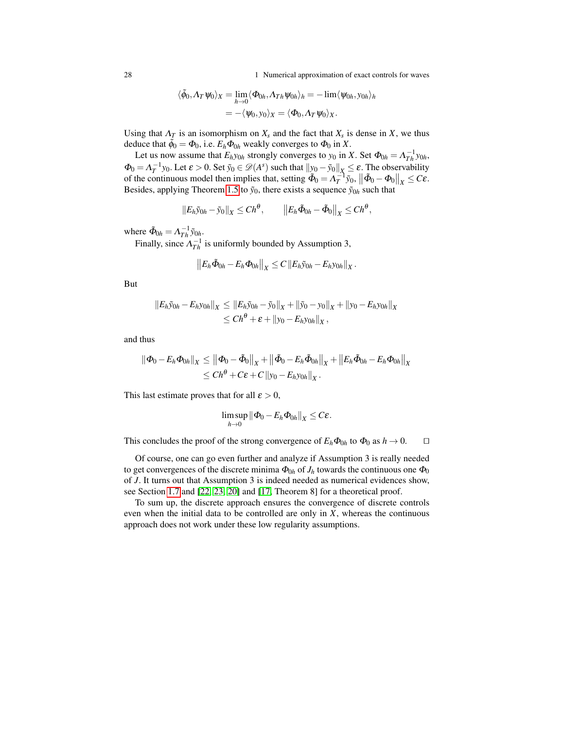$$
\begin{aligned}
\langle \tilde{\phi}_0, \Lambda_T \psi_0 \rangle_X &= \lim_{h\to 0} \langle \Phi_{0h}, \Lambda_{Th} \psi_{0h} \rangle_h = -\lim \langle \psi_{0h}, y_{0h} \rangle_h \\
&= -\langle \psi_0, y_0 \rangle_X = \langle \Phi_0, \Lambda_T \psi_0 \rangle_X.
\end{aligned}
$$

Using that $\Lambda_T$ is an isomorphism on $X_s$ and the fact that $X_s$ is dense in $X$, we thus deduce that $\tilde{\phi}_0 = \Phi_0$, i.e. $E_h \Phi_{0h}$ weakly converges to $\Phi_0$ in $X$.

Let us now assume that $E_h y_{0h}$ strongly converges to $y_0$ in $X$. Set $\Phi_{0h} = \Lambda_{Th}^{-1} y_{0h}$, $\Phi_0 = \Lambda_T^{-1} y_0$. Let $\varepsilon > 0$. Set $\tilde{y}_0 \in \mathscr{D}(A^s)$ such that $\|y_0 - \tilde{y}_0\|_X \leq \varepsilon$. The observability of the continuous model then implies that, setting $\tilde{\Phi}_0 = \Lambda_T^{-1} \tilde{y}_0$, $\|\tilde{\Phi}_0 - \Phi_0\|_X \leq C\varepsilon$. Besides, applying Theorem 1.5 to $\tilde{y}_0$, there exists a sequence $\tilde{y}_{0h}$ such that

$$
\|E_h \tilde{y}_{0h} - \tilde{y}_0\|_X \leq C h^\theta, \qquad \|E_h \tilde{\Phi}_{0h} - \tilde{\Phi}_0\|_X \leq C h^\theta,
$$

where $\tilde{\Phi}_{0h} = \Lambda_{Th}^{-1} \tilde{y}_{0h}$.

Finally, since $\Lambda_{Th}^{-1}$ is uniformly bounded by Assumption 3,

$$
\|E_h \tilde{\Phi}_{0h} - E_h \Phi_{0h}\|_X \leq C \|E_h \tilde{y}_{0h} - E_h y_{0h}\|_X .
$$

But

$$
\begin{aligned}
\|E_h \tilde{y}_{0h} - E_h y_{0h}\|_X &\leq \|E_h \tilde{y}_{0h} - \tilde{y}_0\|_X + \|\tilde{y}_0 - y_0\|_X + \|y_0 - E_h y_{0h}\|_X \\
&\leq C h^\theta + \varepsilon + \|y_0 - E_h y_{0h}\|_X ,
\end{aligned}
$$

and thus

$$
\begin{aligned}
\|\Phi_0 - E_h \Phi_{0h}\|_X &\leq \|\Phi_0 - \tilde{\Phi}_0\|_X + \|\tilde{\Phi}_0 - E_h \tilde{\Phi}_{0h}\|_X + \|E_h \tilde{\Phi}_{0h} - E_h \Phi_{0h}\|_X \\
&\leq C h^\theta + C\varepsilon + C \|y_0 - E_h y_{0h}\|_X .
\end{aligned}
$$

This last estimate proves that for all $\varepsilon > 0$,

$$
\limsup_{h\to 0} \|\Phi_0 - E_h \Phi_{0h}\|_X \leq C\varepsilon.
$$

This concludes the proof of the strong convergence of $E_h \Phi_{0h}$ to $\Phi_0$ as $h \to 0$. □

Of course, one can go even further and analyze if Assumption 3 is really needed to get convergences of the discrete minima $\Phi_{0h}$ of $J_h$ towards the continuous one $\Phi_0$ of $J$. It turns out that Assumption 3 is indeed needed as numerical evidences show, see Section 1.7 and [22, 23, 20] and [17, Theorem 8] for a theoretical proof.

To sum up, the discrete approach ensures the convergence of discrete controls even when the initial data to be controlled are only in $X$, whereas the continuous approach does not work under these low regularity assumptions.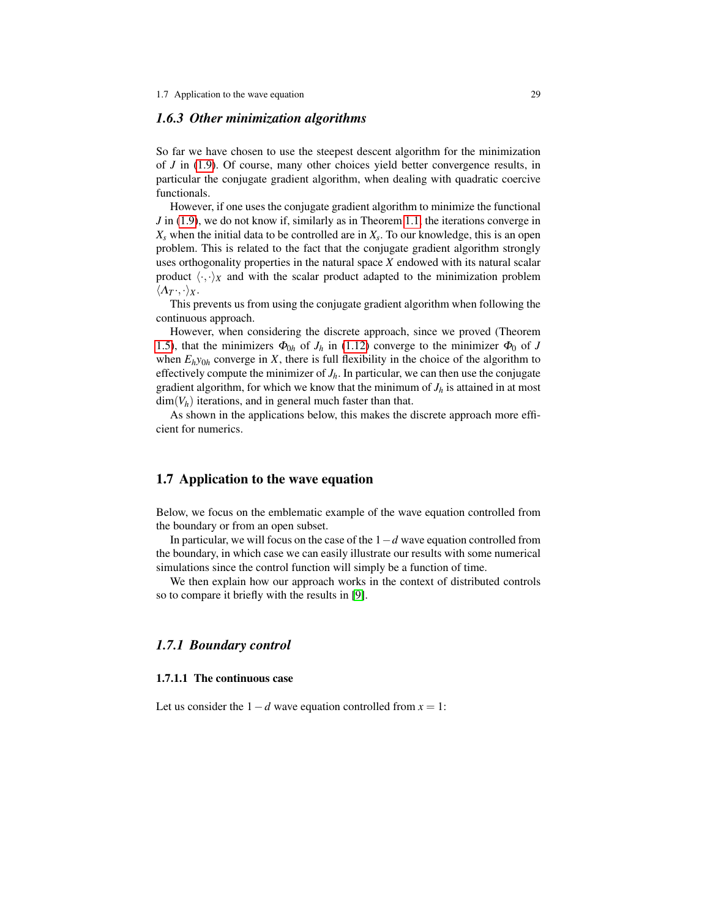### 1.6.3 Other minimization algorithms

So far we have chosen to use the steepest descent algorithm for the minimization of $J$ in (1.9). Of course, many other choices yield better convergence results, in particular the conjugate gradient algorithm, when dealing with quadratic coercive functionals.

However, if one uses the conjugate gradient algorithm to minimize the functional $J$ in (1.9), we do not know if, similarly as in Theorem 1.1, the iterations converge in $X_s$ when the initial data to be controlled are in $X_s$. To our knowledge, this is an open problem. This is related to the fact that the conjugate gradient algorithm strongly uses orthogonality properties in the natural space $X$ endowed with its natural scalar product $\langle \cdot, \cdot \rangle_X$ and with the scalar product adapted to the minimization problem $\langle \Lambda_T \cdot, \cdot \rangle_X$.

This prevents us from using the conjugate gradient algorithm when following the continuous approach.

However, when considering the discrete approach, since we proved (Theorem 1.5), that the minimizers $\Phi_{0h}$ of $J_h$ in (1.12) converge to the minimizer $\Phi_0$ of $J$ when $E_h y_{0h}$ converge in $X$, there is full flexibility in the choice of the algorithm to effectively compute the minimizer of $J_h$. In particular, we can then use the conjugate gradient algorithm, for which we know that the minimum of $J_h$ is attained in at most $\dim(V_h)$ iterations, and in general much faster than that.

As shown in the applications below, this makes the discrete approach more efficient for numerics.

## 1.7 Application to the wave equation

Below, we focus on the emblematic example of the wave equation controlled from the boundary or from an open subset.

In particular, we will focus on the case of the $1-d$ wave equation controlled from the boundary, in which case we can easily illustrate our results with some numerical simulations since the control function will simply be a function of time.

We then explain how our approach works in the context of distributed controls so to compare it briefly with the results in [9].

### 1.7.1 Boundary control

#### 1.7.1.1 The continuous case

Let us consider the $1-d$ wave equation controlled from $x = 1$: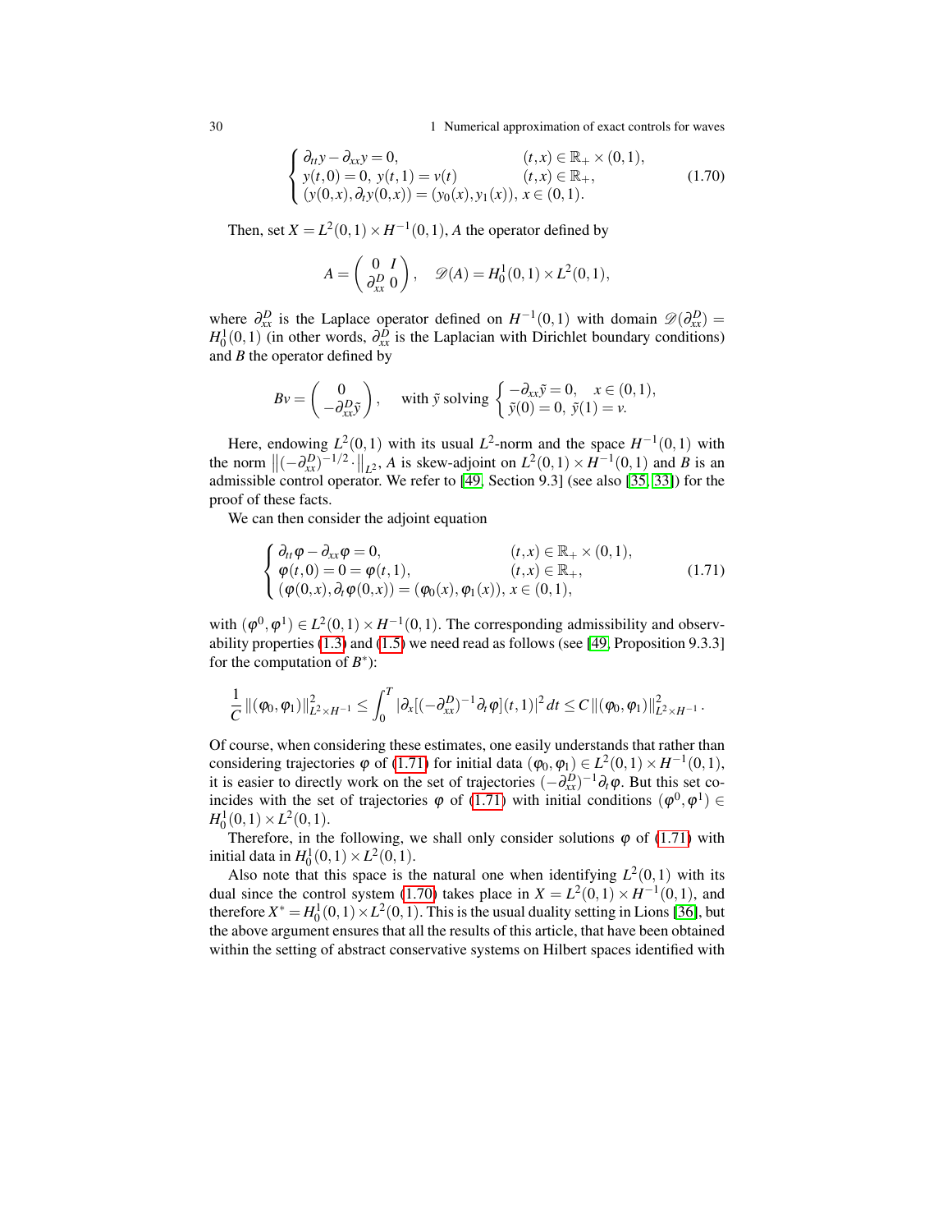$$
\begin{cases}
\partial_{tt} y - \partial_{xx} y = 0, & (t,x) \in \mathbb{R}_+ \times (0,1), \\
y(t,0) = 0, \ y(t,1) = v(t) & (t,x) \in \mathbb{R}_+, \\
(y(0,x), \partial_t y(0,x)) = (y_0(x), y_1(x)), \ x \in (0,1). &
\end{cases}
\tag{1.70}
$$

Then, set $X = L^2(0,1) \times H^{-1}(0,1)$, $A$ the operator defined by

$$
A = \begin{pmatrix} 0 & I \\ \partial_{xx}^D & 0 \end{pmatrix}, \quad \mathscr{D}(A) = H_0^1(0,1) \times L^2(0,1),
$$

where $\partial_{xx}^D$ is the Laplace operator defined on $H^{-1}(0,1)$ with domain $\mathscr{D}(\partial_{xx}^D) = H_0^1(0,1)$ (in other words, $\partial_{xx}^D$ is the Laplacian with Dirichlet boundary conditions) and $B$ the operator defined by

$$
Bv = \begin{pmatrix} 0 \\ -\partial_{xx}^D \tilde{y} \end{pmatrix}, \quad \text{with } \tilde{y} \text{ solving } \begin{cases} -\partial_{xx} \tilde{y} = 0, & x \in (0,1), \\ \tilde{y}(0) = 0, \ \tilde{y}(1) = v. \end{cases}
$$

Here, endowing $L^2(0,1)$ with its usual $L^2$-norm and the space $H^{-1}(0,1)$ with the norm $\left\| (-\partial_{xx}^D)^{-1/2} \cdot \right\|_{L^2}$, $A$ is skew-adjoint on $L^2(0,1) \times H^{-1}(0,1)$ and $B$ is an admissible control operator. We refer to [49, Section 9.3] (see also [35, 33]) for the proof of these facts.

We can then consider the adjoint equation

$$
\begin{cases}
\partial_{tt} \varphi - \partial_{xx} \varphi = 0, & (t,x) \in \mathbb{R}_+ \times (0,1), \\
\varphi(t,0) = 0 = \varphi(t,1), & (t,x) \in \mathbb{R}_+, \\
(\varphi(0,x), \partial_t \varphi(0,x)) = (\varphi_0(x), \varphi_1(x)), \ x \in (0,1), &
\end{cases}
\tag{1.71}
$$

with $(\varphi^0, \varphi^1) \in L^2(0,1) \times H^{-1}(0,1)$. The corresponding admissibility and observability properties (1.3) and (1.5) we need read as follows (see [49, Proposition 9.3.3] for the computation of $B^*$):

$$
\frac{1}{C} \left\| (\varphi_0, \varphi_1) \right\|_{L^2 \times H^{-1}}^2 \leq \int_0^T \left| \partial_x [(-\partial_{xx}^D)^{-1} \partial_t \varphi](t,1) \right|^2 dt \leq C \left\| (\varphi_0, \varphi_1) \right\|_{L^2 \times H^{-1}}^2.
$$

Of course, when considering these estimates, one easily understands that rather than considering trajectories $\varphi$ of (1.71) for initial data $(\varphi_0, \varphi_1) \in L^2(0,1) \times H^{-1}(0,1)$, it is easier to directly work on the set of trajectories $(-\partial_{xx}^D)^{-1} \partial_t \varphi$. But this set coincides with the set of trajectories $\varphi$ of (1.71) with initial conditions $(\varphi^0, \varphi^1) \in H_0^1(0,1) \times L^2(0,1)$.

Therefore, in the following, we shall only consider solutions $\varphi$ of (1.71) with initial data in $H_0^1(0,1) \times L^2(0,1)$.

Also note that this space is the natural one when identifying $L^2(0,1)$ with its dual since the control system (1.70) takes place in $X = L^2(0,1) \times H^{-1}(0,1)$, and therefore $X^* = H_0^1(0,1) \times L^2(0,1)$. This is the usual duality setting in Lions [36], but the above argument ensures that all the results of this article, that have been obtained within the setting of abstract conservative systems on Hilbert spaces identified with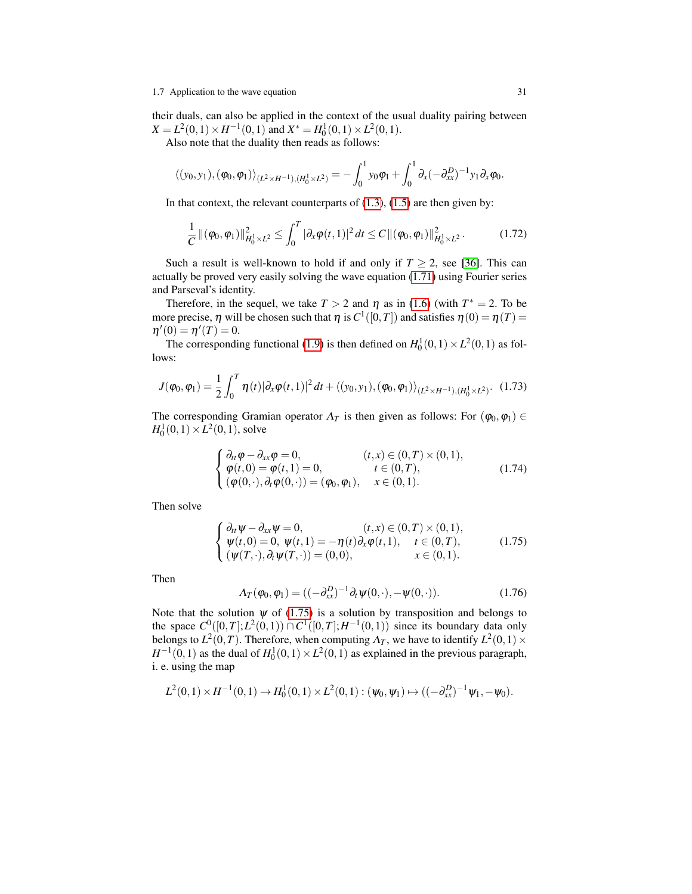their duals, can also be applied in the context of the usual duality pairing between $X = L^2(0,1) \times H^{-1}(0,1)$ and $X^* = H_0^1(0,1) \times L^2(0,1)$.

Also note that the duality then reads as follows:

$$\langle (y_0, y_1), (\varphi_0, \varphi_1) \rangle_{(L^2 \times H^{-1}),(H_0^1 \times L^2)} = -\int_0^1 y_0 \varphi_1 + \int_0^1 \partial_x (-\partial_{xx}^D)^{-1} y_1 \partial_x \varphi_0.$$

In that context, the relevant counterparts of (1.3), (1.5) are then given by:

$$\frac{1}{C} \|(\varphi_0, \varphi_1)\|_{H_0^1 \times L^2}^2 \leq \int_0^T |\partial_x \varphi(t,1)|^2 \, dt \leq C \|(\varphi_0, \varphi_1)\|_{H_0^1 \times L^2}^2 . \tag{1.72}$$

Such a result is well-known to hold if and only if $T \geq 2$, see [36]. This can actually be proved very easily solving the wave equation (1.71) using Fourier series and Parseval's identity.

Therefore, in the sequel, we take $T > 2$ and $\eta$ as in (1.6) (with $T^* = 2$. To be more precise, $\eta$ will be chosen such that $\eta$ is $C^1([0,T])$ and satisfies $\eta(0) = \eta(T) = \eta'(0) = \eta'(T) = 0$.

The corresponding functional (1.9) is then defined on $H_0^1(0,1) \times L^2(0,1)$ as follows:

$$J(\varphi_0, \varphi_1) = \frac{1}{2} \int_0^T \eta(t) |\partial_x \varphi(t,1)|^2 \, dt + \langle (y_0, y_1), (\varphi_0, \varphi_1) \rangle_{(L^2 \times H^{-1}),(H_0^1 \times L^2)} . \tag{1.73}$$

The corresponding Gramian operator $\Lambda_T$ is then given as follows: For $(\varphi_0, \varphi_1) \in H_0^1(0,1) \times L^2(0,1)$, solve

$$\begin{cases} \partial_{tt} \varphi - \partial_{xx} \varphi = 0, & (t,x) \in (0,T) \times (0,1), \\ \varphi(t,0) = \varphi(t,1) = 0, & t \in (0,T), \\ (\varphi(0,\cdot), \partial_t \varphi(0,\cdot)) = (\varphi_0, \varphi_1), & x \in (0,1). \end{cases} \tag{1.74}$$

Then solve

$$\begin{cases} \partial_{tt} \psi - \partial_{xx} \psi = 0, & (t,x) \in (0,T) \times (0,1), \\ \psi(t,0) = 0, \ \psi(t,1) = -\eta(t) \partial_x \varphi(t,1), & t \in (0,T), \\ (\psi(T,\cdot), \partial_t \psi(T,\cdot)) = (0,0), & x \in (0,1). \end{cases} \tag{1.75}$$

Then

$$\Lambda_T(\varphi_0, \varphi_1) = ((-\partial_{xx}^D)^{-1} \partial_t \psi(0,\cdot), -\psi(0,\cdot)). \tag{1.76}$$

Note that the solution $\psi$ of (1.75) is a solution by transposition and belongs to the space $C^0([0,T]; L^2(0,1)) \cap C^1([0,T]; H^{-1}(0,1))$ since its boundary data only belongs to $L^2(0,T)$. Therefore, when computing $\Lambda_T$, we have to identify $L^2(0,1) \times H^{-1}(0,1)$ as the dual of $H_0^1(0,1) \times L^2(0,1)$ as explained in the previous paragraph, i. e. using the map

$$L^2(0,1) \times H^{-1}(0,1) \to H_0^1(0,1) \times L^2(0,1) : (\psi_0, \psi_1) \mapsto ((-\partial_{xx}^D)^{-1} \psi_1, -\psi_0).$$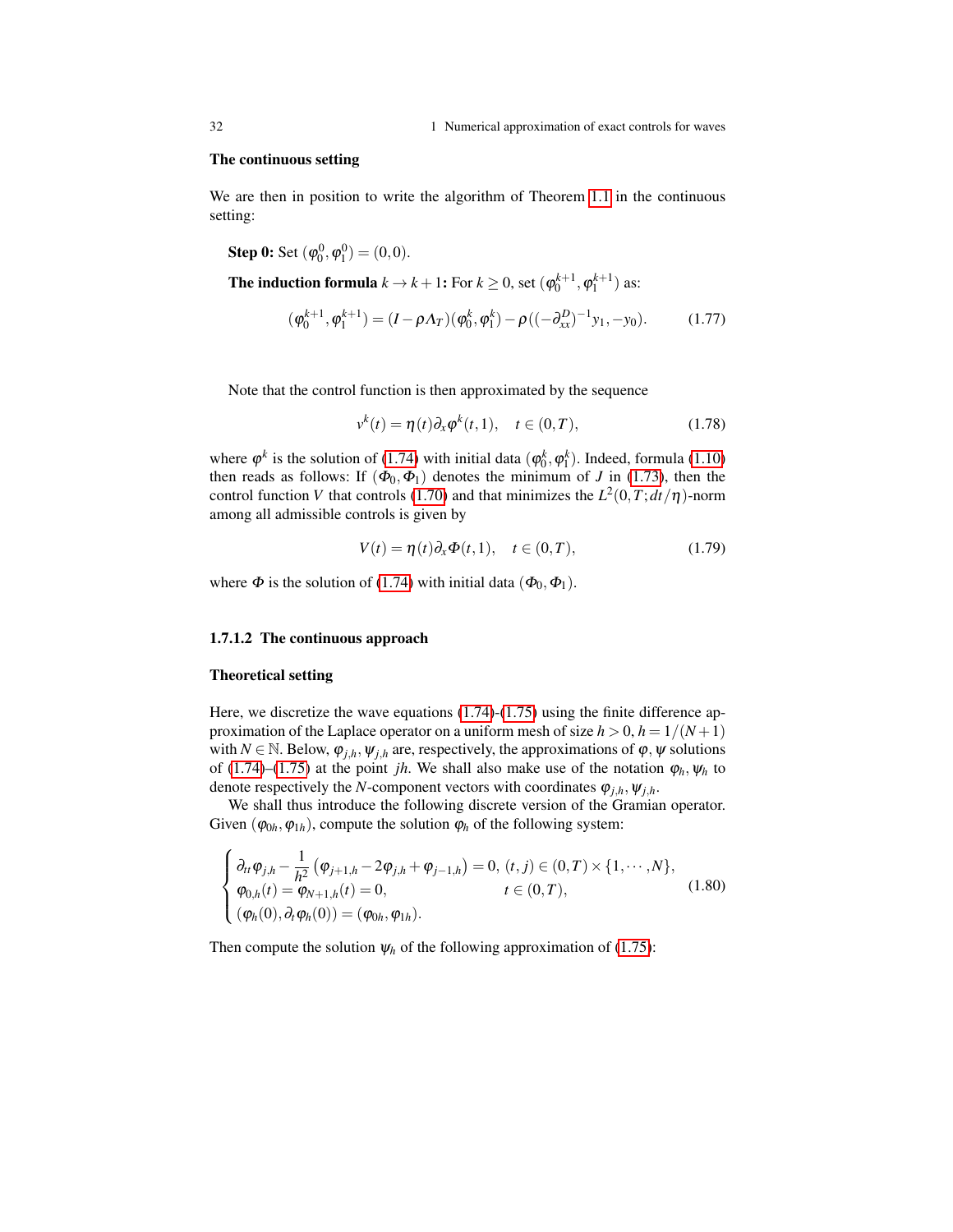**The continuous setting**

We are then in position to write the algorithm of Theorem 1.1 in the continuous setting:

**Step 0:** Set $(\varphi_0^0, \varphi_1^0) = (0,0)$.

**The induction formula** $k \to k+1$**:** For $k \geq 0$, set $(\varphi_0^{k+1}, \varphi_1^{k+1})$ as:

$$(\varphi_0^{k+1}, \varphi_1^{k+1}) = (I - \rho \Lambda_T)(\varphi_0^k, \varphi_1^k) - \rho((-\partial_{xx}^D)^{-1} y_1, -y_0). \tag{1.77}$$

Note that the control function is then approximated by the sequence

$$v^k(t) = \eta(t) \partial_x \varphi^k(t,1), \quad t \in (0,T), \tag{1.78}$$

where $\varphi^k$ is the solution of (1.74) with initial data $(\varphi_0^k, \varphi_1^k)$. Indeed, formula (1.10) then reads as follows: If $(\Phi_0, \Phi_1)$ denotes the minimum of $J$ in (1.73), then the control function $V$ that controls (1.70) and that minimizes the $L^2(0,T;dt/\eta)$-norm among all admissible controls is given by

$$V(t) = \eta(t) \partial_x \Phi(t,1), \quad t \in (0,T), \tag{1.79}$$

where $\Phi$ is the solution of (1.74) with initial data $(\Phi_0, \Phi_1)$.

### 1.7.1.2 The continuous approach

**Theoretical setting**

Here, we discretize the wave equations (1.74)-(1.75) using the finite difference approximation of the Laplace operator on a uniform mesh of size $h > 0$, $h = 1/(N+1)$ with $N \in \mathbb{N}$. Below, $\varphi_{j,h}, \psi_{j,h}$ are, respectively, the approximations of $\varphi, \psi$ solutions of (1.74)–(1.75) at the point $jh$. We shall also make use of the notation $\varphi_h, \psi_h$ to denote respectively the $N$-component vectors with coordinates $\varphi_{j,h}, \psi_{j,h}$.

We shall thus introduce the following discrete version of the Gramian operator. Given $(\varphi_{0h}, \varphi_{1h})$, compute the solution $\varphi_h$ of the following system:

$$\begin{cases} \partial_{tt} \varphi_{j,h} - \dfrac{1}{h^2} \left( \varphi_{j+1,h} - 2\varphi_{j,h} + \varphi_{j-1,h} \right) = 0, & (t,j) \in (0,T) \times \{1, \cdots, N\}, \\ \varphi_{0,h}(t) = \varphi_{N+1,h}(t) = 0, & t \in (0,T), \\ (\varphi_h(0), \partial_t \varphi_h(0)) = (\varphi_{0h}, \varphi_{1h}). \end{cases} \tag{1.80}$$

Then compute the solution $\psi_h$ of the following approximation of (1.75):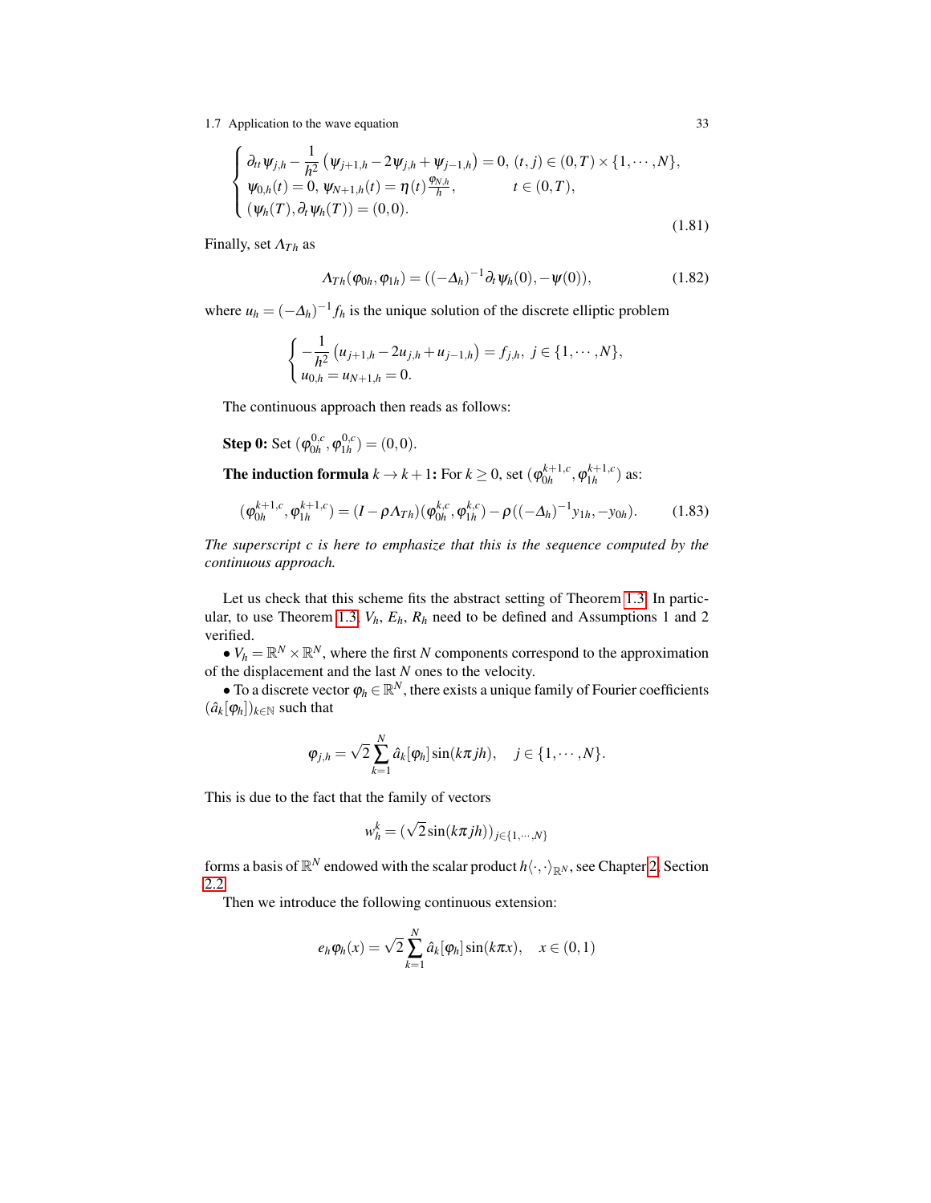$$
\begin{cases}
\partial_{tt}\psi_{j,h} - \dfrac{1}{h^2}\left(\psi_{j+1,h} - 2\psi_{j,h} + \psi_{j-1,h}\right) = 0, \; (t,j) \in (0,T)\times\{1,\cdots,N\}, \\
\psi_{0,h}(t) = 0, \; \psi_{N+1,h}(t) = \eta(t)\frac{\varphi_{N,h}}{h}, \qquad\qquad t \in (0,T), \\
(\psi_h(T), \partial_t\psi_h(T)) = (0,0).
\end{cases}
\tag{1.81}
$$

Finally, set $\Lambda_{Th}$ as

$$
\Lambda_{Th}(\varphi_{0h}, \varphi_{1h}) = ((-\Delta_h)^{-1}\partial_t\psi_h(0), -\psi(0)),
\tag{1.82}
$$

where $u_h = (-\Delta_h)^{-1}f_h$ is the unique solution of the discrete elliptic problem

$$
\begin{cases}
-\dfrac{1}{h^2}\left(u_{j+1,h} - 2u_{j,h} + u_{j-1,h}\right) = f_{j,h}, \; j \in \{1,\cdots,N\}, \\
u_{0,h} = u_{N+1,h} = 0.
\end{cases}
$$

The continuous approach then reads as follows:

**Step 0:** Set $(\varphi_{0h}^{0,c}, \varphi_{1h}^{0,c}) = (0,0)$.

**The induction formula** $k \to k+1$**:** For $k \geq 0$, set $(\varphi_{0h}^{k+1,c}, \varphi_{1h}^{k+1,c})$ as:

$$
(\varphi_{0h}^{k+1,c}, \varphi_{1h}^{k+1,c}) = (I - \rho\Lambda_{Th})(\varphi_{0h}^{k,c}, \varphi_{1h}^{k,c}) - \rho((-\Delta_h)^{-1}y_{1h}, -y_{0h}).
\tag{1.83}
$$

*The superscript c is here to emphasize that this is the sequence computed by the continuous approach.*

Let us check that this scheme fits the abstract setting of Theorem 1.3. In particular, to use Theorem 1.3, $V_h$, $E_h$, $R_h$ need to be defined and Assumptions 1 and 2 verified.

• $V_h = \mathbb{R}^N \times \mathbb{R}^N$, where the first $N$ components correspond to the approximation of the displacement and the last $N$ ones to the velocity.

• To a discrete vector $\varphi_h \in \mathbb{R}^N$, there exists a unique family of Fourier coefficients $(\hat{a}_k[\varphi_h])_{k\in\mathbb{N}}$ such that

$$
\varphi_{j,h} = \sqrt{2}\sum_{k=1}^{N} \hat{a}_k[\varphi_h]\sin(k\pi jh), \quad j \in \{1,\cdots,N\}.
$$

This is due to the fact that the family of vectors

$$
w_h^k = (\sqrt{2}\sin(k\pi jh))_{j\in\{1,\cdots,N\}}
$$

forms a basis of $\mathbb{R}^N$ endowed with the scalar product $h\langle\cdot,\cdot\rangle_{\mathbb{R}^N}$, see Chapter 2, Section 2.2.

Then we introduce the following continuous extension:

$$
e_h\varphi_h(x) = \sqrt{2}\sum_{k=1}^{N} \hat{a}_k[\varphi_h]\sin(k\pi x), \quad x \in (0,1)
$$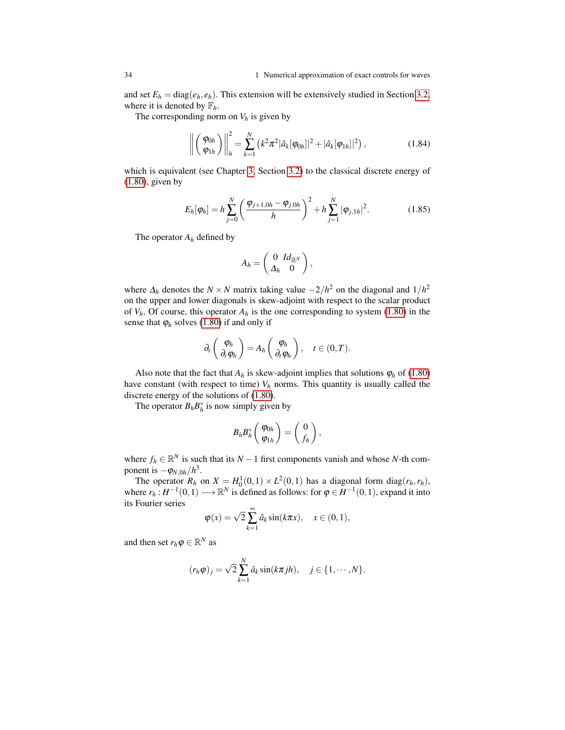and set $E_h = \text{diag}(e_h, e_h)$. This extension will be extensively studied in Section 3.2, where it is denoted by $\mathbb{F}_h$.

The corresponding norm on $V_h$ is given by

$$\left\| \begin{pmatrix} \varphi_{0h} \\ \varphi_{1h} \end{pmatrix} \right\|_h^2 = \sum_{k=1}^{N} \left( k^2 \pi^2 |\hat{a}_k[\varphi_{0h}]|^2 + |\hat{a}_k[\varphi_{1h}]|^2 \right), \tag{1.84}$$

which is equivalent (see Chapter 3, Section 3.2) to the classical discrete energy of (1.80), given by

$$E_h[\varphi_h] = h \sum_{j=0}^{N} \left( \frac{\varphi_{j+1,0h} - \varphi_{j,0h}}{h} \right)^2 + h \sum_{j=1}^{N} |\varphi_{j,1h}|^2. \tag{1.85}$$

The operator $A_h$ defined by

$$A_h = \begin{pmatrix} 0 & Id_{\mathbb{R}^N} \\ \Delta_h & 0 \end{pmatrix},$$

where $\Delta_h$ denotes the $N \times N$ matrix taking value $-2/h^2$ on the diagonal and $1/h^2$ on the upper and lower diagonals is skew-adjoint with respect to the scalar product of $V_h$. Of course, this operator $A_h$ is the one corresponding to system (1.80) in the sense that $\varphi_h$ solves (1.80) if and only if

$$\partial_t \begin{pmatrix} \varphi_h \\ \partial_t \varphi_h \end{pmatrix} = A_h \begin{pmatrix} \varphi_h \\ \partial_t \varphi_h \end{pmatrix}, \quad t \in (0,T).$$

Also note that the fact that $A_h$ is skew-adjoint implies that solutions $\varphi_h$ of (1.80) have constant (with respect to time) $V_h$ norms. This quantity is usually called the discrete energy of the solutions of (1.80).

The operator $B_h B_h^*$ is now simply given by

$$B_h B_h^* \begin{pmatrix} \varphi_{0h} \\ \varphi_{1h} \end{pmatrix} = \begin{pmatrix} 0 \\ f_h \end{pmatrix},$$

where $f_h \in \mathbb{R}^N$ is such that its $N-1$ first components vanish and whose $N$-th component is $-\varphi_{N,0h}/h^3$.

The operator $R_h$ on $X = H_0^1(0,1) \times L^2(0,1)$ has a diagonal form $\text{diag}(r_h, r_h)$, where $r_h : H^{-1}(0,1) \longrightarrow \mathbb{R}^N$ is defined as follows: for $\varphi \in H^{-1}(0,1)$, expand it into its Fourier series

$$\varphi(x) = \sqrt{2} \sum_{k=1}^{\infty} \hat{a}_k \sin(k\pi x), \quad x \in (0,1),$$

and then set $r_h \varphi \in \mathbb{R}^N$ as

$$(r_h \varphi)_j = \sqrt{2} \sum_{k=1}^{N} \hat{a}_k \sin(k\pi jh), \quad j \in \{1, \cdots, N\}.$$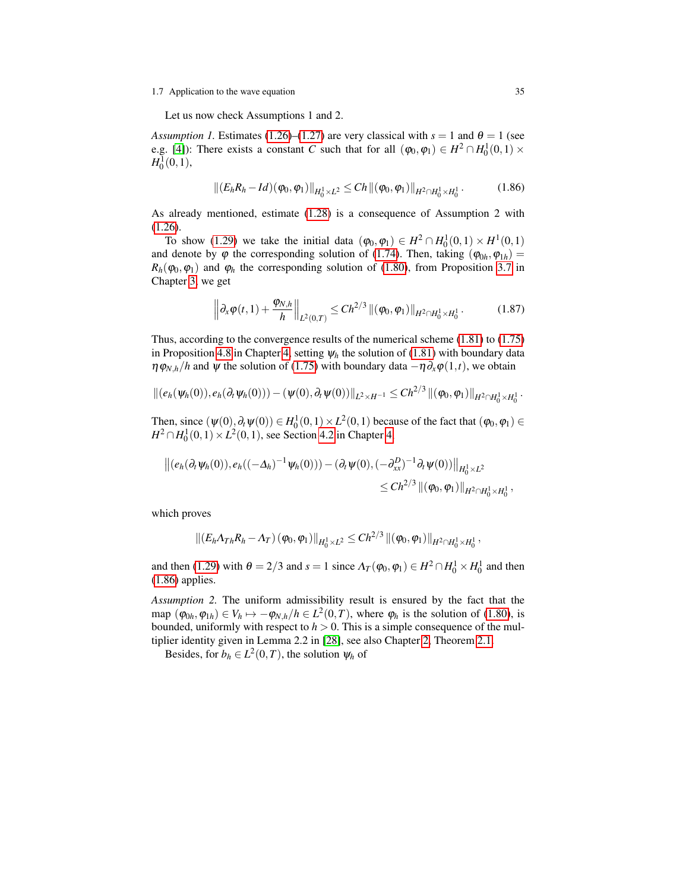Let us now check Assumptions 1 and 2.

*Assumption 1.* Estimates (1.26)–(1.27) are very classical with $s = 1$ and $\theta = 1$ (see e.g. [4]): There exists a constant $C$ such that for all $(\varphi_0, \varphi_1) \in H^2 \cap H_0^1(0,1) \times H_0^1(0,1)$,

$$\|(E_h R_h - Id)(\varphi_0, \varphi_1)\|_{H_0^1 \times L^2} \leq Ch \|(\varphi_0, \varphi_1)\|_{H^2 \cap H_0^1 \times H_0^1}. \tag{1.86}$$

As already mentioned, estimate (1.28) is a consequence of Assumption 2 with (1.26).

To show (1.29) we take the initial data $(\varphi_0, \varphi_1) \in H^2 \cap H_0^1(0,1) \times H^1(0,1)$ and denote by $\varphi$ the corresponding solution of (1.74). Then, taking $(\varphi_{0h}, \varphi_{1h}) = R_h(\varphi_0, \varphi_1)$ and $\varphi_h$ the corresponding solution of (1.80), from Proposition 3.7 in Chapter 3, we get

$$\left\| \partial_x \varphi(t,1) + \frac{\varphi_{N,h}}{h} \right\|_{L^2(0,T)} \leq Ch^{2/3} \|(\varphi_0, \varphi_1)\|_{H^2 \cap H_0^1 \times H_0^1}. \tag{1.87}$$

Thus, according to the convergence results of the numerical scheme (1.81) to (1.75) in Proposition 4.8 in Chapter 4, setting $\psi_h$ the solution of (1.81) with boundary data $\eta \varphi_{N,h}/h$ and $\psi$ the solution of (1.75) with boundary data $-\eta \partial_x \varphi(1,t)$, we obtain

$$\|(e_h(\psi_h(0)), e_h(\partial_t \psi_h(0))) - (\psi(0), \partial_t \psi(0))\|_{L^2 \times H^{-1}} \leq Ch^{2/3} \|(\varphi_0, \varphi_1)\|_{H^2 \cap H_0^1 \times H_0^1}.$$

Then, since $(\psi(0), \partial_t \psi(0)) \in H_0^1(0,1) \times L^2(0,1)$ because of the fact that $(\varphi_0, \varphi_1) \in H^2 \cap H_0^1(0,1) \times L^2(0,1)$, see Section 4.2 in Chapter 4,

$$\begin{aligned}
\left\| (e_h(\partial_t \psi_h(0)), e_h((-\Delta_h)^{-1} \psi_h(0))) - (\partial_t \psi(0), (-\partial_{xx}^D)^{-1} \partial_t \psi(0)) \right\|_{H_0^1 \times L^2} \\
\leq Ch^{2/3} \|(\varphi_0, \varphi_1)\|_{H^2 \cap H_0^1 \times H_0^1},
\end{aligned}$$

which proves

$$\|(E_h \Lambda_{Th} R_h - \Lambda_T)(\varphi_0, \varphi_1)\|_{H_0^1 \times L^2} \leq Ch^{2/3} \|(\varphi_0, \varphi_1)\|_{H^2 \cap H_0^1 \times H_0^1},$$

and then (1.29) with $\theta = 2/3$ and $s = 1$ since $\Lambda_T(\varphi_0, \varphi_1) \in H^2 \cap H_0^1 \times H_0^1$ and then (1.86) applies.

*Assumption 2.* The uniform admissibility result is ensured by the fact that the map $(\varphi_{0h}, \varphi_{1h}) \in V_h \mapsto -\varphi_{N,h}/h \in L^2(0,T)$, where $\varphi_h$ is the solution of (1.80), is bounded, uniformly with respect to $h > 0$. This is a simple consequence of the multiplier identity given in Lemma 2.2 in [28], see also Chapter 2, Theorem 2.1.

Besides, for $b_h \in L^2(0,T)$, the solution $\psi_h$ of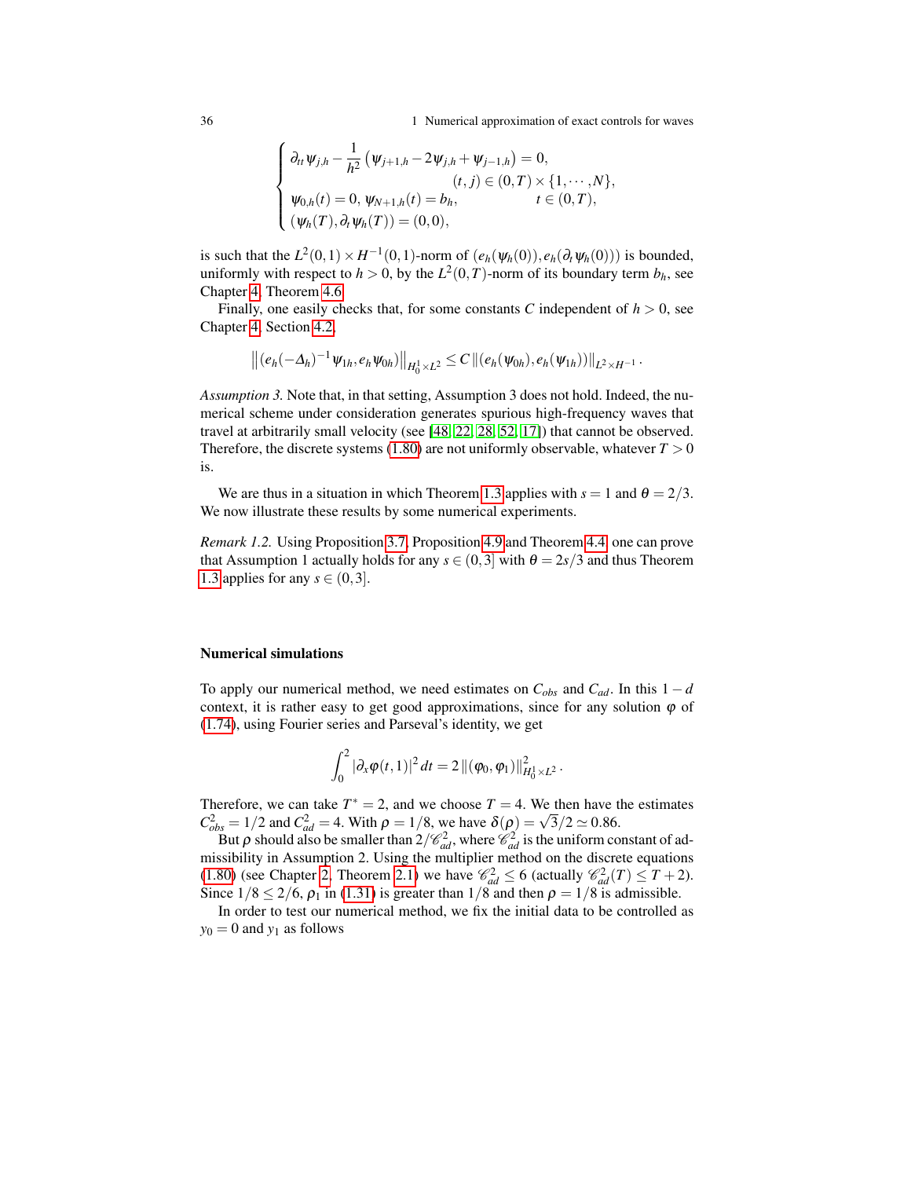$$
\begin{cases}
\partial_{tt}\psi_{j,h} - \dfrac{1}{h^2}\left(\psi_{j+1,h} - 2\psi_{j,h} + \psi_{j-1,h}\right) = 0, \\
\qquad\qquad\qquad\qquad\qquad\qquad (t,j) \in (0,T)\times\{1,\cdots,N\}, \\
\psi_{0,h}(t) = 0,\ \psi_{N+1,h}(t) = b_h, \qquad\qquad t \in (0,T), \\
(\psi_h(T), \partial_t \psi_h(T)) = (0,0),
\end{cases}
$$

is such that the $L^2(0,1)\times H^{-1}(0,1)$-norm of $(e_h(\psi_h(0)), e_h(\partial_t \psi_h(0)))$ is bounded, uniformly with respect to $h>0$, by the $L^2(0,T)$-norm of its boundary term $b_h$, see Chapter 4, Theorem 4.6.

Finally, one easily checks that, for some constants $C$ independent of $h>0$, see Chapter 4, Section 4.2,

$$
\left\|(e_h(-\Delta_h)^{-1}\psi_{1h}, e_h\psi_{0h})\right\|_{H_0^1\times L^2} \le C\left\|(e_h(\psi_{0h}), e_h(\psi_{1h}))\right\|_{L^2\times H^{-1}}.
$$

*Assumption 3.* Note that, in that setting, Assumption 3 does not hold. Indeed, the numerical scheme under consideration generates spurious high-frequency waves that travel at arbitrarily small velocity (see [48, 22, 28, 52, 17]) that cannot be observed. Therefore, the discrete systems (1.80) are not uniformly observable, whatever $T>0$ is.

We are thus in a situation in which Theorem 1.3 applies with $s=1$ and $\theta = 2/3$. We now illustrate these results by some numerical experiments.

*Remark 1.2.* Using Proposition 3.7, Proposition 4.9 and Theorem 4.4, one can prove that Assumption 1 actually holds for any $s\in(0,3]$ with $\theta = 2s/3$ and thus Theorem 1.3 applies for any $s\in(0,3]$.

#### Numerical simulations

To apply our numerical method, we need estimates on $C_{obs}$ and $C_{ad}$. In this $1-d$ context, it is rather easy to get good approximations, since for any solution $\varphi$ of (1.74), using Fourier series and Parseval's identity, we get

$$
\int_0^2 |\partial_x \varphi(t,1)|^2\,dt = 2\left\|(\varphi_0,\varphi_1)\right\|^2_{H_0^1\times L^2}.
$$

Therefore, we can take $T^* = 2$, and we choose $T=4$. We then have the estimates $C_{obs}^2 = 1/2$ and $C_{ad}^2 = 4$. With $\rho = 1/8$, we have $\delta(\rho) = \sqrt{3}/2 \simeq 0.86$.

But $\rho$ should also be smaller than $2/\mathscr{C}_{ad}^2$, where $\mathscr{C}_{ad}^2$ is the uniform constant of admissibility in Assumption 2. Using the multiplier method on the discrete equations (1.80) (see Chapter 2, Theorem 2.1) we have $\mathscr{C}_{ad}^2 \le 6$ (actually $\mathscr{C}_{ad}^2(T)\le T+2$). Since $1/8 \le 2/6$, $\rho_1$ in (1.31) is greater than $1/8$ and then $\rho = 1/8$ is admissible.

In order to test our numerical method, we fix the initial data to be controlled as $y_0 = 0$ and $y_1$ as follows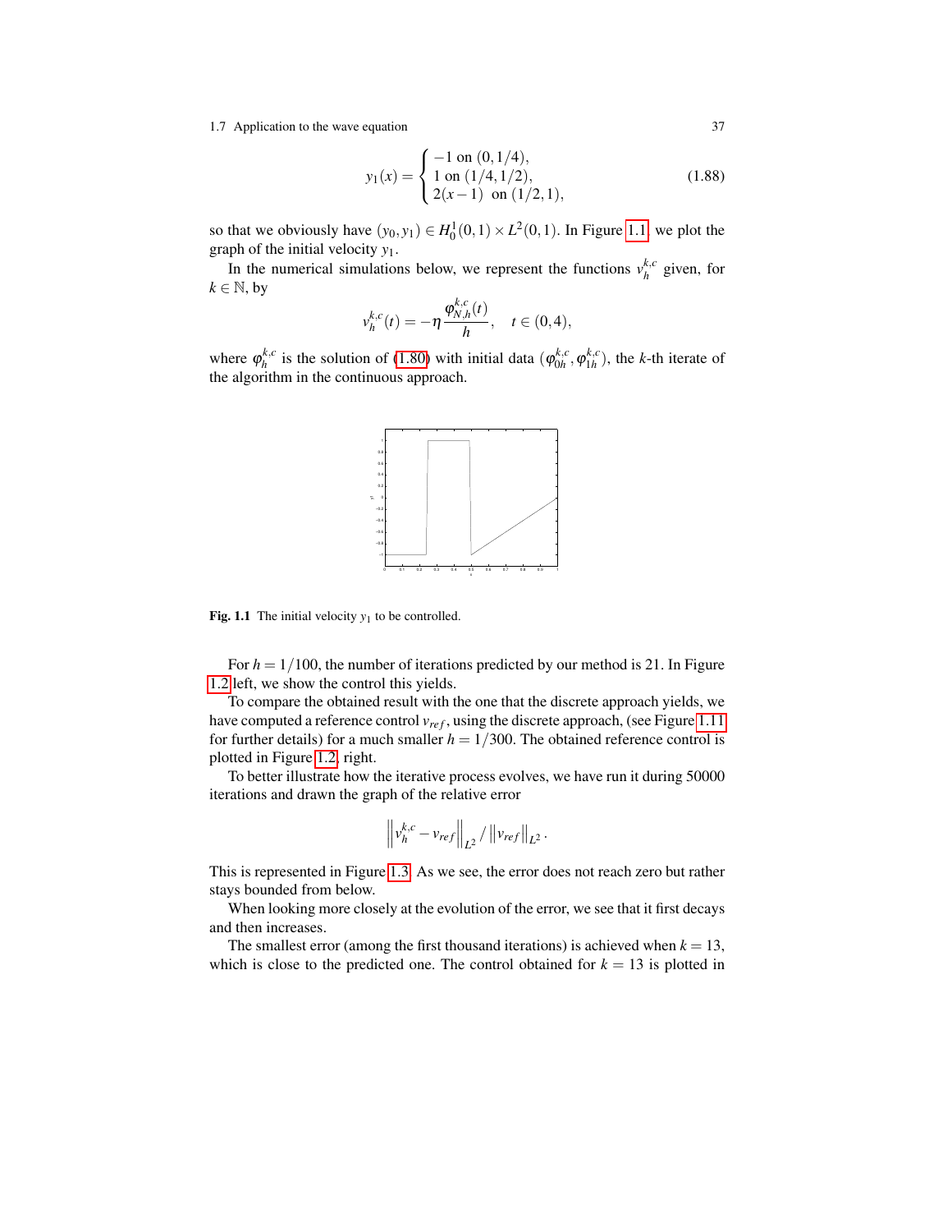$$
y_1(x) = \begin{cases} -1 \text{ on } (0,1/4), \\ 1 \text{ on } (1/4,1/2), \\ 2(x-1) \text{ on } (1/2,1), \end{cases} \tag{1.88}
$$

so that we obviously have $(y_0, y_1) \in H_0^1(0,1) \times L^2(0,1)$. In Figure 1.1, we plot the graph of the initial velocity $y_1$.

In the numerical simulations below, we represent the functions $v_h^{k,c}$ given, for $k \in \mathbb{N}$, by

$$
v_h^{k,c}(t) = -\eta \frac{\varphi_{N,h}^{k,c}(t)}{h}, \quad t \in (0,4),
$$

where $\varphi_h^{k,c}$ is the solution of (1.80) with initial data $(\varphi_{0h}^{k,c}, \varphi_{1h}^{k,c})$, the $k$-th iterate of the algorithm in the continuous approach.

**Fig. 1.1** The initial velocity $y_1$ to be controlled.

For $h = 1/100$, the number of iterations predicted by our method is 21. In Figure 1.2 left, we show the control this yields.

To compare the obtained result with the one that the discrete approach yields, we have computed a reference control $v_{ref}$, using the discrete approach, (see Figure 1.11 for further details) for a much smaller $h = 1/300$. The obtained reference control is plotted in Figure 1.2, right.

To better illustrate how the iterative process evolves, we have run it during 50000 iterations and drawn the graph of the relative error

$$
\left\| v_h^{k,c} - v_{ref} \right\|_{L^2} / \left\| v_{ref} \right\|_{L^2}.
$$

This is represented in Figure 1.3. As we see, the error does not reach zero but rather stays bounded from below.

When looking more closely at the evolution of the error, we see that it first decays and then increases.

The smallest error (among the first thousand iterations) is achieved when $k = 13$, which is close to the predicted one. The control obtained for $k = 13$ is plotted in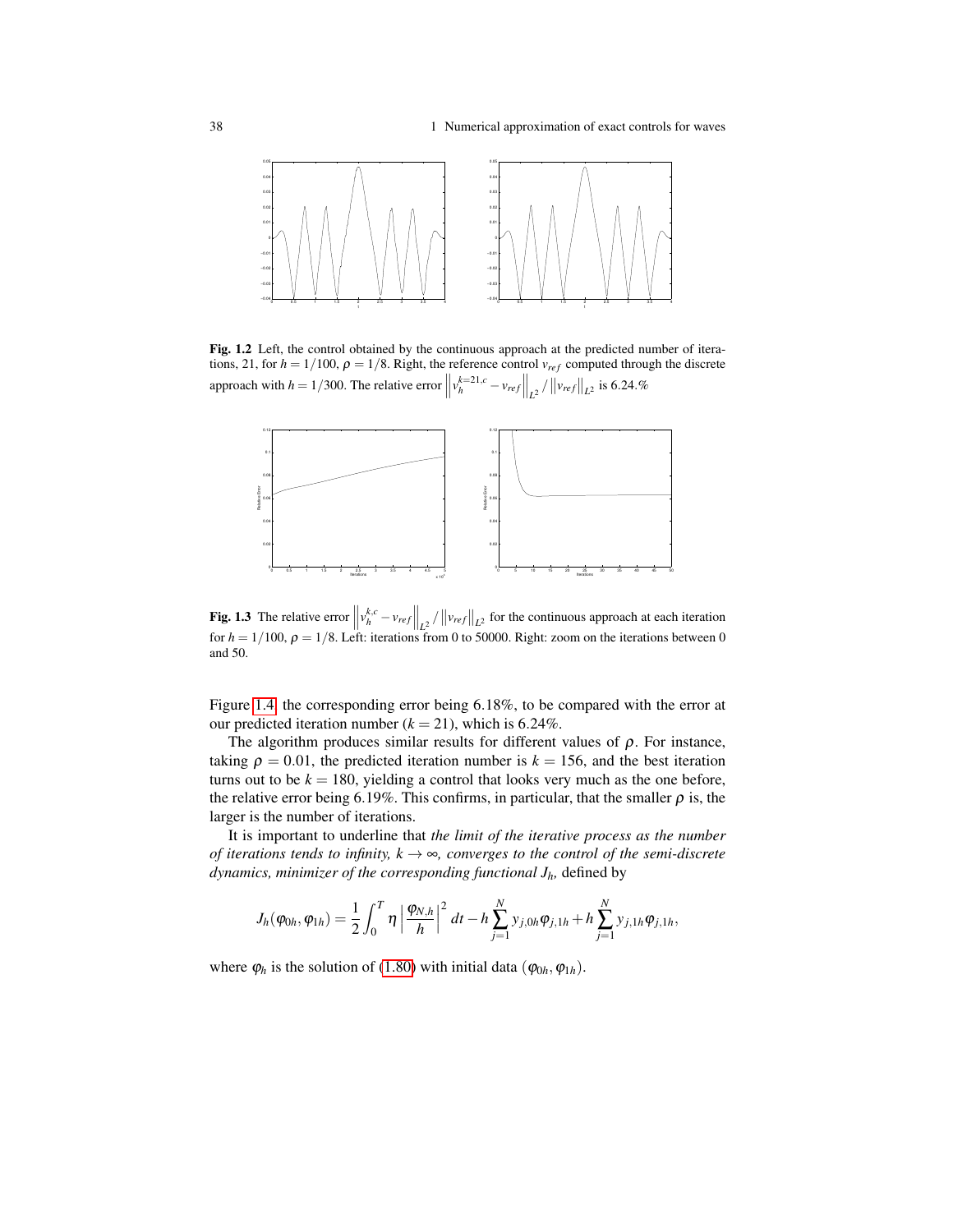**Fig. 1.2** Left, the control obtained by the continuous approach at the predicted number of iterations, 21, for $h = 1/100$, $\rho = 1/8$. Right, the reference control $v_{ref}$ computed through the discrete approach with $h = 1/300$. The relative error $\left\| v_h^{k=21,c} - v_{ref} \right\|_{L^2} / \left\| v_{ref} \right\|_{L^2}$ is 6.24.%

**Fig. 1.3** The relative error $\left\| v_h^{k,c} - v_{ref} \right\|_{L^2} / \left\| v_{ref} \right\|_{L^2}$ for the continuous approach at each iteration for $h = 1/100$, $\rho = 1/8$. Left: iterations from 0 to 50000. Right: zoom on the iterations between 0 and 50.

Figure 1.4, the corresponding error being 6.18%, to be compared with the error at our predicted iteration number ($k = 21$), which is 6.24%.

The algorithm produces similar results for different values of $\rho$. For instance, taking $\rho = 0.01$, the predicted iteration number is $k = 156$, and the best iteration turns out to be $k = 180$, yielding a control that looks very much as the one before, the relative error being 6.19%. This confirms, in particular, that the smaller $\rho$ is, the larger is the number of iterations.

It is important to underline that *the limit of the iterative process as the number of iterations tends to infinity, $k \to \infty$, converges to the control of the semi-discrete dynamics, minimizer of the corresponding functional $J_h$,* defined by

$$J_h(\varphi_{0h}, \varphi_{1h}) = \frac{1}{2} \int_0^T \eta \left| \frac{\varphi_{N,h}}{h} \right|^2 dt - h \sum_{j=1}^{N} y_{j,0h} \varphi_{j,1h} + h \sum_{j=1}^{N} y_{j,1h} \varphi_{j,1h},$$

where $\varphi_h$ is the solution of (1.80) with initial data $(\varphi_{0h}, \varphi_{1h})$.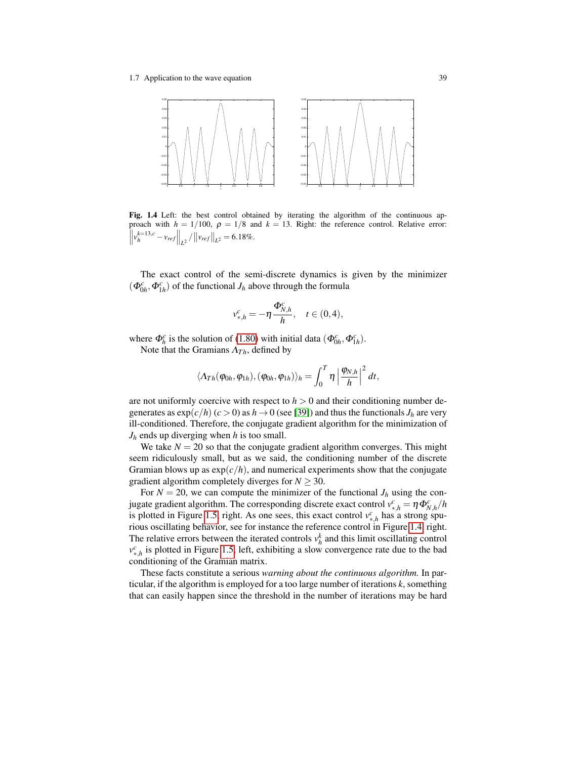**Fig. 1.4** Left: the best control obtained by iterating the algorithm of the continuous approach with $h = 1/100$, $\rho = 1/8$ and $k = 13$. Right: the reference control. Relative error: $\left\| v_h^{k=13,c} - v_{ref} \right\|_{L^2} / \left\| v_{ref} \right\|_{L^2} = 6.18\%$.

The exact control of the semi-discrete dynamics is given by the minimizer $(\Phi^c_{0h}, \Phi^c_{1h})$ of the functional $J_h$ above through the formula

$$v^c_{*,h} = -\eta \frac{\Phi^c_{N,h}}{h}, \quad t \in (0,4),$$

where $\Phi^c_h$ is the solution of (1.80) with initial data $(\Phi^c_{0h}, \Phi^c_{1h})$.

Note that the Gramians $\Lambda_{Th}$, defined by

$$\langle \Lambda_{Th}(\varphi_{0h}, \varphi_{1h}), (\varphi_{0h}, \varphi_{1h}) \rangle_h = \int_0^T \eta \left| \frac{\varphi_{N,h}}{h} \right|^2 dt,$$

are not uniformly coercive with respect to $h > 0$ and their conditioning number degenerates as $\exp(c/h)$ ($c > 0$) as $h \to 0$ (see [39]) and thus the functionals $J_h$ are very ill-conditioned. Therefore, the conjugate gradient algorithm for the minimization of $J_h$ ends up diverging when $h$ is too small.

We take $N = 20$ so that the conjugate gradient algorithm converges. This might seem ridiculously small, but as we said, the conditioning number of the discrete Gramian blows up as $\exp(c/h)$, and numerical experiments show that the conjugate gradient algorithm completely diverges for $N \geq 30$.

For $N = 20$, we can compute the minimizer of the functional $J_h$ using the conjugate gradient algorithm. The corresponding discrete exact control $v^c_{*,h} = \eta \Phi^c_{N,h}/h$ is plotted in Figure 1.5, right. As one sees, this exact control $v^c_{*,h}$ has a strong spurious oscillating behavior, see for instance the reference control in Figure 1.4, right. The relative errors between the iterated controls $v^k_h$ and this limit oscillating control $v^c_{*,h}$ is plotted in Figure 1.5, left, exhibiting a slow convergence rate due to the bad conditioning of the Gramian matrix.

These facts constitute a serious *warning about the continuous algorithm.* In particular, if the algorithm is employed for a too large number of iterations $k$, something that can easily happen since the threshold in the number of iterations may be hard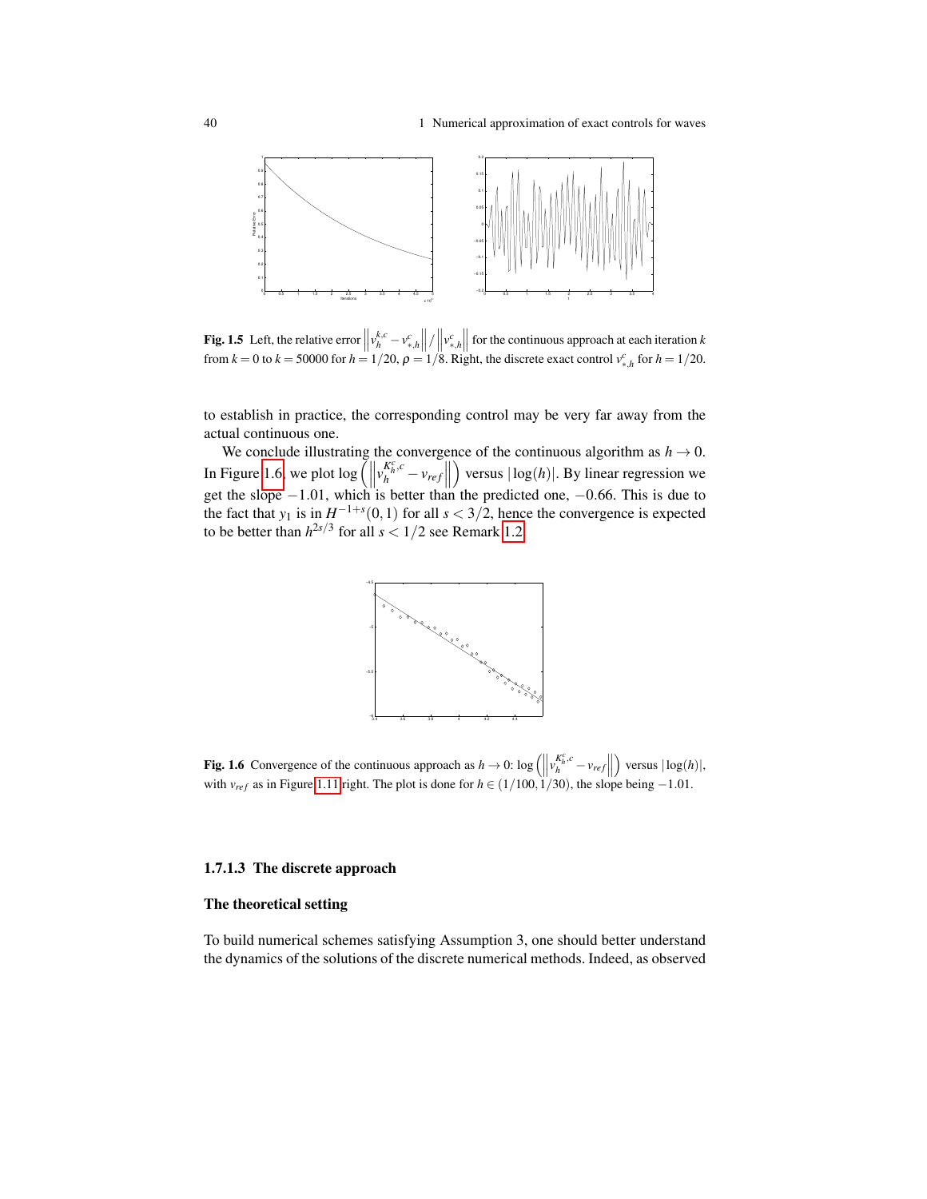**Fig. 1.5** Left, the relative error $\left\| v_h^{k,c} - v_{*,h}^c \right\| / \left\| v_{*,h}^c \right\|$ for the continuous approach at each iteration $k$ from $k = 0$ to $k = 50000$ for $h = 1/20$, $\rho = 1/8$. Right, the discrete exact control $v_{*,h}^c$ for $h = 1/20$.

to establish in practice, the corresponding control may be very far away from the actual continuous one.

We conclude illustrating the convergence of the continuous algorithm as $h \to 0$. In Figure 1.6, we plot $\log\left(\left\| v_h^{K_h^c,c} - v_{ref} \right\|\right)$ versus $|\log(h)|$. By linear regression we get the slope $-1.01$, which is better than the predicted one, $-0.66$. This is due to the fact that $y_1$ is in $H^{-1+s}(0,1)$ for all $s < 3/2$, hence the convergence is expected to be better than $h^{2s/3}$ for all $s < 1/2$ see Remark 1.2.

**Fig. 1.6** Convergence of the continuous approach as $h \to 0$: $\log\left(\left\| v_h^{K_h^c,c} - v_{ref} \right\|\right)$ versus $|\log(h)|$, with $v_{ref}$ as in Figure 1.11 right. The plot is done for $h \in (1/100, 1/30)$, the slope being $-1.01$.

#### 1.7.1.3 The discrete approach

**The theoretical setting**

To build numerical schemes satisfying Assumption 3, one should better understand the dynamics of the solutions of the discrete numerical methods. Indeed, as observed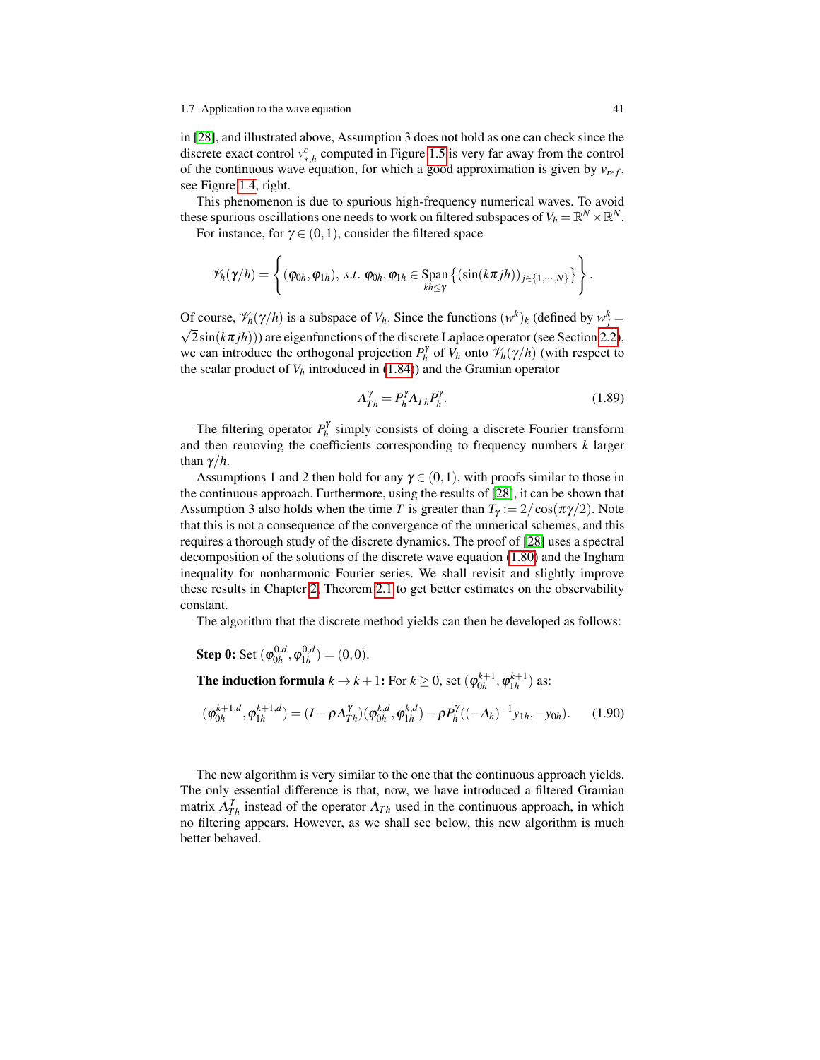in [28], and illustrated above, Assumption 3 does not hold as one can check since the discrete exact control $v^c_{*,h}$ computed in Figure 1.5 is very far away from the control of the continuous wave equation, for which a good approximation is given by $v_{ref}$, see Figure 1.4, right.

This phenomenon is due to spurious high-frequency numerical waves. To avoid these spurious oscillations one needs to work on filtered subspaces of $V_h = \mathbb{R}^N \times \mathbb{R}^N$.

For instance, for $\gamma \in (0,1)$, consider the filtered space

$$\mathscr{V}_h(\gamma/h) = \left\{ (\varphi_{0h}, \varphi_{1h}),\ s.t.\ \varphi_{0h}, \varphi_{1h} \in \underset{kh \leq \gamma}{\operatorname{Span}} \left\{ (\sin(k\pi jh))_{j\in\{1,\cdots,N\}} \right\} \right\}.$$

Of course, $\mathscr{V}_h(\gamma/h)$ is a subspace of $V_h$. Since the functions $(w^k)_k$ (defined by $w^k_j = \sqrt{2}\sin(k\pi jh)$) are eigenfunctions of the discrete Laplace operator (see Section 2.2), we can introduce the orthogonal projection $P^\gamma_h$ of $V_h$ onto $\mathscr{V}_h(\gamma/h)$ (with respect to the scalar product of $V_h$ introduced in (1.84)) and the Gramian operator

$$\Lambda^\gamma_{Th} = P^\gamma_h \Lambda_{Th} P^\gamma_h. \tag{1.89}$$

The filtering operator $P^\gamma_h$ simply consists of doing a discrete Fourier transform and then removing the coefficients corresponding to frequency numbers $k$ larger than $\gamma/h$.

Assumptions 1 and 2 then hold for any $\gamma \in (0,1)$, with proofs similar to those in the continuous approach. Furthermore, using the results of [28], it can be shown that Assumption 3 also holds when the time $T$ is greater than $T_\gamma := 2/\cos(\pi\gamma/2)$. Note that this is not a consequence of the convergence of the numerical schemes, and this requires a thorough study of the discrete dynamics. The proof of [28] uses a spectral decomposition of the solutions of the discrete wave equation (1.80) and the Ingham inequality for nonharmonic Fourier series. We shall revisit and slightly improve these results in Chapter 2, Theorem 2.1 to get better estimates on the observability constant.

The algorithm that the discrete method yields can then be developed as follows:

**Step 0:** Set $(\varphi^{0,d}_{0h}, \varphi^{0,d}_{1h}) = (0,0)$.

**The induction formula** $k \to k+1$**:** For $k \geq 0$, set $(\varphi^{k+1}_{0h}, \varphi^{k+1}_{1h})$ as:

$$(\varphi^{k+1,d}_{0h}, \varphi^{k+1,d}_{1h}) = (I - \rho\Lambda^\gamma_{Th})(\varphi^{k,d}_{0h}, \varphi^{k,d}_{1h}) - \rho P^\gamma_h((-\Delta_h)^{-1} y_{1h}, -y_{0h}). \tag{1.90}$$

The new algorithm is very similar to the one that the continuous approach yields. The only essential difference is that, now, we have introduced a filtered Gramian matrix $\Lambda^\gamma_{Th}$ instead of the operator $\Lambda_{Th}$ used in the continuous approach, in which no filtering appears. However, as we shall see below, this new algorithm is much better behaved.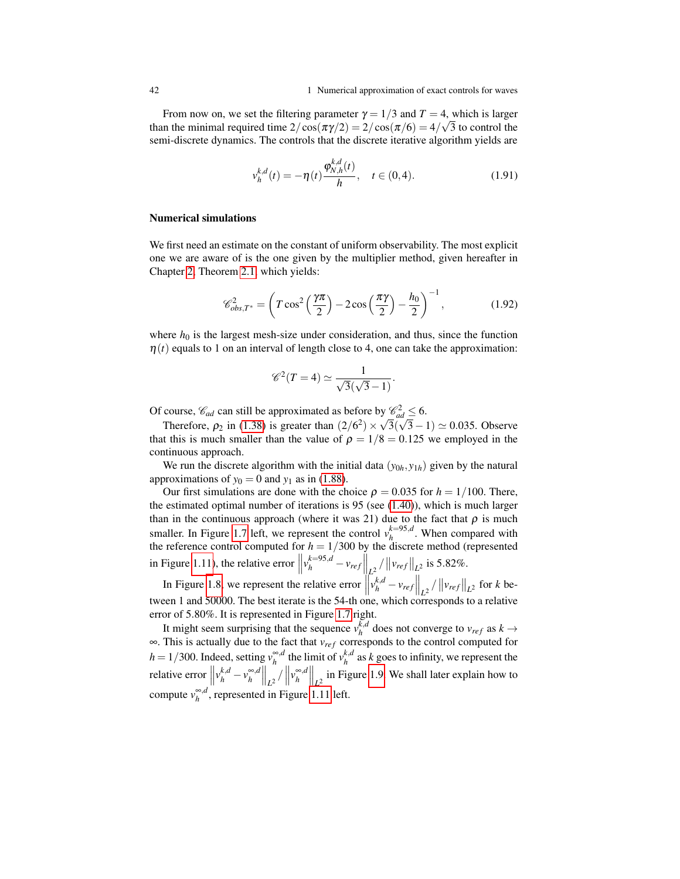From now on, we set the filtering parameter $\gamma = 1/3$ and $T = 4$, which is larger than the minimal required time $2/\cos(\pi\gamma/2) = 2/\cos(\pi/6) = 4/\sqrt{3}$ to control the semi-discrete dynamics. The controls that the discrete iterative algorithm yields are

$$v_h^{k,d}(t) = -\eta(t)\frac{\varphi_{N,h}^{k,d}(t)}{h}, \quad t \in (0,4). \tag{1.91}$$

### Numerical simulations

We first need an estimate on the constant of uniform observability. The most explicit one we are aware of is the one given by the multiplier method, given hereafter in Chapter 2, Theorem 2.1, which yields:

$$\mathscr{C}_{obs,T^*}^2 = \left(T\cos^2\left(\frac{\gamma\pi}{2}\right) - 2\cos\left(\frac{\pi\gamma}{2}\right) - \frac{h_0}{2}\right)^{-1}, \tag{1.92}$$

where $h_0$ is the largest mesh-size under consideration, and thus, since the function $\eta(t)$ equals to 1 on an interval of length close to 4, one can take the approximation:

$$\mathscr{C}^2(T=4) \simeq \frac{1}{\sqrt{3}(\sqrt{3}-1)}.$$

Of course, $\mathscr{C}_{ad}$ can still be approximated as before by $\mathscr{C}_{ad}^2 \leq 6$.

Therefore, $\rho_2$ in (1.38) is greater than $(2/6^2) \times \sqrt{3}(\sqrt{3}-1) \simeq 0.035$. Observe that this is much smaller than the value of $\rho = 1/8 = 0.125$ we employed in the continuous approach.

We run the discrete algorithm with the initial data $(y_{0h}, y_{1h})$ given by the natural approximations of $y_0 = 0$ and $y_1$ as in (1.88).

Our first simulations are done with the choice $\rho = 0.035$ for $h = 1/100$. There, the estimated optimal number of iterations is 95 (see (1.40)), which is much larger than in the continuous approach (where it was 21) due to the fact that $\rho$ is much smaller. In Figure 1.7 left, we represent the control $v_h^{k=95,d}$. When compared with the reference control computed for $h = 1/300$ by the discrete method (represented in Figure 1.11), the relative error $\left\|v_h^{k=95,d} - v_{ref}\right\|_{L^2} / \left\|v_{ref}\right\|_{L^2}$ is 5.82%.

In Figure 1.8, we represent the relative error $\left\|v_h^{k,d} - v_{ref}\right\|_{L^2} / \left\|v_{ref}\right\|_{L^2}$ for $k$ between 1 and 50000. The best iterate is the 54-th one, which corresponds to a relative error of 5.80%. It is represented in Figure 1.7 right.

It might seem surprising that the sequence $v_h^{k,d}$ does not converge to $v_{ref}$ as $k \to \infty$. This is actually due to the fact that $v_{ref}$ corresponds to the control computed for $h = 1/300$. Indeed, setting $v_h^{\infty,d}$ the limit of $v_h^{k,d}$ as $k$ goes to infinity, we represent the relative error $\left\|v_h^{k,d} - v_h^{\infty,d}\right\|_{L^2} / \left\|v_h^{\infty,d}\right\|_{L^2}$ in Figure 1.9. We shall later explain how to compute $v_h^{\infty,d}$, represented in Figure 1.11 left.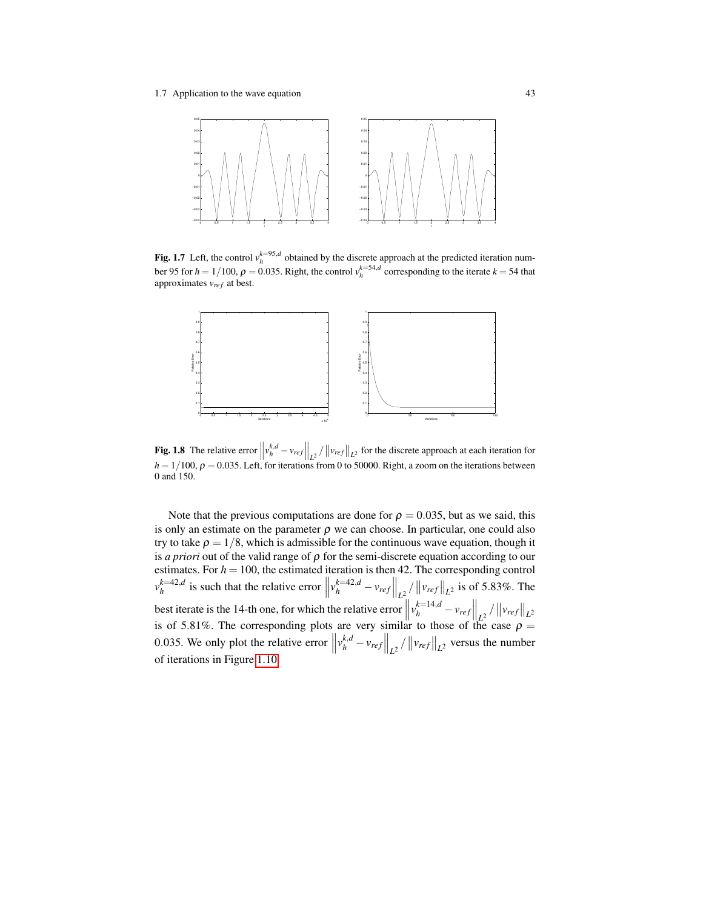**Fig. 1.7** Left, the control $v_h^{k=95,d}$ obtained by the discrete approach at the predicted iteration number 95 for $h = 1/100$, $\rho = 0.035$. Right, the control $v_h^{k=54,d}$ corresponding to the iterate $k = 54$ that approximates $v_{ref}$ at best.

**Fig. 1.8** The relative error $\left\| v_h^{k,d} - v_{ref} \right\|_{L^2} / \left\| v_{ref} \right\|_{L^2}$ for the discrete approach at each iteration for $h = 1/100$, $\rho = 0.035$. Left, for iterations from 0 to 50000. Right, a zoom on the iterations between 0 and 150.

Note that the previous computations are done for $\rho = 0.035$, but as we said, this is only an estimate on the parameter $\rho$ we can choose. In particular, one could also try to take $\rho = 1/8$, which is admissible for the continuous wave equation, though it is *a priori* out of the valid range of $\rho$ for the semi-discrete equation according to our estimates. For $h = 100$, the estimated iteration is then 42. The corresponding control $v_h^{k=42,d}$ is such that the relative error $\left\| v_h^{k=42,d} - v_{ref} \right\|_{L^2} / \left\| v_{ref} \right\|_{L^2}$ is of 5.83%. The best iterate is the 14-th one, for which the relative error $\left\| v_h^{k=14,d} - v_{ref} \right\|_{L^2} / \left\| v_{ref} \right\|_{L^2}$ is of 5.81%. The corresponding plots are very similar to those of the case $\rho = 0.035$. We only plot the relative error $\left\| v_h^{k,d} - v_{ref} \right\|_{L^2} / \left\| v_{ref} \right\|_{L^2}$ versus the number of iterations in Figure 1.10.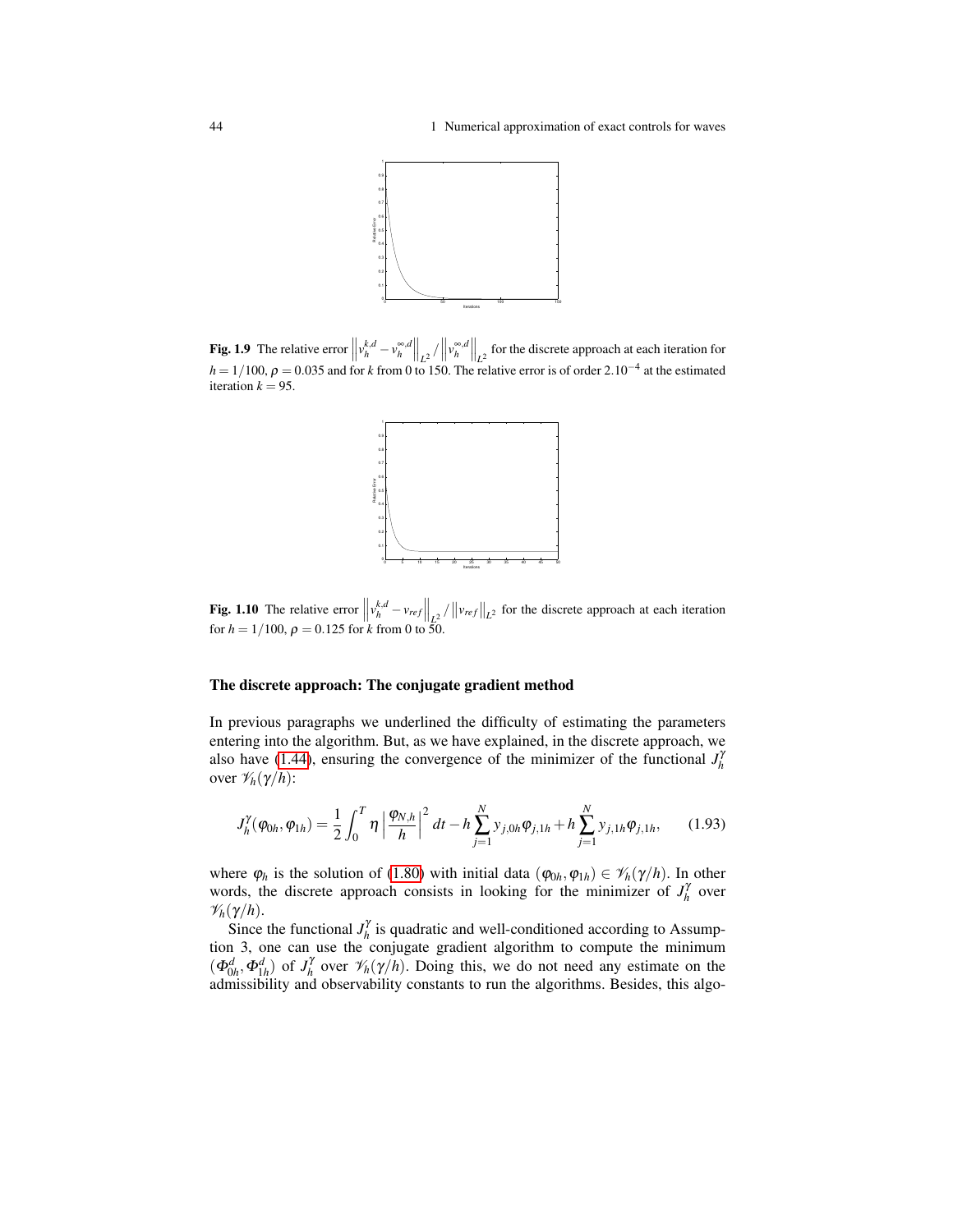**Fig. 1.9** The relative error $\left\|v_h^{k,d} - v_h^{\infty,d}\right\|_{L^2} / \left\|v_h^{\infty,d}\right\|_{L^2}$ for the discrete approach at each iteration for $h = 1/100$, $\rho = 0.035$ and for $k$ from 0 to 150. The relative error is of order $2.10^{-4}$ at the estimated iteration $k = 95$.

**Fig. 1.10** The relative error $\left\|v_h^{k,d} - v_{ref}\right\|_{L^2} / \left\|v_{ref}\right\|_{L^2}$ for the discrete approach at each iteration for $h = 1/100$, $\rho = 0.125$ for $k$ from 0 to 50.

### The discrete approach: The conjugate gradient method

In previous paragraphs we underlined the difficulty of estimating the parameters entering into the algorithm. But, as we have explained, in the discrete approach, we also have (1.44), ensuring the convergence of the minimizer of the functional $J_h^\gamma$ over $\mathscr{V}_h(\gamma/h)$:

$$J_h^\gamma(\varphi_{0h}, \varphi_{1h}) = \frac{1}{2} \int_0^T \eta \left| \frac{\varphi_{N,h}}{h} \right|^2 dt - h \sum_{j=1}^N y_{j,0h} \varphi_{j,1h} + h \sum_{j=1}^N y_{j,1h} \varphi_{j,1h}, \qquad (1.93)$$

where $\varphi_h$ is the solution of (1.80) with initial data $(\varphi_{0h}, \varphi_{1h}) \in \mathscr{V}_h(\gamma/h)$. In other words, the discrete approach consists in looking for the minimizer of $J_h^\gamma$ over $\mathscr{V}_h(\gamma/h)$.

Since the functional $J_h^\gamma$ is quadratic and well-conditioned according to Assumption 3, one can use the conjugate gradient algorithm to compute the minimum $(\Phi_{0h}^d, \Phi_{1h}^d)$ of $J_h^\gamma$ over $\mathscr{V}_h(\gamma/h)$. Doing this, we do not need any estimate on the admissibility and observability constants to run the algorithms. Besides, this algo-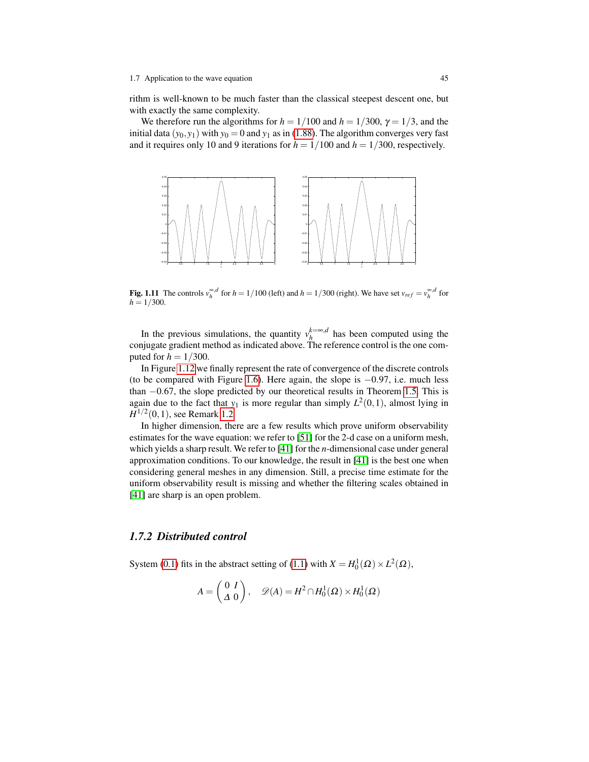rithm is well-known to be much faster than the classical steepest descent one, but with exactly the same complexity.

We therefore run the algorithms for $h = 1/100$ and $h = 1/300$, $\gamma = 1/3$, and the initial data $(y_0, y_1)$ with $y_0 = 0$ and $y_1$ as in (1.88). The algorithm converges very fast and it requires only 10 and 9 iterations for $h = 1/100$ and $h = 1/300$, respectively.

**Fig. 1.11** The controls $v_h^{\infty,d}$ for $h = 1/100$ (left) and $h = 1/300$ (right). We have set $v_{ref} = v_h^{\infty,d}$ for $h = 1/300$.

In the previous simulations, the quantity $v_h^{k=\infty,d}$ has been computed using the conjugate gradient method as indicated above. The reference control is the one computed for $h = 1/300$.

In Figure 1.12 we finally represent the rate of convergence of the discrete controls (to be compared with Figure 1.6). Here again, the slope is $-0.97$, i.e. much less than $-0.67$, the slope predicted by our theoretical results in Theorem 1.5. This is again due to the fact that $y_1$ is more regular than simply $L^2(0,1)$, almost lying in $H^{1/2}(0,1)$, see Remark 1.2.

In higher dimension, there are a few results which prove uniform observability estimates for the wave equation: we refer to [51] for the 2-d case on a uniform mesh, which yields a sharp result. We refer to [41] for the $n$-dimensional case under general approximation conditions. To our knowledge, the result in [41] is the best one when considering general meshes in any dimension. Still, a precise time estimate for the uniform observability result is missing and whether the filtering scales obtained in [41] are sharp is an open problem.

### *1.7.2 Distributed control*

System (0.1) fits in the abstract setting of (1.1) with $X = H_0^1(\Omega) \times L^2(\Omega)$,

$$A = \begin{pmatrix} 0 & I \\ \Delta & 0 \end{pmatrix}, \quad \mathscr{D}(A) = H^2 \cap H_0^1(\Omega) \times H_0^1(\Omega)$$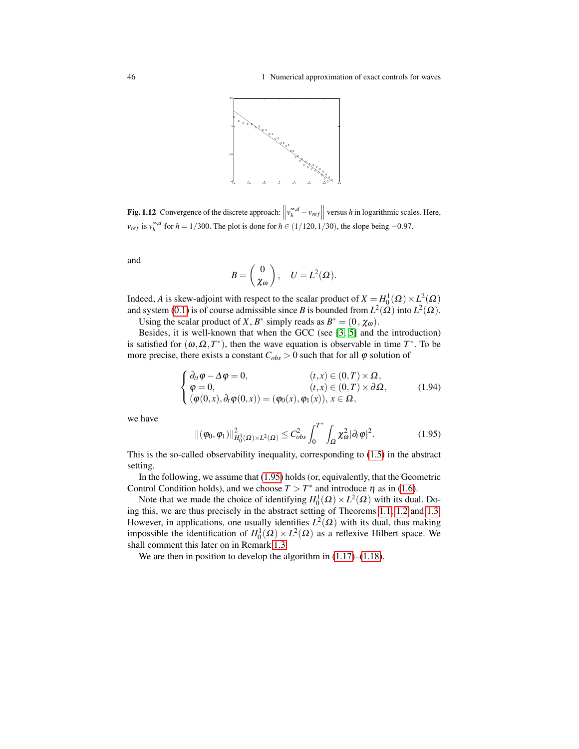**Fig. 1.12** Convergence of the discrete approach: $\left\| v_h^{\infty,d} - v_{ref} \right\|$ versus $h$ in logarithmic scales. Here, $v_{ref}$ is $v_h^{\infty,d}$ for $h = 1/300$. The plot is done for $h \in (1/120, 1/30)$, the slope being $-0.97$.

and

$$B = \begin{pmatrix} 0 \\ \chi_\omega \end{pmatrix}, \quad U = L^2(\Omega).$$

Indeed, $A$ is skew-adjoint with respect to the scalar product of $X = H_0^1(\Omega) \times L^2(\Omega)$ and system (0.1) is of course admissible since $B$ is bounded from $L^2(\Omega)$ into $L^2(\Omega)$.

Using the scalar product of $X$, $B^*$ simply reads as $B^* = (0\,,\chi_\omega)$.

Besides, it is well-known that when the GCC (see [3, 5] and the introduction) is satisfied for $(\omega, \Omega, T^*)$, then the wave equation is observable in time $T^*$. To be more precise, there exists a constant $C_{obs} > 0$ such that for all $\varphi$ solution of

$$\begin{cases} \partial_{tt}\varphi - \Delta\varphi = 0, & (t,x) \in (0,T) \times \Omega, \\ \varphi = 0, & (t,x) \in (0,T) \times \partial\Omega, \\ (\varphi(0,x), \partial_t\varphi(0,x)) = (\varphi_0(x), \varphi_1(x)),\, x \in \Omega, & \end{cases} \tag{1.94}$$

we have

$$\|(\varphi_0, \varphi_1)\|^2_{H_0^1(\Omega)\times L^2(\Omega)} \leq C_{obs}^2 \int_0^{T^*} \int_\Omega \chi_\omega^2 |\partial_t \varphi|^2. \tag{1.95}$$

This is the so-called observability inequality, corresponding to (1.5) in the abstract setting.

In the following, we assume that (1.95) holds (or, equivalently, that the Geometric Control Condition holds), and we choose $T > T^*$ and introduce $\eta$ as in (1.6).

Note that we made the choice of identifying $H_0^1(\Omega) \times L^2(\Omega)$ with its dual. Doing this, we are thus precisely in the abstract setting of Theorems 1.1, 1.2 and 1.3. However, in applications, one usually identifies $L^2(\Omega)$ with its dual, thus making impossible the identification of $H_0^1(\Omega) \times L^2(\Omega)$ as a reflexive Hilbert space. We shall comment this later on in Remark 1.3.

We are then in position to develop the algorithm in (1.17)–(1.18).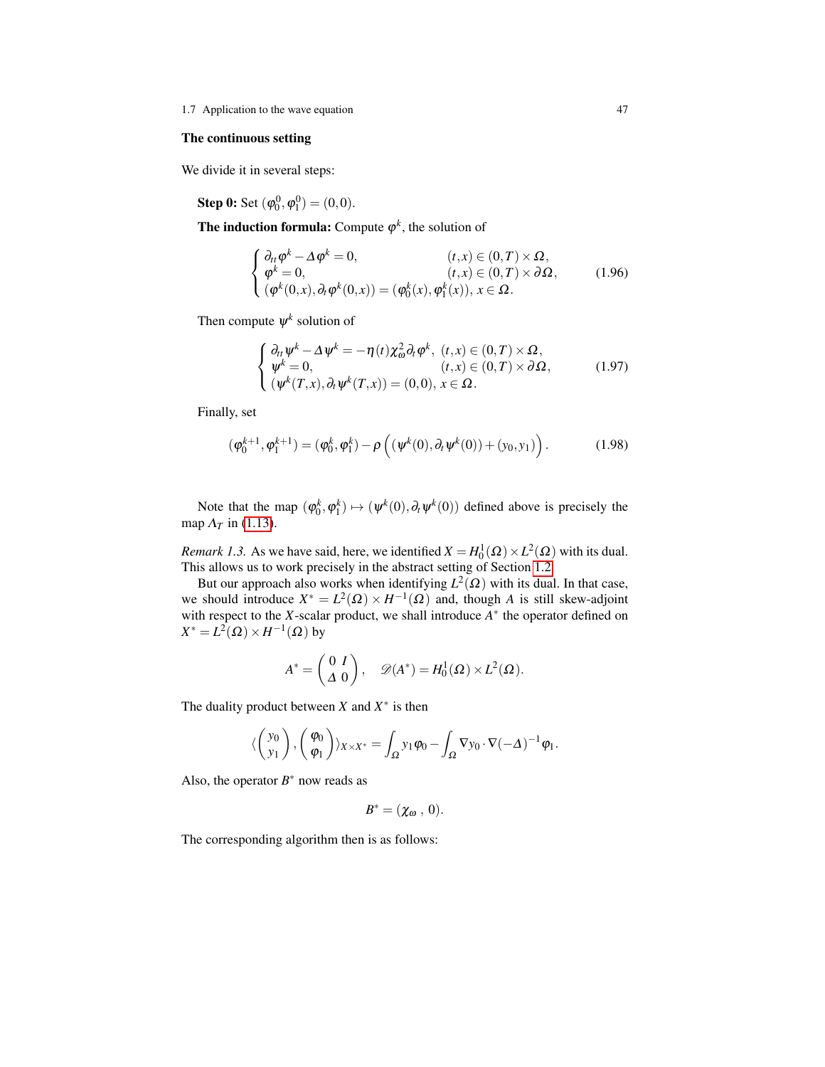### The continuous setting

We divide it in several steps:

**Step 0:** Set $(\varphi_0^0, \varphi_1^0) = (0,0)$.

**The induction formula:** Compute $\varphi^k$, the solution of

$$
\begin{cases}
\partial_{tt}\varphi^k - \Delta\varphi^k = 0, & (t,x) \in (0,T)\times\Omega, \\
\varphi^k = 0, & (t,x) \in (0,T)\times\partial\Omega, \\
(\varphi^k(0,x), \partial_t\varphi^k(0,x)) = (\varphi_0^k(x), \varphi_1^k(x)), \; x \in \Omega.
\end{cases}
\tag{1.96}
$$

Then compute $\psi^k$ solution of

$$
\begin{cases}
\partial_{tt}\psi^k - \Delta\psi^k = -\eta(t)\chi_\omega^2\partial_t\varphi^k, \; (t,x) \in (0,T)\times\Omega, \\
\psi^k = 0, & (t,x) \in (0,T)\times\partial\Omega, \\
(\psi^k(T,x), \partial_t\psi^k(T,x)) = (0,0), \; x \in \Omega.
\end{cases}
\tag{1.97}
$$

Finally, set

$$
(\varphi_0^{k+1}, \varphi_1^{k+1}) = (\varphi_0^k, \varphi_1^k) - \rho\left((\psi^k(0), \partial_t\psi^k(0)) + (y_0, y_1)\right).
\tag{1.98}
$$

Note that the map $(\varphi_0^k, \varphi_1^k) \mapsto (\psi^k(0), \partial_t\psi^k(0))$ defined above is precisely the map $\Lambda_T$ in (1.13).

*Remark 1.3.* As we have said, here, we identified $X = H_0^1(\Omega)\times L^2(\Omega)$ with its dual. This allows us to work precisely in the abstract setting of Section 1.2.

But our approach also works when identifying $L^2(\Omega)$ with its dual. In that case, we should introduce $X^* = L^2(\Omega)\times H^{-1}(\Omega)$ and, though $A$ is still skew-adjoint with respect to the $X$-scalar product, we shall introduce $A^*$ the operator defined on $X^* = L^2(\Omega)\times H^{-1}(\Omega)$ by

$$
A^* = \begin{pmatrix} 0 & I \\ \Delta & 0 \end{pmatrix}, \quad \mathscr{D}(A^*) = H_0^1(\Omega)\times L^2(\Omega).
$$

The duality product between $X$ and $X^*$ is then

$$
\langle \begin{pmatrix} y_0 \\ y_1 \end{pmatrix}, \begin{pmatrix} \varphi_0 \\ \varphi_1 \end{pmatrix} \rangle_{X\times X^*} = \int_\Omega y_1\varphi_0 - \int_\Omega \nabla y_0\cdot\nabla(-\Delta)^{-1}\varphi_1.
$$

Also, the operator $B^*$ now reads as

$$
B^* = (\chi_\omega \;,\; 0).
$$

The corresponding algorithm then is as follows: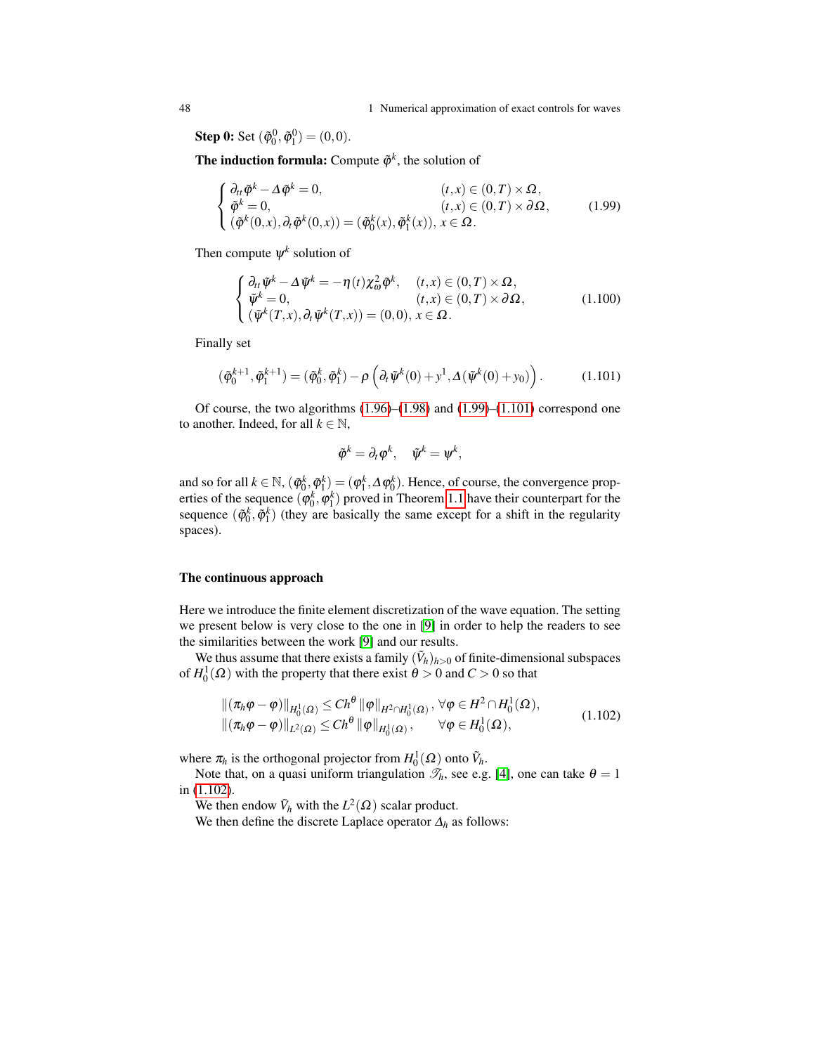**Step 0:** Set $(\tilde{\varphi}_0^0, \tilde{\varphi}_1^0) = (0,0)$.

**The induction formula:** Compute $\tilde{\varphi}^k$, the solution of

$$
\begin{cases}
\partial_{tt}\tilde{\varphi}^k - \Delta\tilde{\varphi}^k = 0, & (t,x) \in (0,T) \times \Omega, \\
\tilde{\varphi}^k = 0, & (t,x) \in (0,T) \times \partial\Omega, \\
(\tilde{\varphi}^k(0,x), \partial_t\tilde{\varphi}^k(0,x)) = (\tilde{\varphi}_0^k(x), \tilde{\varphi}_1^k(x)), & x \in \Omega.
\end{cases}
\tag{1.99}
$$

Then compute $\psi^k$ solution of

$$
\begin{cases}
\partial_{tt}\tilde{\psi}^k - \Delta\tilde{\psi}^k = -\eta(t)\chi_\omega^2\tilde{\varphi}^k, & (t,x) \in (0,T) \times \Omega, \\
\tilde{\psi}^k = 0, & (t,x) \in (0,T) \times \partial\Omega, \\
(\tilde{\psi}^k(T,x), \partial_t\tilde{\psi}^k(T,x)) = (0,0), & x \in \Omega.
\end{cases}
\tag{1.100}
$$

Finally set

$$
(\tilde{\varphi}_0^{k+1}, \tilde{\varphi}_1^{k+1}) = (\tilde{\varphi}_0^k, \tilde{\varphi}_1^k) - \rho\left(\partial_t\tilde{\psi}^k(0) + y^1, \Delta(\tilde{\psi}^k(0) + y_0)\right).
\tag{1.101}
$$

Of course, the two algorithms (1.96)–(1.98) and (1.99)–(1.101) correspond one to another. Indeed, for all $k \in \mathbb{N}$,

$$
\tilde{\varphi}^k = \partial_t\varphi^k, \quad \tilde{\psi}^k = \psi^k,
$$

and so for all $k \in \mathbb{N}$, $(\tilde{\varphi}_0^k, \tilde{\varphi}_1^k) = (\varphi_1^k, \Delta\varphi_0^k)$. Hence, of course, the convergence properties of the sequence $(\varphi_0^k, \varphi_1^k)$ proved in Theorem 1.1 have their counterpart for the sequence $(\tilde{\varphi}_0^k, \tilde{\varphi}_1^k)$ (they are basically the same except for a shift in the regularity spaces).

#### The continuous approach

Here we introduce the finite element discretization of the wave equation. The setting we present below is very close to the one in [9] in order to help the readers to see the similarities between the work [9] and our results.

We thus assume that there exists a family $(\tilde{V}_h)_{h>0}$ of finite-dimensional subspaces of $H_0^1(\Omega)$ with the property that there exist $\theta > 0$ and $C > 0$ so that

$$
\begin{aligned}
&\|(\pi_h\varphi - \varphi)\|_{H_0^1(\Omega)} \le Ch^\theta \|\varphi\|_{H^2 \cap H_0^1(\Omega)}, \ \forall \varphi \in H^2 \cap H_0^1(\Omega), \\
&\|(\pi_h\varphi - \varphi)\|_{L^2(\Omega)} \le Ch^\theta \|\varphi\|_{H_0^1(\Omega)}, \qquad \forall \varphi \in H_0^1(\Omega),
\end{aligned}
\tag{1.102}
$$

where $\pi_h$ is the orthogonal projector from $H_0^1(\Omega)$ onto $\tilde{V}_h$.

Note that, on a quasi uniform triangulation $\mathscr{T}_h$, see e.g. [4], one can take $\theta = 1$ in (1.102).

We then endow $\tilde{V}_h$ with the $L^2(\Omega)$ scalar product.

We then define the discrete Laplace operator $\Delta_h$ as follows: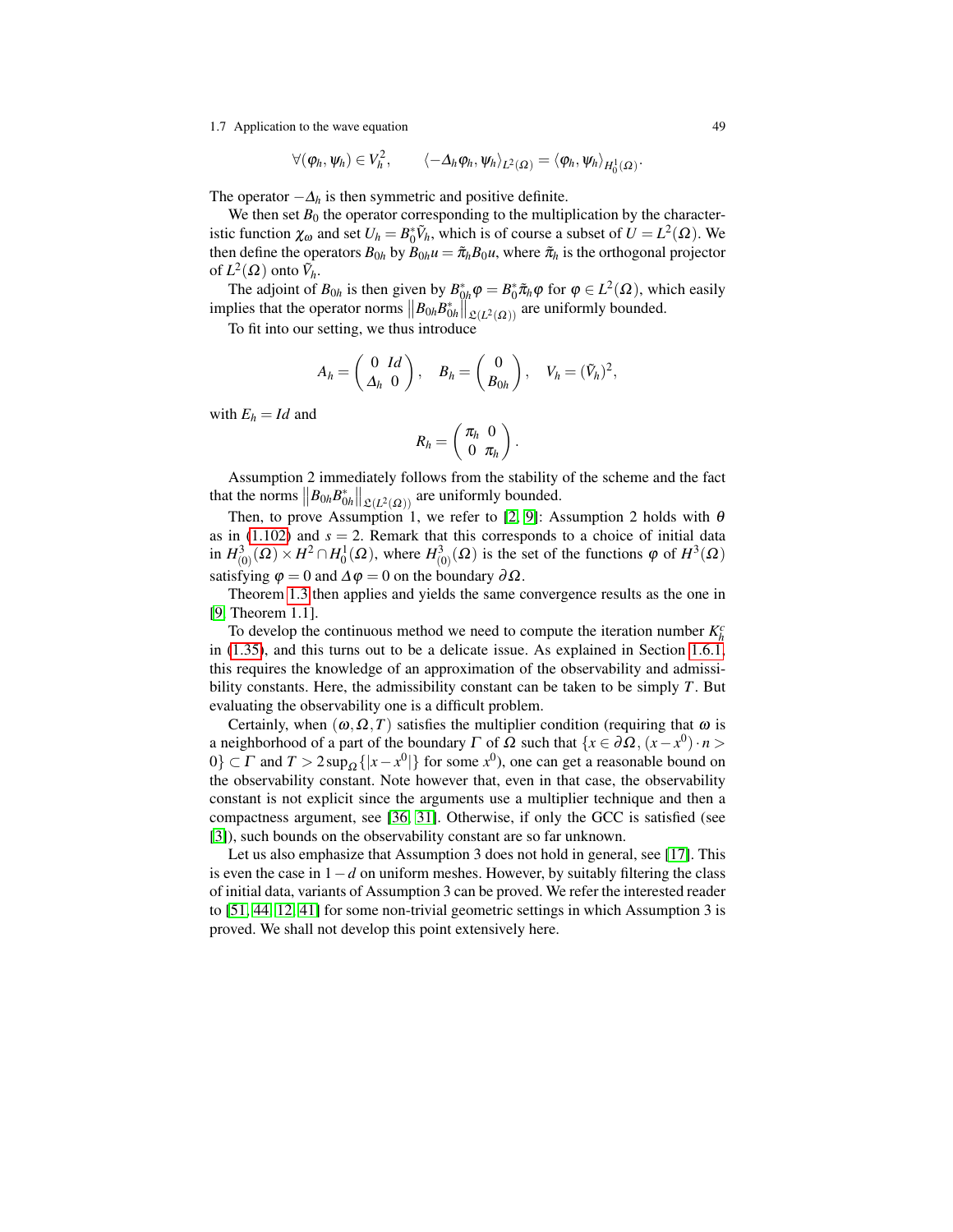$$\forall(\varphi_h, \psi_h) \in V_h^2, \qquad \langle -\Delta_h \varphi_h, \psi_h \rangle_{L^2(\Omega)} = \langle \varphi_h, \psi_h \rangle_{H_0^1(\Omega)}.$$

The operator $-\Delta_h$ is then symmetric and positive definite.

We then set $B_0$ the operator corresponding to the multiplication by the characteristic function $\chi_\omega$ and set $U_h = B_0^* \tilde{V}_h$, which is of course a subset of $U = L^2(\Omega)$. We then define the operators $B_{0h}$ by $B_{0h} u = \tilde{\pi}_h B_0 u$, where $\tilde{\pi}_h$ is the orthogonal projector of $L^2(\Omega)$ onto $\tilde{V}_h$.

The adjoint of $B_{0h}$ is then given by $B_{0h}^* \varphi = B_0^* \tilde{\pi}_h \varphi$ for $\varphi \in L^2(\Omega)$, which easily implies that the operator norms $\left\| B_{0h} B_{0h}^* \right\|_{\mathfrak{L}(L^2(\Omega))}$ are uniformly bounded.

To fit into our setting, we thus introduce

$$A_h = \begin{pmatrix} 0 & Id \\ \Delta_h & 0 \end{pmatrix}, \quad B_h = \begin{pmatrix} 0 \\ B_{0h} \end{pmatrix}, \quad V_h = (\tilde{V}_h)^2,$$

with $E_h = Id$ and

$$R_h = \begin{pmatrix} \pi_h & 0 \\ 0 & \pi_h \end{pmatrix}.$$

Assumption 2 immediately follows from the stability of the scheme and the fact that the norms $\left\| B_{0h} B_{0h}^* \right\|_{\mathfrak{L}(L^2(\Omega))}$ are uniformly bounded.

Then, to prove Assumption 1, we refer to [2, 9]: Assumption 2 holds with $\theta$ as in (1.102) and $s = 2$. Remark that this corresponds to a choice of initial data in $H^3_{(0)}(\Omega) \times H^2 \cap H^1_0(\Omega)$, where $H^3_{(0)}(\Omega)$ is the set of the functions $\varphi$ of $H^3(\Omega)$ satisfying $\varphi = 0$ and $\Delta \varphi = 0$ on the boundary $\partial\Omega$.

Theorem 1.3 then applies and yields the same convergence results as the one in [9, Theorem 1.1].

To develop the continuous method we need to compute the iteration number $K_h^c$ in (1.35), and this turns out to be a delicate issue. As explained in Section 1.6.1, this requires the knowledge of an approximation of the observability and admissibility constants. Here, the admissibility constant can be taken to be simply $T$. But evaluating the observability one is a difficult problem.

Certainly, when $(\omega, \Omega, T)$ satisfies the multiplier condition (requiring that $\omega$ is a neighborhood of a part of the boundary $\Gamma$ of $\Omega$ such that $\{x \in \partial\Omega, (x - x^0) \cdot n > 0\} \subset \Gamma$ and $T > 2 \sup_\Omega \{|x - x^0|\}$ for some $x^0$), one can get a reasonable bound on the observability constant. Note however that, even in that case, the observability constant is not explicit since the arguments use a multiplier technique and then a compactness argument, see [36, 31]. Otherwise, if only the GCC is satisfied (see [3]), such bounds on the observability constant are so far unknown.

Let us also emphasize that Assumption 3 does not hold in general, see [17]. This is even the case in $1-d$ on uniform meshes. However, by suitably filtering the class of initial data, variants of Assumption 3 can be proved. We refer the interested reader to [51, 44, 12, 41] for some non-trivial geometric settings in which Assumption 3 is proved. We shall not develop this point extensively here.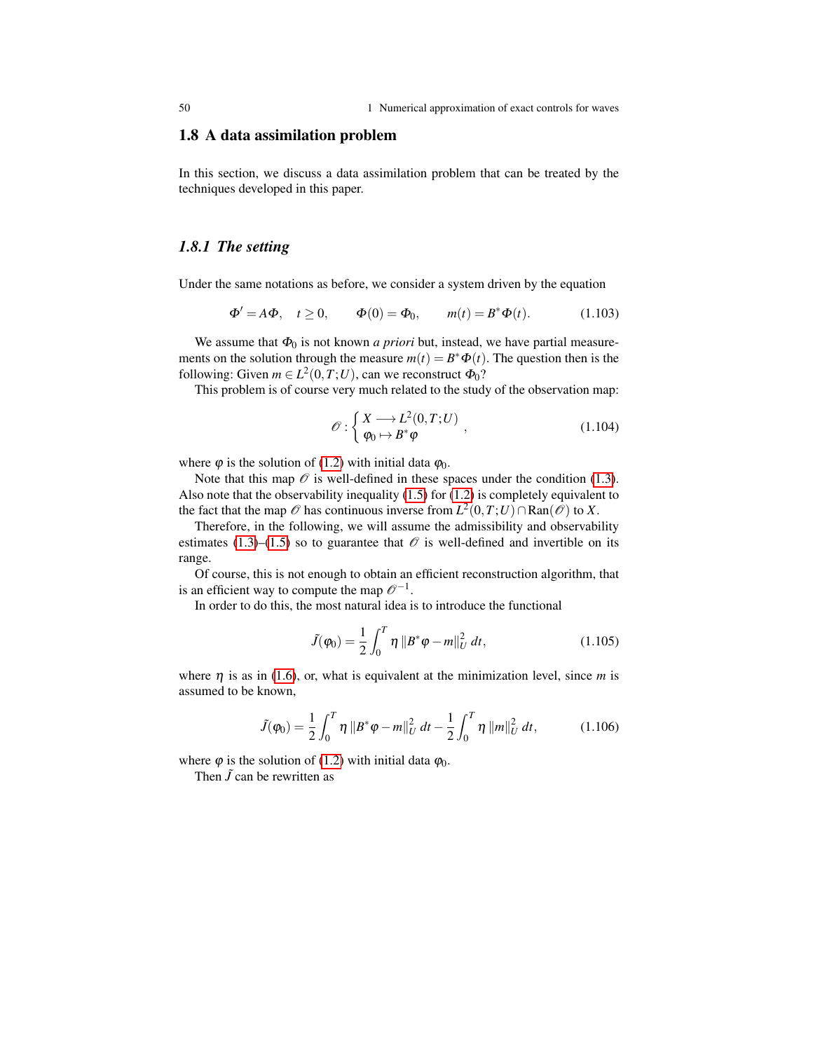## 1.8 A data assimilation problem

In this section, we discuss a data assimilation problem that can be treated by the techniques developed in this paper.

### *1.8.1 The setting*

Under the same notations as before, we consider a system driven by the equation

$$\Phi' = A\Phi, \quad t \geq 0, \qquad \Phi(0) = \Phi_0, \qquad m(t) = B^*\Phi(t). \tag{1.103}$$

We assume that $\Phi_0$ is not known *a priori* but, instead, we have partial measurements on the solution through the measure $m(t) = B^*\Phi(t)$. The question then is the following: Given $m \in L^2(0,T;U)$, can we reconstruct $\Phi_0$?

This problem is of course very much related to the study of the observation map:

$$\mathscr{O} : \begin{cases} X \longrightarrow L^2(0,T;U) \\ \varphi_0 \mapsto B^*\varphi \end{cases}, \tag{1.104}$$

where $\varphi$ is the solution of (1.2) with initial data $\varphi_0$.

Note that this map $\mathscr{O}$ is well-defined in these spaces under the condition (1.3). Also note that the observability inequality (1.5) for (1.2) is completely equivalent to the fact that the map $\mathscr{O}$ has continuous inverse from $L^2(0,T;U) \cap \mathrm{Ran}(\mathscr{O})$ to $X$.

Therefore, in the following, we will assume the admissibility and observability estimates (1.3)–(1.5) so to guarantee that $\mathscr{O}$ is well-defined and invertible on its range.

Of course, this is not enough to obtain an efficient reconstruction algorithm, that is an efficient way to compute the map $\mathscr{O}^{-1}$.

In order to do this, the most natural idea is to introduce the functional

$$\tilde{J}(\varphi_0) = \frac{1}{2}\int_0^T \eta \, \|B^*\varphi - m\|_U^2 \, dt, \tag{1.105}$$

where $\eta$ is as in (1.6), or, what is equivalent at the minimization level, since $m$ is assumed to be known,

$$\tilde{J}(\varphi_0) = \frac{1}{2}\int_0^T \eta \, \|B^*\varphi - m\|_U^2 \, dt - \frac{1}{2}\int_0^T \eta \, \|m\|_U^2 \, dt, \tag{1.106}$$

where $\varphi$ is the solution of (1.2) with initial data $\varphi_0$.

Then $\tilde{J}$ can be rewritten as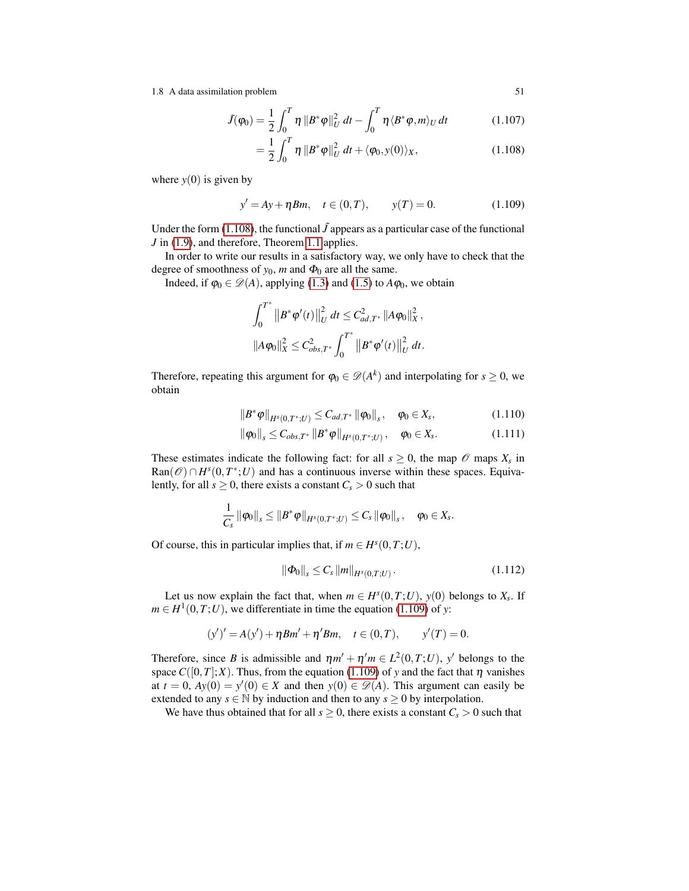$$\tilde{J}(\varphi_0) = \frac{1}{2}\int_0^T \eta \left\|B^*\varphi\right\|_U^2 dt - \int_0^T \eta \langle B^*\varphi, m\rangle_U \, dt \tag{1.107}$$

$$= \frac{1}{2}\int_0^T \eta \left\|B^*\varphi\right\|_U^2 dt + \langle \varphi_0, y(0)\rangle_X, \tag{1.108}$$

where $y(0)$ is given by

$$y' = Ay + \eta Bm, \quad t \in (0,T), \qquad y(T) = 0. \tag{1.109}$$

Under the form (1.108), the functional $\tilde{J}$ appears as a particular case of the functional $J$ in (1.9), and therefore, Theorem 1.1 applies.

In order to write our results in a satisfactory way, we only have to check that the degree of smoothness of $y_0$, $m$ and $\Phi_0$ are all the same.

Indeed, if $\varphi_0 \in \mathscr{D}(A)$, applying (1.3) and (1.5) to $A\varphi_0$, we obtain

$$\int_0^{T^*} \left\|B^*\varphi'(t)\right\|_U^2 dt \le C_{ad,T^*}^2 \left\|A\varphi_0\right\|_X^2,$$

$$\left\|A\varphi_0\right\|_X^2 \le C_{obs,T^*}^2 \int_0^{T^*} \left\|B^*\varphi'(t)\right\|_U^2 dt.$$

Therefore, repeating this argument for $\varphi_0 \in \mathscr{D}(A^k)$ and interpolating for $s \ge 0$, we obtain

$$\left\|B^*\varphi\right\|_{H^s(0,T^*;U)} \le C_{ad,T^*} \left\|\varphi_0\right\|_s, \quad \varphi_0 \in X_s, \tag{1.110}$$

$$\left\|\varphi_0\right\|_s \le C_{obs,T^*} \left\|B^*\varphi\right\|_{H^s(0,T^*;U)}, \quad \varphi_0 \in X_s. \tag{1.111}$$

These estimates indicate the following fact: for all $s \ge 0$, the map $\mathscr{O}$ maps $X_s$ in $\mathrm{Ran}(\mathscr{O}) \cap H^s(0,T^*;U)$ and has a continuous inverse within these spaces. Equivalently, for all $s \ge 0$, there exists a constant $C_s > 0$ such that

$$\frac{1}{C_s}\left\|\varphi_0\right\|_s \le \left\|B^*\varphi\right\|_{H^s(0,T^*;U)} \le C_s \left\|\varphi_0\right\|_s, \quad \varphi_0 \in X_s.$$

Of course, this in particular implies that, if $m \in H^s(0,T;U)$,

$$\left\|\Phi_0\right\|_s \le C_s \left\|m\right\|_{H^s(0,T;U)}. \tag{1.112}$$

Let us now explain the fact that, when $m \in H^s(0,T;U)$, $y(0)$ belongs to $X_s$. If $m \in H^1(0,T;U)$, we differentiate in time the equation (1.109) of $y$:

$$(y')' = A(y') + \eta Bm' + \eta' Bm, \quad t \in (0,T), \qquad y'(T) = 0.$$

Therefore, since $B$ is admissible and $\eta m' + \eta' m \in L^2(0,T;U)$, $y'$ belongs to the space $C([0,T];X)$. Thus, from the equation (1.109) of $y$ and the fact that $\eta$ vanishes at $t = 0$, $Ay(0) = y'(0) \in X$ and then $y(0) \in \mathscr{D}(A)$. This argument can easily be extended to $s \in \mathbb{N}$ by induction and then to any $s \ge 0$ by interpolation.

We have thus obtained that for all $s \ge 0$, there exists a constant $C_s > 0$ such that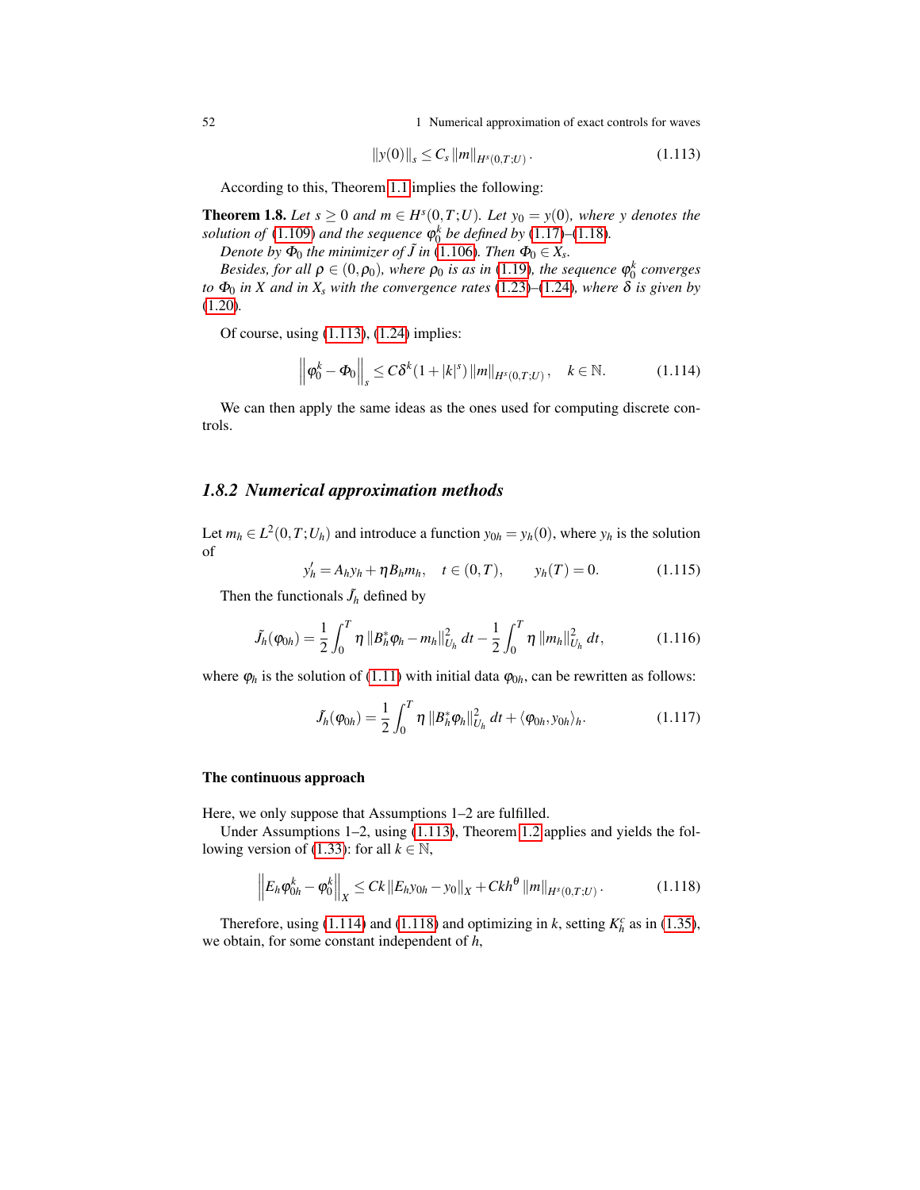$$\|y(0)\|_s \leq C_s \|m\|_{H^s(0,T;U)}. \tag{1.113}$$

According to this, Theorem 1.1 implies the following:

**Theorem 1.8.** *Let $s \geq 0$ and $m \in H^s(0,T;U)$. Let $y_0 = y(0)$, where $y$ denotes the solution of (1.109) and the sequence $\varphi_0^k$ be defined by (1.17)–(1.18).*

*Denote by $\Phi_0$ the minimizer of $\tilde{J}$ in (1.106). Then $\Phi_0 \in X_s$.*

*Besides, for all $\rho \in (0, \rho_0)$, where $\rho_0$ is as in (1.19), the sequence $\varphi_0^k$ converges to $\Phi_0$ in $X$ and in $X_s$ with the convergence rates (1.23)–(1.24), where $\delta$ is given by (1.20).*

Of course, using (1.113), (1.24) implies:

$$\left\| \varphi_0^k - \Phi_0 \right\|_s \leq C\delta^k (1 + |k|^s) \|m\|_{H^s(0,T;U)}, \quad k \in \mathbb{N}. \tag{1.114}$$

We can then apply the same ideas as the ones used for computing discrete controls.

### 1.8.2 Numerical approximation methods

Let $m_h \in L^2(0,T;U_h)$ and introduce a function $y_{0h} = y_h(0)$, where $y_h$ is the solution of

$$y_h' = A_h y_h + \eta B_h m_h, \quad t \in (0,T), \qquad y_h(T) = 0. \tag{1.115}$$

Then the functionals $\tilde{J}_h$ defined by

$$\tilde{J}_h(\varphi_{0h}) = \frac{1}{2}\int_0^T \eta \, \|B_h^* \varphi_h - m_h\|_{U_h}^2 \, dt - \frac{1}{2}\int_0^T \eta \, \|m_h\|_{U_h}^2 \, dt, \tag{1.116}$$

where $\varphi_h$ is the solution of (1.11) with initial data $\varphi_{0h}$, can be rewritten as follows:

$$\tilde{J}_h(\varphi_{0h}) = \frac{1}{2}\int_0^T \eta \, \|B_h^* \varphi_h\|_{U_h}^2 \, dt + \langle \varphi_{0h}, y_{0h} \rangle_h. \tag{1.117}$$

#### The continuous approach

Here, we only suppose that Assumptions 1–2 are fulfilled.

Under Assumptions 1–2, using (1.113), Theorem 1.2 applies and yields the following version of (1.33): for all $k \in \mathbb{N}$,

$$\left\| E_h \varphi_{0h}^k - \varphi_0^k \right\|_X \leq Ck \|E_h y_{0h} - y_0\|_X + Ckh^\theta \|m\|_{H^s(0,T;U)}. \tag{1.118}$$

Therefore, using (1.114) and (1.118) and optimizing in $k$, setting $K_h^c$ as in (1.35), we obtain, for some constant independent of $h$,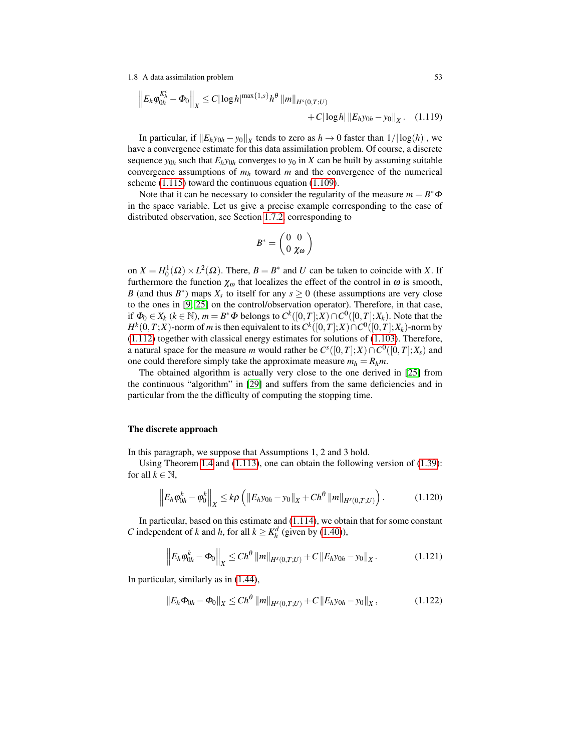$$\left\| E_h \varphi_{0h}^{K_h^c} - \Phi_0 \right\|_X \leq C |\log h|^{\max\{1,s\}} h^\theta \left\| m \right\|_{H^s(0,T;U)} + C |\log h| \left\| E_h y_{0h} - y_0 \right\|_X . \quad (1.119)$$

In particular, if $\|E_h y_{0h} - y_0\|_X$ tends to zero as $h \to 0$ faster than $1/|\log(h)|$, we have a convergence estimate for this data assimilation problem. Of course, a discrete sequence $y_{0h}$ such that $E_h y_{0h}$ converges to $y_0$ in $X$ can be built by assuming suitable convergence assumptions of $m_h$ toward $m$ and the convergence of the numerical scheme (1.115) toward the continuous equation (1.109).

Note that it can be necessary to consider the regularity of the measure $m = B^* \Phi$ in the space variable. Let us give a precise example corresponding to the case of distributed observation, see Section 1.7.2, corresponding to

$$B^* = \begin{pmatrix} 0 & 0 \\ 0 & \chi_\omega \end{pmatrix}$$

on $X = H_0^1(\Omega) \times L^2(\Omega)$. There, $B = B^*$ and $U$ can be taken to coincide with $X$. If furthermore the function $\chi_\omega$ that localizes the effect of the control in $\omega$ is smooth, $B$ (and thus $B^*$) maps $X_s$ to itself for any $s \geq 0$ (these assumptions are very close to the ones in [9, 25] on the control/observation operator). Therefore, in that case, if $\Phi_0 \in X_k$ ($k \in \mathbb{N}$), $m = B^* \Phi$ belongs to $C^k([0,T];X) \cap C^0([0,T];X_k)$. Note that the $H^k(0,T;X)$-norm of $m$ is then equivalent to its $C^k([0,T];X) \cap C^0([0,T];X_k)$-norm by (1.112) together with classical energy estimates for solutions of (1.103). Therefore, a natural space for the measure $m$ would rather be $C^s([0,T];X) \cap C^0([0,T];X_s)$ and one could therefore simply take the approximate measure $m_h = R_h m$.

The obtained algorithm is actually very close to the one derived in [25] from the continuous "algorithm" in [29] and suffers from the same deficiencies and in particular from the the difficulty of computing the stopping time.

#### The discrete approach

In this paragraph, we suppose that Assumptions 1, 2 and 3 hold.

Using Theorem 1.4 and (1.113), one can obtain the following version of (1.39): for all $k \in \mathbb{N}$,

$$\left\| E_h \varphi_{0h}^k - \varphi_0^k \right\|_X \leq k\rho \left( \left\| E_h y_{0h} - y_0 \right\|_X + C h^\theta \left\| m \right\|_{H^s(0,T;U)} \right) . \quad (1.120)$$

In particular, based on this estimate and (1.114), we obtain that for some constant $C$ independent of $k$ and $h$, for all $k \geq K_h^d$ (given by (1.40)),

$$\left\| E_h \varphi_{0h}^k - \Phi_0 \right\|_X \leq C h^\theta \left\| m \right\|_{H^s(0,T;U)} + C \left\| E_h y_{0h} - y_0 \right\|_X . \quad (1.121)$$

In particular, similarly as in (1.44),

$$\left\| E_h \Phi_{0h} - \Phi_0 \right\|_X \leq C h^\theta \left\| m \right\|_{H^s(0,T;U)} + C \left\| E_h y_{0h} - y_0 \right\|_X , \quad (1.122)$$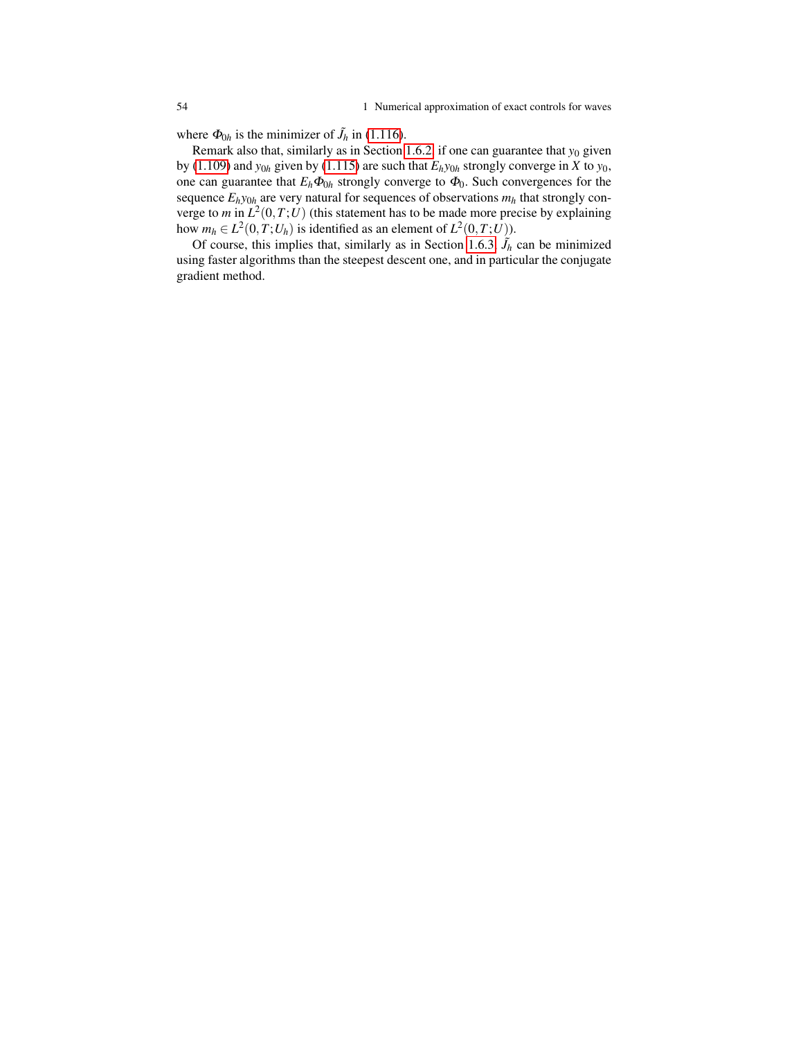where $\Phi_{0h}$ is the minimizer of $\tilde{J}_h$ in (1.116).

Remark also that, similarly as in Section 1.6.2, if one can guarantee that $y_0$ given by (1.109) and $y_{0h}$ given by (1.115) are such that $E_h y_{0h}$ strongly converge in $X$ to $y_0$, one can guarantee that $E_h \Phi_{0h}$ strongly converge to $\Phi_0$. Such convergences for the sequence $E_h y_{0h}$ are very natural for sequences of observations $m_h$ that strongly converge to $m$ in $L^2(0,T;U)$ (this statement has to be made more precise by explaining how $m_h \in L^2(0,T;U_h)$ is identified as an element of $L^2(0,T;U)$).

Of course, this implies that, similarly as in Section 1.6.3, $\tilde{J}_h$ can be minimized using faster algorithms than the steepest descent one, and in particular the conjugate gradient method.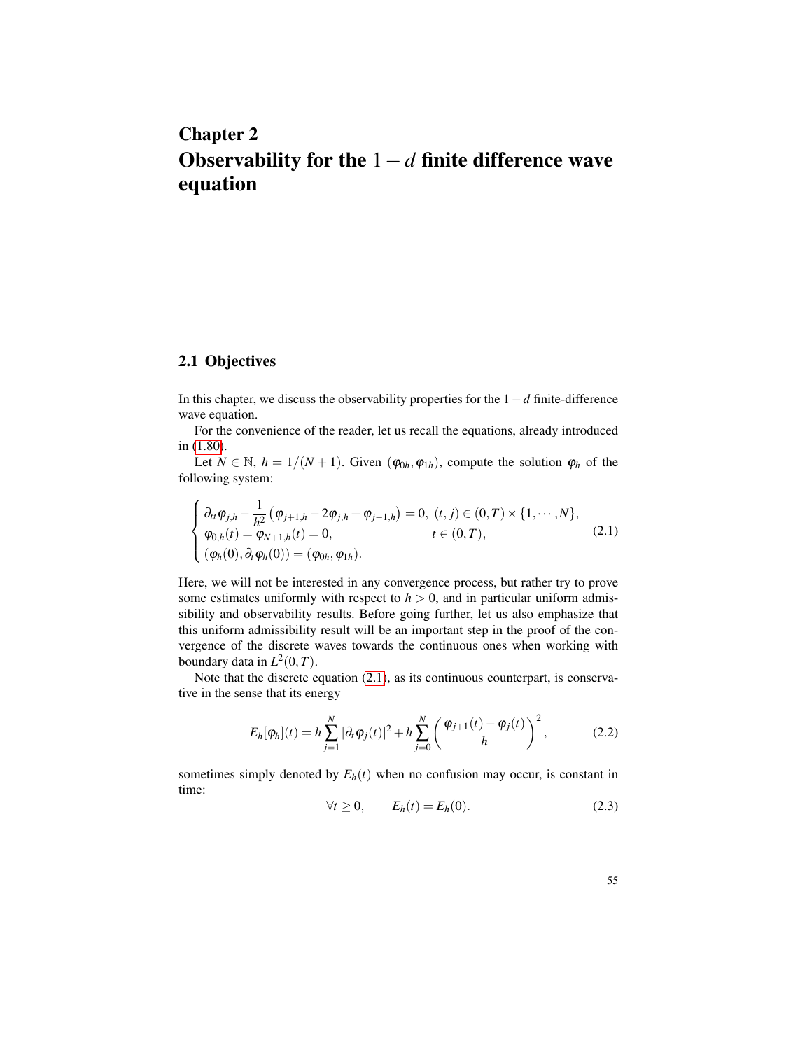# Chapter 2
# Observability for the $1-d$ finite difference wave equation

## 2.1 Objectives

In this chapter, we discuss the observability properties for the $1-d$ finite-difference wave equation.

For the convenience of the reader, let us recall the equations, already introduced in (1.80).

Let $N \in \mathbb{N}$, $h = 1/(N+1)$. Given $(\varphi_{0h}, \varphi_{1h})$, compute the solution $\varphi_h$ of the following system:

$$
\begin{cases}
\partial_{tt}\varphi_{j,h} - \dfrac{1}{h^2}\left(\varphi_{j+1,h} - 2\varphi_{j,h} + \varphi_{j-1,h}\right) = 0, & (t,j) \in (0,T) \times \{1, \cdots, N\}, \\
\varphi_{0,h}(t) = \varphi_{N+1,h}(t) = 0, & t \in (0,T), \\
(\varphi_h(0), \partial_t \varphi_h(0)) = (\varphi_{0h}, \varphi_{1h}).
\end{cases}
\tag{2.1}
$$

Here, we will not be interested in any convergence process, but rather try to prove some estimates uniformly with respect to $h > 0$, and in particular uniform admissibility and observability results. Before going further, let us also emphasize that this uniform admissibility result will be an important step in the proof of the convergence of the discrete waves towards the continuous ones when working with boundary data in $L^2(0,T)$.

Note that the discrete equation (2.1), as its continuous counterpart, is conservative in the sense that its energy

$$
E_h[\varphi_h](t) = h\sum_{j=1}^{N} |\partial_t \varphi_j(t)|^2 + h\sum_{j=0}^{N}\left(\frac{\varphi_{j+1}(t) - \varphi_j(t)}{h}\right)^2,
\tag{2.2}
$$

sometimes simply denoted by $E_h(t)$ when no confusion may occur, is constant in time:

$$
\forall t \geq 0, \qquad E_h(t) = E_h(0).
\tag{2.3}
$$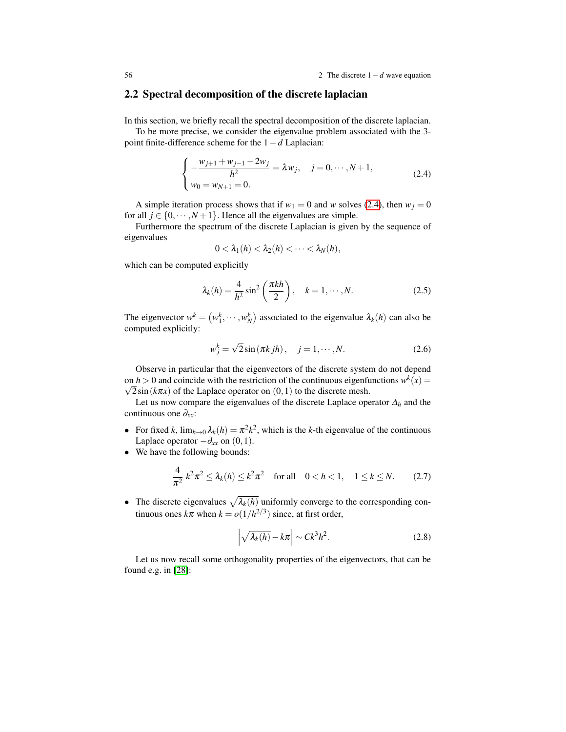## 2.2 Spectral decomposition of the discrete laplacian

In this section, we briefly recall the spectral decomposition of the discrete laplacian.

To be more precise, we consider the eigenvalue problem associated with the 3-point finite-difference scheme for the $1-d$ Laplacian:

$$\begin{cases} -\dfrac{w_{j+1}+w_{j-1}-2w_j}{h^2} = \lambda w_j, \quad j=0,\cdots,N+1, \\ w_0 = w_{N+1} = 0. \end{cases} \tag{2.4}$$

A simple iteration process shows that if $w_1 = 0$ and $w$ solves (2.4), then $w_j = 0$ for all $j \in \{0,\cdots,N+1\}$. Hence all the eigenvalues are simple.

Furthermore the spectrum of the discrete Laplacian is given by the sequence of eigenvalues

$$0 < \lambda_1(h) < \lambda_2(h) < \cdots < \lambda_N(h),$$

which can be computed explicitly

$$\lambda_k(h) = \frac{4}{h^2}\sin^2\left(\frac{\pi k h}{2}\right), \quad k = 1,\cdots,N. \tag{2.5}$$

The eigenvector $w^k = \left(w_1^k,\cdots,w_N^k\right)$ associated to the eigenvalue $\lambda_k(h)$ can also be computed explicitly:

$$w_j^k = \sqrt{2}\sin\left(\pi k j h\right), \quad j=1,\cdots,N. \tag{2.6}$$

Observe in particular that the eigenvectors of the discrete system do not depend on $h>0$ and coincide with the restriction of the continuous eigenfunctions $w^k(x) = \sqrt{2}\sin(k\pi x)$ of the Laplace operator on $(0,1)$ to the discrete mesh.

Let us now compare the eigenvalues of the discrete Laplace operator $\Delta_h$ and the continuous one $\partial_{xx}$:

- For fixed $k$, $\lim_{h\to 0}\lambda_k(h) = \pi^2 k^2$, which is the $k$-th eigenvalue of the continuous Laplace operator $-\partial_{xx}$ on $(0,1)$.
- We have the following bounds:

$$\frac{4}{\pi^2}\,k^2\pi^2 \le \lambda_k(h) \le k^2\pi^2 \quad \text{for all} \quad 0<h<1, \quad 1\le k\le N. \tag{2.7}$$

- The discrete eigenvalues $\sqrt{\lambda_k(h)}$ uniformly converge to the corresponding continuous ones $k\pi$ when $k = o(1/h^{2/3})$ since, at first order,

$$\left|\sqrt{\lambda_k(h)} - k\pi\right| \sim Ck^3h^2. \tag{2.8}$$

Let us now recall some orthogonality properties of the eigenvectors, that can be found e.g. in [28]: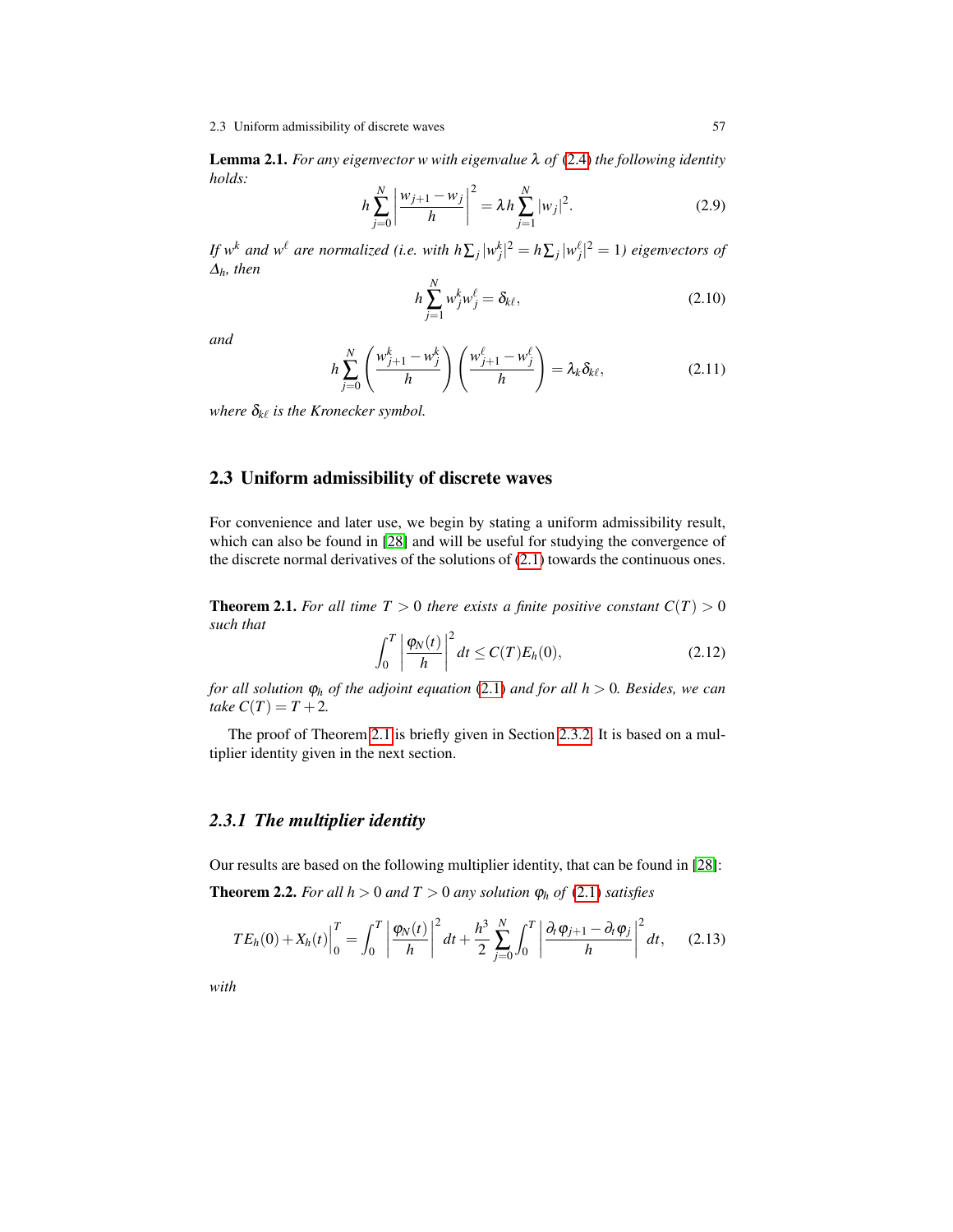**Lemma 2.1.** *For any eigenvector $w$ with eigenvalue $\lambda$ of (2.4) the following identity holds:*

$$h\sum_{j=0}^{N}\left|\frac{w_{j+1}-w_j}{h}\right|^2=\lambda h\sum_{j=1}^{N}|w_j|^2. \tag{2.9}$$

*If $w^k$ and $w^\ell$ are normalized (i.e. with $h\sum_j|w_j^k|^2=h\sum_j|w_j^\ell|^2=1$) eigenvectors of $\Delta_h$, then*

$$h\sum_{j=1}^{N}w_j^k w_j^\ell=\delta_{k\ell}, \tag{2.10}$$

*and*

$$h\sum_{j=0}^{N}\left(\frac{w_{j+1}^k-w_j^k}{h}\right)\left(\frac{w_{j+1}^\ell-w_j^\ell}{h}\right)=\lambda_k\delta_{k\ell}, \tag{2.11}$$

*where $\delta_{k\ell}$ is the Kronecker symbol.*

## 2.3 Uniform admissibility of discrete waves

For convenience and later use, we begin by stating a uniform admissibility result, which can also be found in [28] and will be useful for studying the convergence of the discrete normal derivatives of the solutions of (2.1) towards the continuous ones.

**Theorem 2.1.** *For all time $T>0$ there exists a finite positive constant $C(T)>0$ such that*

$$\int_0^T\left|\frac{\varphi_N(t)}{h}\right|^2dt\leq C(T)E_h(0), \tag{2.12}$$

*for all solution $\varphi_h$ of the adjoint equation (2.1) and for all $h>0$. Besides, we can take $C(T)=T+2$.*

The proof of Theorem 2.1 is briefly given in Section 2.3.2. It is based on a multiplier identity given in the next section.

### 2.3.1 The multiplier identity

Our results are based on the following multiplier identity, that can be found in [28]:

**Theorem 2.2.** *For all $h>0$ and $T>0$ any solution $\varphi_h$ of (2.1) satisfies*

$$TE_h(0)+X_h(t)\Big|_0^T=\int_0^T\left|\frac{\varphi_N(t)}{h}\right|^2dt+\frac{h^3}{2}\sum_{j=0}^{N}\int_0^T\left|\frac{\partial_t\varphi_{j+1}-\partial_t\varphi_j}{h}\right|^2dt, \tag{2.13}$$

*with*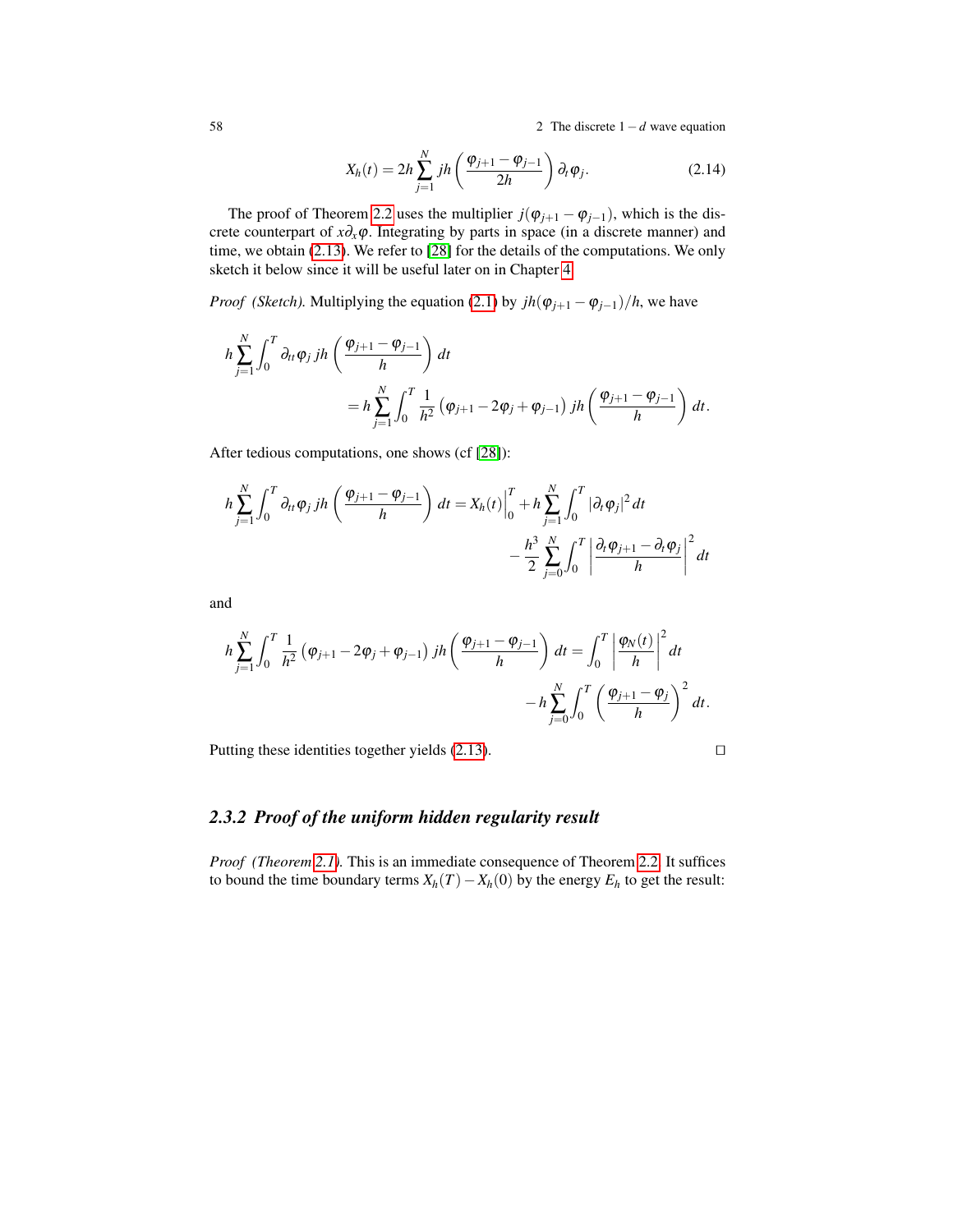$$X_h(t) = 2h \sum_{j=1}^{N} jh \left( \frac{\varphi_{j+1} - \varphi_{j-1}}{2h} \right) \partial_t \varphi_j. \tag{2.14}$$

The proof of Theorem 2.2 uses the multiplier $j(\varphi_{j+1} - \varphi_{j-1})$, which is the discrete counterpart of $x\partial_x \varphi$. Integrating by parts in space (in a discrete manner) and time, we obtain (2.13). We refer to [28] for the details of the computations. We only sketch it below since it will be useful later on in Chapter 4.

*Proof (Sketch).* Multiplying the equation (2.1) by $jh(\varphi_{j+1} - \varphi_{j-1})/h$, we have

$$h \sum_{j=1}^{N} \int_0^T \partial_{tt} \varphi_j \, jh \left( \frac{\varphi_{j+1} - \varphi_{j-1}}{h} \right) dt = h \sum_{j=1}^{N} \int_0^T \frac{1}{h^2} \left( \varphi_{j+1} - 2\varphi_j + \varphi_{j-1} \right) jh \left( \frac{\varphi_{j+1} - \varphi_{j-1}}{h} \right) dt.$$

After tedious computations, one shows (cf [28]):

$$h \sum_{j=1}^{N} \int_0^T \partial_{tt} \varphi_j \, jh \left( \frac{\varphi_{j+1} - \varphi_{j-1}}{h} \right) dt = X_h(t) \Big|_0^T + h \sum_{j=1}^{N} \int_0^T |\partial_t \varphi_j|^2 \, dt - \frac{h^3}{2} \sum_{j=0}^{N} \int_0^T \left| \frac{\partial_t \varphi_{j+1} - \partial_t \varphi_j}{h} \right|^2 dt$$

and

$$h \sum_{j=1}^{N} \int_0^T \frac{1}{h^2} \left( \varphi_{j+1} - 2\varphi_j + \varphi_{j-1} \right) jh \left( \frac{\varphi_{j+1} - \varphi_{j-1}}{h} \right) dt = \int_0^T \left| \frac{\varphi_N(t)}{h} \right|^2 dt - h \sum_{j=0}^{N} \int_0^T \left( \frac{\varphi_{j+1} - \varphi_j}{h} \right)^2 dt.$$

Putting these identities together yields (2.13). □

### 2.3.2 Proof of the uniform hidden regularity result

*Proof (Theorem 2.1).* This is an immediate consequence of Theorem 2.2. It suffices to bound the time boundary terms $X_h(T) - X_h(0)$ by the energy $E_h$ to get the result: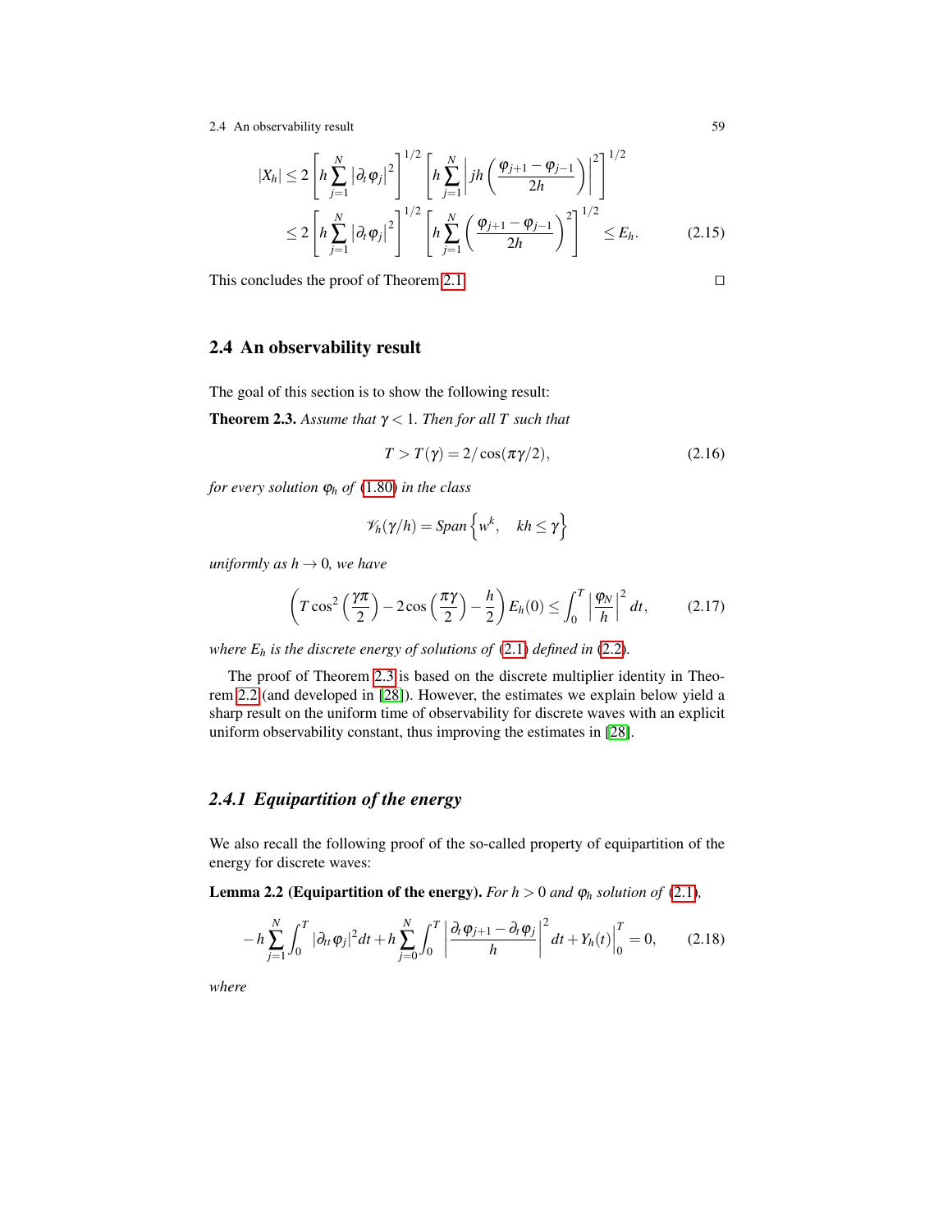$$
\begin{aligned}
|X_h| &\leq 2\left[h\sum_{j=1}^{N}\left|\partial_t \varphi_j\right|^2\right]^{1/2}\left[h\sum_{j=1}^{N}\left|jh\left(\frac{\varphi_{j+1}-\varphi_{j-1}}{2h}\right)\right|^2\right]^{1/2} \\
&\leq 2\left[h\sum_{j=1}^{N}\left|\partial_t \varphi_j\right|^2\right]^{1/2}\left[h\sum_{j=1}^{N}\left(\frac{\varphi_{j+1}-\varphi_{j-1}}{2h}\right)^2\right]^{1/2} \leq E_h.
\end{aligned}
\tag{2.15}
$$

This concludes the proof of Theorem 2.1. □

## 2.4 An observability result

The goal of this section is to show the following result:

**Theorem 2.3.** *Assume that $\gamma < 1$. Then for all $T$ such that*

$$
T > T(\gamma) = 2/\cos(\pi\gamma/2), \tag{2.16}
$$

*for every solution $\varphi_h$ of (1.80) in the class*

$$
\mathscr{V}_h(\gamma/h) = Span\left\{w^k, \quad kh \leq \gamma\right\}
$$

*uniformly as $h \to 0$, we have*

$$
\left(T\cos^2\left(\frac{\gamma\pi}{2}\right) - 2\cos\left(\frac{\pi\gamma}{2}\right) - \frac{h}{2}\right)E_h(0) \leq \int_0^T \left|\frac{\varphi_N}{h}\right|^2 dt, \tag{2.17}
$$

*where $E_h$ is the discrete energy of solutions of (2.1) defined in (2.2).*

The proof of Theorem 2.3 is based on the discrete multiplier identity in Theorem 2.2 (and developed in [28]). However, the estimates we explain below yield a sharp result on the uniform time of observability for discrete waves with an explicit uniform observability constant, thus improving the estimates in [28].

### 2.4.1 Equipartition of the energy

We also recall the following proof of the so-called property of equipartition of the energy for discrete waves:

**Lemma 2.2 (Equipartition of the energy).** *For $h > 0$ and $\varphi_h$ solution of (2.1),*

$$
-h\sum_{j=1}^{N}\int_0^T |\partial_{tt}\varphi_j|^2 dt + h\sum_{j=0}^{N}\int_0^T \left|\frac{\partial_t\varphi_{j+1}-\partial_t\varphi_j}{h}\right|^2 dt + Y_h(t)\Big|_0^T = 0, \tag{2.18}
$$

*where*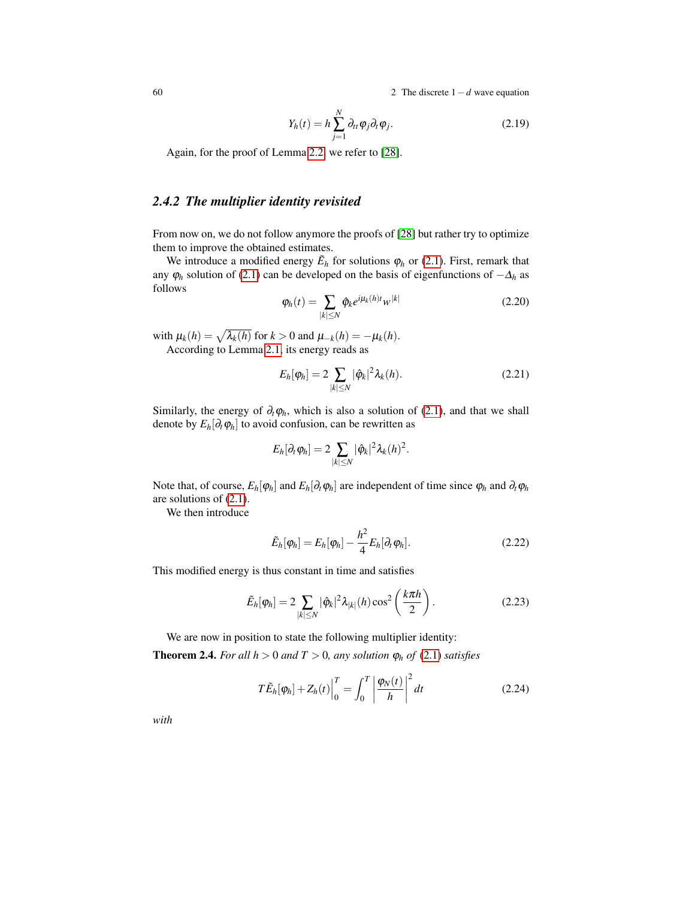$$Y_h(t) = h \sum_{j=1}^{N} \partial_{tt} \varphi_j \partial_t \varphi_j. \tag{2.19}$$

Again, for the proof of Lemma 2.2, we refer to [28].

### 2.4.2 The multiplier identity revisited

From now on, we do not follow anymore the proofs of [28] but rather try to optimize them to improve the obtained estimates.

We introduce a modified energy $\tilde{E}_h$ for solutions $\varphi_h$ or (2.1). First, remark that any $\varphi_h$ solution of (2.1) can be developed on the basis of eigenfunctions of $-\Delta_h$ as follows

$$\varphi_h(t) = \sum_{|k| \leq N} \hat{\varphi}_k e^{i\mu_k(h)t} w^{|k|} \tag{2.20}$$

with $\mu_k(h) = \sqrt{\lambda_k(h)}$ for $k > 0$ and $\mu_{-k}(h) = -\mu_k(h)$.

According to Lemma 2.1, its energy reads as

$$E_h[\varphi_h] = 2 \sum_{|k| \leq N} |\hat{\varphi}_k|^2 \lambda_k(h). \tag{2.21}$$

Similarly, the energy of $\partial_t \varphi_h$, which is also a solution of (2.1), and that we shall denote by $E_h[\partial_t \varphi_h]$ to avoid confusion, can be rewritten as

$$E_h[\partial_t \varphi_h] = 2 \sum_{|k| \leq N} |\hat{\varphi}_k|^2 \lambda_k(h)^2.$$

Note that, of course, $E_h[\varphi_h]$ and $E_h[\partial_t \varphi_h]$ are independent of time since $\varphi_h$ and $\partial_t \varphi_h$ are solutions of (2.1).

We then introduce

$$\tilde{E}_h[\varphi_h] = E_h[\varphi_h] - \frac{h^2}{4} E_h[\partial_t \varphi_h]. \tag{2.22}$$

This modified energy is thus constant in time and satisfies

$$\tilde{E}_h[\varphi_h] = 2 \sum_{|k| \leq N} |\hat{\varphi}_k|^2 \lambda_{|k|}(h) \cos^2\left(\frac{k\pi h}{2}\right). \tag{2.23}$$

We are now in position to state the following multiplier identity:

**Theorem 2.4.** *For all $h > 0$ and $T > 0$, any solution $\varphi_h$ of (2.1) satisfies*

$$T\tilde{E}_h[\varphi_h] + Z_h(t)\Big|_0^T = \int_0^T \left|\frac{\varphi_N(t)}{h}\right|^2 dt \tag{2.24}$$

*with*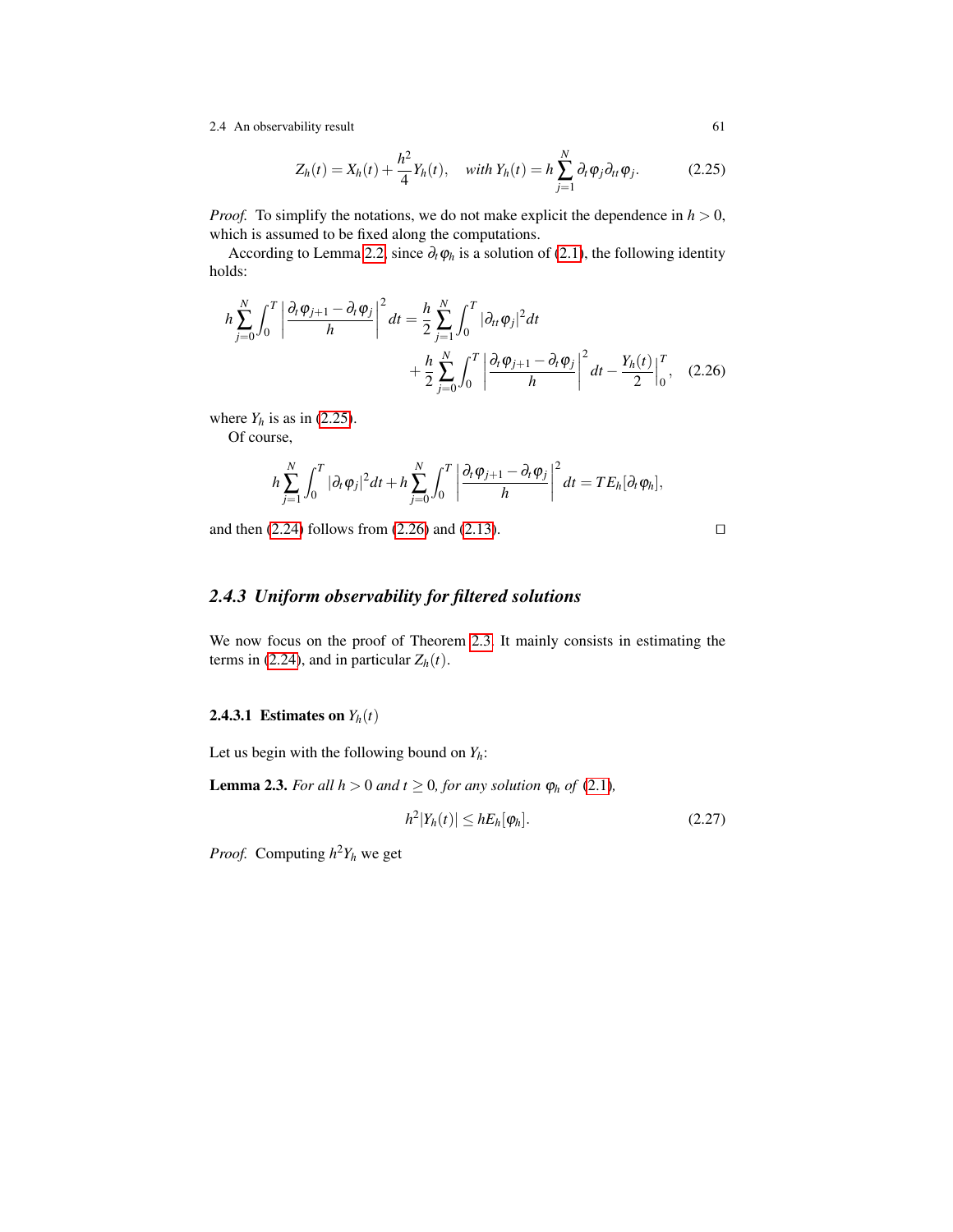$$Z_h(t) = X_h(t) + \frac{h^2}{4} Y_h(t), \quad \textit{with } Y_h(t) = h \sum_{j=1}^{N} \partial_t \varphi_j \partial_{tt} \varphi_j. \tag{2.25}$$

*Proof.* To simplify the notations, we do not make explicit the dependence in $h > 0$, which is assumed to be fixed along the computations.

According to Lemma 2.2, since $\partial_t \varphi_h$ is a solution of (2.1), the following identity holds:

$$h \sum_{j=0}^{N} \int_0^T \left| \frac{\partial_t \varphi_{j+1} - \partial_t \varphi_j}{h} \right|^2 dt = \frac{h}{2} \sum_{j=1}^{N} \int_0^T |\partial_{tt} \varphi_j|^2 dt + \frac{h}{2} \sum_{j=0}^{N} \int_0^T \left| \frac{\partial_t \varphi_{j+1} - \partial_t \varphi_j}{h} \right|^2 dt - \frac{Y_h(t)}{2} \Big|_0^T, \tag{2.26}$$

where $Y_h$ is as in (2.25).

Of course,

$$h \sum_{j=1}^{N} \int_0^T |\partial_t \varphi_j|^2 dt + h \sum_{j=0}^{N} \int_0^T \left| \frac{\partial_t \varphi_{j+1} - \partial_t \varphi_j}{h} \right|^2 dt = T E_h[\partial_t \varphi_h],$$

and then (2.24) follows from (2.26) and (2.13). □

### 2.4.3 Uniform observability for filtered solutions

We now focus on the proof of Theorem 2.3. It mainly consists in estimating the terms in (2.24), and in particular $Z_h(t)$.

#### 2.4.3.1 Estimates on $Y_h(t)$

Let us begin with the following bound on $Y_h$:

**Lemma 2.3.** *For all $h > 0$ and $t \geq 0$, for any solution $\varphi_h$ of (2.1),*

$$h^2 |Y_h(t)| \leq h E_h[\varphi_h]. \tag{2.27}$$

*Proof.* Computing $h^2 Y_h$ we get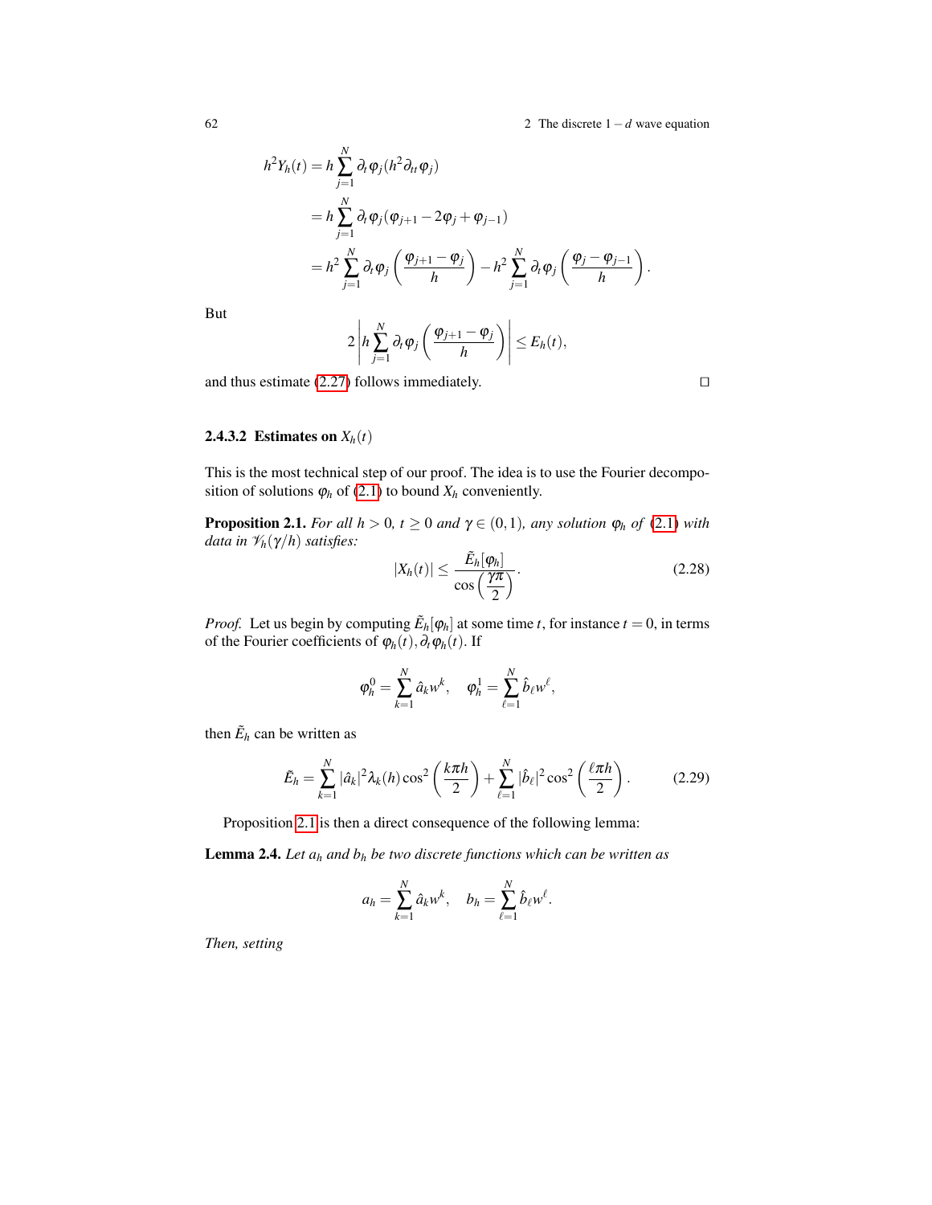$$
\begin{aligned}
h^2 Y_h(t) &= h \sum_{j=1}^{N} \partial_t \varphi_j (h^2 \partial_{tt} \varphi_j) \\
&= h \sum_{j=1}^{N} \partial_t \varphi_j (\varphi_{j+1} - 2\varphi_j + \varphi_{j-1}) \\
&= h^2 \sum_{j=1}^{N} \partial_t \varphi_j \left( \frac{\varphi_{j+1} - \varphi_j}{h} \right) - h^2 \sum_{j=1}^{N} \partial_t \varphi_j \left( \frac{\varphi_j - \varphi_{j-1}}{h} \right).
\end{aligned}
$$

But

$$
2 \left| h \sum_{j=1}^{N} \partial_t \varphi_j \left( \frac{\varphi_{j+1} - \varphi_j}{h} \right) \right| \le E_h(t),
$$

and thus estimate (2.27) follows immediately. □

#### 2.4.3.2 Estimates on $X_h(t)$

This is the most technical step of our proof. The idea is to use the Fourier decomposition of solutions $\varphi_h$ of (2.1) to bound $X_h$ conveniently.

**Proposition 2.1.** *For all $h > 0$, $t \ge 0$ and $\gamma \in (0,1)$, any solution $\varphi_h$ of (2.1) with data in $\mathscr{V}_h(\gamma/h)$ satisfies:*

$$
|X_h(t)| \le \frac{\tilde{E}_h[\varphi_h]}{\cos\left(\frac{\gamma\pi}{2}\right)}. \tag{2.28}
$$

*Proof.* Let us begin by computing $\tilde{E}_h[\varphi_h]$ at some time $t$, for instance $t = 0$, in terms of the Fourier coefficients of $\varphi_h(t), \partial_t \varphi_h(t)$. If

$$
\varphi_h^0 = \sum_{k=1}^{N} \hat{a}_k w^k, \quad \varphi_h^1 = \sum_{\ell=1}^{N} \hat{b}_\ell w^\ell,
$$

then $\tilde{E}_h$ can be written as

$$
\tilde{E}_h = \sum_{k=1}^{N} |\hat{a}_k|^2 \lambda_k(h) \cos^2\left(\frac{k\pi h}{2}\right) + \sum_{\ell=1}^{N} |\hat{b}_\ell|^2 \cos^2\left(\frac{\ell\pi h}{2}\right). \tag{2.29}
$$

Proposition 2.1 is then a direct consequence of the following lemma:

**Lemma 2.4.** *Let $a_h$ and $b_h$ be two discrete functions which can be written as*

$$
a_h = \sum_{k=1}^{N} \hat{a}_k w^k, \quad b_h = \sum_{\ell=1}^{N} \hat{b}_\ell w^\ell.
$$

*Then, setting*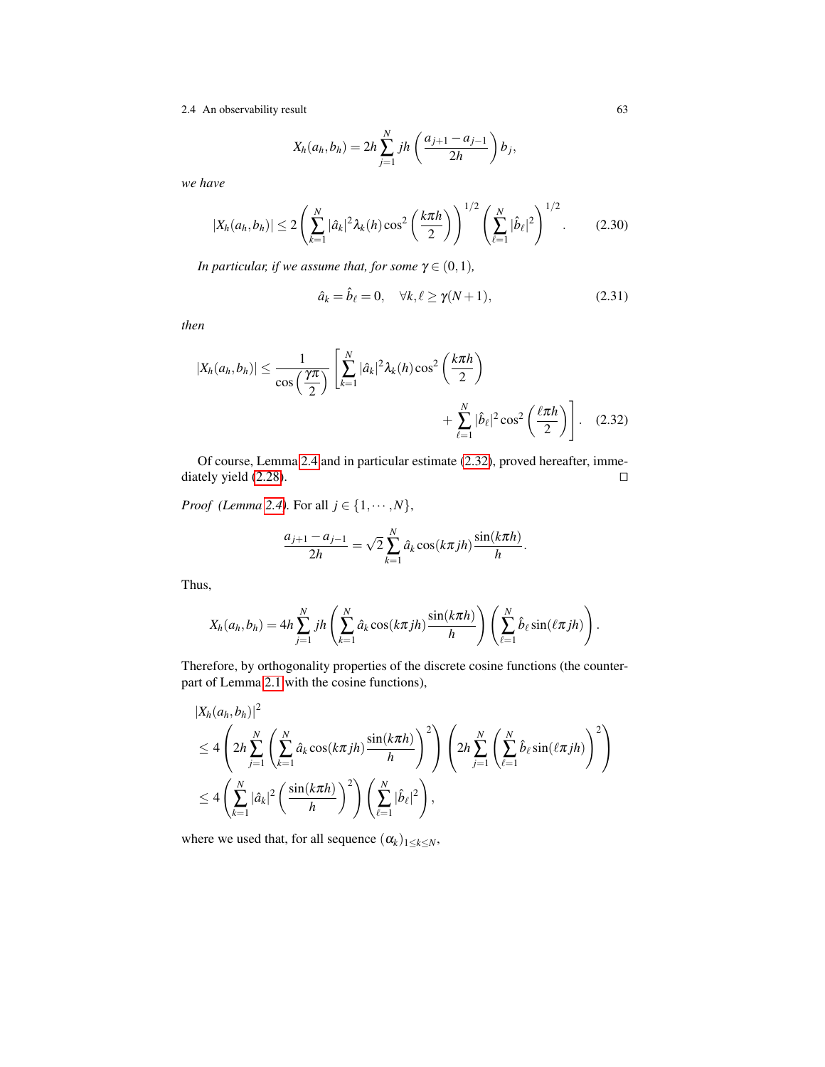$$X_h(a_h,b_h) = 2h\sum_{j=1}^{N} jh\left(\frac{a_{j+1}-a_{j-1}}{2h}\right)b_j,$$

*we have*

$$|X_h(a_h,b_h)| \leq 2\left(\sum_{k=1}^{N}|\hat{a}_k|^2\lambda_k(h)\cos^2\left(\frac{k\pi h}{2}\right)\right)^{1/2}\left(\sum_{\ell=1}^{N}|\hat{b}_\ell|^2\right)^{1/2}. \tag{2.30}$$

*In particular, if we assume that, for some $\gamma \in (0,1)$,*

$$\hat{a}_k = \hat{b}_\ell = 0, \quad \forall k,\ell \geq \gamma(N+1), \tag{2.31}$$

*then*

$$|X_h(a_h,b_h)| \leq \frac{1}{\cos\left(\dfrac{\gamma\pi}{2}\right)}\left[\sum_{k=1}^{N}|\hat{a}_k|^2\lambda_k(h)\cos^2\left(\frac{k\pi h}{2}\right) + \sum_{\ell=1}^{N}|\hat{b}_\ell|^2\cos^2\left(\frac{\ell\pi h}{2}\right)\right]. \tag{2.32}$$

Of course, Lemma 2.4 and in particular estimate (2.32), proved hereafter, immediately yield (2.28). □

*Proof (Lemma 2.4).* For all $j \in \{1,\cdots,N\}$,

$$\frac{a_{j+1}-a_{j-1}}{2h} = \sqrt{2}\sum_{k=1}^{N}\hat{a}_k\cos(k\pi jh)\frac{\sin(k\pi h)}{h}.$$

Thus,

$$X_h(a_h,b_h) = 4h\sum_{j=1}^{N} jh\left(\sum_{k=1}^{N}\hat{a}_k\cos(k\pi jh)\frac{\sin(k\pi h)}{h}\right)\left(\sum_{\ell=1}^{N}\hat{b}_\ell\sin(\ell\pi jh)\right).$$

Therefore, by orthogonality properties of the discrete cosine functions (the counterpart of Lemma 2.1 with the cosine functions),

$$\begin{aligned}
&|X_h(a_h,b_h)|^2 \\
&\leq 4\left(2h\sum_{j=1}^{N}\left(\sum_{k=1}^{N}\hat{a}_k\cos(k\pi jh)\frac{\sin(k\pi h)}{h}\right)^2\right)\left(2h\sum_{j=1}^{N}\left(\sum_{\ell=1}^{N}\hat{b}_\ell\sin(\ell\pi jh)\right)^2\right) \\
&\leq 4\left(\sum_{k=1}^{N}|\hat{a}_k|^2\left(\frac{\sin(k\pi h)}{h}\right)^2\right)\left(\sum_{\ell=1}^{N}|\hat{b}_\ell|^2\right),
\end{aligned}$$

where we used that, for all sequence $(\alpha_k)_{1\leq k\leq N}$,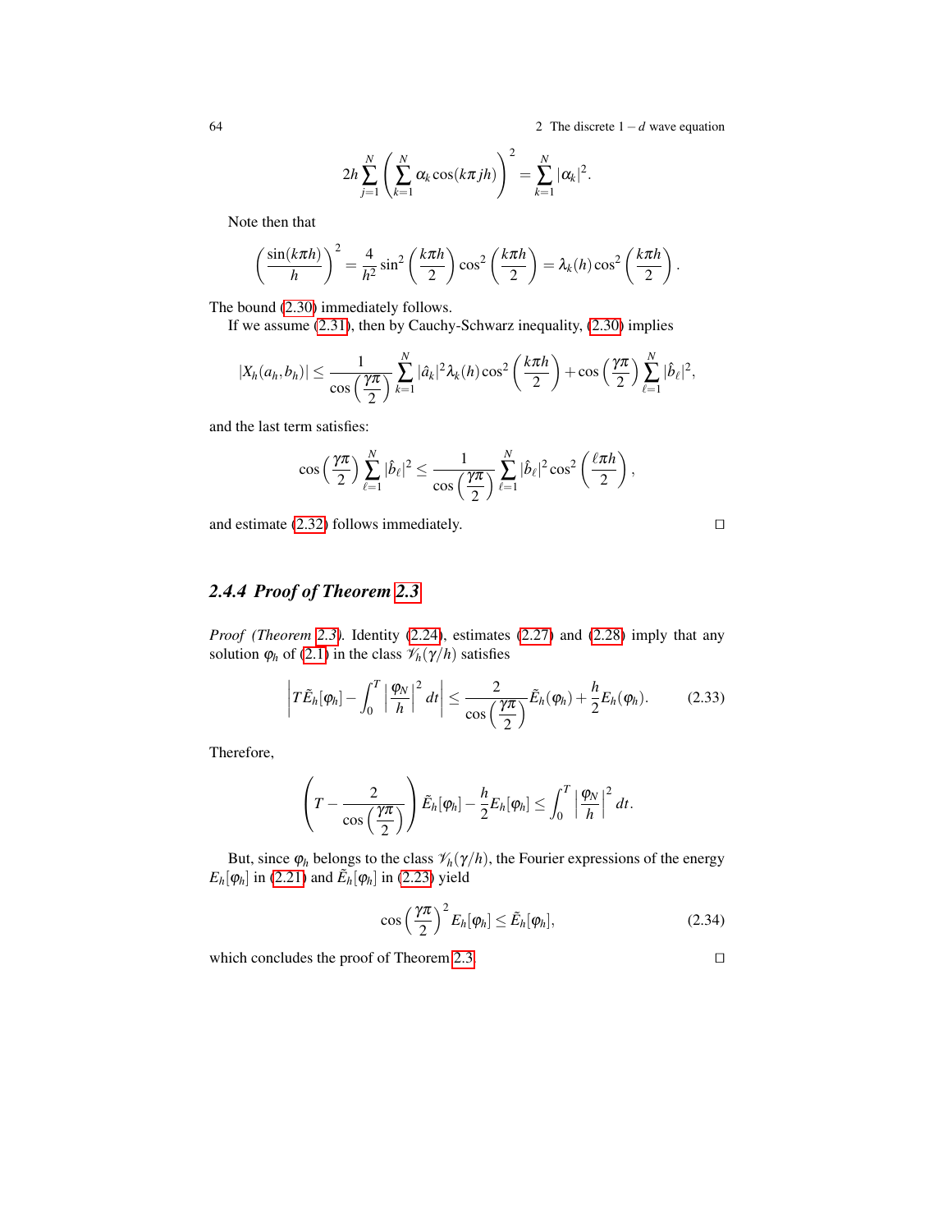$$2h\sum_{j=1}^{N}\left(\sum_{k=1}^{N}\alpha_k\cos(k\pi jh)\right)^2=\sum_{k=1}^{N}|\alpha_k|^2.$$

Note then that

$$\left(\frac{\sin(k\pi h)}{h}\right)^2=\frac{4}{h^2}\sin^2\left(\frac{k\pi h}{2}\right)\cos^2\left(\frac{k\pi h}{2}\right)=\lambda_k(h)\cos^2\left(\frac{k\pi h}{2}\right).$$

The bound (2.30) immediately follows.

If we assume (2.31), then by Cauchy-Schwarz inequality, (2.30) implies

$$|X_h(a_h,b_h)|\leq\frac{1}{\cos\left(\frac{\gamma\pi}{2}\right)}\sum_{k=1}^{N}|\hat{a}_k|^2\lambda_k(h)\cos^2\left(\frac{k\pi h}{2}\right)+\cos\left(\frac{\gamma\pi}{2}\right)\sum_{\ell=1}^{N}|\hat{b}_\ell|^2,$$

and the last term satisfies:

$$\cos\left(\frac{\gamma\pi}{2}\right)\sum_{\ell=1}^{N}|\hat{b}_\ell|^2\leq\frac{1}{\cos\left(\frac{\gamma\pi}{2}\right)}\sum_{\ell=1}^{N}|\hat{b}_\ell|^2\cos^2\left(\frac{\ell\pi h}{2}\right),$$

and estimate (2.32) follows immediately. □

### 2.4.4 Proof of Theorem 2.3

*Proof (Theorem 2.3).* Identity (2.24), estimates (2.27) and (2.28) imply that any solution $\varphi_h$ of (2.1) in the class $\mathscr{V}_h(\gamma/h)$ satisfies

$$\left|T\tilde{E}_h[\varphi_h]-\int_0^T\left|\frac{\varphi_N}{h}\right|^2dt\right|\leq\frac{2}{\cos\left(\frac{\gamma\pi}{2}\right)}\tilde{E}_h(\varphi_h)+\frac{h}{2}E_h(\varphi_h).\qquad(2.33)$$

Therefore,

$$\left(T-\frac{2}{\cos\left(\frac{\gamma\pi}{2}\right)}\right)\tilde{E}_h[\varphi_h]-\frac{h}{2}E_h[\varphi_h]\leq\int_0^T\left|\frac{\varphi_N}{h}\right|^2dt.$$

But, since $\varphi_h$ belongs to the class $\mathscr{V}_h(\gamma/h)$, the Fourier expressions of the energy $E_h[\varphi_h]$ in (2.21) and $\tilde{E}_h[\varphi_h]$ in (2.23) yield

$$\cos\left(\frac{\gamma\pi}{2}\right)^2E_h[\varphi_h]\leq\tilde{E}_h[\varphi_h],\qquad(2.34)$$

which concludes the proof of Theorem 2.3. □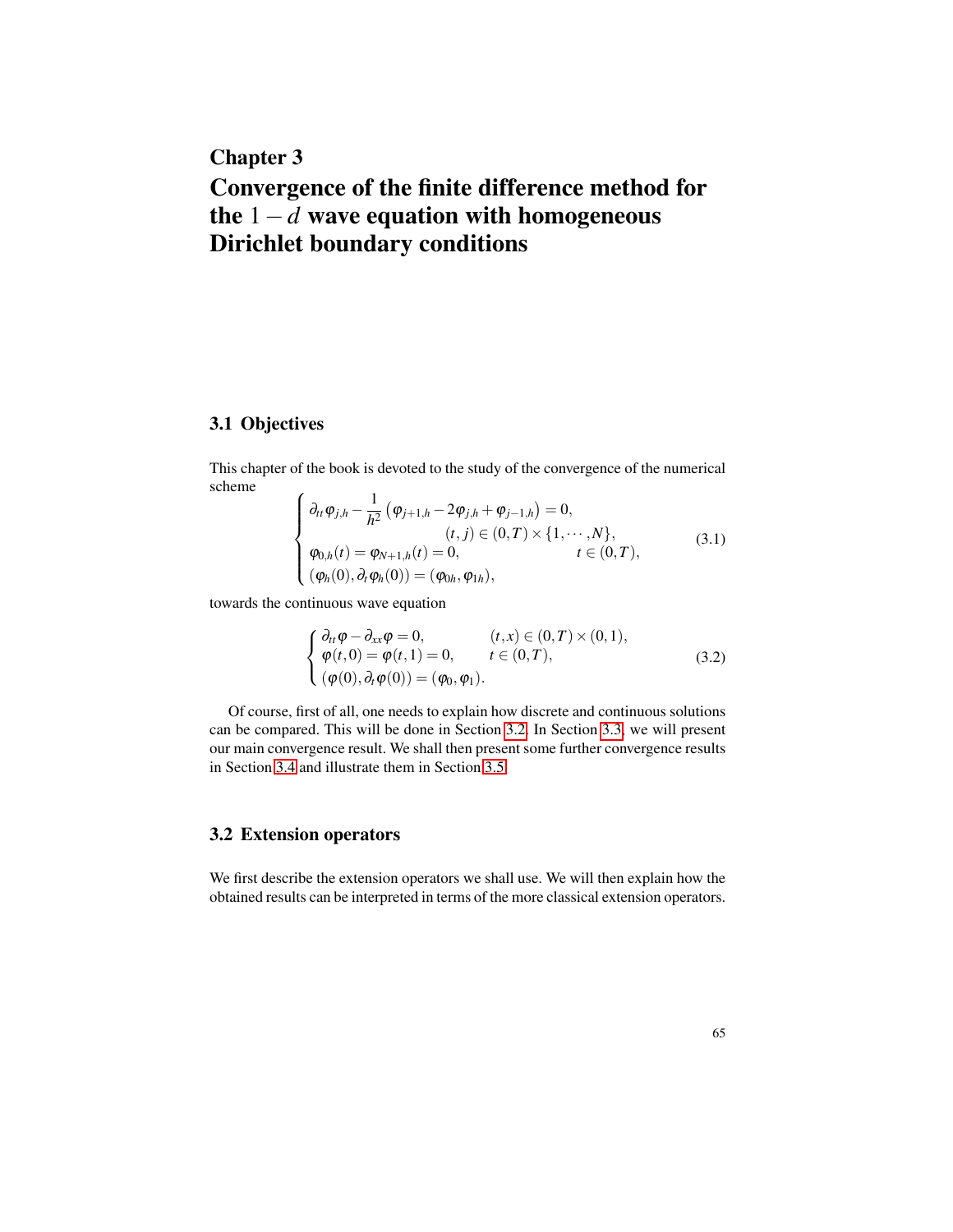# Chapter 3
# Convergence of the finite difference method for the $1-d$ wave equation with homogeneous Dirichlet boundary conditions

## 3.1 Objectives

This chapter of the book is devoted to the study of the convergence of the numerical scheme

$$
\begin{cases}
\partial_{tt}\varphi_{j,h} - \dfrac{1}{h^2}\left(\varphi_{j+1,h} - 2\varphi_{j,h} + \varphi_{j-1,h}\right) = 0, \\
\qquad\qquad\qquad\qquad (t,j) \in (0,T) \times \{1,\cdots,N\}, \\
\varphi_{0,h}(t) = \varphi_{N+1,h}(t) = 0, \qquad\qquad t \in (0,T), \\
(\varphi_h(0), \partial_t \varphi_h(0)) = (\varphi_{0h}, \varphi_{1h}),
\end{cases}
\tag{3.1}
$$

towards the continuous wave equation

$$
\begin{cases}
\partial_{tt}\varphi - \partial_{xx}\varphi = 0, \qquad (t,x) \in (0,T) \times (0,1), \\
\varphi(t,0) = \varphi(t,1) = 0, \qquad t \in (0,T), \\
(\varphi(0), \partial_t \varphi(0)) = (\varphi_0, \varphi_1).
\end{cases}
\tag{3.2}
$$

Of course, first of all, one needs to explain how discrete and continuous solutions can be compared. This will be done in Section 3.2. In Section 3.3, we will present our main convergence result. We shall then present some further convergence results in Section 3.4 and illustrate them in Section 3.5.

## 3.2 Extension operators

We first describe the extension operators we shall use. We will then explain how the obtained results can be interpreted in terms of the more classical extension operators.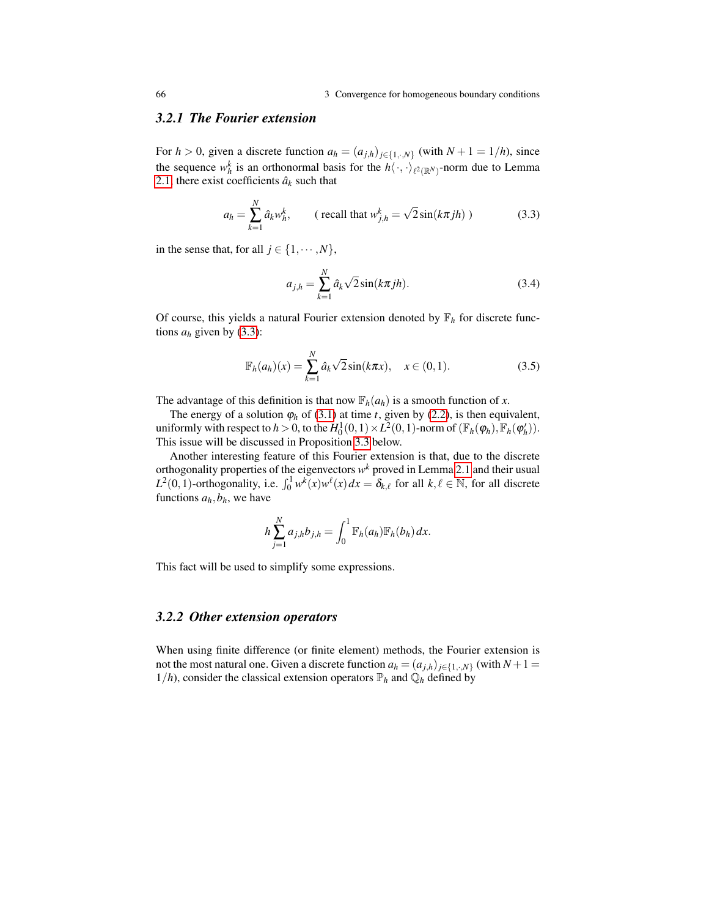### 3.2.1 The Fourier extension

For $h > 0$, given a discrete function $a_h = (a_{j,h})_{j\in\{1,\cdot,N\}}$ (with $N+1 = 1/h$), since the sequence $w_h^k$ is an orthonormal basis for the $h\langle\cdot,\cdot\rangle_{\ell^2(\mathbb{R}^N)}$-norm due to Lemma 2.1, there exist coefficients $\hat{a}_k$ such that

$$a_h = \sum_{k=1}^{N} \hat{a}_k w_h^k, \qquad (\text{ recall that } w_{j,h}^k = \sqrt{2}\sin(k\pi jh)\ ) \tag{3.3}$$

in the sense that, for all $j \in \{1,\cdots,N\}$,

$$a_{j,h} = \sum_{k=1}^{N} \hat{a}_k \sqrt{2}\sin(k\pi jh). \tag{3.4}$$

Of course, this yields a natural Fourier extension denoted by $\mathbb{F}_h$ for discrete functions $a_h$ given by (3.3):

$$\mathbb{F}_h(a_h)(x) = \sum_{k=1}^{N} \hat{a}_k \sqrt{2}\sin(k\pi x), \quad x \in (0,1). \tag{3.5}$$

The advantage of this definition is that now $\mathbb{F}_h(a_h)$ is a smooth function of $x$.

The energy of a solution $\varphi_h$ of (3.1) at time $t$, given by (2.2), is then equivalent, uniformly with respect to $h > 0$, to the $H_0^1(0,1)\times L^2(0,1)$-norm of $(\mathbb{F}_h(\varphi_h), \mathbb{F}_h(\varphi_h'))$. This issue will be discussed in Proposition 3.3 below.

Another interesting feature of this Fourier extension is that, due to the discrete orthogonality properties of the eigenvectors $w^k$ proved in Lemma 2.1 and their usual $L^2(0,1)$-orthogonality, i.e. $\int_0^1 w^k(x)w^\ell(x)\,dx = \delta_{k,\ell}$ for all $k,\ell \in \mathbb{N}$, for all discrete functions $a_h, b_h$, we have

$$h\sum_{j=1}^{N} a_{j,h}b_{j,h} = \int_0^1 \mathbb{F}_h(a_h)\mathbb{F}_h(b_h)\,dx.$$

This fact will be used to simplify some expressions.

### 3.2.2 Other extension operators

When using finite difference (or finite element) methods, the Fourier extension is not the most natural one. Given a discrete function $a_h = (a_{j,h})_{j\in\{1,\cdot,N\}}$ (with $N+1 = 1/h$), consider the classical extension operators $\mathbb{P}_h$ and $\mathbb{Q}_h$ defined by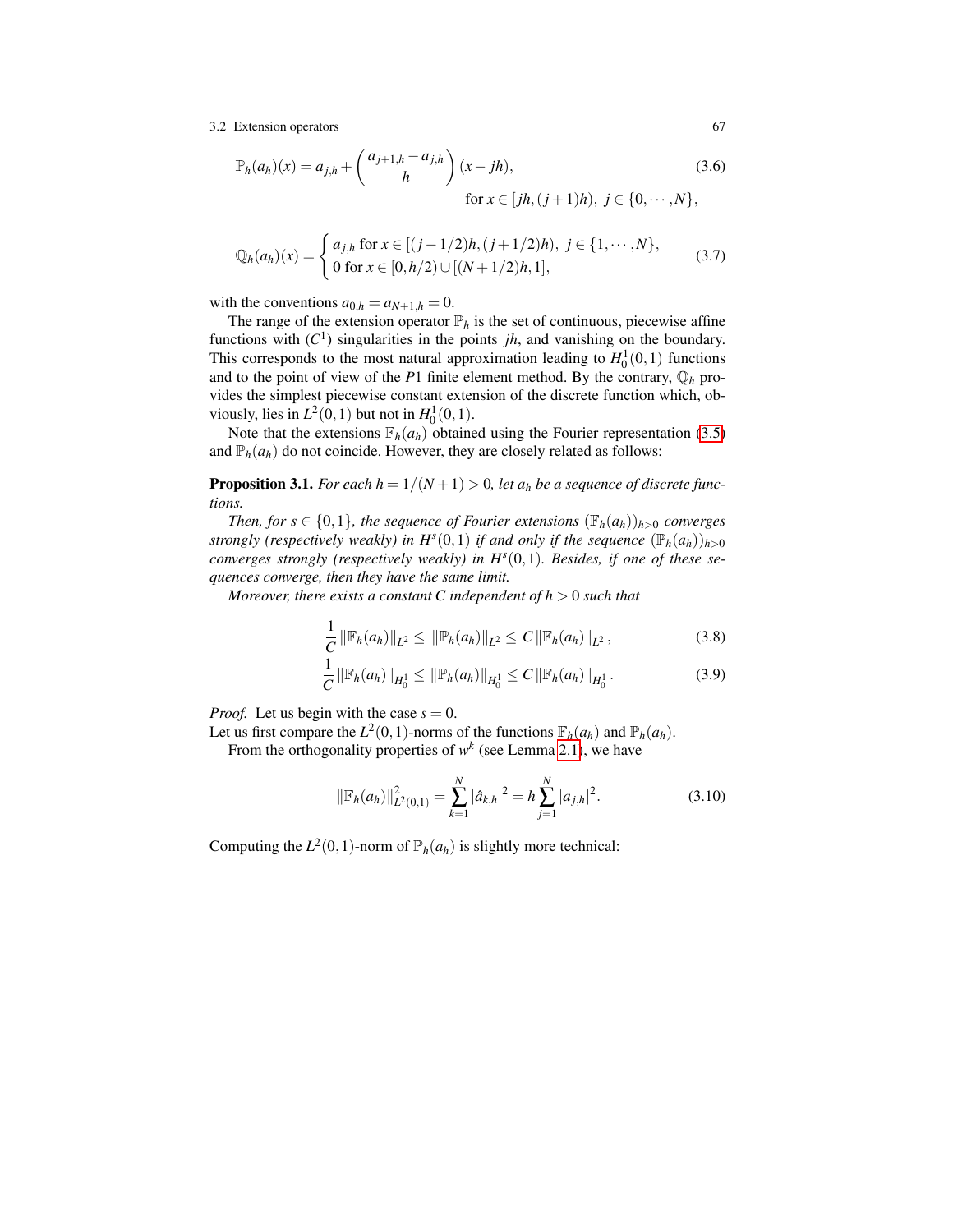$$\mathbb{P}_h(a_h)(x) = a_{j,h} + \left(\frac{a_{j+1,h} - a_{j,h}}{h}\right)(x - jh), \tag{3.6}$$
$$\text{for } x \in [jh, (j+1)h),\ j \in \{0, \cdots, N\},$$

$$\mathbb{Q}_h(a_h)(x) = \begin{cases} a_{j,h} \text{ for } x \in [(j-1/2)h, (j+1/2)h),\ j \in \{1, \cdots, N\}, \\ 0 \text{ for } x \in [0, h/2) \cup [(N+1/2)h, 1], \end{cases} \tag{3.7}$$

with the conventions $a_{0,h} = a_{N+1,h} = 0$.

The range of the extension operator $\mathbb{P}_h$ is the set of continuous, piecewise affine functions with ($C^1$) singularities in the points $jh$, and vanishing on the boundary. This corresponds to the most natural approximation leading to $H_0^1(0,1)$ functions and to the point of view of the $P1$ finite element method. By the contrary, $\mathbb{Q}_h$ provides the simplest piecewise constant extension of the discrete function which, obviously, lies in $L^2(0,1)$ but not in $H_0^1(0,1)$.

Note that the extensions $\mathbb{F}_h(a_h)$ obtained using the Fourier representation (3.5) and $\mathbb{P}_h(a_h)$ do not coincide. However, they are closely related as follows:

**Proposition 3.1.** *For each $h = 1/(N+1) > 0$, let $a_h$ be a sequence of discrete functions.*

*Then, for $s \in \{0,1\}$, the sequence of Fourier extensions $(\mathbb{F}_h(a_h))_{h>0}$ converges strongly (respectively weakly) in $H^s(0,1)$ if and only if the sequence $(\mathbb{P}_h(a_h))_{h>0}$ converges strongly (respectively weakly) in $H^s(0,1)$. Besides, if one of these sequences converge, then they have the same limit.*

*Moreover, there exists a constant $C$ independent of $h > 0$ such that*

$$\frac{1}{C}\|\mathbb{F}_h(a_h)\|_{L^2} \leq \|\mathbb{P}_h(a_h)\|_{L^2} \leq C\|\mathbb{F}_h(a_h)\|_{L^2}, \tag{3.8}$$

$$\frac{1}{C}\|\mathbb{F}_h(a_h)\|_{H_0^1} \leq \|\mathbb{P}_h(a_h)\|_{H_0^1} \leq C\|\mathbb{F}_h(a_h)\|_{H_0^1}. \tag{3.9}$$

*Proof.* Let us begin with the case $s = 0$.
Let us first compare the $L^2(0,1)$-norms of the functions $\mathbb{F}_h(a_h)$ and $\mathbb{P}_h(a_h)$.

From the orthogonality properties of $w^k$ (see Lemma 2.1), we have

$$\|\mathbb{F}_h(a_h)\|^2_{L^2(0,1)} = \sum_{k=1}^{N} |\hat{a}_{k,h}|^2 = h\sum_{j=1}^{N} |a_{j,h}|^2. \tag{3.10}$$

Computing the $L^2(0,1)$-norm of $\mathbb{P}_h(a_h)$ is slightly more technical: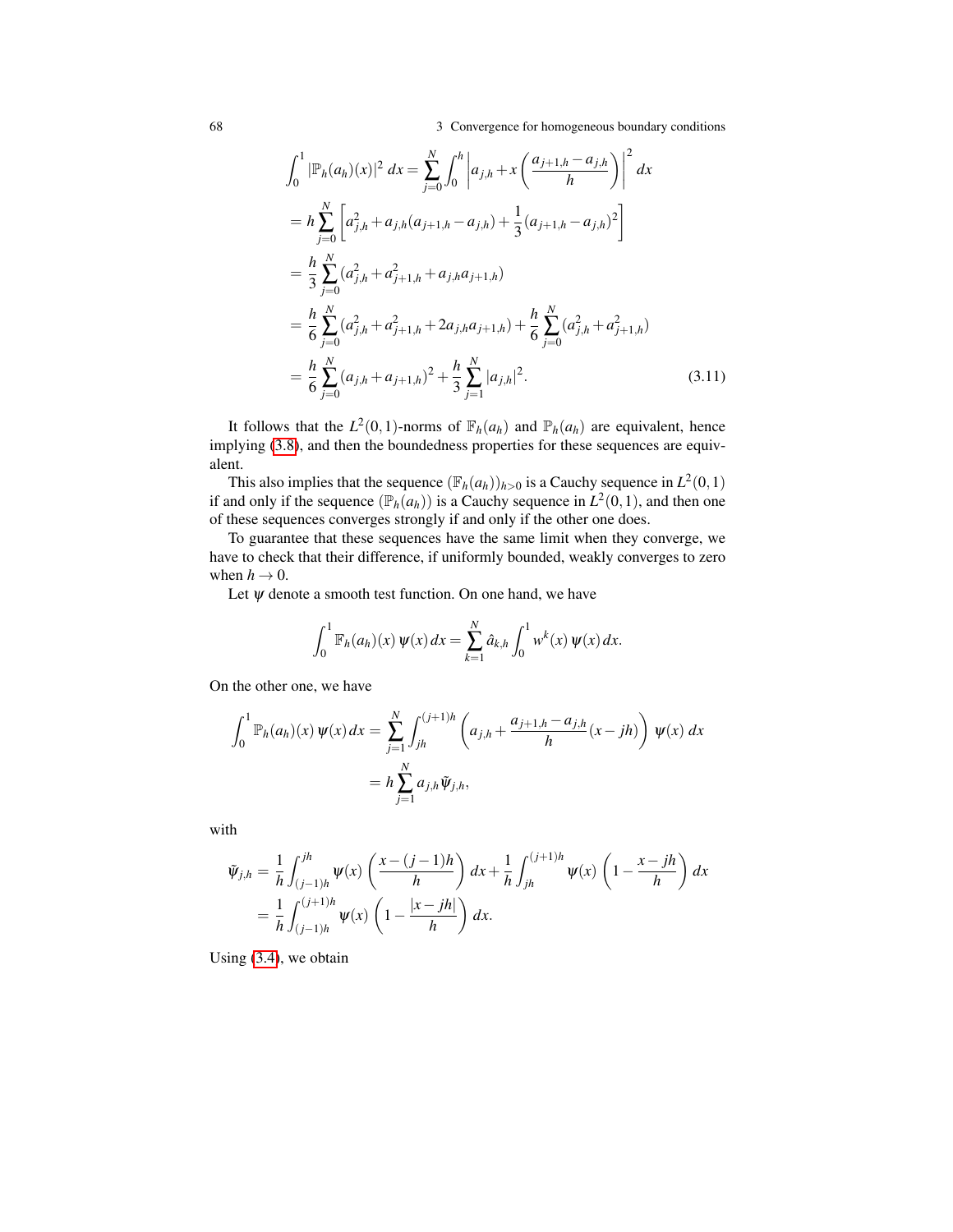$$
\begin{aligned}
\int_0^1 |\mathbb{P}_h(a_h)(x)|^2\,dx &= \sum_{j=0}^{N} \int_0^h \left| a_{j,h} + x\left(\frac{a_{j+1,h}-a_{j,h}}{h}\right)\right|^2 dx \\
&= h\sum_{j=0}^{N}\left[ a_{j,h}^2 + a_{j,h}(a_{j+1,h}-a_{j,h}) + \frac{1}{3}(a_{j+1,h}-a_{j,h})^2\right] \\
&= \frac{h}{3}\sum_{j=0}^{N}(a_{j,h}^2 + a_{j+1,h}^2 + a_{j,h}a_{j+1,h}) \\
&= \frac{h}{6}\sum_{j=0}^{N}(a_{j,h}^2 + a_{j+1,h}^2 + 2a_{j,h}a_{j+1,h}) + \frac{h}{6}\sum_{j=0}^{N}(a_{j,h}^2 + a_{j+1,h}^2) \\
&= \frac{h}{6}\sum_{j=0}^{N}(a_{j,h}+a_{j+1,h})^2 + \frac{h}{3}\sum_{j=1}^{N}|a_{j,h}|^2. \qquad (3.11)
\end{aligned}
$$

It follows that the $L^2(0,1)$-norms of $\mathbb{F}_h(a_h)$ and $\mathbb{P}_h(a_h)$ are equivalent, hence implying (3.8), and then the boundedness properties for these sequences are equivalent.

This also implies that the sequence $(\mathbb{F}_h(a_h))_{h>0}$ is a Cauchy sequence in $L^2(0,1)$ if and only if the sequence $(\mathbb{P}_h(a_h))$ is a Cauchy sequence in $L^2(0,1)$, and then one of these sequences converges strongly if and only if the other one does.

To guarantee that these sequences have the same limit when they converge, we have to check that their difference, if uniformly bounded, weakly converges to zero when $h \to 0$.

Let $\psi$ denote a smooth test function. On one hand, we have

$$
\int_0^1 \mathbb{F}_h(a_h)(x)\,\psi(x)\,dx = \sum_{k=1}^{N} \hat{a}_{k,h}\int_0^1 w^k(x)\,\psi(x)\,dx.
$$

On the other one, we have

$$
\begin{aligned}
\int_0^1 \mathbb{P}_h(a_h)(x)\,\psi(x)\,dx &= \sum_{j=1}^{N}\int_{jh}^{(j+1)h}\left(a_{j,h} + \frac{a_{j+1,h}-a_{j,h}}{h}(x-jh)\right)\psi(x)\,dx \\
&= h\sum_{j=1}^{N} a_{j,h}\tilde{\psi}_{j,h},
\end{aligned}
$$

with

$$
\begin{aligned}
\tilde{\psi}_{j,h} &= \frac{1}{h}\int_{(j-1)h}^{jh}\psi(x)\left(\frac{x-(j-1)h}{h}\right)dx + \frac{1}{h}\int_{jh}^{(j+1)h}\psi(x)\left(1-\frac{x-jh}{h}\right)dx \\
&= \frac{1}{h}\int_{(j-1)h}^{(j+1)h}\psi(x)\left(1-\frac{|x-jh|}{h}\right)dx.
\end{aligned}
$$

Using (3.4), we obtain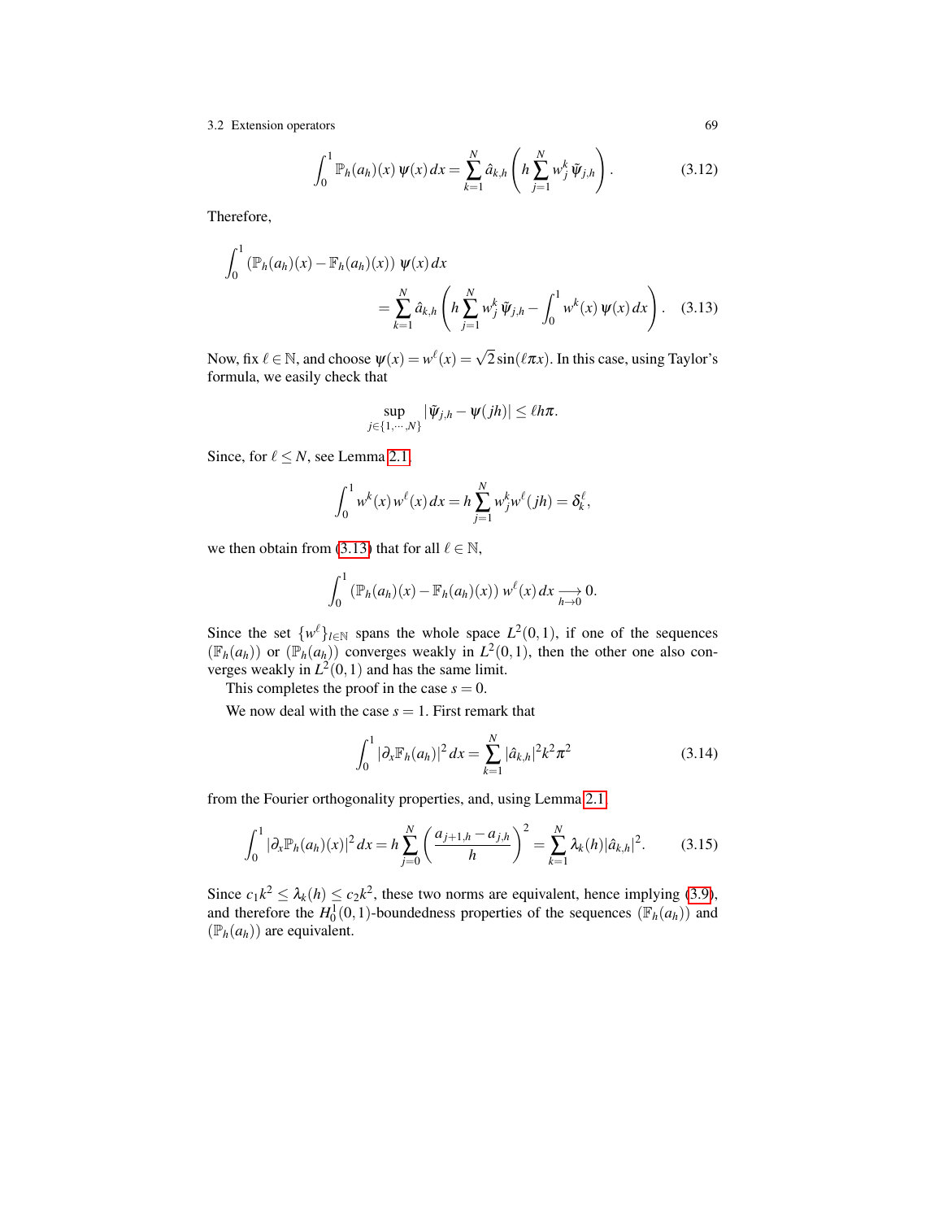$$\int_0^1 \mathbb{P}_h(a_h)(x)\, \psi(x)\, dx = \sum_{k=1}^{N} \hat{a}_{k,h} \left( h \sum_{j=1}^{N} w_j^k \, \tilde{\psi}_{j,h} \right). \tag{3.12}$$

Therefore,

$$\int_0^1 \left(\mathbb{P}_h(a_h)(x) - \mathbb{F}_h(a_h)(x)\right) \psi(x)\, dx$$
$$= \sum_{k=1}^{N} \hat{a}_{k,h} \left( h \sum_{j=1}^{N} w_j^k \, \tilde{\psi}_{j,h} - \int_0^1 w^k(x)\, \psi(x)\, dx \right). \tag{3.13}$$

Now, fix $\ell \in \mathbb{N}$, and choose $\psi(x) = w^\ell(x) = \sqrt{2}\sin(\ell \pi x)$. In this case, using Taylor's formula, we easily check that

$$\sup_{j \in \{1,\cdots,N\}} |\tilde{\psi}_{j,h} - \psi(jh)| \leq \ell h \pi.$$

Since, for $\ell \leq N$, see Lemma 2.1,

$$\int_0^1 w^k(x)\, w^\ell(x)\, dx = h \sum_{j=1}^{N} w_j^k w^\ell(jh) = \delta_k^\ell,$$

we then obtain from (3.13) that for all $\ell \in \mathbb{N}$,

$$\int_0^1 \left(\mathbb{P}_h(a_h)(x) - \mathbb{F}_h(a_h)(x)\right) w^\ell(x)\, dx \underset{h \to 0}{\longrightarrow} 0.$$

Since the set $\{w^\ell\}_{l \in \mathbb{N}}$ spans the whole space $L^2(0,1)$, if one of the sequences $(\mathbb{F}_h(a_h))$ or $(\mathbb{P}_h(a_h))$ converges weakly in $L^2(0,1)$, then the other one also converges weakly in $L^2(0,1)$ and has the same limit.

This completes the proof in the case $s = 0$.

We now deal with the case $s = 1$. First remark that

$$\int_0^1 |\partial_x \mathbb{F}_h(a_h)|^2\, dx = \sum_{k=1}^{N} |\hat{a}_{k,h}|^2 k^2 \pi^2 \tag{3.14}$$

from the Fourier orthogonality properties, and, using Lemma 2.1,

$$\int_0^1 |\partial_x \mathbb{P}_h(a_h)(x)|^2\, dx = h \sum_{j=0}^{N} \left( \frac{a_{j+1,h} - a_{j,h}}{h} \right)^2 = \sum_{k=1}^{N} \lambda_k(h) |\hat{a}_{k,h}|^2. \tag{3.15}$$

Since $c_1 k^2 \leq \lambda_k(h) \leq c_2 k^2$, these two norms are equivalent, hence implying (3.9), and therefore the $H_0^1(0,1)$-boundedness properties of the sequences $(\mathbb{F}_h(a_h))$ and $(\mathbb{P}_h(a_h))$ are equivalent.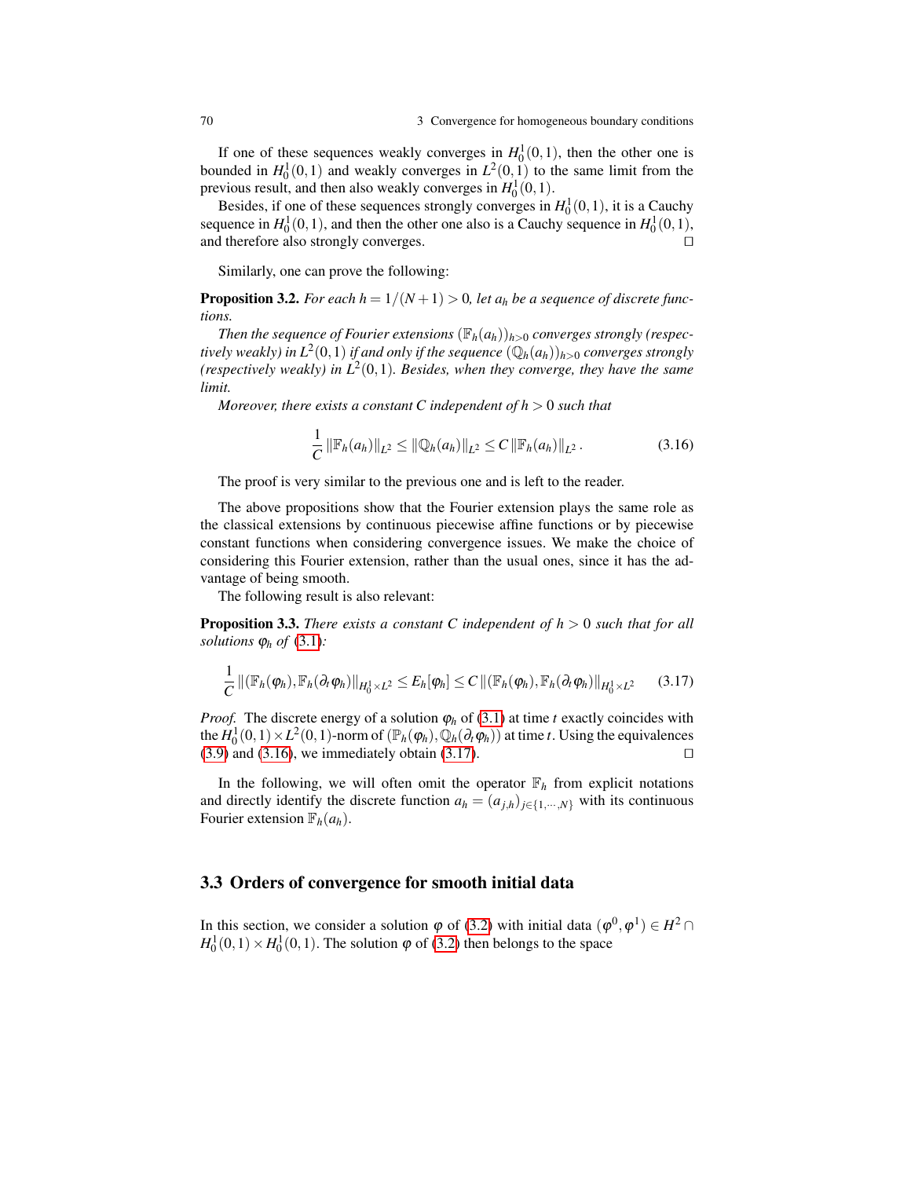If one of these sequences weakly converges in $H_0^1(0,1)$, then the other one is bounded in $H_0^1(0,1)$ and weakly converges in $L^2(0,1)$ to the same limit from the previous result, and then also weakly converges in $H_0^1(0,1)$.

Besides, if one of these sequences strongly converges in $H_0^1(0,1)$, it is a Cauchy sequence in $H_0^1(0,1)$, and then the other one also is a Cauchy sequence in $H_0^1(0,1)$, and therefore also strongly converges. $\square$

Similarly, one can prove the following:

**Proposition 3.2.** *For each $h = 1/(N+1) > 0$, let $a_h$ be a sequence of discrete functions.*

*Then the sequence of Fourier extensions $(\mathbb{F}_h(a_h))_{h>0}$ converges strongly (respectively weakly) in $L^2(0,1)$ if and only if the sequence $(\mathbb{Q}_h(a_h))_{h>0}$ converges strongly (respectively weakly) in $L^2(0,1)$. Besides, when they converge, they have the same limit.*

*Moreover, there exists a constant $C$ independent of $h > 0$ such that*

$$\frac{1}{C}\left\|\mathbb{F}_h(a_h)\right\|_{L^2} \leq \left\|\mathbb{Q}_h(a_h)\right\|_{L^2} \leq C\left\|\mathbb{F}_h(a_h)\right\|_{L^2}. \tag{3.16}$$

The proof is very similar to the previous one and is left to the reader.

The above propositions show that the Fourier extension plays the same role as the classical extensions by continuous piecewise affine functions or by piecewise constant functions when considering convergence issues. We make the choice of considering this Fourier extension, rather than the usual ones, since it has the advantage of being smooth.

The following result is also relevant:

**Proposition 3.3.** *There exists a constant $C$ independent of $h > 0$ such that for all solutions $\varphi_h$ of (3.1):*

$$\frac{1}{C}\left\|(\mathbb{F}_h(\varphi_h), \mathbb{F}_h(\partial_t \varphi_h))\right\|_{H_0^1 \times L^2} \leq E_h[\varphi_h] \leq C\left\|(\mathbb{F}_h(\varphi_h), \mathbb{F}_h(\partial_t \varphi_h))\right\|_{H_0^1 \times L^2} \tag{3.17}$$

*Proof.* The discrete energy of a solution $\varphi_h$ of (3.1) at time $t$ exactly coincides with the $H_0^1(0,1) \times L^2(0,1)$-norm of $(\mathbb{P}_h(\varphi_h), \mathbb{Q}_h(\partial_t \varphi_h))$ at time $t$. Using the equivalences (3.9) and (3.16), we immediately obtain (3.17). $\square$

In the following, we will often omit the operator $\mathbb{F}_h$ from explicit notations and directly identify the discrete function $a_h = (a_{j,h})_{j\in\{1,\cdots,N\}}$ with its continuous Fourier extension $\mathbb{F}_h(a_h)$.

## 3.3 Orders of convergence for smooth initial data

In this section, we consider a solution $\varphi$ of (3.2) with initial data $(\varphi^0, \varphi^1) \in H^2 \cap H_0^1(0,1) \times H_0^1(0,1)$. The solution $\varphi$ of (3.2) then belongs to the space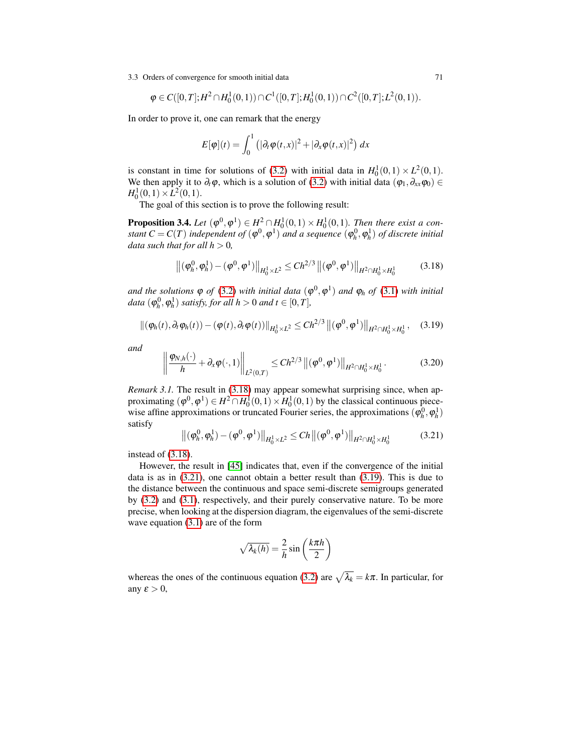$$\varphi \in C([0,T]; H^2 \cap H_0^1(0,1)) \cap C^1([0,T]; H_0^1(0,1)) \cap C^2([0,T]; L^2(0,1)).$$

In order to prove it, one can remark that the energy

$$E[\varphi](t) = \int_0^1 \left( |\partial_t \varphi(t,x)|^2 + |\partial_x \varphi(t,x)|^2 \right) dx$$

is constant in time for solutions of (3.2) with initial data in $H_0^1(0,1) \times L^2(0,1)$. We then apply it to $\partial_t \varphi$, which is a solution of (3.2) with initial data $(\varphi_1, \partial_{xx}\varphi_0) \in H_0^1(0,1) \times L^2(0,1)$.

The goal of this section is to prove the following result:

**Proposition 3.4.** *Let $(\varphi^0, \varphi^1) \in H^2 \cap H_0^1(0,1) \times H_0^1(0,1)$. Then there exist a constant $C = C(T)$ independent of $(\varphi^0, \varphi^1)$ and a sequence $(\varphi_h^0, \varphi_h^1)$ of discrete initial data such that for all $h > 0$,*

$$\left\| (\varphi_h^0, \varphi_h^1) - (\varphi^0, \varphi^1) \right\|_{H_0^1 \times L^2} \leq C h^{2/3} \left\| (\varphi^0, \varphi^1) \right\|_{H^2 \cap H_0^1 \times H_0^1} \tag{3.18}$$

*and the solutions $\varphi$ of (3.2) with initial data $(\varphi^0, \varphi^1)$ and $\varphi_h$ of (3.1) with initial data $(\varphi_h^0, \varphi_h^1)$ satisfy, for all $h > 0$ and $t \in [0,T]$,*

$$\|(\varphi_h(t), \partial_t \varphi_h(t)) - (\varphi(t), \partial_t \varphi(t))\|_{H_0^1 \times L^2} \leq C h^{2/3} \left\| (\varphi^0, \varphi^1) \right\|_{H^2 \cap H_0^1 \times H_0^1}, \tag{3.19}$$

*and*

$$\left\| \frac{\varphi_{N,h}(\cdot)}{h} + \partial_x \varphi(\cdot, 1) \right\|_{L^2(0,T)} \leq C h^{2/3} \left\| (\varphi^0, \varphi^1) \right\|_{H^2 \cap H_0^1 \times H_0^1}. \tag{3.20}$$

*Remark 3.1.* The result in (3.18) may appear somewhat surprising since, when approximating $(\varphi^0, \varphi^1) \in H^2 \cap H_0^1(0,1) \times H_0^1(0,1)$ by the classical continuous piecewise affine approximations or truncated Fourier series, the approximations $(\varphi_h^0, \varphi_h^1)$ satisfy

$$\left\| (\varphi_h^0, \varphi_h^1) - (\varphi^0, \varphi^1) \right\|_{H_0^1 \times L^2} \leq C h \left\| (\varphi^0, \varphi^1) \right\|_{H^2 \cap H_0^1 \times H_0^1} \tag{3.21}$$

instead of (3.18).

However, the result in [45] indicates that, even if the convergence of the initial data is as in (3.21), one cannot obtain a better result than (3.19). This is due to the distance between the continuous and space semi-discrete semigroups generated by (3.2) and (3.1), respectively, and their purely conservative nature. To be more precise, when looking at the dispersion diagram, the eigenvalues of the semi-discrete wave equation (3.1) are of the form

$$\sqrt{\lambda_k(h)} = \frac{2}{h} \sin\left( \frac{k\pi h}{2} \right)$$

whereas the ones of the continuous equation (3.2) are $\sqrt{\lambda_k} = k\pi$. In particular, for any $\varepsilon > 0$,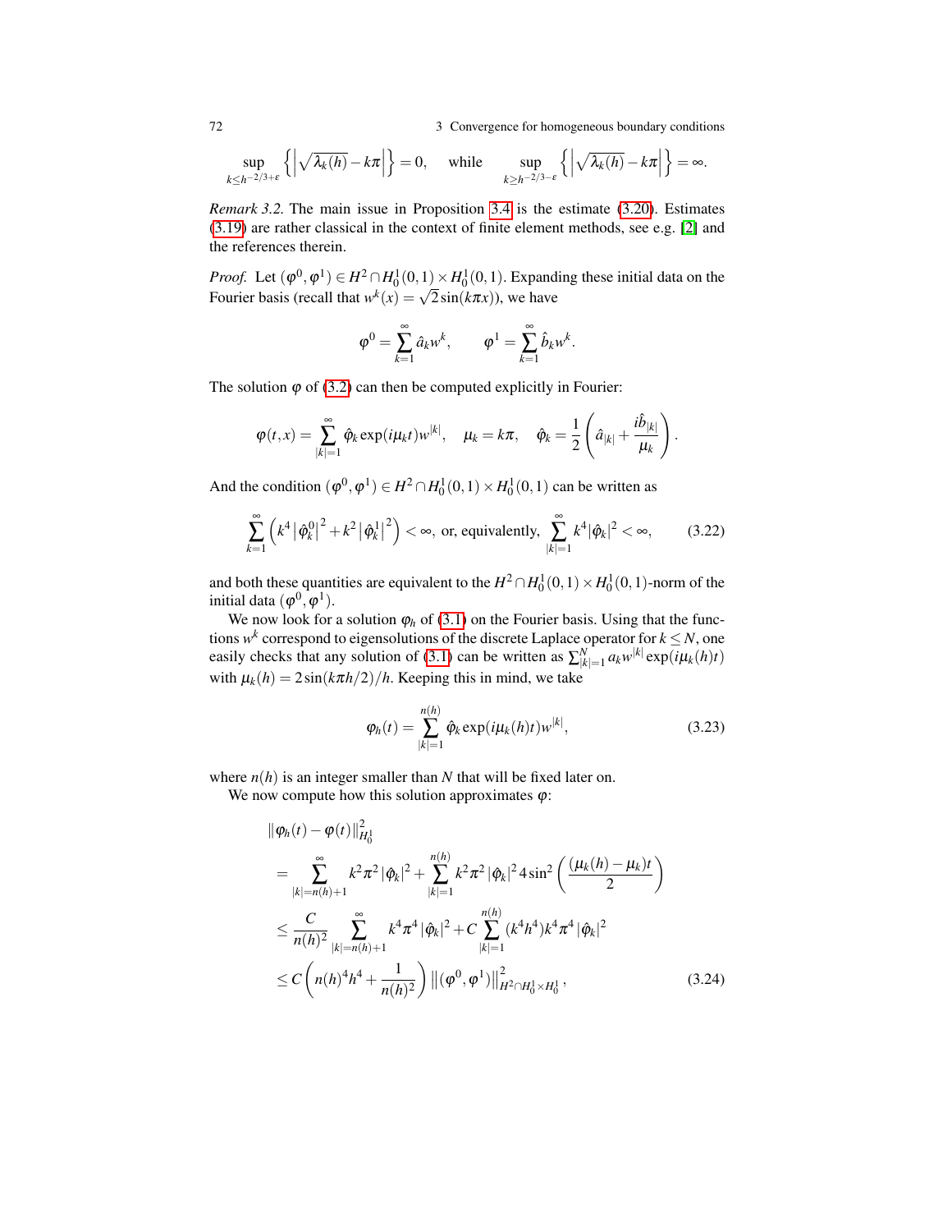$$\sup_{k \leq h^{-2/3+\varepsilon}} \left\{ \left| \sqrt{\lambda_k(h)} - k\pi \right| \right\} = 0, \quad \text{while} \quad \sup_{k \geq h^{-2/3-\varepsilon}} \left\{ \left| \sqrt{\lambda_k(h)} - k\pi \right| \right\} = \infty.$$

*Remark 3.2.* The main issue in Proposition 3.4 is the estimate (3.20). Estimates (3.19) are rather classical in the context of finite element methods, see e.g. [2] and the references therein.

*Proof.* Let $(\varphi^0, \varphi^1) \in H^2 \cap H_0^1(0,1) \times H_0^1(0,1)$. Expanding these initial data on the Fourier basis (recall that $w^k(x) = \sqrt{2}\sin(k\pi x)$), we have

$$\varphi^0 = \sum_{k=1}^{\infty} \hat{a}_k w^k, \qquad \varphi^1 = \sum_{k=1}^{\infty} \hat{b}_k w^k.$$

The solution $\varphi$ of (3.2) can then be computed explicitly in Fourier:

$$\varphi(t,x) = \sum_{|k|=1}^{\infty} \hat{\varphi}_k \exp(i\mu_k t) w^{|k|}, \quad \mu_k = k\pi, \quad \hat{\varphi}_k = \frac{1}{2}\left( \hat{a}_{|k|} + \frac{i\hat{b}_{|k|}}{\mu_k} \right).$$

And the condition $(\varphi^0, \varphi^1) \in H^2 \cap H_0^1(0,1) \times H_0^1(0,1)$ can be written as

$$\sum_{k=1}^{\infty} \left( k^4 \left|\hat{\varphi}_k^0\right|^2 + k^2 \left|\hat{\varphi}_k^1\right|^2 \right) < \infty, \text{ or, equivalently, } \sum_{|k|=1}^{\infty} k^4 |\hat{\varphi}_k|^2 < \infty, \tag{3.22}$$

and both these quantities are equivalent to the $H^2 \cap H_0^1(0,1) \times H_0^1(0,1)$-norm of the initial data $(\varphi^0, \varphi^1)$.

We now look for a solution $\varphi_h$ of (3.1) on the Fourier basis. Using that the functions $w^k$ correspond to eigensolutions of the discrete Laplace operator for $k \leq N$, one easily checks that any solution of (3.1) can be written as $\sum_{|k|=1}^{N} a_k w^{|k|} \exp(i\mu_k(h)t)$ with $\mu_k(h) = 2\sin(k\pi h/2)/h$. Keeping this in mind, we take

$$\varphi_h(t) = \sum_{|k|=1}^{n(h)} \hat{\varphi}_k \exp(i\mu_k(h)t) w^{|k|}, \tag{3.23}$$

where $n(h)$ is an integer smaller than $N$ that will be fixed later on.

We now compute how this solution approximates $\varphi$:

$$\begin{aligned}
&\|\varphi_h(t) - \varphi(t)\|_{H_0^1}^2 \\
&= \sum_{|k|=n(h)+1}^{\infty} k^2\pi^2 |\hat{\varphi}_k|^2 + \sum_{|k|=1}^{n(h)} k^2\pi^2 |\hat{\varphi}_k|^2 4\sin^2\left( \frac{(\mu_k(h) - \mu_k)t}{2} \right) \\
&\leq \frac{C}{n(h)^2} \sum_{|k|=n(h)+1}^{\infty} k^4\pi^4 |\hat{\varphi}_k|^2 + C \sum_{|k|=1}^{n(h)} (k^4h^4) k^4\pi^4 |\hat{\varphi}_k|^2 \\
&\leq C\left( n(h)^4 h^4 + \frac{1}{n(h)^2} \right) \left\| (\varphi^0, \varphi^1) \right\|_{H^2 \cap H_0^1 \times H_0^1}^2,
\end{aligned} \tag{3.24}$$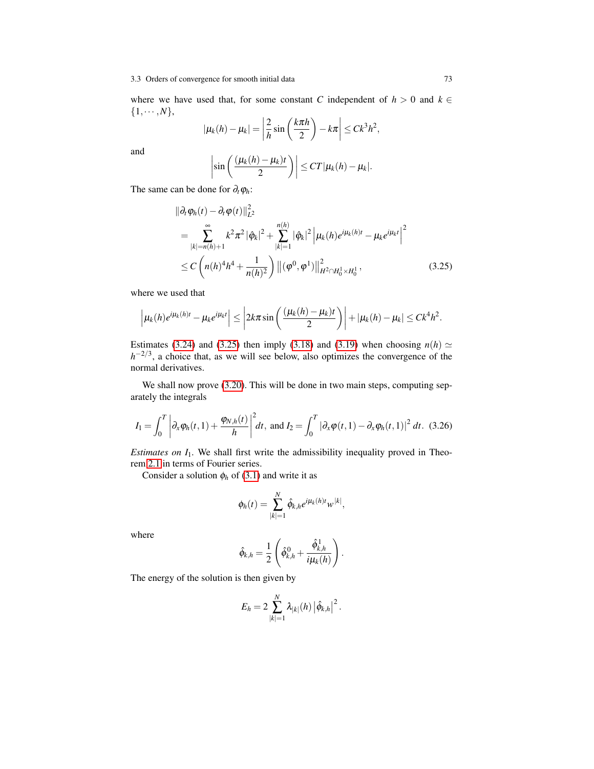where we have used that, for some constant $C$ independent of $h > 0$ and $k \in \{1, \cdots, N\}$,

$$|\mu_k(h) - \mu_k| = \left| \frac{2}{h} \sin\left(\frac{k\pi h}{2}\right) - k\pi \right| \leq Ck^3 h^2,$$

and

$$\left| \sin\left(\frac{(\mu_k(h) - \mu_k)t}{2}\right) \right| \leq CT |\mu_k(h) - \mu_k|.$$

The same can be done for $\partial_t \varphi_h$:

$$\begin{aligned}
&\|\partial_t \varphi_h(t) - \partial_t \varphi(t)\|_{L^2}^2 \\
&= \sum_{|k|=n(h)+1}^{\infty} k^2 \pi^2 |\hat{\varphi}_k|^2 + \sum_{|k|=1}^{n(h)} |\hat{\varphi}_k|^2 \left| \mu_k(h) e^{i\mu_k(h)t} - \mu_k e^{i\mu_k t} \right|^2 \\
&\leq C \left( n(h)^4 h^4 + \frac{1}{n(h)^2} \right) \left\| (\varphi^0, \varphi^1) \right\|_{H^2 \cap H_0^1 \times H_0^1}^2,
\end{aligned} \tag{3.25}$$

where we used that

$$\left| \mu_k(h) e^{i\mu_k(h)t} - \mu_k e^{i\mu_k t} \right| \leq \left| 2k\pi \sin\left( \frac{(\mu_k(h) - \mu_k)t}{2} \right) \right| + |\mu_k(h) - \mu_k| \leq Ck^4 h^2.$$

Estimates (3.24) and (3.25) then imply (3.18) and (3.19) when choosing $n(h) \simeq h^{-2/3}$, a choice that, as we will see below, also optimizes the convergence of the normal derivatives.

We shall now prove (3.20). This will be done in two main steps, computing separately the integrals

$$I_1 = \int_0^T \left| \partial_x \varphi_h(t,1) + \frac{\varphi_{N,h}(t)}{h} \right|^2 dt, \text{ and } I_2 = \int_0^T |\partial_x \varphi(t,1) - \partial_x \varphi_h(t,1)|^2 \, dt. \tag{3.26}$$

*Estimates on $I_1$.* We shall first write the admissibility inequality proved in Theorem 2.1 in terms of Fourier series.

Consider a solution $\phi_h$ of (3.1) and write it as

$$\phi_h(t) = \sum_{|k|=1}^{N} \hat{\phi}_{k,h} e^{i\mu_k(h)t} w^{|k|},$$

where

$$\hat{\phi}_{k,h} = \frac{1}{2} \left( \hat{\phi}_{k,h}^0 + \frac{\hat{\phi}_{k,h}^1}{i\mu_k(h)} \right).$$

The energy of the solution is then given by

$$E_h = 2 \sum_{|k|=1}^{N} \lambda_{|k|}(h) \left| \hat{\phi}_{k,h} \right|^2.$$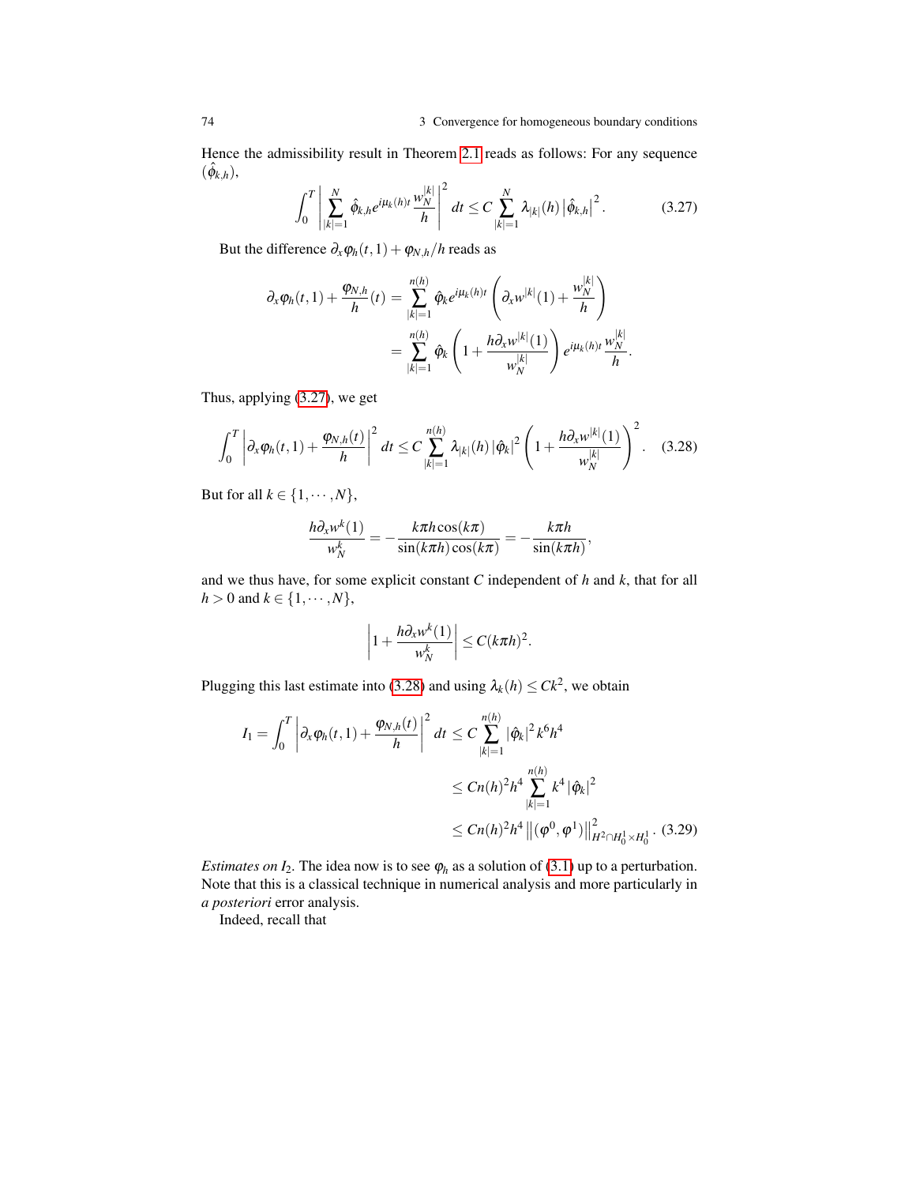Hence the admissibility result in Theorem 2.1 reads as follows: For any sequence $(\hat{\phi}_{k,h})$,

$$\int_0^T \left| \sum_{|k|=1}^{N} \hat{\phi}_{k,h} e^{i\mu_k(h)t} \frac{w_N^{|k|}}{h} \right|^2 dt \le C \sum_{|k|=1}^{N} \lambda_{|k|}(h) \left| \hat{\phi}_{k,h} \right|^2. \tag{3.27}$$

But the difference $\partial_x \varphi_h(t,1) + \varphi_{N,h}/h$ reads as

$$\begin{aligned} \partial_x \varphi_h(t,1) + \frac{\varphi_{N,h}}{h}(t) &= \sum_{|k|=1}^{n(h)} \hat{\varphi}_k e^{i\mu_k(h)t} \left( \partial_x w^{|k|}(1) + \frac{w_N^{|k|}}{h} \right) \\ &= \sum_{|k|=1}^{n(h)} \hat{\varphi}_k \left( 1 + \frac{h \partial_x w^{|k|}(1)}{w_N^{|k|}} \right) e^{i\mu_k(h)t} \frac{w_N^{|k|}}{h}. \end{aligned}$$

Thus, applying (3.27), we get

$$\int_0^T \left| \partial_x \varphi_h(t,1) + \frac{\varphi_{N,h}(t)}{h} \right|^2 dt \le C \sum_{|k|=1}^{n(h)} \lambda_{|k|}(h) \left| \hat{\varphi}_k \right|^2 \left( 1 + \frac{h \partial_x w^{|k|}(1)}{w_N^{|k|}} \right)^2. \tag{3.28}$$

But for all $k \in \{1, \cdots, N\}$,

$$\frac{h \partial_x w^k(1)}{w_N^k} = -\frac{k\pi h \cos(k\pi)}{\sin(k\pi h)\cos(k\pi)} = -\frac{k\pi h}{\sin(k\pi h)},$$

and we thus have, for some explicit constant $C$ independent of $h$ and $k$, that for all $h > 0$ and $k \in \{1, \cdots, N\}$,

$$\left| 1 + \frac{h \partial_x w^k(1)}{w_N^k} \right| \le C(k\pi h)^2.$$

Plugging this last estimate into (3.28) and using $\lambda_k(h) \le Ck^2$, we obtain

$$\begin{aligned} I_1 = \int_0^T \left| \partial_x \varphi_h(t,1) + \frac{\varphi_{N,h}(t)}{h} \right|^2 dt &\le C \sum_{|k|=1}^{n(h)} |\hat{\varphi}_k|^2 k^6 h^4 \\ &\le C n(h)^2 h^4 \sum_{|k|=1}^{n(h)} k^4 |\hat{\varphi}_k|^2 \\ &\le C n(h)^2 h^4 \left\| (\varphi^0, \varphi^1) \right\|^2_{H^2 \cap H_0^1 \times H_0^1}. \end{aligned} \tag{3.29}$$

*Estimates on* $I_2$. The idea now is to see $\varphi_h$ as a solution of (3.1) up to a perturbation. Note that this is a classical technique in numerical analysis and more particularly in *a posteriori* error analysis.

Indeed, recall that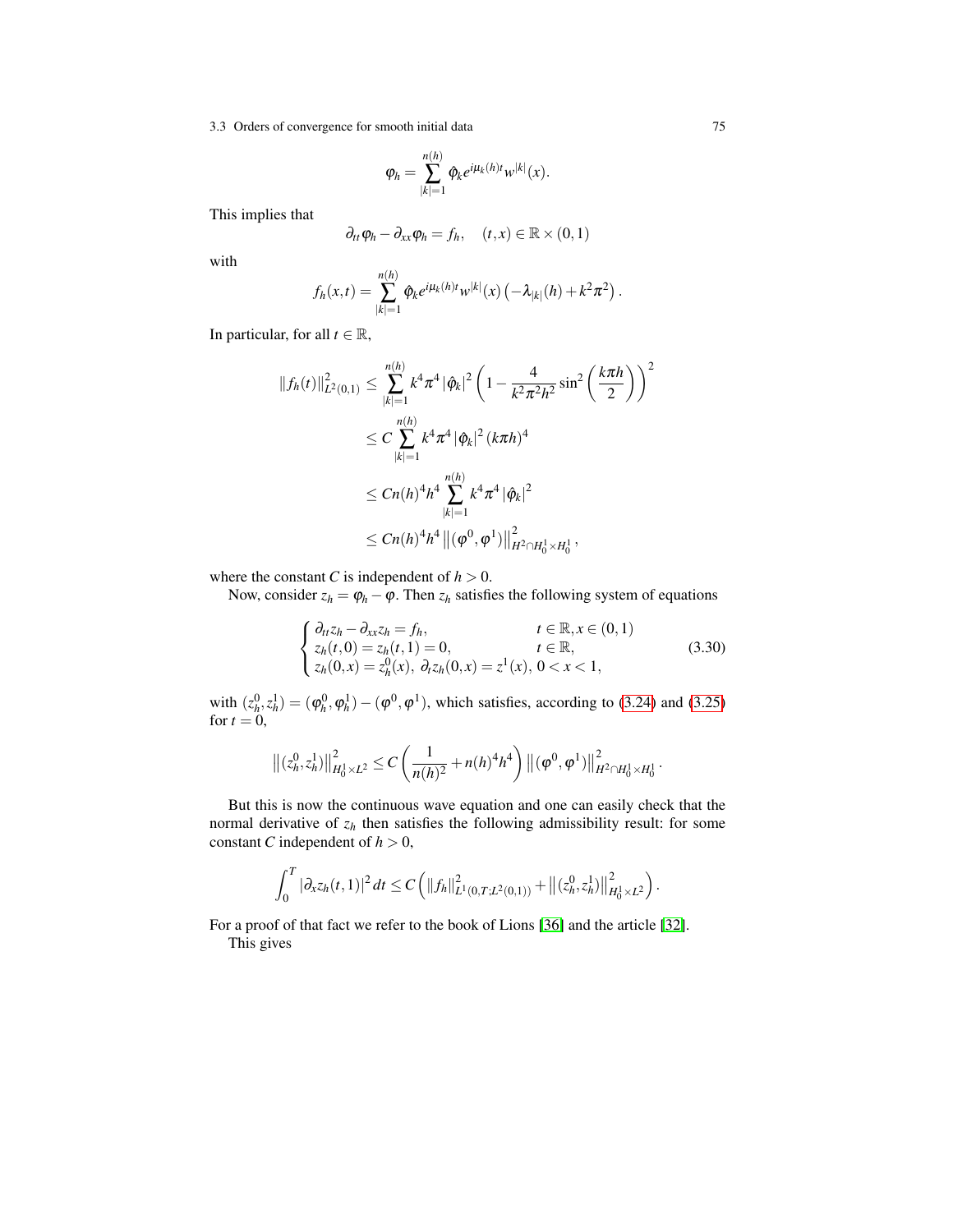$$\varphi_h = \sum_{|k|=1}^{n(h)} \hat{\varphi}_k e^{i\mu_k(h)t} w^{|k|}(x).$$

This implies that

$$\partial_{tt}\varphi_h - \partial_{xx}\varphi_h = f_h, \quad (t,x) \in \mathbb{R} \times (0,1)$$

with

$$f_h(x,t) = \sum_{|k|=1}^{n(h)} \hat{\varphi}_k e^{i\mu_k(h)t} w^{|k|}(x) \left(-\lambda_{|k|}(h) + k^2\pi^2\right).$$

In particular, for all $t \in \mathbb{R}$,

$$\begin{aligned}
\|f_h(t)\|^2_{L^2(0,1)} &\leq \sum_{|k|=1}^{n(h)} k^4\pi^4 |\hat{\varphi}_k|^2 \left(1 - \frac{4}{k^2\pi^2h^2}\sin^2\left(\frac{k\pi h}{2}\right)\right)^2 \\
&\leq C \sum_{|k|=1}^{n(h)} k^4\pi^4 |\hat{\varphi}_k|^2 (k\pi h)^4 \\
&\leq C n(h)^4 h^4 \sum_{|k|=1}^{n(h)} k^4\pi^4 |\hat{\varphi}_k|^2 \\
&\leq C n(h)^4 h^4 \left\|(\varphi^0, \varphi^1)\right\|^2_{H^2\cap H_0^1 \times H_0^1},
\end{aligned}$$

where the constant $C$ is independent of $h > 0$.

Now, consider $z_h = \varphi_h - \varphi$. Then $z_h$ satisfies the following system of equations

$$\begin{cases} \partial_{tt}z_h - \partial_{xx}z_h = f_h, & t \in \mathbb{R}, x \in (0,1) \\ z_h(t,0) = z_h(t,1) = 0, & t \in \mathbb{R}, \\ z_h(0,x) = z_h^0(x),\ \partial_t z_h(0,x) = z^1(x), & 0 < x < 1, \end{cases} \tag{3.30}$$

with $(z_h^0, z_h^1) = (\varphi_h^0, \varphi_h^1) - (\varphi^0, \varphi^1)$, which satisfies, according to (3.24) and (3.25) for $t = 0$,

$$\left\|(z_h^0, z_h^1)\right\|^2_{H_0^1 \times L^2} \leq C\left(\frac{1}{n(h)^2} + n(h)^4 h^4\right) \left\|(\varphi^0, \varphi^1)\right\|^2_{H^2\cap H_0^1 \times H_0^1}.$$

But this is now the continuous wave equation and one can easily check that the normal derivative of $z_h$ then satisfies the following admissibility result: for some constant $C$ independent of $h > 0$,

$$\int_0^T |\partial_x z_h(t,1)|^2\,dt \leq C\left(\|f_h\|^2_{L^1(0,T;L^2(0,1))} + \left\|(z_h^0, z_h^1)\right\|^2_{H_0^1 \times L^2}\right).$$

For a proof of that fact we refer to the book of Lions [36] and the article [32].

This gives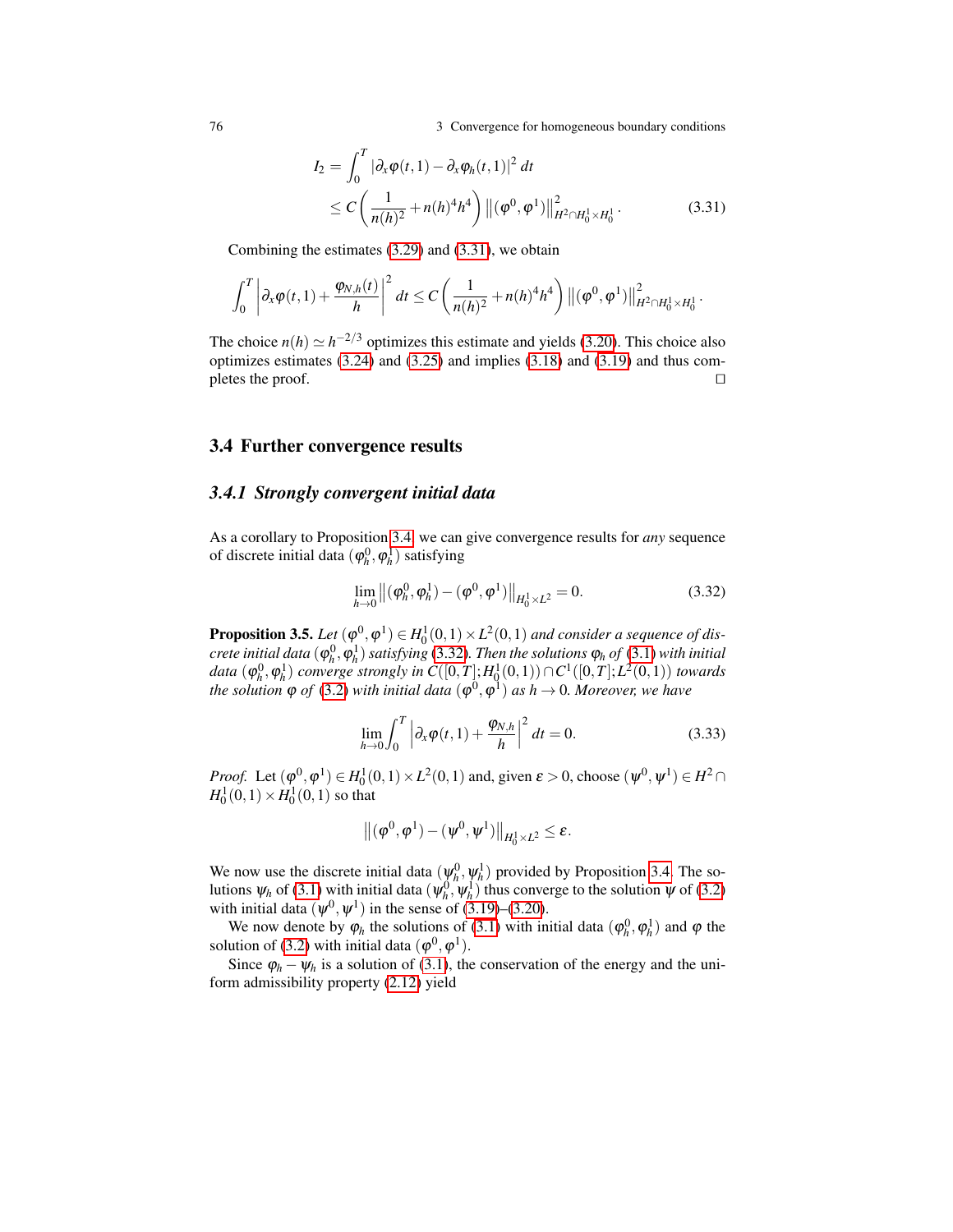$$
\begin{aligned}
I_2 &= \int_0^T |\partial_x \varphi(t,1) - \partial_x \varphi_h(t,1)|^2 \, dt \\
&\leq C \left( \frac{1}{n(h)^2} + n(h)^4 h^4 \right) \left\| (\varphi^0, \varphi^1) \right\|^2_{H^2 \cap H_0^1 \times H_0^1}. \qquad (3.31)
\end{aligned}
$$

Combining the estimates (3.29) and (3.31), we obtain

$$
\int_0^T \left| \partial_x \varphi(t,1) + \frac{\varphi_{N,h}(t)}{h} \right|^2 dt \leq C \left( \frac{1}{n(h)^2} + n(h)^4 h^4 \right) \left\| (\varphi^0, \varphi^1) \right\|^2_{H^2 \cap H_0^1 \times H_0^1}.
$$

The choice $n(h) \simeq h^{-2/3}$ optimizes this estimate and yields (3.20). This choice also optimizes estimates (3.24) and (3.25) and implies (3.18) and (3.19) and thus completes the proof. □

## 3.4 Further convergence results

### 3.4.1 *Strongly convergent initial data*

As a corollary to Proposition 3.4, we can give convergence results for *any* sequence of discrete initial data $(\varphi_h^0, \varphi_h^1)$ satisfying

$$
\lim_{h \to 0} \left\| (\varphi_h^0, \varphi_h^1) - (\varphi^0, \varphi^1) \right\|_{H_0^1 \times L^2} = 0. \qquad (3.32)
$$

**Proposition 3.5.** *Let $(\varphi^0, \varphi^1) \in H_0^1(0,1) \times L^2(0,1)$ and consider a sequence of discrete initial data $(\varphi_h^0, \varphi_h^1)$ satisfying (3.32). Then the solutions $\varphi_h$ of (3.1) with initial data $(\varphi_h^0, \varphi_h^1)$ converge strongly in $C([0,T]; H_0^1(0,1)) \cap C^1([0,T]; L^2(0,1))$ towards the solution $\varphi$ of (3.2) with initial data $(\varphi^0, \varphi^1)$ as $h \to 0$. Moreover, we have*

$$
\lim_{h \to 0} \int_0^T \left| \partial_x \varphi(t,1) + \frac{\varphi_{N,h}}{h} \right|^2 dt = 0. \qquad (3.33)
$$

*Proof.* Let $(\varphi^0, \varphi^1) \in H_0^1(0,1) \times L^2(0,1)$ and, given $\varepsilon > 0$, choose $(\psi^0, \psi^1) \in H^2 \cap H_0^1(0,1) \times H_0^1(0,1)$ so that

$$
\left\| (\varphi^0, \varphi^1) - (\psi^0, \psi^1) \right\|_{H_0^1 \times L^2} \leq \varepsilon.
$$

We now use the discrete initial data $(\psi_h^0, \psi_h^1)$ provided by Proposition 3.4. The solutions $\psi_h$ of (3.1) with initial data $(\psi_h^0, \psi_h^1)$ thus converge to the solution $\psi$ of (3.2) with initial data $(\psi^0, \psi^1)$ in the sense of (3.19)–(3.20).

We now denote by $\varphi_h$ the solutions of (3.1) with initial data $(\varphi_h^0, \varphi_h^1)$ and $\varphi$ the solution of (3.2) with initial data $(\varphi^0, \varphi^1)$.

Since $\varphi_h - \psi_h$ is a solution of (3.1), the conservation of the energy and the uniform admissibility property (2.12) yield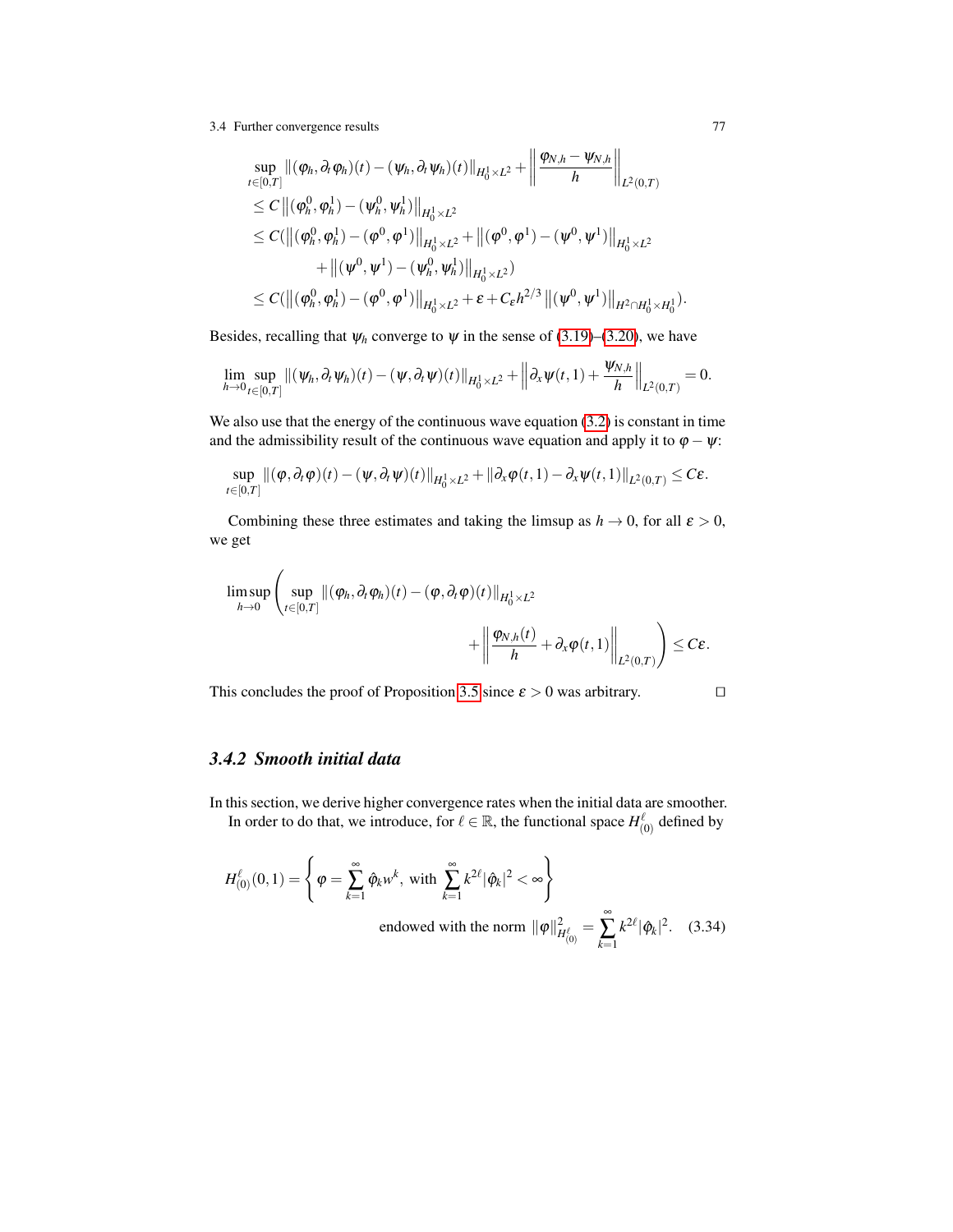$$
\begin{aligned}
&\sup_{t\in[0,T]} \|(\varphi_h, \partial_t \varphi_h)(t) - (\psi_h, \partial_t \psi_h)(t)\|_{H_0^1\times L^2} + \left\| \frac{\varphi_{N,h} - \psi_{N,h}}{h} \right\|_{L^2(0,T)} \\
&\leq C \left\|(\varphi_h^0, \varphi_h^1) - (\psi_h^0, \psi_h^1)\right\|_{H_0^1\times L^2} \\
&\leq C(\left\|(\varphi_h^0, \varphi_h^1) - (\varphi^0, \varphi^1)\right\|_{H_0^1\times L^2} + \left\|(\varphi^0, \varphi^1) - (\psi^0, \psi^1)\right\|_{H_0^1\times L^2} \\
&\qquad + \left\|(\psi^0, \psi^1) - (\psi_h^0, \psi_h^1)\right\|_{H_0^1\times L^2}) \\
&\leq C(\left\|(\varphi_h^0, \varphi_h^1) - (\varphi^0, \varphi^1)\right\|_{H_0^1\times L^2} + \varepsilon + C_\varepsilon h^{2/3} \left\|(\psi^0, \psi^1)\right\|_{H^2\cap H_0^1\times H_0^1}).
\end{aligned}
$$

Besides, recalling that $\psi_h$ converge to $\psi$ in the sense of (3.19)–(3.20), we have

$$
\lim_{h\to 0} \sup_{t\in[0,T]} \|(\psi_h, \partial_t \psi_h)(t) - (\psi, \partial_t \psi)(t)\|_{H_0^1\times L^2} + \left\| \partial_x \psi(t,1) + \frac{\psi_{N,h}}{h} \right\|_{L^2(0,T)} = 0.
$$

We also use that the energy of the continuous wave equation (3.2) is constant in time and the admissibility result of the continuous wave equation and apply it to $\varphi - \psi$:

$$
\sup_{t\in[0,T]} \|(\varphi, \partial_t \varphi)(t) - (\psi, \partial_t \psi)(t)\|_{H_0^1\times L^2} + \|\partial_x \varphi(t,1) - \partial_x \psi(t,1)\|_{L^2(0,T)} \leq C\varepsilon.
$$

Combining these three estimates and taking the limsup as $h \to 0$, for all $\varepsilon > 0$, we get

$$
\limsup_{h\to 0} \left( \sup_{t\in[0,T]} \|(\varphi_h, \partial_t \varphi_h)(t) - (\varphi, \partial_t \varphi)(t)\|_{H_0^1\times L^2} + \left\| \frac{\varphi_{N,h}(t)}{h} + \partial_x \varphi(t,1) \right\|_{L^2(0,T)} \right) \leq C\varepsilon.
$$

This concludes the proof of Proposition 3.5 since $\varepsilon > 0$ was arbitrary. □

### 3.4.2 Smooth initial data

In this section, we derive higher convergence rates when the initial data are smoother.

In order to do that, we introduce, for $\ell \in \mathbb{R}$, the functional space $H^\ell_{(0)}$ defined by

$$
H^\ell_{(0)}(0,1) = \left\{ \varphi = \sum_{k=1}^{\infty} \hat{\varphi}_k w^k, \text{ with } \sum_{k=1}^{\infty} k^{2\ell} |\hat{\varphi}_k|^2 < \infty \right\}
$$

$$
\text{endowed with the norm } \|\varphi\|^2_{H^\ell_{(0)}} = \sum_{k=1}^{\infty} k^{2\ell} |\hat{\varphi}_k|^2. \quad (3.34)
$$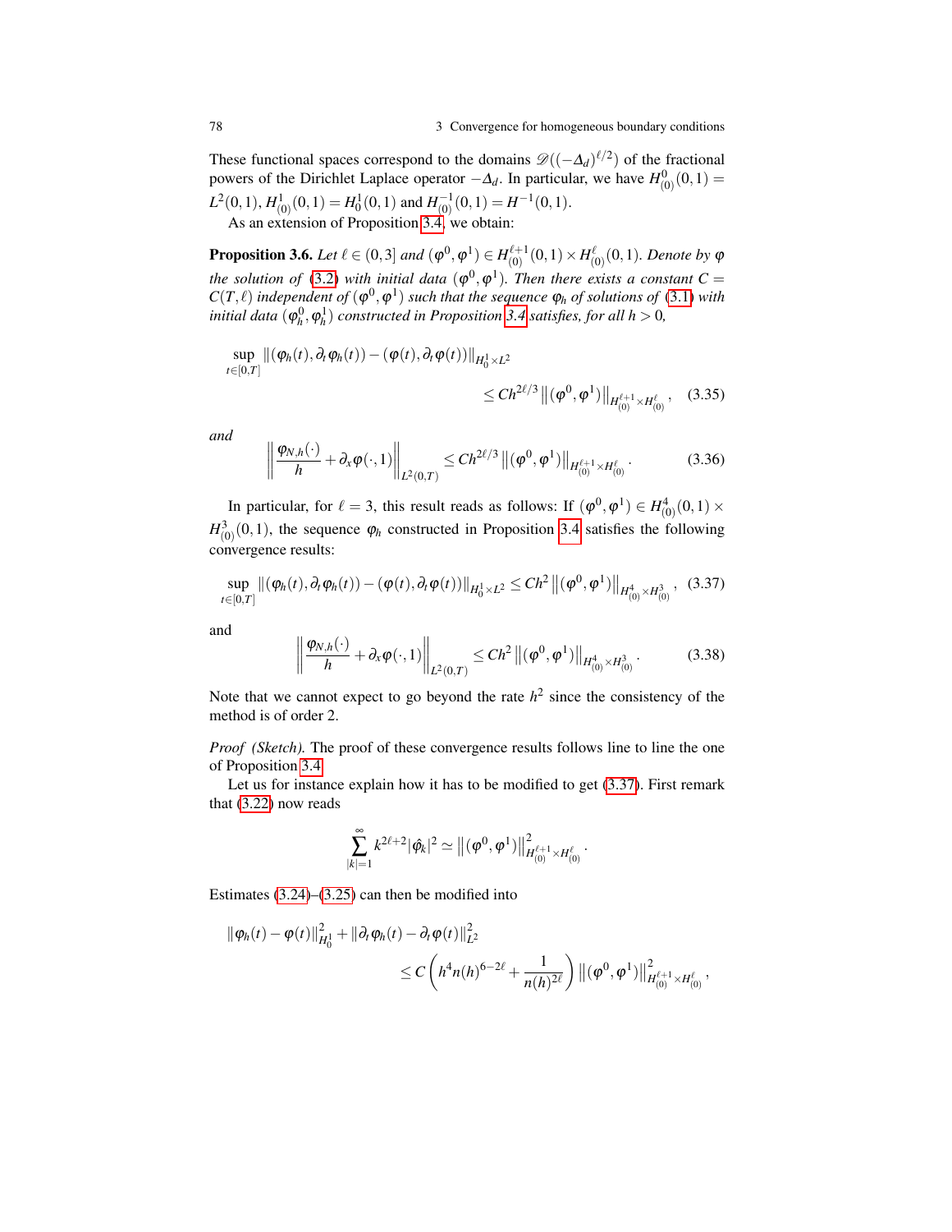These functional spaces correspond to the domains $\mathscr{D}((-\Delta_d)^{\ell/2})$ of the fractional powers of the Dirichlet Laplace operator $-\Delta_d$. In particular, we have $H^0_{(0)}(0,1) = L^2(0,1)$, $H^1_{(0)}(0,1) = H^1_0(0,1)$ and $H^{-1}_{(0)}(0,1) = H^{-1}(0,1)$.

As an extension of Proposition 3.4, we obtain:

**Proposition 3.6.** *Let $\ell \in (0,3]$ and $(\varphi^0, \varphi^1) \in H^{\ell+1}_{(0)}(0,1) \times H^{\ell}_{(0)}(0,1)$. Denote by $\varphi$ the solution of (3.2) with initial data $(\varphi^0, \varphi^1)$. Then there exists a constant $C = C(T,\ell)$ independent of $(\varphi^0, \varphi^1)$ such that the sequence $\varphi_h$ of solutions of (3.1) with initial data $(\varphi^0_h, \varphi^1_h)$ constructed in Proposition 3.4 satisfies, for all $h > 0$,*

$$\sup_{t\in[0,T]} \|(\varphi_h(t), \partial_t \varphi_h(t)) - (\varphi(t), \partial_t \varphi(t))\|_{H^1_0 \times L^2} \leq C h^{2\ell/3} \left\|(\varphi^0, \varphi^1)\right\|_{H^{\ell+1}_{(0)} \times H^{\ell}_{(0)}}, \quad (3.35)$$

*and*

$$\left\| \frac{\varphi_{N,h}(\cdot)}{h} + \partial_x \varphi(\cdot, 1) \right\|_{L^2(0,T)} \leq C h^{2\ell/3} \left\|(\varphi^0, \varphi^1)\right\|_{H^{\ell+1}_{(0)} \times H^{\ell}_{(0)}}. \quad (3.36)$$

In particular, for $\ell = 3$, this result reads as follows: If $(\varphi^0, \varphi^1) \in H^4_{(0)}(0,1) \times H^3_{(0)}(0,1)$, the sequence $\varphi_h$ constructed in Proposition 3.4 satisfies the following convergence results:

$$\sup_{t\in[0,T]} \|(\varphi_h(t), \partial_t \varphi_h(t)) - (\varphi(t), \partial_t \varphi(t))\|_{H^1_0 \times L^2} \leq C h^2 \left\|(\varphi^0, \varphi^1)\right\|_{H^4_{(0)} \times H^3_{(0)}}, \quad (3.37)$$

and

$$\left\| \frac{\varphi_{N,h}(\cdot)}{h} + \partial_x \varphi(\cdot, 1) \right\|_{L^2(0,T)} \leq C h^2 \left\|(\varphi^0, \varphi^1)\right\|_{H^4_{(0)} \times H^3_{(0)}}. \quad (3.38)$$

Note that we cannot expect to go beyond the rate $h^2$ since the consistency of the method is of order 2.

*Proof (Sketch).* The proof of these convergence results follows line to line the one of Proposition 3.4.

Let us for instance explain how it has to be modified to get (3.37). First remark that (3.22) now reads

$$\sum_{|k|=1}^{\infty} k^{2\ell+2} |\hat{\varphi}_k|^2 \simeq \left\|(\varphi^0, \varphi^1)\right\|^2_{H^{\ell+1}_{(0)} \times H^{\ell}_{(0)}}.$$

Estimates (3.24)–(3.25) can then be modified into

$$\|\varphi_h(t) - \varphi(t)\|^2_{H^1_0} + \|\partial_t \varphi_h(t) - \partial_t \varphi(t)\|^2_{L^2} \leq C \left( h^4 n(h)^{6-2\ell} + \frac{1}{n(h)^{2\ell}} \right) \left\|(\varphi^0, \varphi^1)\right\|^2_{H^{\ell+1}_{(0)} \times H^{\ell}_{(0)}},$$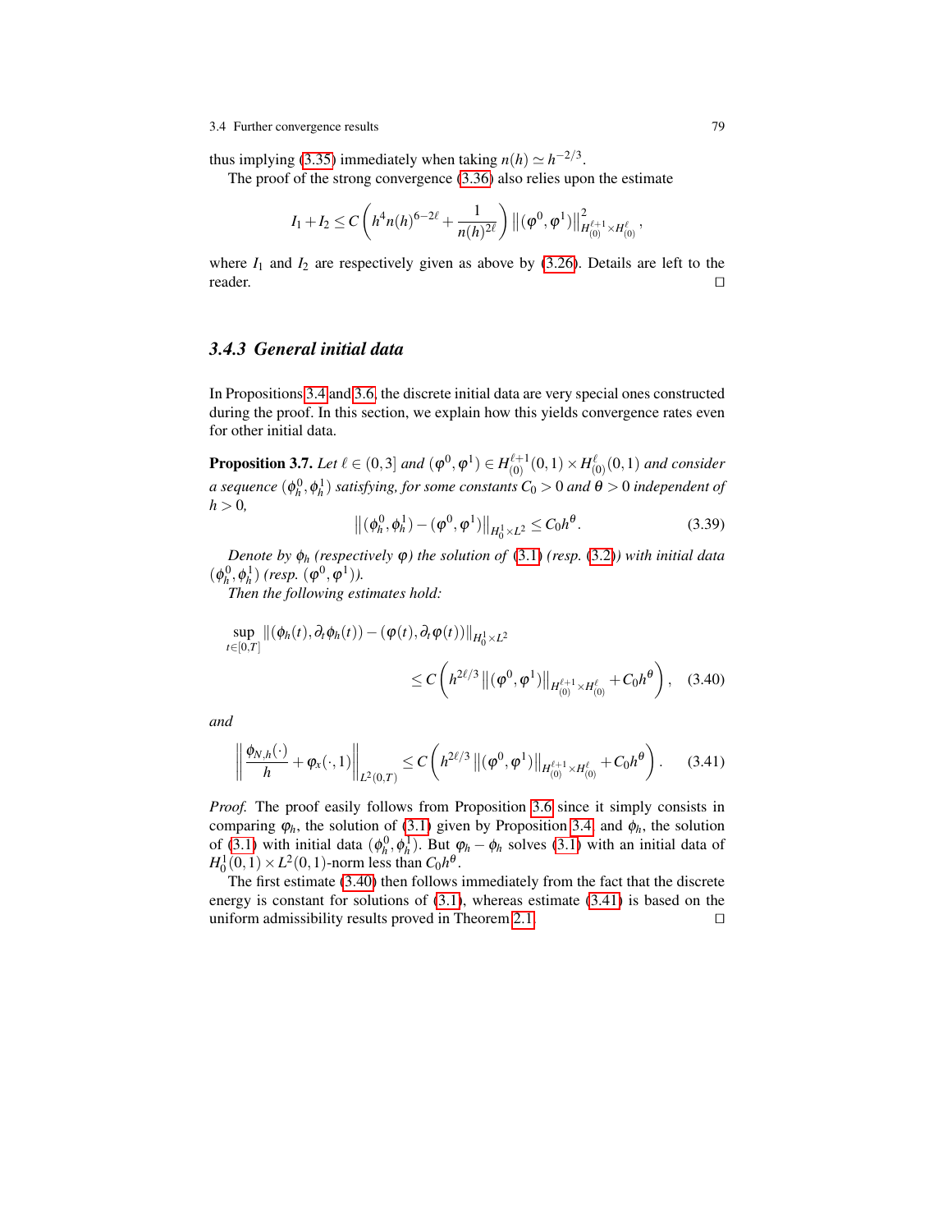thus implying (3.35) immediately when taking $n(h) \simeq h^{-2/3}$.

The proof of the strong convergence (3.36) also relies upon the estimate

$$I_1 + I_2 \leq C \left( h^4 n(h)^{6-2\ell} + \frac{1}{n(h)^{2\ell}} \right) \left\| (\varphi^0, \varphi^1) \right\|^2_{H^{\ell+1}_{(0)} \times H^{\ell}_{(0)}},$$

where $I_1$ and $I_2$ are respectively given as above by (3.26). Details are left to the reader. □

### 3.4.3 General initial data

In Propositions 3.4 and 3.6, the discrete initial data are very special ones constructed during the proof. In this section, we explain how this yields convergence rates even for other initial data.

**Proposition 3.7.** *Let $\ell \in (0,3]$ and $(\varphi^0, \varphi^1) \in H^{\ell+1}_{(0)}(0,1) \times H^{\ell}_{(0)}(0,1)$ and consider a sequence $(\phi_h^0, \phi_h^1)$ satisfying, for some constants $C_0 > 0$ and $\theta > 0$ independent of $h > 0$,*

$$\left\| (\phi_h^0, \phi_h^1) - (\varphi^0, \varphi^1) \right\|_{H_0^1 \times L^2} \leq C_0 h^{\theta}. \tag{3.39}$$

*Denote by $\phi_h$ (respectively $\varphi$) the solution of (3.1) (resp. (3.2)) with initial data $(\phi_h^0, \phi_h^1)$ (resp. $(\varphi^0, \varphi^1)$).*

*Then the following estimates hold:*

$$\sup_{t \in [0,T]} \| (\phi_h(t), \partial_t \phi_h(t)) - (\varphi(t), \partial_t \varphi(t)) \|_{H_0^1 \times L^2} \leq C \left( h^{2\ell/3} \left\| (\varphi^0, \varphi^1) \right\|_{H^{\ell+1}_{(0)} \times H^{\ell}_{(0)}} + C_0 h^{\theta} \right), \tag{3.40}$$

*and*

$$\left\| \frac{\phi_{N,h}(\cdot)}{h} + \varphi_x(\cdot, 1) \right\|_{L^2(0,T)} \leq C \left( h^{2\ell/3} \left\| (\varphi^0, \varphi^1) \right\|_{H^{\ell+1}_{(0)} \times H^{\ell}_{(0)}} + C_0 h^{\theta} \right). \tag{3.41}$$

*Proof.* The proof easily follows from Proposition 3.6 since it simply consists in comparing $\varphi_h$, the solution of (3.1) given by Proposition 3.4 and $\phi_h$, the solution of (3.1) with initial data $(\phi_h^0, \phi_h^1)$. But $\varphi_h - \phi_h$ solves (3.1) with an initial data of $H_0^1(0,1) \times L^2(0,1)$-norm less than $C_0 h^{\theta}$.

The first estimate (3.40) then follows immediately from the fact that the discrete energy is constant for solutions of (3.1), whereas estimate (3.41) is based on the uniform admissibility results proved in Theorem 2.1. □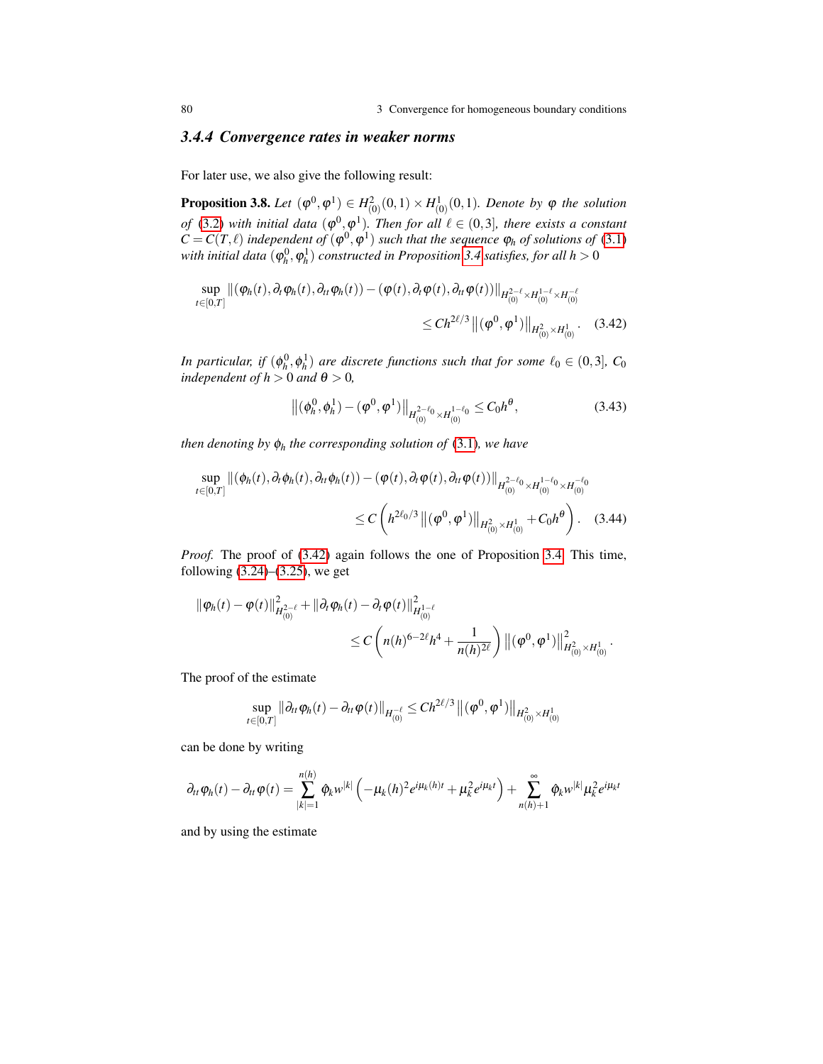### 3.4.4 Convergence rates in weaker norms

For later use, we also give the following result:

**Proposition 3.8.** *Let $(\varphi^0, \varphi^1) \in H^2_{(0)}(0,1) \times H^1_{(0)}(0,1)$. Denote by $\varphi$ the solution of (3.2) with initial data $(\varphi^0, \varphi^1)$. Then for all $\ell \in (0,3]$, there exists a constant $C = C(T, \ell)$ independent of $(\varphi^0, \varphi^1)$ such that the sequence $\varphi_h$ of solutions of (3.1) with initial data $(\varphi_h^0, \varphi_h^1)$ constructed in Proposition 3.4 satisfies, for all $h > 0$*

$$\sup_{t \in [0,T]} \left\| (\varphi_h(t), \partial_t \varphi_h(t), \partial_{tt} \varphi_h(t)) - (\varphi(t), \partial_t \varphi(t), \partial_{tt} \varphi(t)) \right\|_{H^{2-\ell}_{(0)} \times H^{1-\ell}_{(0)} \times H^{-\ell}_{(0)}} \leq C h^{2\ell/3} \left\| (\varphi^0, \varphi^1) \right\|_{H^2_{(0)} \times H^1_{(0)}}. \quad (3.42)$$

*In particular, if $(\phi_h^0, \phi_h^1)$ are discrete functions such that for some $\ell_0 \in (0,3]$, $C_0$ independent of $h > 0$ and $\theta > 0$,*

$$\left\| (\phi_h^0, \phi_h^1) - (\varphi^0, \varphi^1) \right\|_{H^{2-\ell_0}_{(0)} \times H^{1-\ell_0}_{(0)}} \leq C_0 h^\theta, \quad (3.43)$$

*then denoting by $\phi_h$ the corresponding solution of (3.1), we have*

$$\sup_{t \in [0,T]} \left\| (\phi_h(t), \partial_t \phi_h(t), \partial_{tt} \phi_h(t)) - (\varphi(t), \partial_t \varphi(t), \partial_{tt} \varphi(t)) \right\|_{H^{2-\ell_0}_{(0)} \times H^{1-\ell_0}_{(0)} \times H^{-\ell_0}_{(0)}} \leq C \left( h^{2\ell_0/3} \left\| (\varphi^0, \varphi^1) \right\|_{H^2_{(0)} \times H^1_{(0)}} + C_0 h^\theta \right). \quad (3.44)$$

*Proof.* The proof of (3.42) again follows the one of Proposition 3.4. This time, following (3.24)–(3.25), we get

$$\left\| \varphi_h(t) - \varphi(t) \right\|^2_{H^{2-\ell}_{(0)}} + \left\| \partial_t \varphi_h(t) - \partial_t \varphi(t) \right\|^2_{H^{1-\ell}_{(0)}} \leq C \left( n(h)^{6-2\ell} h^4 + \frac{1}{n(h)^{2\ell}} \right) \left\| (\varphi^0, \varphi^1) \right\|^2_{H^2_{(0)} \times H^1_{(0)}}.$$

The proof of the estimate

$$\sup_{t \in [0,T]} \left\| \partial_{tt} \varphi_h(t) - \partial_{tt} \varphi(t) \right\|_{H^{-\ell}_{(0)}} \leq C h^{2\ell/3} \left\| (\varphi^0, \varphi^1) \right\|_{H^2_{(0)} \times H^1_{(0)}}$$

can be done by writing

$$\partial_{tt} \varphi_h(t) - \partial_{tt} \varphi(t) = \sum_{|k|=1}^{n(h)} \hat{\varphi}_k w^{|k|} \left( -\mu_k(h)^2 e^{i\mu_k(h)t} + \mu_k^2 e^{i\mu_k t} \right) + \sum_{n(h)+1}^{\infty} \hat{\varphi}_k w^{|k|} \mu_k^2 e^{i\mu_k t}$$

and by using the estimate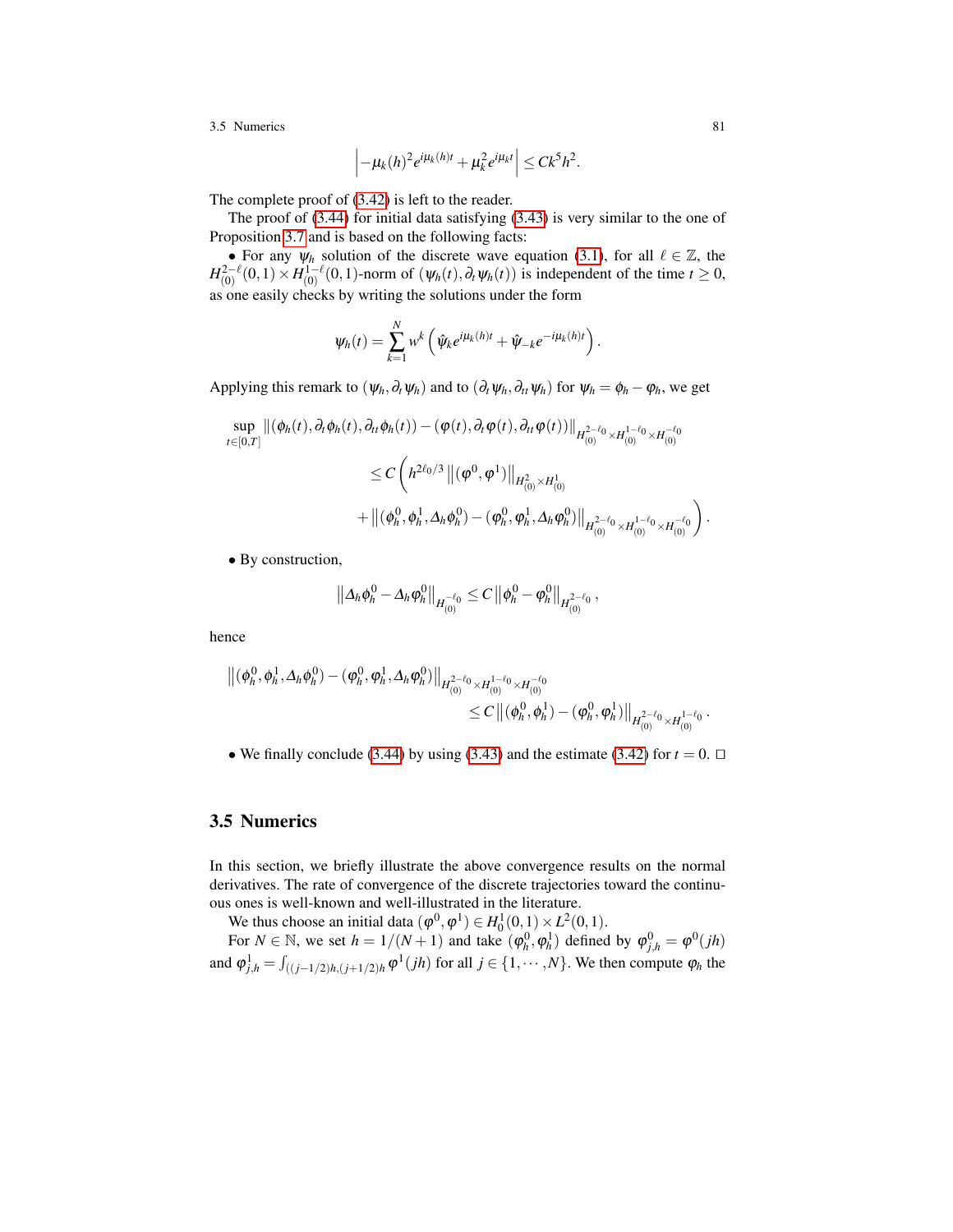$$\left| -\mu_k(h)^2 e^{i\mu_k(h)t} + \mu_k^2 e^{i\mu_k t} \right| \leq C k^5 h^2.$$

The complete proof of (3.42) is left to the reader.

The proof of (3.44) for initial data satisfying (3.43) is very similar to the one of Proposition 3.7 and is based on the following facts:

• For any $\psi_h$ solution of the discrete wave equation (3.1), for all $\ell \in \mathbb{Z}$, the $H^{2-\ell}_{(0)}(0,1) \times H^{1-\ell}_{(0)}(0,1)$-norm of $(\psi_h(t), \partial_t \psi_h(t))$ is independent of the time $t \geq 0$, as one easily checks by writing the solutions under the form

$$\psi_h(t) = \sum_{k=1}^{N} w^k \left( \hat{\psi}_k e^{i\mu_k(h)t} + \hat{\psi}_{-k} e^{-i\mu_k(h)t} \right).$$

Applying this remark to $(\psi_h, \partial_t \psi_h)$ and to $(\partial_t \psi_h, \partial_{tt} \psi_h)$ for $\psi_h = \phi_h - \varphi_h$, we get

$$\begin{aligned}
\sup_{t\in[0,T]} &\left\| (\phi_h(t), \partial_t \phi_h(t), \partial_{tt} \phi_h(t)) - (\varphi(t), \partial_t \varphi(t), \partial_{tt} \varphi(t)) \right\|_{H^{2-\ell_0}_{(0)} \times H^{1-\ell_0}_{(0)} \times H^{-\ell_0}_{(0)}} \\
&\leq C \left( h^{2\ell_0/3} \left\| (\varphi^0, \varphi^1) \right\|_{H^2_{(0)} \times H^1_{(0)}} \right. \\
&\quad \left. + \left\| (\phi_h^0, \phi_h^1, \Delta_h \phi_h^0) - (\varphi_h^0, \varphi_h^1, \Delta_h \varphi_h^0) \right\|_{H^{2-\ell_0}_{(0)} \times H^{1-\ell_0}_{(0)} \times H^{-\ell_0}_{(0)}} \right).
\end{aligned}$$

• By construction,

$$\left\| \Delta_h \phi_h^0 - \Delta_h \varphi_h^0 \right\|_{H^{-\ell_0}_{(0)}} \leq C \left\| \phi_h^0 - \varphi_h^0 \right\|_{H^{2-\ell_0}_{(0)}},$$

hence

$$\begin{aligned}
\left\| (\phi_h^0, \phi_h^1, \Delta_h \phi_h^0) - (\varphi_h^0, \varphi_h^1, \Delta_h \varphi_h^0) \right\|_{H^{2-\ell_0}_{(0)} \times H^{1-\ell_0}_{(0)} \times H^{-\ell_0}_{(0)}} \\
\leq C \left\| (\phi_h^0, \phi_h^1) - (\varphi_h^0, \varphi_h^1) \right\|_{H^{2-\ell_0}_{(0)} \times H^{1-\ell_0}_{(0)}}.
\end{aligned}$$

• We finally conclude (3.44) by using (3.43) and the estimate (3.42) for $t = 0$. □

## 3.5 Numerics

In this section, we briefly illustrate the above convergence results on the normal derivatives. The rate of convergence of the discrete trajectories toward the continuous ones is well-known and well-illustrated in the literature.

We thus choose an initial data $(\varphi^0, \varphi^1) \in H^1_0(0,1) \times L^2(0,1)$.

For $N \in \mathbb{N}$, we set $h = 1/(N+1)$ and take $(\varphi_h^0, \varphi_h^1)$ defined by $\varphi_{j,h}^0 = \varphi^0(jh)$ and $\varphi_{j,h}^1 = \int_{((j-1/2)h,(j+1/2)h} \varphi^1(jh)$ for all $j \in \{1, \cdots, N\}$. We then compute $\varphi_h$ the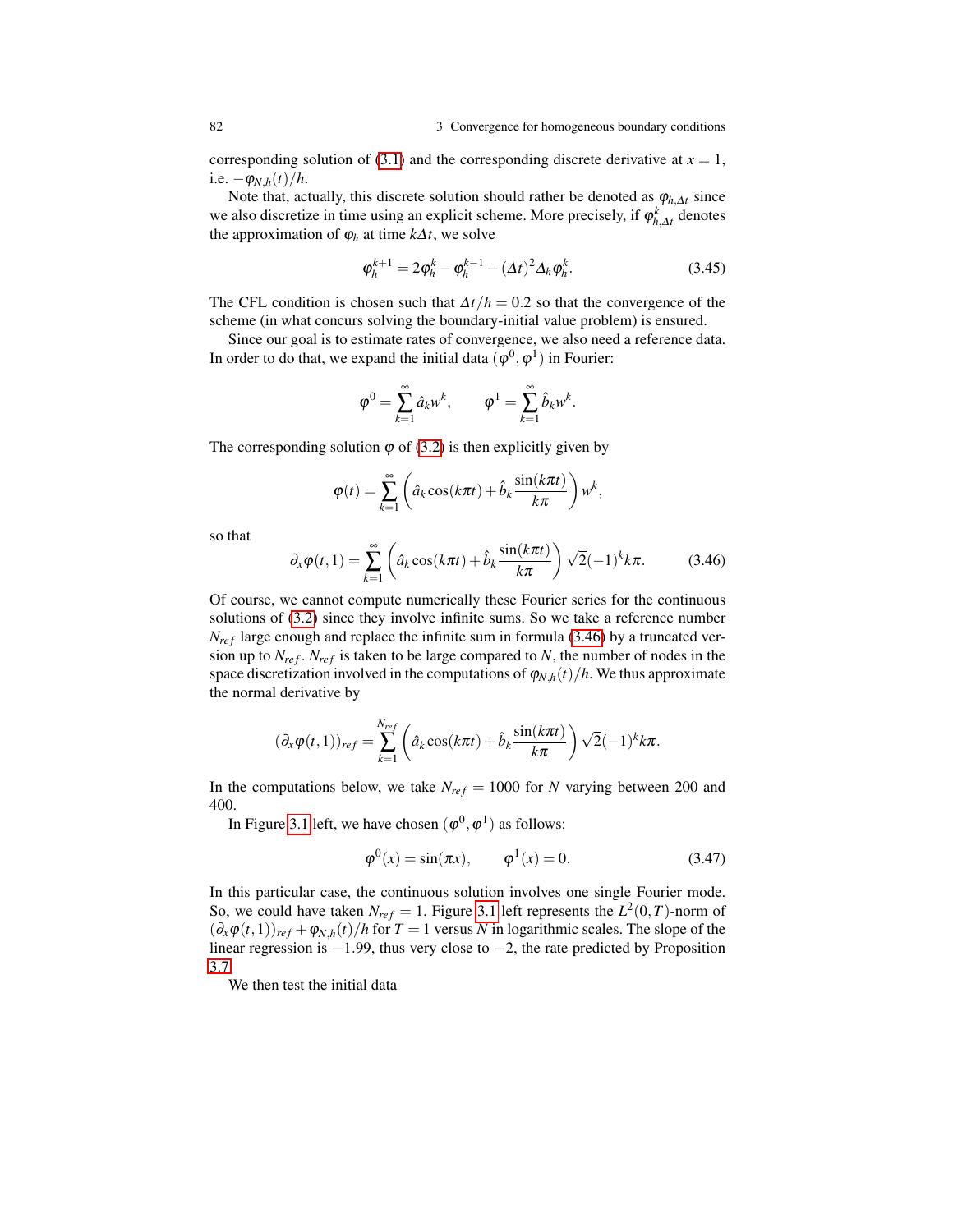corresponding solution of (3.1) and the corresponding discrete derivative at $x = 1$, i.e. $-\varphi_{N,h}(t)/h$.

Note that, actually, this discrete solution should rather be denoted as $\varphi_{h,\Delta t}$ since we also discretize in time using an explicit scheme. More precisely, if $\varphi_{h,\Delta t}^{k}$ denotes the approximation of $\varphi_h$ at time $k\Delta t$, we solve

$$\varphi_h^{k+1} = 2\varphi_h^k - \varphi_h^{k-1} - (\Delta t)^2 \Delta_h \varphi_h^k. \tag{3.45}$$

The CFL condition is chosen such that $\Delta t/h = 0.2$ so that the convergence of the scheme (in what concurs solving the boundary-initial value problem) is ensured.

Since our goal is to estimate rates of convergence, we also need a reference data. In order to do that, we expand the initial data $(\varphi^0, \varphi^1)$ in Fourier:

$$\varphi^0 = \sum_{k=1}^{\infty} \hat{a}_k w^k, \qquad \varphi^1 = \sum_{k=1}^{\infty} \hat{b}_k w^k.$$

The corresponding solution $\varphi$ of (3.2) is then explicitly given by

$$\varphi(t) = \sum_{k=1}^{\infty} \left( \hat{a}_k \cos(k\pi t) + \hat{b}_k \frac{\sin(k\pi t)}{k\pi} \right) w^k,$$

so that

$$\partial_x \varphi(t,1) = \sum_{k=1}^{\infty} \left( \hat{a}_k \cos(k\pi t) + \hat{b}_k \frac{\sin(k\pi t)}{k\pi} \right) \sqrt{2}(-1)^k k\pi. \tag{3.46}$$

Of course, we cannot compute numerically these Fourier series for the continuous solutions of (3.2) since they involve infinite sums. So we take a reference number $N_{ref}$ large enough and replace the infinite sum in formula (3.46) by a truncated version up to $N_{ref}$. $N_{ref}$ is taken to be large compared to $N$, the number of nodes in the space discretization involved in the computations of $\varphi_{N,h}(t)/h$. We thus approximate the normal derivative by

$$(\partial_x \varphi(t,1))_{ref} = \sum_{k=1}^{N_{ref}} \left( \hat{a}_k \cos(k\pi t) + \hat{b}_k \frac{\sin(k\pi t)}{k\pi} \right) \sqrt{2}(-1)^k k\pi.$$

In the computations below, we take $N_{ref} = 1000$ for $N$ varying between 200 and 400.

In Figure 3.1 left, we have chosen $(\varphi^0, \varphi^1)$ as follows:

$$\varphi^0(x) = \sin(\pi x), \qquad \varphi^1(x) = 0. \tag{3.47}$$

In this particular case, the continuous solution involves one single Fourier mode. So, we could have taken $N_{ref} = 1$. Figure 3.1 left represents the $L^2(0,T)$-norm of $(\partial_x \varphi(t,1))_{ref} + \varphi_{N,h}(t)/h$ for $T = 1$ versus $N$ in logarithmic scales. The slope of the linear regression is $-1.99$, thus very close to $-2$, the rate predicted by Proposition 3.7.

We then test the initial data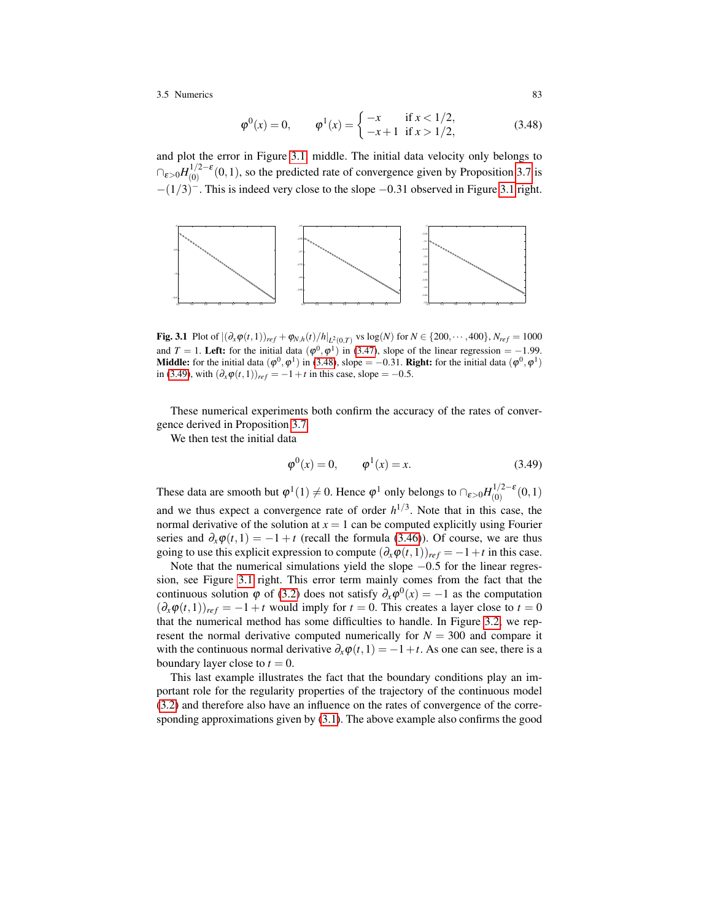$$\varphi^0(x) = 0, \qquad \varphi^1(x) = \begin{cases} -x & \text{if } x < 1/2, \\ -x+1 & \text{if } x > 1/2, \end{cases} \tag{3.48}$$

and plot the error in Figure 3.1 middle. The initial data velocity only belongs to $\cap_{\varepsilon>0} H^{1/2-\varepsilon}_{(0)}(0,1)$, so the predicted rate of convergence given by Proposition 3.7 is $-(1/3)^-$. This is indeed very close to the slope $-0.31$ observed in Figure 3.1 right.

**Fig. 3.1** Plot of $|(\partial_x \varphi(t,1))_{ref} + \varphi_{N,h}(t)/h|_{L^2(0,T)}$ vs $\log(N)$ for $N \in \{200, \cdots, 400\}$, $N_{ref} = 1000$ and $T = 1$. **Left:** for the initial data $(\varphi^0, \varphi^1)$ in (3.47), slope of the linear regression $= -1.99$. **Middle:** for the initial data $(\varphi^0, \varphi^1)$ in (3.48), slope $= -0.31$. **Right:** for the initial data $(\varphi^0, \varphi^1)$ in (3.49), with $(\partial_x \varphi(t,1))_{ref} = -1+t$ in this case, slope $= -0.5$.

These numerical experiments both confirm the accuracy of the rates of convergence derived in Proposition 3.7.

We then test the initial data

$$\varphi^0(x) = 0, \qquad \varphi^1(x) = x. \tag{3.49}$$

These data are smooth but $\varphi^1(1) \neq 0$. Hence $\varphi^1$ only belongs to $\cap_{\varepsilon>0} H^{1/2-\varepsilon}_{(0)}(0,1)$ and we thus expect a convergence rate of order $h^{1/3}$. Note that in this case, the normal derivative of the solution at $x = 1$ can be computed explicitly using Fourier series and $\partial_x \varphi(t,1) = -1+t$ (recall the formula (3.46)). Of course, we are thus going to use this explicit expression to compute $(\partial_x \varphi(t,1))_{ref} = -1+t$ in this case.

Note that the numerical simulations yield the slope $-0.5$ for the linear regression, see Figure 3.1 right. This error term mainly comes from the fact that the continuous solution $\varphi$ of (3.2) does not satisfy $\partial_x \varphi^0(x) = -1$ as the computation $(\partial_x \varphi(t,1))_{ref} = -1+t$ would imply for $t = 0$. This creates a layer close to $t = 0$ that the numerical method has some difficulties to handle. In Figure 3.2, we represent the normal derivative computed numerically for $N = 300$ and compare it with the continuous normal derivative $\partial_x \varphi(t,1) = -1+t$. As one can see, there is a boundary layer close to $t = 0$.

This last example illustrates the fact that the boundary conditions play an important role for the regularity properties of the trajectory of the continuous model (3.2) and therefore also have an influence on the rates of convergence of the corresponding approximations given by (3.1). The above example also confirms the good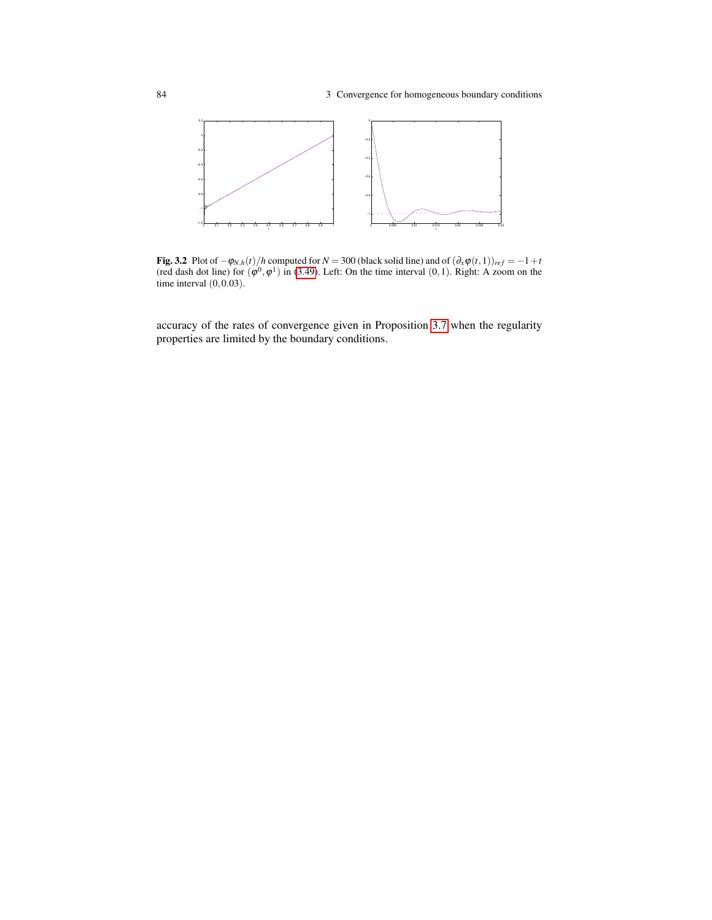**Fig. 3.2** Plot of $-\varphi_{N,h}(t)/h$ computed for $N = 300$ (black solid line) and of $(\partial_x \varphi(t,1))_{ref} = -1+t$ (red dash dot line) for $(\varphi^0, \varphi^1)$ in (3.49). Left: On the time interval $(0,1)$. Right: A zoom on the time interval $(0, 0.03)$.

accuracy of the rates of convergence given in Proposition 3.7 when the regularity properties are limited by the boundary conditions.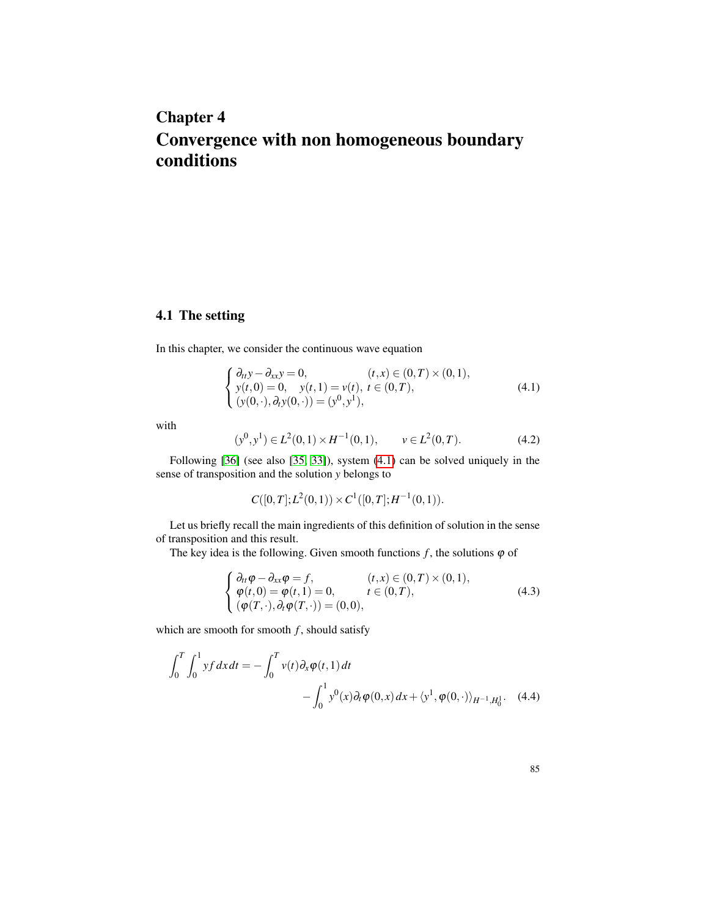# Chapter 4
# Convergence with non homogeneous boundary conditions

## 4.1 The setting

In this chapter, we consider the continuous wave equation

$$
\begin{cases}
\partial_{tt} y - \partial_{xx} y = 0, & (t,x) \in (0,T) \times (0,1), \\
y(t,0) = 0, \quad y(t,1) = v(t), & t \in (0,T), \\
(y(0,\cdot), \partial_t y(0,\cdot)) = (y^0, y^1),
\end{cases}
\tag{4.1}
$$

with

$$
(y^0, y^1) \in L^2(0,1) \times H^{-1}(0,1), \qquad v \in L^2(0,T). \tag{4.2}
$$

Following [36] (see also [35, 33]), system (4.1) can be solved uniquely in the sense of transposition and the solution $y$ belongs to

$$
C([0,T]; L^2(0,1)) \times C^1([0,T]; H^{-1}(0,1)).
$$

Let us briefly recall the main ingredients of this definition of solution in the sense of transposition and this result.

The key idea is the following. Given smooth functions $f$, the solutions $\varphi$ of

$$
\begin{cases}
\partial_{tt} \varphi - \partial_{xx} \varphi = f, & (t,x) \in (0,T) \times (0,1), \\
\varphi(t,0) = \varphi(t,1) = 0, & t \in (0,T), \\
(\varphi(T,\cdot), \partial_t \varphi(T,\cdot)) = (0,0),
\end{cases}
\tag{4.3}
$$

which are smooth for smooth $f$, should satisfy

$$
\int_0^T \int_0^1 y f \, dx \, dt = - \int_0^T v(t) \partial_x \varphi(t,1) \, dt - \int_0^1 y^0(x) \partial_t \varphi(0,x) \, dx + \langle y^1, \varphi(0,\cdot) \rangle_{H^{-1}, H_0^1}. \tag{4.4}
$$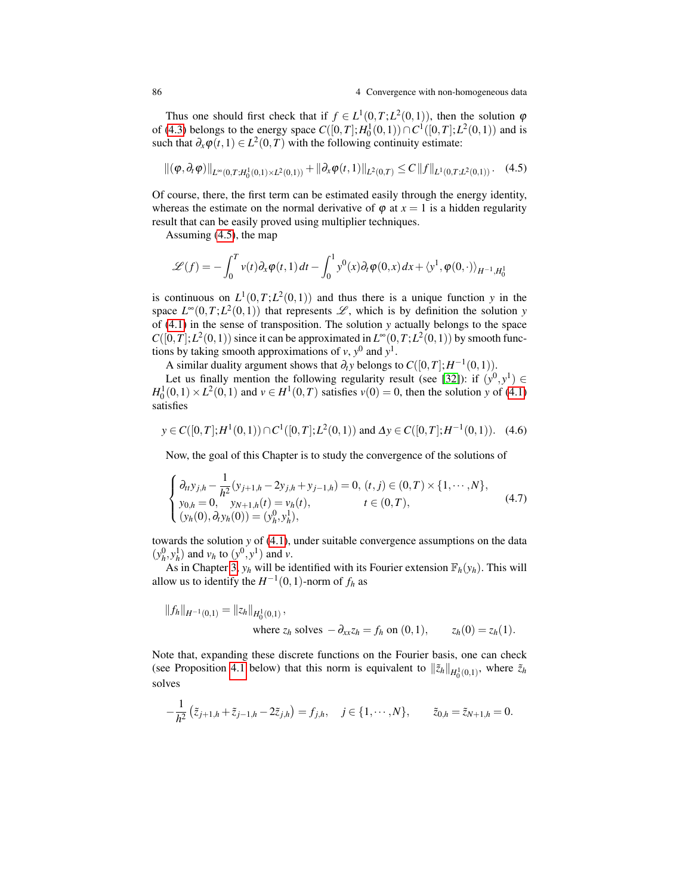Thus one should first check that if $f \in L^1(0,T;L^2(0,1))$, then the solution $\varphi$ of (4.3) belongs to the energy space $C([0,T];H_0^1(0,1)) \cap C^1([0,T];L^2(0,1))$ and is such that $\partial_x \varphi(t,1) \in L^2(0,T)$ with the following continuity estimate:

$$\|(\varphi, \partial_t \varphi)\|_{L^\infty(0,T;H_0^1(0,1)\times L^2(0,1))} + \|\partial_x \varphi(t,1)\|_{L^2(0,T)} \leq C \|f\|_{L^1(0,T;L^2(0,1))}. \quad (4.5)$$

Of course, there, the first term can be estimated easily through the energy identity, whereas the estimate on the normal derivative of $\varphi$ at $x = 1$ is a hidden regularity result that can be easily proved using multiplier techniques.

Assuming (4.5), the map

$$\mathscr{L}(f) = -\int_0^T v(t)\partial_x \varphi(t,1)\,dt - \int_0^1 y^0(x)\partial_t \varphi(0,x)\,dx + \langle y^1, \varphi(0,\cdot)\rangle_{H^{-1},H_0^1}$$

is continuous on $L^1(0,T;L^2(0,1))$ and thus there is a unique function $y$ in the space $L^\infty(0,T;L^2(0,1))$ that represents $\mathscr{L}$, which is by definition the solution $y$ of (4.1) in the sense of transposition. The solution $y$ actually belongs to the space $C([0,T];L^2(0,1))$ since it can be approximated in $L^\infty(0,T;L^2(0,1))$ by smooth functions by taking smooth approximations of $v$, $y^0$ and $y^1$.

A similar duality argument shows that $\partial_t y$ belongs to $C([0,T];H^{-1}(0,1))$.

Let us finally mention the following regularity result (see [32]): if $(y^0,y^1) \in H_0^1(0,1) \times L^2(0,1)$ and $v \in H^1(0,T)$ satisfies $v(0) = 0$, then the solution $y$ of (4.1) satisfies

$$y \in C([0,T];H^1(0,1)) \cap C^1([0,T];L^2(0,1)) \text{ and } \Delta y \in C([0,T];H^{-1}(0,1)). \quad (4.6)$$

Now, the goal of this Chapter is to study the convergence of the solutions of

$$\begin{cases} \partial_{tt} y_{j,h} - \dfrac{1}{h^2}(y_{j+1,h} - 2y_{j,h} + y_{j-1,h}) = 0, & (t,j) \in (0,T) \times \{1,\cdots,N\}, \\ y_{0,h} = 0, \quad y_{N+1,h}(t) = v_h(t), & t \in (0,T), \\ (y_h(0), \partial_t y_h(0)) = (y_h^0, y_h^1), \end{cases} \quad (4.7)$$

towards the solution $y$ of (4.1), under suitable convergence assumptions on the data $(y_h^0, y_h^1)$ and $v_h$ to $(y^0, y^1)$ and $v$.

As in Chapter 3, $y_h$ will be identified with its Fourier extension $\mathbb{F}_h(y_h)$. This will allow us to identify the $H^{-1}(0,1)$-norm of $f_h$ as

$$\|f_h\|_{H^{-1}(0,1)} = \|z_h\|_{H_0^1(0,1)}, \qquad \text{where } z_h \text{ solves } -\partial_{xx} z_h = f_h \text{ on } (0,1), \qquad z_h(0) = z_h(1).$$

Note that, expanding these discrete functions on the Fourier basis, one can check (see Proposition 4.1 below) that this norm is equivalent to $\|\tilde{z}_h\|_{H_0^1(0,1)}$, where $\tilde{z}_h$ solves

$$-\frac{1}{h^2}\left(\tilde{z}_{j+1,h} + \tilde{z}_{j-1,h} - 2\tilde{z}_{j,h}\right) = f_{j,h}, \quad j \in \{1,\cdots,N\}, \qquad \tilde{z}_{0,h} = \tilde{z}_{N+1,h} = 0.$$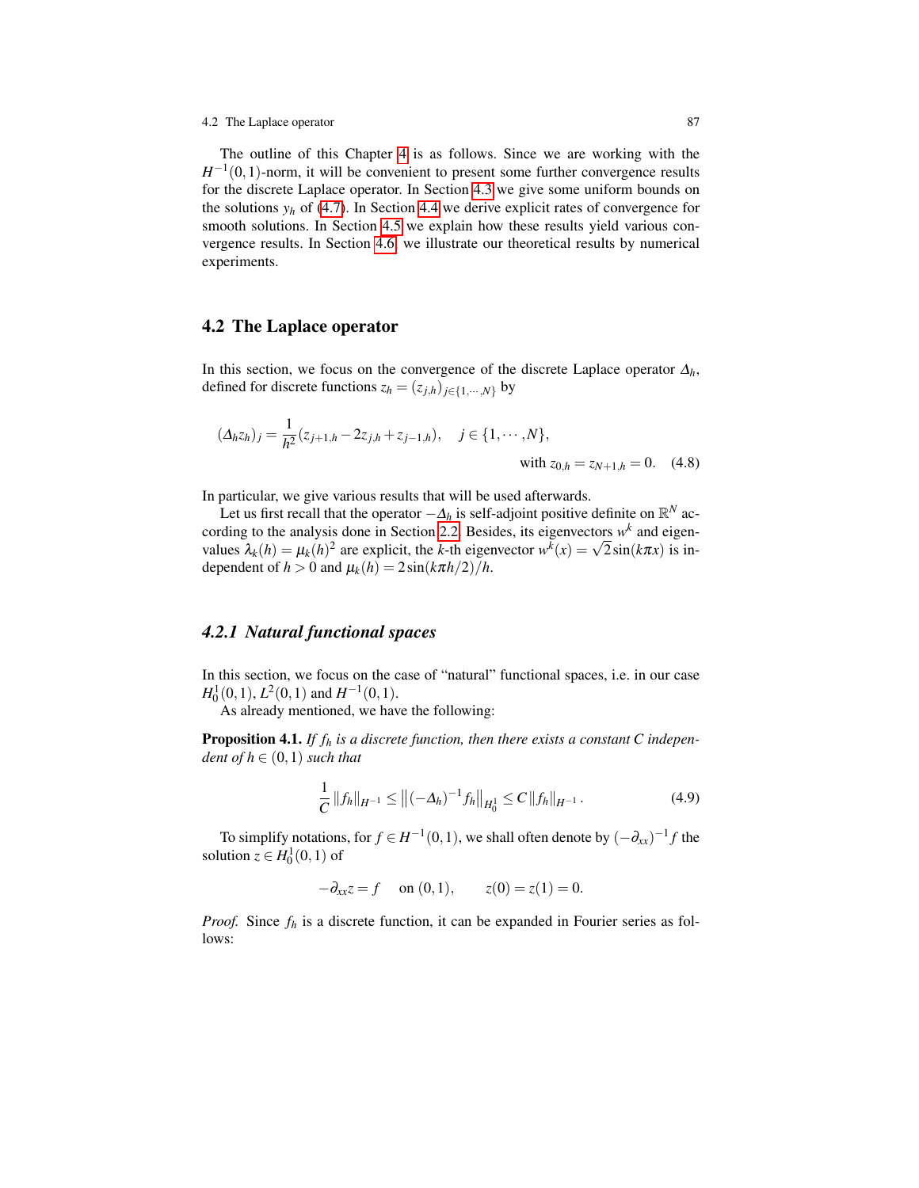The outline of this Chapter 4 is as follows. Since we are working with the $H^{-1}(0,1)$-norm, it will be convenient to present some further convergence results for the discrete Laplace operator. In Section 4.3 we give some uniform bounds on the solutions $y_h$ of (4.7). In Section 4.4 we derive explicit rates of convergence for smooth solutions. In Section 4.5 we explain how these results yield various convergence results. In Section 4.6 we illustrate our theoretical results by numerical experiments.

## 4.2 The Laplace operator

In this section, we focus on the convergence of the discrete Laplace operator $\Delta_h$, defined for discrete functions $z_h = (z_{j,h})_{j\in\{1,\cdots,N\}}$ by

$$(\Delta_h z_h)_j = \frac{1}{h^2}(z_{j+1,h} - 2z_{j,h} + z_{j-1,h}), \quad j \in \{1,\cdots,N\},$$
$$\text{with } z_{0,h} = z_{N+1,h} = 0. \quad (4.8)$$

In particular, we give various results that will be used afterwards.

Let us first recall that the operator $-\Delta_h$ is self-adjoint positive definite on $\mathbb{R}^N$ according to the analysis done in Section 2.2. Besides, its eigenvectors $w^k$ and eigenvalues $\lambda_k(h) = \mu_k(h)^2$ are explicit, the $k$-th eigenvector $w^k(x) = \sqrt{2}\sin(k\pi x)$ is independent of $h > 0$ and $\mu_k(h) = 2\sin(k\pi h/2)/h$.

### *4.2.1 Natural functional spaces*

In this section, we focus on the case of "natural" functional spaces, i.e. in our case $H_0^1(0,1)$, $L^2(0,1)$ and $H^{-1}(0,1)$.

As already mentioned, we have the following:

**Proposition 4.1.** *If $f_h$ is a discrete function, then there exists a constant $C$ independent of $h \in (0,1)$ such that*

$$\frac{1}{C}\left\|f_h\right\|_{H^{-1}} \leq \left\|(-\Delta_h)^{-1} f_h\right\|_{H_0^1} \leq C\left\|f_h\right\|_{H^{-1}}. \quad (4.9)$$

To simplify notations, for $f \in H^{-1}(0,1)$, we shall often denote by $(-\partial_{xx})^{-1} f$ the solution $z \in H_0^1(0,1)$ of

$$-\partial_{xx} z = f \quad \text{on } (0,1), \qquad z(0) = z(1) = 0.$$

*Proof.* Since $f_h$ is a discrete function, it can be expanded in Fourier series as follows: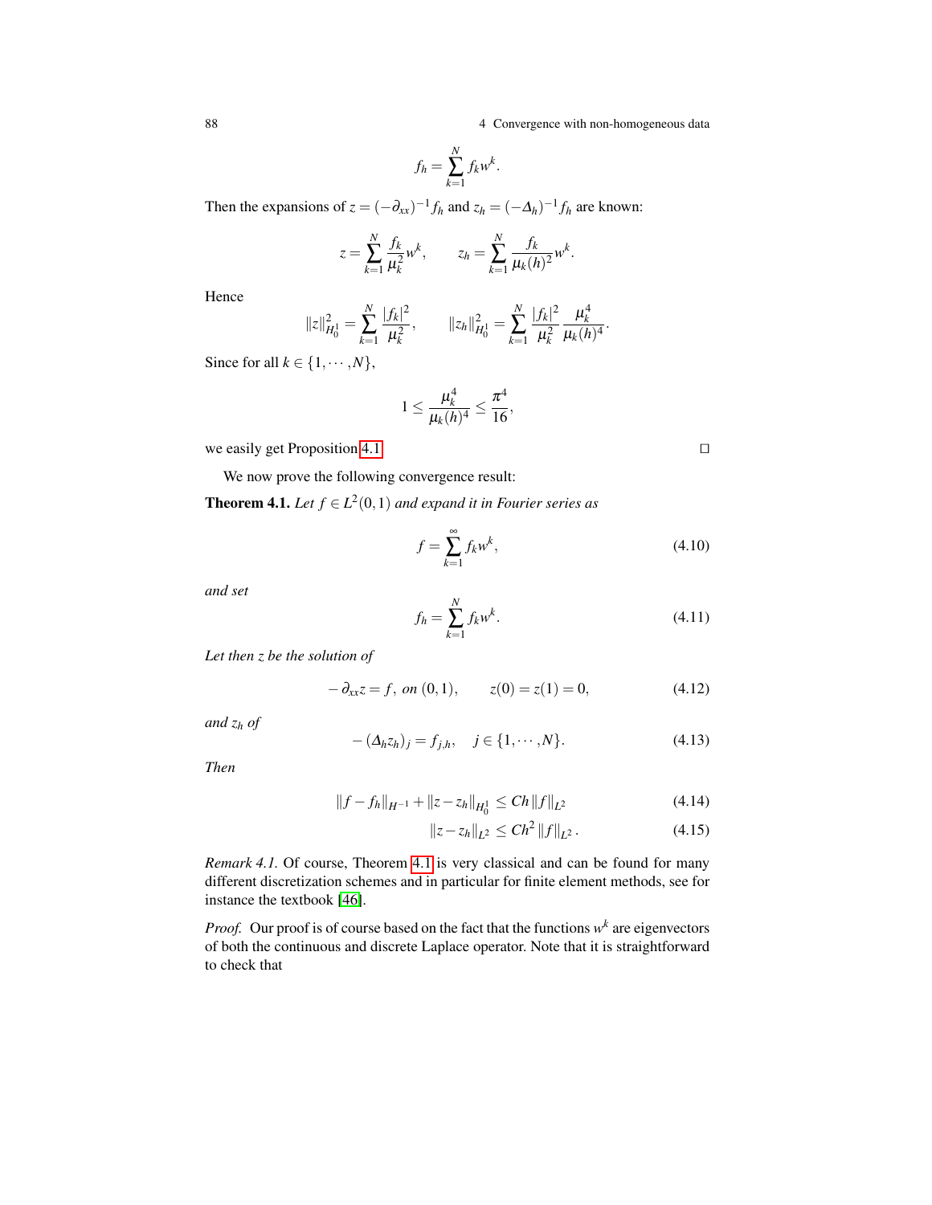$$f_h = \sum_{k=1}^{N} f_k w^k.$$

Then the expansions of $z = (-\partial_{xx})^{-1} f_h$ and $z_h = (-\Delta_h)^{-1} f_h$ are known:

$$z = \sum_{k=1}^{N} \frac{f_k}{\mu_k^2} w^k, \qquad z_h = \sum_{k=1}^{N} \frac{f_k}{\mu_k(h)^2} w^k.$$

Hence

$$\|z\|_{H_0^1}^2 = \sum_{k=1}^{N} \frac{|f_k|^2}{\mu_k^2}, \qquad \|z_h\|_{H_0^1}^2 = \sum_{k=1}^{N} \frac{|f_k|^2}{\mu_k^2} \frac{\mu_k^4}{\mu_k(h)^4}.$$

Since for all $k \in \{1, \cdots, N\}$,

$$1 \leq \frac{\mu_k^4}{\mu_k(h)^4} \leq \frac{\pi^4}{16},$$

we easily get Proposition 4.1. □

We now prove the following convergence result:

**Theorem 4.1.** *Let $f \in L^2(0,1)$ and expand it in Fourier series as*

$$f = \sum_{k=1}^{\infty} f_k w^k, \tag{4.10}$$

*and set*

$$f_h = \sum_{k=1}^{N} f_k w^k. \tag{4.11}$$

*Let then $z$ be the solution of*

$$-\partial_{xx} z = f, \text{ on } (0,1), \qquad z(0) = z(1) = 0, \tag{4.12}$$

*and $z_h$ of*

$$-(\Delta_h z_h)_j = f_{j,h}, \quad j \in \{1, \cdots, N\}. \tag{4.13}$$

*Then*

$$\|f - f_h\|_{H^{-1}} + \|z - z_h\|_{H_0^1} \leq Ch \|f\|_{L^2} \tag{4.14}$$

$$\|z - z_h\|_{L^2} \leq Ch^2 \|f\|_{L^2}. \tag{4.15}$$

*Remark 4.1.* Of course, Theorem 4.1 is very classical and can be found for many different discretization schemes and in particular for finite element methods, see for instance the textbook [46].

*Proof.* Our proof is of course based on the fact that the functions $w^k$ are eigenvectors of both the continuous and discrete Laplace operator. Note that it is straightforward to check that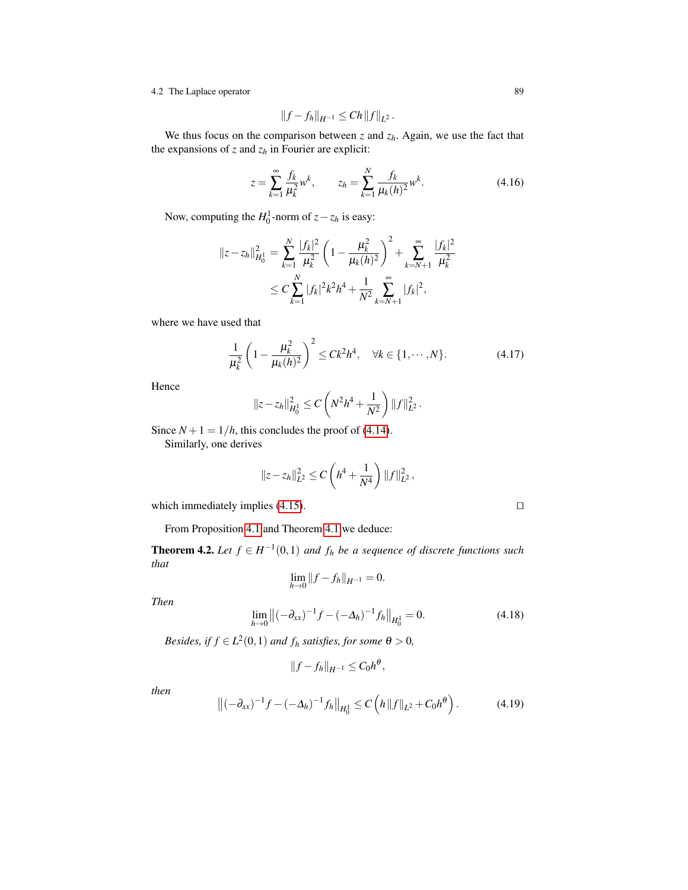$$\|f - f_h\|_{H^{-1}} \leq Ch\|f\|_{L^2}.$$

We thus focus on the comparison between $z$ and $z_h$. Again, we use the fact that the expansions of $z$ and $z_h$ in Fourier are explicit:

$$z = \sum_{k=1}^{\infty} \frac{f_k}{\mu_k^2} w^k, \qquad z_h = \sum_{k=1}^{N} \frac{f_k}{\mu_k(h)^2} w^k. \tag{4.16}$$

Now, computing the $H_0^1$-norm of $z - z_h$ is easy:

$$\begin{aligned}
\|z - z_h\|_{H_0^1}^2 &= \sum_{k=1}^{N} \frac{|f_k|^2}{\mu_k^2} \left(1 - \frac{\mu_k^2}{\mu_k(h)^2}\right)^2 + \sum_{k=N+1}^{\infty} \frac{|f_k|^2}{\mu_k^2} \\
&\leq C \sum_{k=1}^{N} |f_k|^2 k^2 h^4 + \frac{1}{N^2} \sum_{k=N+1}^{\infty} |f_k|^2,
\end{aligned}$$

where we have used that

$$\frac{1}{\mu_k^2} \left(1 - \frac{\mu_k^2}{\mu_k(h)^2}\right)^2 \leq Ck^2 h^4, \quad \forall k \in \{1, \cdots, N\}. \tag{4.17}$$

Hence

$$\|z - z_h\|_{H_0^1}^2 \leq C \left(N^2 h^4 + \frac{1}{N^2}\right) \|f\|_{L^2}^2.$$

Since $N + 1 = 1/h$, this concludes the proof of (4.14).

Similarly, one derives

$$\|z - z_h\|_{L^2}^2 \leq C \left(h^4 + \frac{1}{N^4}\right) \|f\|_{L^2}^2,$$

which immediately implies (4.15). □

From Proposition 4.1 and Theorem 4.1 we deduce:

**Theorem 4.2.** *Let $f \in H^{-1}(0,1)$ and $f_h$ be a sequence of discrete functions such that*

$$\lim_{h \to 0} \|f - f_h\|_{H^{-1}} = 0.$$

*Then*

$$\lim_{h \to 0} \left\|(-\partial_{xx})^{-1} f - (-\Delta_h)^{-1} f_h\right\|_{H_0^1} = 0. \tag{4.18}$$

*Besides, if $f \in L^2(0,1)$ and $f_h$ satisfies, for some $\theta > 0$,*

$$\|f - f_h\|_{H^{-1}} \leq C_0 h^\theta,$$

*then*

$$\left\|(-\partial_{xx})^{-1} f - (-\Delta_h)^{-1} f_h\right\|_{H_0^1} \leq C\left(h\|f\|_{L^2} + C_0 h^\theta\right). \tag{4.19}$$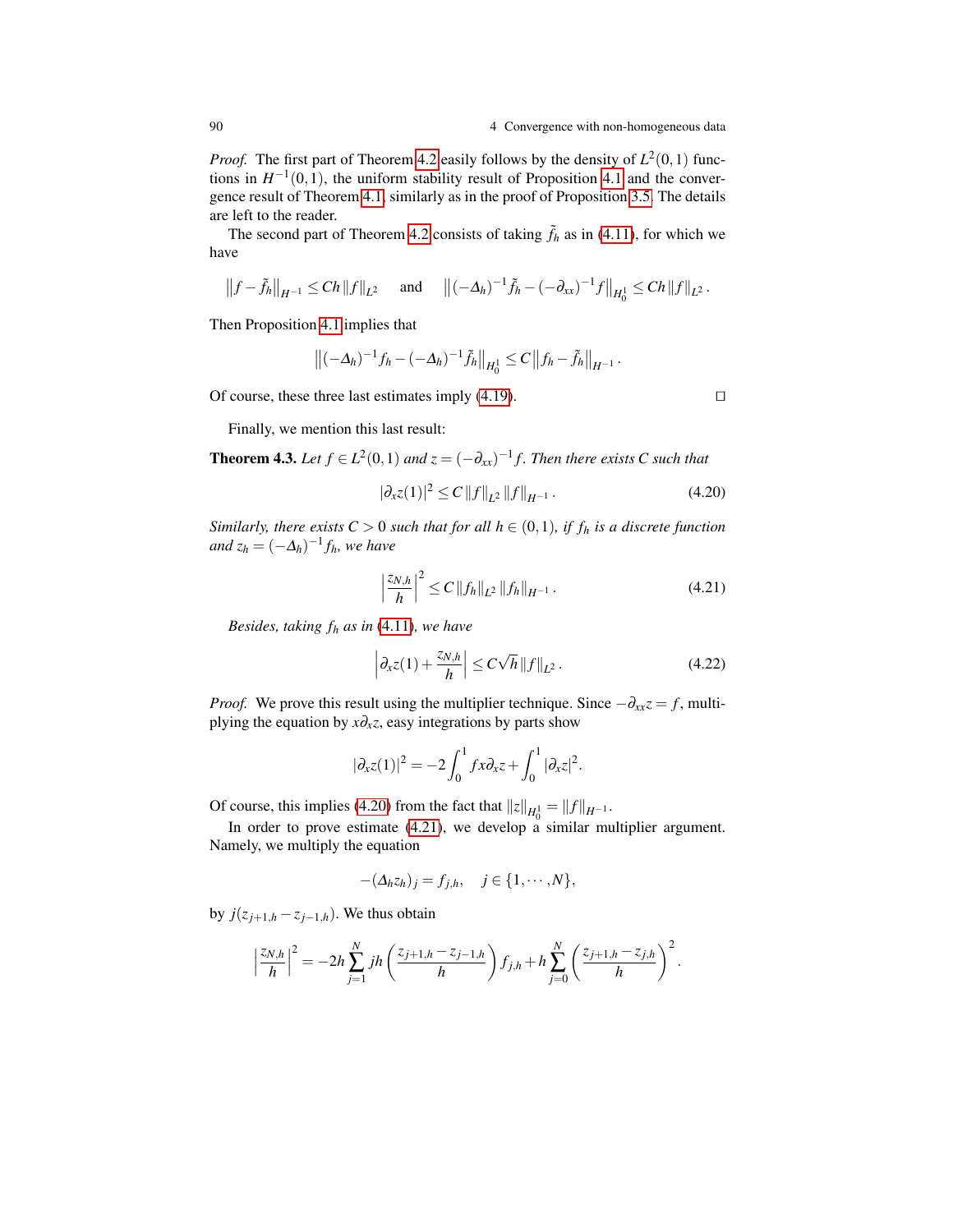*Proof.* The first part of Theorem 4.2 easily follows by the density of $L^2(0,1)$ functions in $H^{-1}(0,1)$, the uniform stability result of Proposition 4.1 and the convergence result of Theorem 4.1, similarly as in the proof of Proposition 3.5. The details are left to the reader.

The second part of Theorem 4.2 consists of taking $\tilde{f}_h$ as in (4.11), for which we have

$$\left\| f - \tilde{f}_h \right\|_{H^{-1}} \leq Ch \left\| f \right\|_{L^2} \quad \text{ and } \quad \left\| (-\Delta_h)^{-1} \tilde{f}_h - (-\partial_{xx})^{-1} f \right\|_{H_0^1} \leq Ch \left\| f \right\|_{L^2}.$$

Then Proposition 4.1 implies that

$$\left\| (-\Delta_h)^{-1} f_h - (-\Delta_h)^{-1} \tilde{f}_h \right\|_{H_0^1} \leq C \left\| f_h - \tilde{f}_h \right\|_{H^{-1}}.$$

Of course, these three last estimates imply (4.19). $\square$

Finally, we mention this last result:

**Theorem 4.3.** *Let $f \in L^2(0,1)$ and $z = (-\partial_{xx})^{-1} f$. Then there exists $C$ such that*

$$|\partial_x z(1)|^2 \leq C \left\| f \right\|_{L^2} \left\| f \right\|_{H^{-1}}. \tag{4.20}$$

*Similarly, there exists $C > 0$ such that for all $h \in (0,1)$, if $f_h$ is a discrete function and $z_h = (-\Delta_h)^{-1} f_h$, we have*

$$\left| \frac{z_{N,h}}{h} \right|^2 \leq C \left\| f_h \right\|_{L^2} \left\| f_h \right\|_{H^{-1}}. \tag{4.21}$$

*Besides, taking $f_h$ as in (4.11), we have*

$$\left| \partial_x z(1) + \frac{z_{N,h}}{h} \right| \leq C\sqrt{h} \left\| f \right\|_{L^2}. \tag{4.22}$$

*Proof.* We prove this result using the multiplier technique. Since $-\partial_{xx} z = f$, multiplying the equation by $x \partial_x z$, easy integrations by parts show

$$|\partial_x z(1)|^2 = -2 \int_0^1 f x \partial_x z + \int_0^1 |\partial_x z|^2.$$

Of course, this implies (4.20) from the fact that $\|z\|_{H_0^1} = \|f\|_{H^{-1}}$.

In order to prove estimate (4.21), we develop a similar multiplier argument. Namely, we multiply the equation

$$-(\Delta_h z_h)_j = f_{j,h}, \quad j \in \{1, \cdots, N\},$$

by $j(z_{j+1,h} - z_{j-1,h})$. We thus obtain

$$\left| \frac{z_{N,h}}{h} \right|^2 = -2h \sum_{j=1}^{N} jh \left( \frac{z_{j+1,h} - z_{j-1,h}}{h} \right) f_{j,h} + h \sum_{j=0}^{N} \left( \frac{z_{j+1,h} - z_{j,h}}{h} \right)^2.$$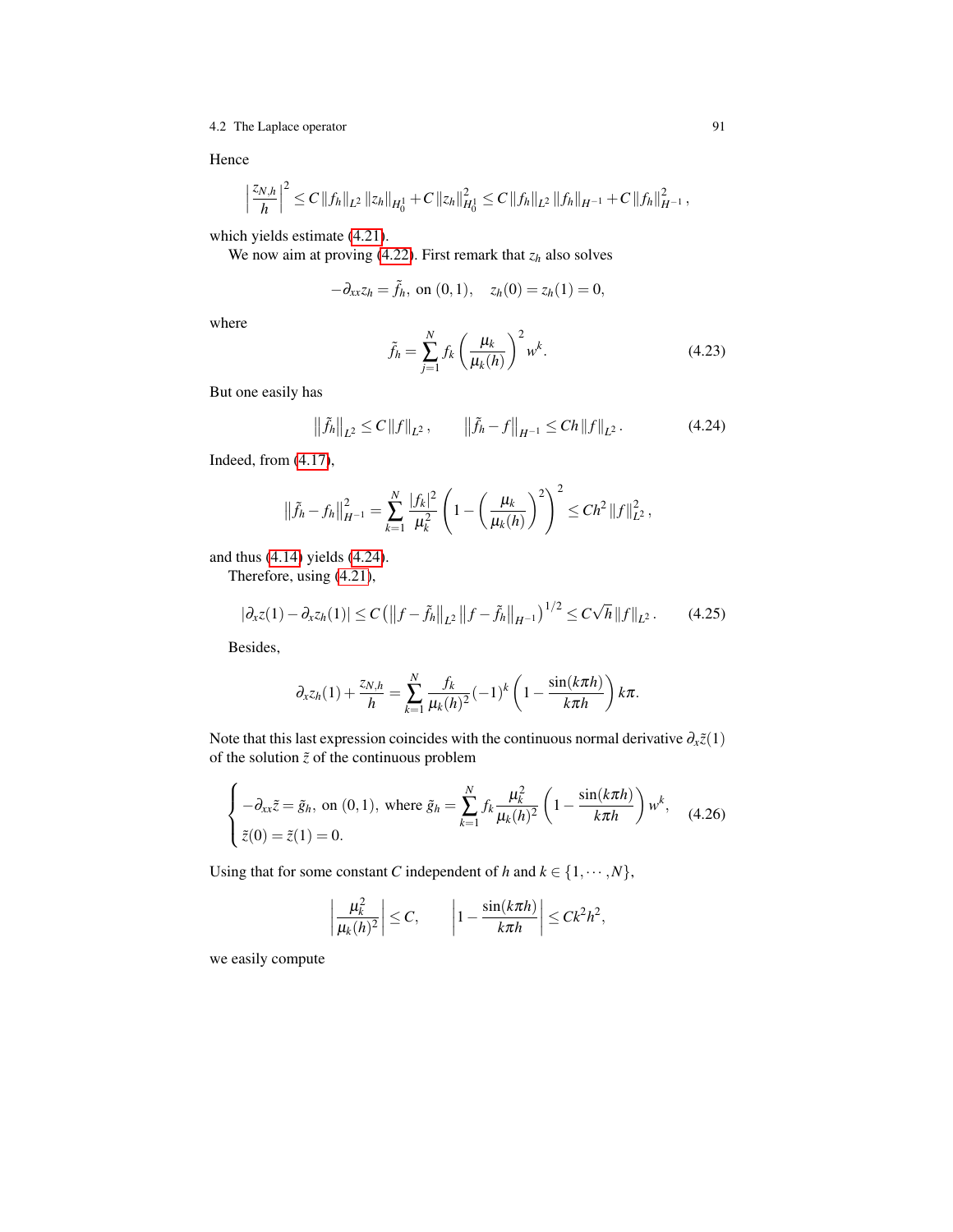Hence

$$\left|\frac{z_{N,h}}{h}\right|^2 \leq C\|f_h\|_{L^2}\|z_h\|_{H_0^1} + C\|z_h\|_{H_0^1}^2 \leq C\|f_h\|_{L^2}\|f_h\|_{H^{-1}} + C\|f_h\|_{H^{-1}}^2,$$

which yields estimate (4.21).

We now aim at proving (4.22). First remark that $z_h$ also solves

$$-\partial_{xx} z_h = \tilde{f}_h, \text{ on } (0,1), \quad z_h(0) = z_h(1) = 0,$$

where

$$\tilde{f}_h = \sum_{j=1}^{N} f_k \left(\frac{\mu_k}{\mu_k(h)}\right)^2 w^k. \tag{4.23}$$

But one easily has

$$\left\|\tilde{f}_h\right\|_{L^2} \leq C\|f\|_{L^2}, \qquad \left\|\tilde{f}_h - f\right\|_{H^{-1}} \leq Ch\|f\|_{L^2}. \tag{4.24}$$

Indeed, from (4.17),

$$\left\|\tilde{f}_h - f_h\right\|_{H^{-1}}^2 = \sum_{k=1}^{N} \frac{|f_k|^2}{\mu_k^2}\left(1 - \left(\frac{\mu_k}{\mu_k(h)}\right)^2\right)^2 \leq Ch^2\|f\|_{L^2}^2,$$

and thus (4.14) yields (4.24).

Therefore, using (4.21),

$$|\partial_x z(1) - \partial_x z_h(1)| \leq C\left(\left\|f - \tilde{f}_h\right\|_{L^2}\left\|f - \tilde{f}_h\right\|_{H^{-1}}\right)^{1/2} \leq C\sqrt{h}\|f\|_{L^2}. \tag{4.25}$$

Besides,

$$\partial_x z_h(1) + \frac{z_{N,h}}{h} = \sum_{k=1}^{N} \frac{f_k}{\mu_k(h)^2}(-1)^k\left(1 - \frac{\sin(k\pi h)}{k\pi h}\right)k\pi.$$

Note that this last expression coincides with the continuous normal derivative $\partial_x \tilde{z}(1)$ of the solution $\tilde{z}$ of the continuous problem

$$\begin{cases} -\partial_{xx}\tilde{z} = \tilde{g}_h, \text{ on } (0,1), \text{ where } \tilde{g}_h = \displaystyle\sum_{k=1}^{N} f_k \frac{\mu_k^2}{\mu_k(h)^2}\left(1 - \frac{\sin(k\pi h)}{k\pi h}\right)w^k, \\ \tilde{z}(0) = \tilde{z}(1) = 0. \end{cases} \tag{4.26}$$

Using that for some constant $C$ independent of $h$ and $k \in \{1, \cdots, N\}$,

$$\left|\frac{\mu_k^2}{\mu_k(h)^2}\right| \leq C, \qquad \left|1 - \frac{\sin(k\pi h)}{k\pi h}\right| \leq Ck^2h^2,$$

we easily compute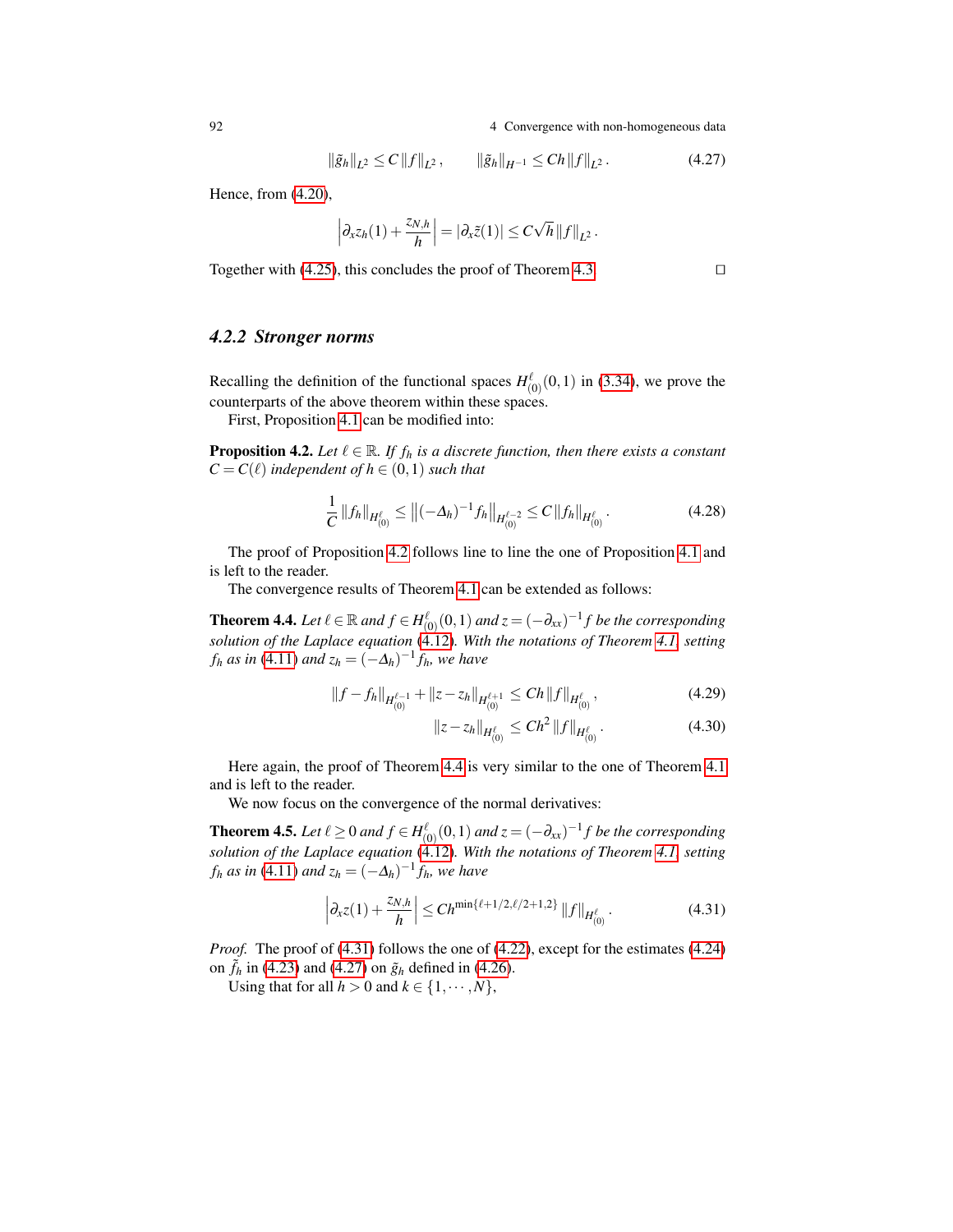$$\|\tilde{g}_h\|_{L^2} \leq C\|f\|_{L^2}, \qquad \|\tilde{g}_h\|_{H^{-1}} \leq Ch\|f\|_{L^2}. \tag{4.27}$$

Hence, from (4.20),

$$\left|\partial_x z_h(1) + \frac{z_{N,h}}{h}\right| = |\partial_x \tilde{z}(1)| \leq C\sqrt{h}\|f\|_{L^2}.$$

Together with (4.25), this concludes the proof of Theorem 4.3. □

### 4.2.2 Stronger norms

Recalling the definition of the functional spaces $H^\ell_{(0)}(0,1)$ in (3.34), we prove the counterparts of the above theorem within these spaces.

First, Proposition 4.1 can be modified into:

**Proposition 4.2.** *Let $\ell \in \mathbb{R}$. If $f_h$ is a discrete function, then there exists a constant $C = C(\ell)$ independent of $h \in (0,1)$ such that*

$$\frac{1}{C}\|f_h\|_{H^\ell_{(0)}} \leq \left\|(-\Delta_h)^{-1} f_h\right\|_{H^{\ell-2}_{(0)}} \leq C\|f_h\|_{H^\ell_{(0)}}. \tag{4.28}$$

The proof of Proposition 4.2 follows line to line the one of Proposition 4.1 and is left to the reader.

The convergence results of Theorem 4.1 can be extended as follows:

**Theorem 4.4.** *Let $\ell \in \mathbb{R}$ and $f \in H^\ell_{(0)}(0,1)$ and $z = (-\partial_{xx})^{-1} f$ be the corresponding solution of the Laplace equation (4.12). With the notations of Theorem 4.1, setting $f_h$ as in (4.11) and $z_h = (-\Delta_h)^{-1} f_h$, we have*

$$\|f - f_h\|_{H^{\ell-1}_{(0)}} + \|z - z_h\|_{H^{\ell+1}_{(0)}} \leq Ch\|f\|_{H^\ell_{(0)}}, \tag{4.29}$$

$$\|z - z_h\|_{H^\ell_{(0)}} \leq Ch^2\|f\|_{H^\ell_{(0)}}. \tag{4.30}$$

Here again, the proof of Theorem 4.4 is very similar to the one of Theorem 4.1 and is left to the reader.

We now focus on the convergence of the normal derivatives:

**Theorem 4.5.** *Let $\ell \geq 0$ and $f \in H^\ell_{(0)}(0,1)$ and $z = (-\partial_{xx})^{-1} f$ be the corresponding solution of the Laplace equation (4.12). With the notations of Theorem 4.1, setting $f_h$ as in (4.11) and $z_h = (-\Delta_h)^{-1} f_h$, we have*

$$\left|\partial_x z(1) + \frac{z_{N,h}}{h}\right| \leq Ch^{\min\{\ell+1/2,\ell/2+1,2\}}\|f\|_{H^\ell_{(0)}}. \tag{4.31}$$

*Proof.* The proof of (4.31) follows the one of (4.22), except for the estimates (4.24) on $\tilde{f}_h$ in (4.23) and (4.27) on $\tilde{g}_h$ defined in (4.26).

Using that for all $h > 0$ and $k \in \{1, \cdots, N\}$,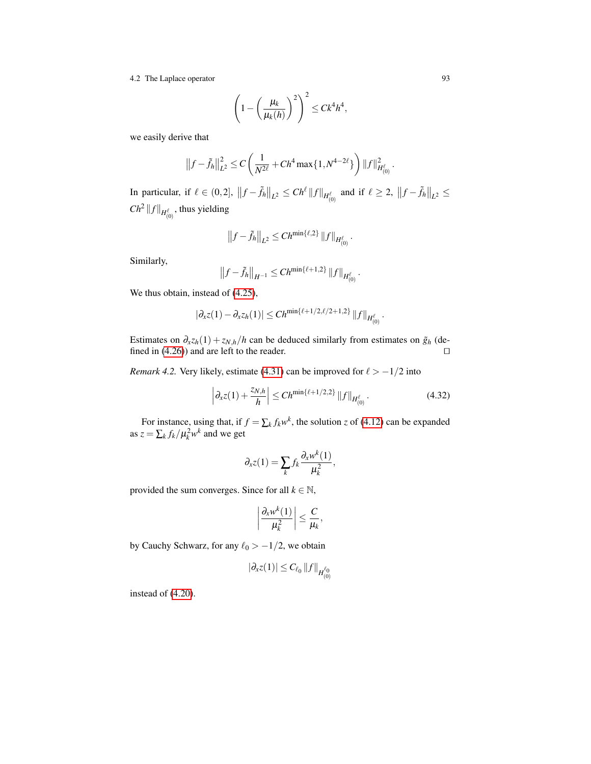$$\left(1-\left(\frac{\mu_k}{\mu_k(h)}\right)^2\right)^2 \leq Ck^4h^4,$$

we easily derive that

$$\left\|f-\tilde{f}_h\right\|_{L^2}^2 \leq C\left(\frac{1}{N^{2\ell}}+Ch^4\max\{1,N^{4-2\ell}\}\right)\|f\|_{H^\ell_{(0)}}^2.$$

In particular, if $\ell \in (0,2]$, $\left\|f-\tilde{f}_h\right\|_{L^2} \leq Ch^\ell \|f\|_{H^\ell_{(0)}}$ and if $\ell \geq 2$, $\left\|f-\tilde{f}_h\right\|_{L^2} \leq Ch^2\|f\|_{H^\ell_{(0)}}$, thus yielding

$$\left\|f-\tilde{f}_h\right\|_{L^2} \leq Ch^{\min\{\ell,2\}}\|f\|_{H^\ell_{(0)}}.$$

Similarly,

$$\left\|f-\tilde{f}_h\right\|_{H^{-1}} \leq Ch^{\min\{\ell+1,2\}}\|f\|_{H^\ell_{(0)}}.$$

We thus obtain, instead of (4.25),

$$|\partial_x z(1)-\partial_x z_h(1)| \leq Ch^{\min\{\ell+1/2,\ell/2+1,2\}}\|f\|_{H^\ell_{(0)}}.$$

Estimates on $\partial_x z_h(1)+z_{N,h}/h$ can be deduced similarly from estimates on $\tilde{g}_h$ (defined in (4.26)) and are left to the reader. $\square$

*Remark 4.2.* Very likely, estimate (4.31) can be improved for $\ell > -1/2$ into

$$\left|\partial_x z(1)+\frac{z_{N,h}}{h}\right| \leq Ch^{\min\{\ell+1/2,2\}}\|f\|_{H^\ell_{(0)}}. \tag{4.32}$$

For instance, using that, if $f=\sum_k f_k w^k$, the solution $z$ of (4.12) can be expanded as $z=\sum_k f_k/\mu_k^2 w^k$ and we get

$$\partial_x z(1)=\sum_k f_k\frac{\partial_x w^k(1)}{\mu_k^2},$$

provided the sum converges. Since for all $k \in \mathbb{N}$,

$$\left|\frac{\partial_x w^k(1)}{\mu_k^2}\right| \leq \frac{C}{\mu_k},$$

by Cauchy Schwarz, for any $\ell_0 > -1/2$, we obtain

$$|\partial_x z(1)| \leq C_{\ell_0}\|f\|_{H^{\ell_0}_{(0)}}$$

instead of (4.20).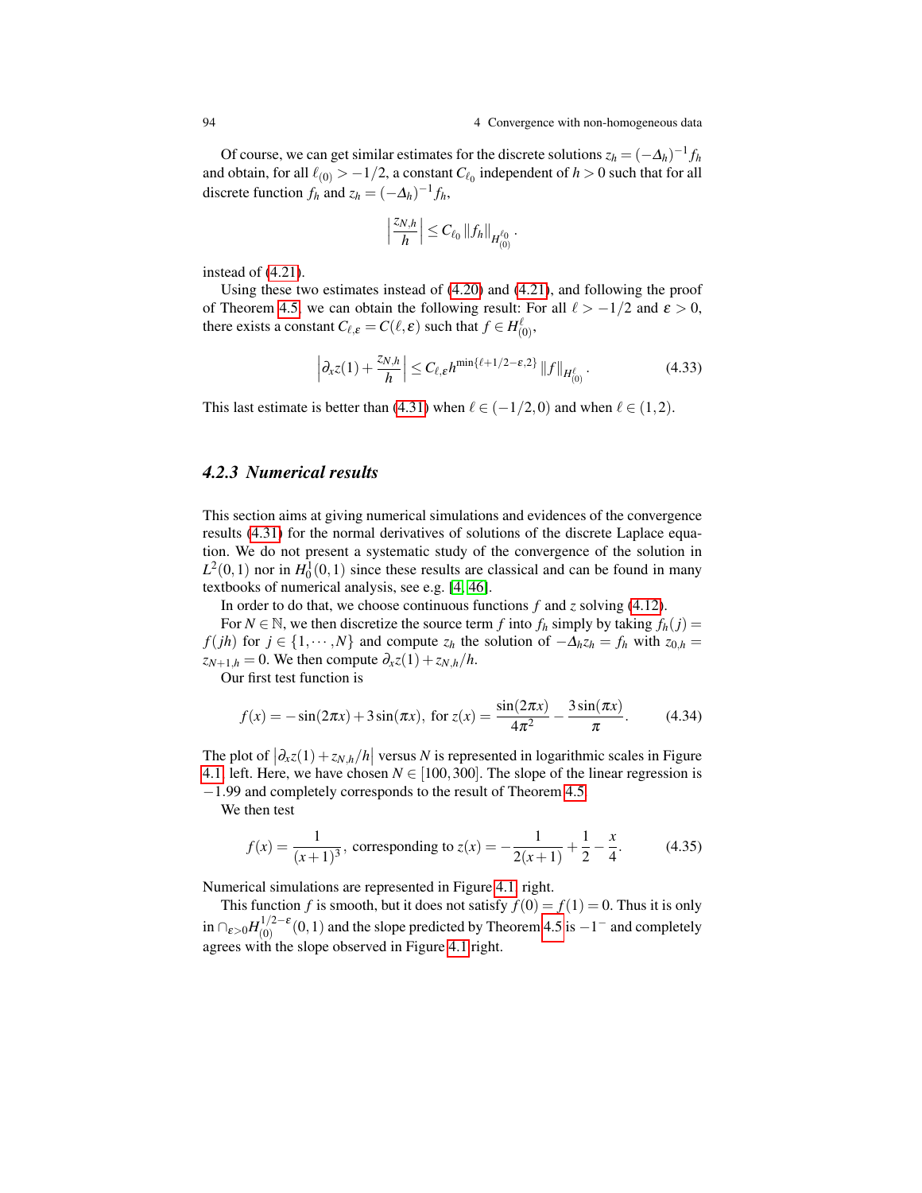Of course, we can get similar estimates for the discrete solutions $z_h = (-\Delta_h)^{-1} f_h$ and obtain, for all $\ell_{(0)} > -1/2$, a constant $C_{\ell_0}$ independent of $h > 0$ such that for all discrete function $f_h$ and $z_h = (-\Delta_h)^{-1} f_h$,

$$\left| \frac{z_{N,h}}{h} \right| \leq C_{\ell_0} \|f_h\|_{H^{\ell_0}_{(0)}}.$$

instead of (4.21).

Using these two estimates instead of (4.20) and (4.21), and following the proof of Theorem 4.5, we can obtain the following result: For all $\ell > -1/2$ and $\varepsilon > 0$, there exists a constant $C_{\ell,\varepsilon} = C(\ell,\varepsilon)$ such that $f \in H^{\ell}_{(0)}$,

$$\left| \partial_x z(1) + \frac{z_{N,h}}{h} \right| \leq C_{\ell,\varepsilon} h^{\min\{\ell+1/2-\varepsilon,2\}} \|f\|_{H^{\ell}_{(0)}}. \tag{4.33}$$

This last estimate is better than (4.31) when $\ell \in (-1/2, 0)$ and when $\ell \in (1,2)$.

### 4.2.3 Numerical results

This section aims at giving numerical simulations and evidences of the convergence results (4.31) for the normal derivatives of solutions of the discrete Laplace equation. We do not present a systematic study of the convergence of the solution in $L^2(0,1)$ nor in $H^1_0(0,1)$ since these results are classical and can be found in many textbooks of numerical analysis, see e.g. [4, 46].

In order to do that, we choose continuous functions $f$ and $z$ solving (4.12).

For $N \in \mathbb{N}$, we then discretize the source term $f$ into $f_h$ simply by taking $f_h(j) = f(jh)$ for $j \in \{1, \cdots, N\}$ and compute $z_h$ the solution of $-\Delta_h z_h = f_h$ with $z_{0,h} = z_{N+1,h} = 0$. We then compute $\partial_x z(1) + z_{N,h}/h$.

Our first test function is

$$f(x) = -\sin(2\pi x) + 3\sin(\pi x), \text{ for } z(x) = \frac{\sin(2\pi x)}{4\pi^2} - \frac{3\sin(\pi x)}{\pi}. \tag{4.34}$$

The plot of $\left|\partial_x z(1) + z_{N,h}/h\right|$ versus $N$ is represented in logarithmic scales in Figure 4.1 left. Here, we have chosen $N \in [100, 300]$. The slope of the linear regression is $-1.99$ and completely corresponds to the result of Theorem 4.5.

We then test

$$f(x) = \frac{1}{(x+1)^3}, \text{ corresponding to } z(x) = -\frac{1}{2(x+1)} + \frac{1}{2} - \frac{x}{4}. \tag{4.35}$$

Numerical simulations are represented in Figure 4.1 right.

This function $f$ is smooth, but it does not satisfy $f(0) = f(1) = 0$. Thus it is only in $\cap_{\varepsilon>0} H^{1/2-\varepsilon}_{(0)}(0,1)$ and the slope predicted by Theorem 4.5 is $-1^-$ and completely agrees with the slope observed in Figure 4.1 right.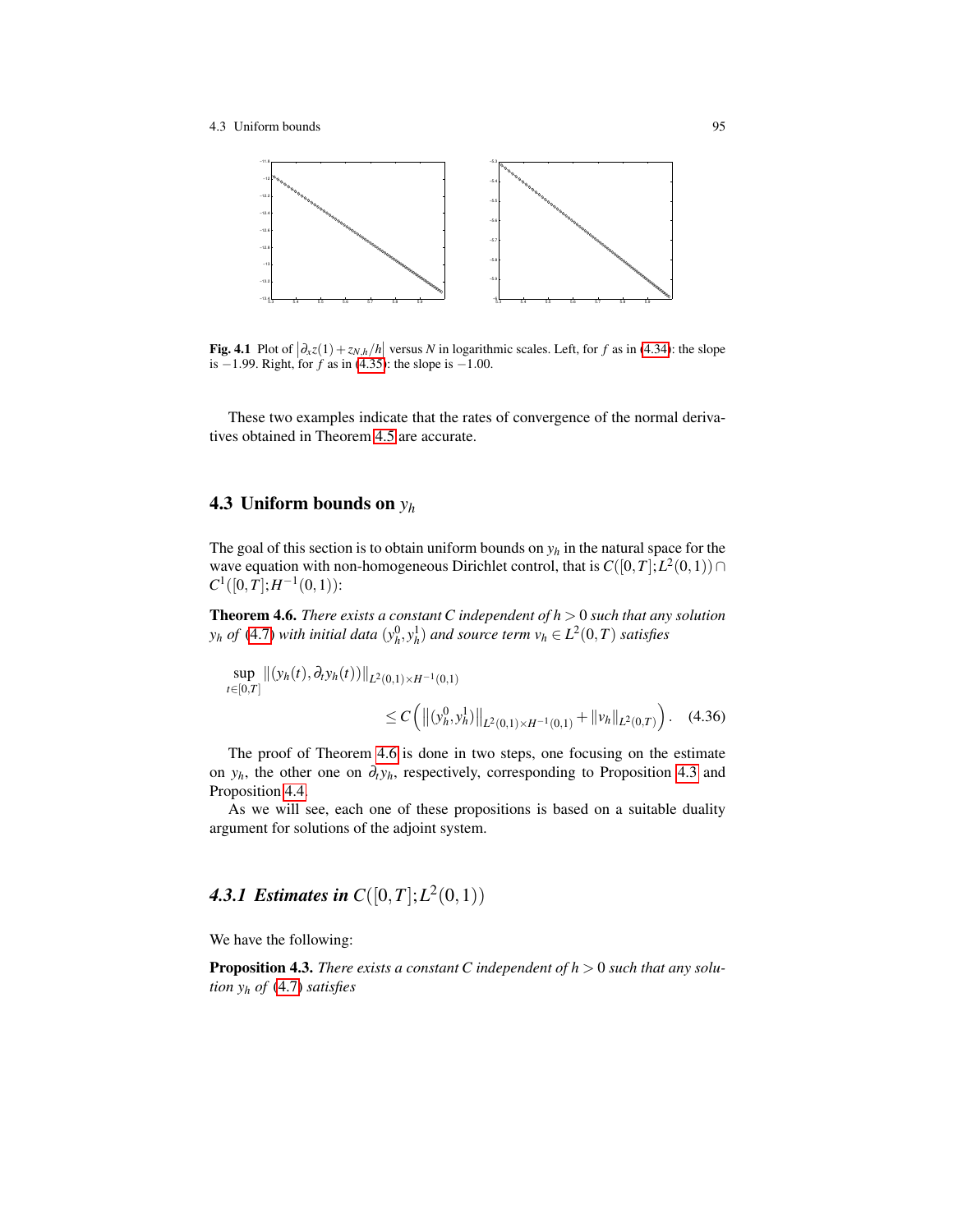**Fig. 4.1** Plot of $\left|\partial_x z(1) + z_{N,h}/h\right|$ versus $N$ in logarithmic scales. Left, for $f$ as in (4.34): the slope is $-1.99$. Right, for $f$ as in (4.35): the slope is $-1.00$.

These two examples indicate that the rates of convergence of the normal derivatives obtained in Theorem 4.5 are accurate.

## 4.3 Uniform bounds on $y_h$

The goal of this section is to obtain uniform bounds on $y_h$ in the natural space for the wave equation with non-homogeneous Dirichlet control, that is $C([0,T];L^2(0,1)) \cap C^1([0,T];H^{-1}(0,1))$:

**Theorem 4.6.** *There exists a constant $C$ independent of $h > 0$ such that any solution $y_h$ of (4.7) with initial data $(y_h^0, y_h^1)$ and source term $v_h \in L^2(0,T)$ satisfies*

$$\sup_{t\in[0,T]} \|(y_h(t), \partial_t y_h(t))\|_{L^2(0,1)\times H^{-1}(0,1)} \leq C\left( \left\|(y_h^0, y_h^1)\right\|_{L^2(0,1)\times H^{-1}(0,1)} + \|v_h\|_{L^2(0,T)} \right). \quad (4.36)$$

The proof of Theorem 4.6 is done in two steps, one focusing on the estimate on $y_h$, the other one on $\partial_t y_h$, respectively, corresponding to Proposition 4.3 and Proposition 4.4.

As we will see, each one of these propositions is based on a suitable duality argument for solutions of the adjoint system.

### *4.3.1 Estimates in $C([0,T];L^2(0,1))$*

We have the following:

**Proposition 4.3.** *There exists a constant $C$ independent of $h > 0$ such that any solution $y_h$ of (4.7) satisfies*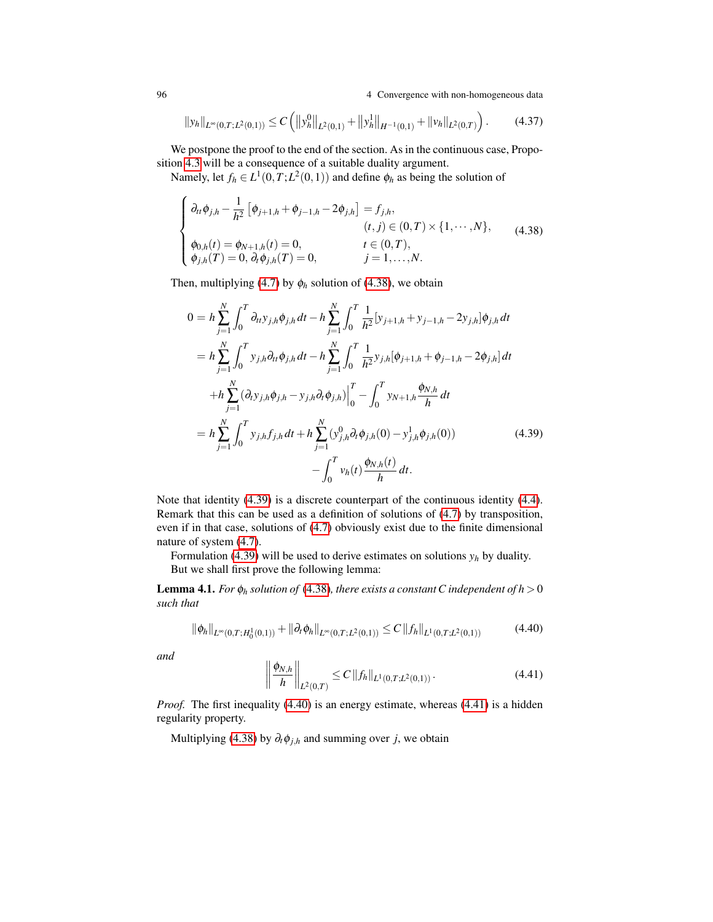$$\|y_h\|_{L^\infty(0,T;L^2(0,1))} \leq C\left(\left\|y_h^0\right\|_{L^2(0,1)} + \left\|y_h^1\right\|_{H^{-1}(0,1)} + \|v_h\|_{L^2(0,T)}\right). \tag{4.37}$$

We postpone the proof to the end of the section. As in the continuous case, Proposition 4.3 will be a consequence of a suitable duality argument.

Namely, let $f_h \in L^1(0,T;L^2(0,1))$ and define $\phi_h$ as being the solution of

$$\begin{cases} \partial_{tt}\phi_{j,h} - \dfrac{1}{h^2}\left[\phi_{j+1,h} + \phi_{j-1,h} - 2\phi_{j,h}\right] = f_{j,h}, \\ \qquad\qquad\qquad\qquad\qquad\qquad (t,j) \in (0,T)\times\{1,\cdots,N\}, \\ \phi_{0,h}(t) = \phi_{N+1,h}(t) = 0, \qquad\qquad t \in (0,T), \\ \phi_{j,h}(T) = 0,\, \partial_t\phi_{j,h}(T) = 0, \qquad\quad j = 1,\ldots,N. \end{cases} \tag{4.38}$$

Then, multiplying (4.7) by $\phi_h$ solution of (4.38), we obtain

$$\begin{aligned} 0 &= h\sum_{j=1}^{N}\int_0^T \partial_{tt}y_{j,h}\phi_{j,h}\,dt - h\sum_{j=1}^{N}\int_0^T \frac{1}{h^2}[y_{j+1,h} + y_{j-1,h} - 2y_{j,h}]\phi_{j,h}\,dt \\ &= h\sum_{j=1}^{N}\int_0^T y_{j,h}\partial_{tt}\phi_{j,h}\,dt - h\sum_{j=1}^{N}\int_0^T \frac{1}{h^2}y_{j,h}[\phi_{j+1,h} + \phi_{j-1,h} - 2\phi_{j,h}]\,dt \\ &\quad + h\sum_{j=1}^{N}(\partial_t y_{j,h}\phi_{j,h} - y_{j,h}\partial_t\phi_{j,h})\Big|_0^T - \int_0^T y_{N+1,h}\frac{\phi_{N,h}}{h}\,dt \\ &= h\sum_{j=1}^{N}\int_0^T y_{j,h}f_{j,h}\,dt + h\sum_{j=1}^{N}(y_{j,h}^0\partial_t\phi_{j,h}(0) - y_{j,h}^1\phi_{j,h}(0)) \\ &\qquad\qquad - \int_0^T v_h(t)\frac{\phi_{N,h}(t)}{h}\,dt. \end{aligned} \tag{4.39}$$

Note that identity (4.39) is a discrete counterpart of the continuous identity (4.4). Remark that this can be used as a definition of solutions of (4.7) by transposition, even if in that case, solutions of (4.7) obviously exist due to the finite dimensional nature of system (4.7).

Formulation (4.39) will be used to derive estimates on solutions $y_h$ by duality. But we shall first prove the following lemma:

**Lemma 4.1.** *For $\phi_h$ solution of (4.38), there exists a constant $C$ independent of $h > 0$ such that*

$$\|\phi_h\|_{L^\infty(0,T;H_0^1(0,1))} + \|\partial_t\phi_h\|_{L^\infty(0,T;L^2(0,1))} \leq C\,\|f_h\|_{L^1(0,T;L^2(0,1))} \tag{4.40}$$

*and*

$$\left\|\frac{\phi_{N,h}}{h}\right\|_{L^2(0,T)} \leq C\,\|f_h\|_{L^1(0,T;L^2(0,1))}. \tag{4.41}$$

*Proof.* The first inequality (4.40) is an energy estimate, whereas (4.41) is a hidden regularity property.

Multiplying (4.38) by $\partial_t\phi_{j,h}$ and summing over $j$, we obtain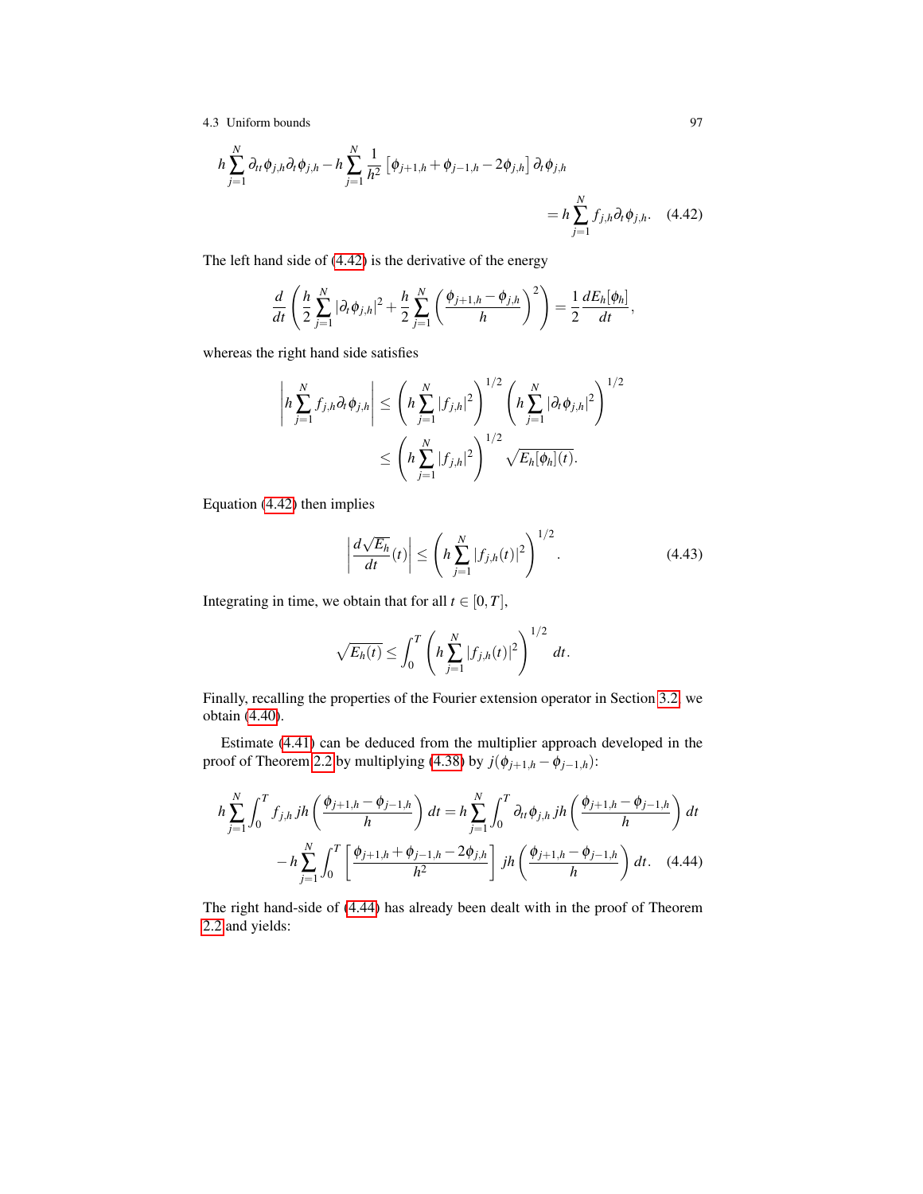$$h\sum_{j=1}^{N}\partial_{tt}\phi_{j,h}\partial_t\phi_{j,h} - h\sum_{j=1}^{N}\frac{1}{h^2}\left[\phi_{j+1,h}+\phi_{j-1,h}-2\phi_{j,h}\right]\partial_t\phi_{j,h}$$
$$= h\sum_{j=1}^{N} f_{j,h}\partial_t\phi_{j,h}. \quad (4.42)$$

The left hand side of (4.42) is the derivative of the energy

$$\frac{d}{dt}\left(\frac{h}{2}\sum_{j=1}^{N}|\partial_t\phi_{j,h}|^2 + \frac{h}{2}\sum_{j=1}^{N}\left(\frac{\phi_{j+1,h}-\phi_{j,h}}{h}\right)^2\right) = \frac{1}{2}\frac{dE_h[\phi_h]}{dt},$$

whereas the right hand side satisfies

$$\left|h\sum_{j=1}^{N} f_{j,h}\partial_t\phi_{j,h}\right| \leq \left(h\sum_{j=1}^{N}|f_{j,h}|^2\right)^{1/2}\left(h\sum_{j=1}^{N}|\partial_t\phi_{j,h}|^2\right)^{1/2}$$
$$\leq \left(h\sum_{j=1}^{N}|f_{j,h}|^2\right)^{1/2}\sqrt{E_h[\phi_h](t)}.$$

Equation (4.42) then implies

$$\left|\frac{d\sqrt{E_h}}{dt}(t)\right| \leq \left(h\sum_{j=1}^{N}|f_{j,h}(t)|^2\right)^{1/2}. \quad (4.43)$$

Integrating in time, we obtain that for all $t \in [0,T]$,

$$\sqrt{E_h(t)} \leq \int_0^T \left(h\sum_{j=1}^{N}|f_{j,h}(t)|^2\right)^{1/2} dt.$$

Finally, recalling the properties of the Fourier extension operator in Section 3.2, we obtain (4.40).

Estimate (4.41) can be deduced from the multiplier approach developed in the proof of Theorem 2.2 by multiplying (4.38) by $j(\phi_{j+1,h}-\phi_{j-1,h})$:

$$h\sum_{j=1}^{N}\int_0^T f_{j,h}\, jh\left(\frac{\phi_{j+1,h}-\phi_{j-1,h}}{h}\right)dt = h\sum_{j=1}^{N}\int_0^T \partial_{tt}\phi_{j,h}\, jh\left(\frac{\phi_{j+1,h}-\phi_{j-1,h}}{h}\right)dt$$
$$-h\sum_{j=1}^{N}\int_0^T\left[\frac{\phi_{j+1,h}+\phi_{j-1,h}-2\phi_{j,h}}{h^2}\right] jh\left(\frac{\phi_{j+1,h}-\phi_{j-1,h}}{h}\right)dt. \quad (4.44)$$

The right hand-side of (4.44) has already been dealt with in the proof of Theorem 2.2 and yields: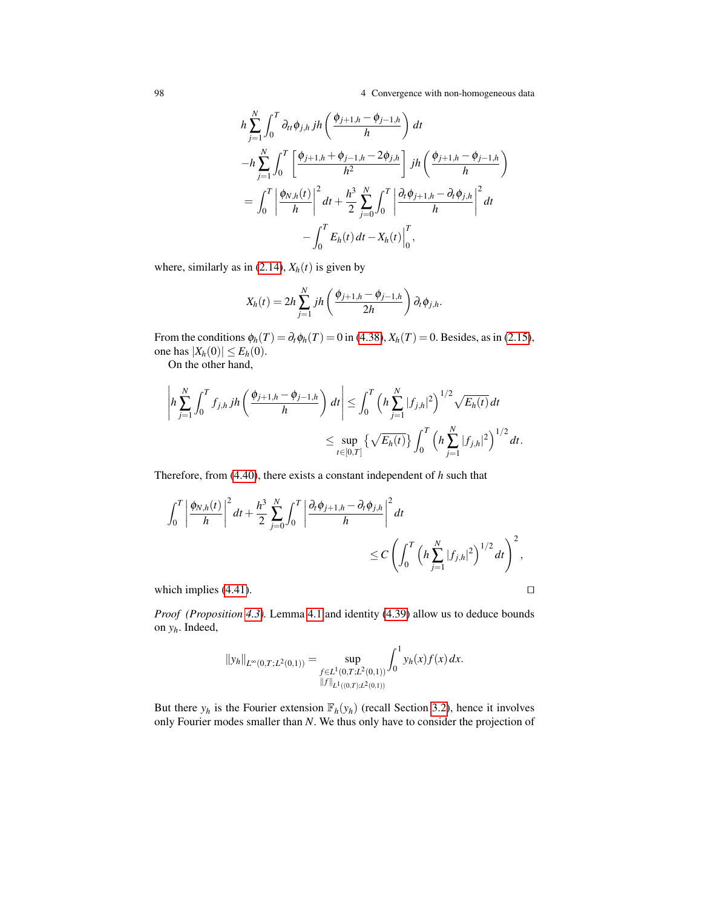$$
\begin{aligned}
& h\sum_{j=1}^{N}\int_0^T \partial_{tt}\phi_{j,h}\, jh\left(\frac{\phi_{j+1,h}-\phi_{j-1,h}}{h}\right)dt \\
& -h\sum_{j=1}^{N}\int_0^T \left[\frac{\phi_{j+1,h}+\phi_{j-1,h}-2\phi_{j,h}}{h^2}\right] jh\left(\frac{\phi_{j+1,h}-\phi_{j-1,h}}{h}\right) \\
& = \int_0^T \left|\frac{\phi_{N,h}(t)}{h}\right|^2 dt + \frac{h^3}{2}\sum_{j=0}^{N}\int_0^T \left|\frac{\partial_t\phi_{j+1,h}-\partial_t\phi_{j,h}}{h}\right|^2 dt \\
& \qquad - \int_0^T E_h(t)\,dt - X_h(t)\Big|_0^T,
\end{aligned}
$$

where, similarly as in (2.14), $X_h(t)$ is given by

$$
X_h(t) = 2h\sum_{j=1}^{N} jh\left(\frac{\phi_{j+1,h}-\phi_{j-1,h}}{2h}\right)\partial_t\phi_{j,h}.
$$

From the conditions $\phi_h(T) = \partial_t\phi_h(T) = 0$ in (4.38), $X_h(T) = 0$. Besides, as in (2.15), one has $|X_h(0)| \leq E_h(0)$.

On the other hand,

$$
\begin{aligned}
\left| h\sum_{j=1}^{N}\int_0^T f_{j,h}\, jh\left(\frac{\phi_{j+1,h}-\phi_{j-1,h}}{h}\right)dt\right| &\leq \int_0^T \left(h\sum_{j=1}^{N}|f_{j,h}|^2\right)^{1/2}\sqrt{E_h(t)}\,dt \\
&\leq \sup_{t\in[0,T]}\left\{\sqrt{E_h(t)}\right\}\int_0^T \left(h\sum_{j=1}^{N}|f_{j,h}|^2\right)^{1/2} dt.
\end{aligned}
$$

Therefore, from (4.40), there exists a constant independent of $h$ such that

$$
\begin{aligned}
\int_0^T \left|\frac{\phi_{N,h}(t)}{h}\right|^2 dt + \frac{h^3}{2}\sum_{j=0}^{N}\int_0^T \left|\frac{\partial_t\phi_{j+1,h}-\partial_t\phi_{j,h}}{h}\right|^2 dt \\
\leq C\left(\int_0^T \left(h\sum_{j=1}^{N}|f_{j,h}|^2\right)^{1/2} dt\right)^2,
\end{aligned}
$$

which implies (4.41). $\square$

*Proof (Proposition 4.3).* Lemma 4.1 and identity (4.39) allow us to deduce bounds on $y_h$. Indeed,

$$
\|y_h\|_{L^\infty(0,T;L^2(0,1))} = \sup_{\substack{f\in L^1(0,T;L^2(0,1)) \\ \|f\|_{L^1((0,T);L^2(0,1))}}} \int_0^1 y_h(x) f(x)\,dx.
$$

But there $y_h$ is the Fourier extension $\mathbb{F}_h(y_h)$ (recall Section 3.2), hence it involves only Fourier modes smaller than $N$. We thus only have to consider the projection of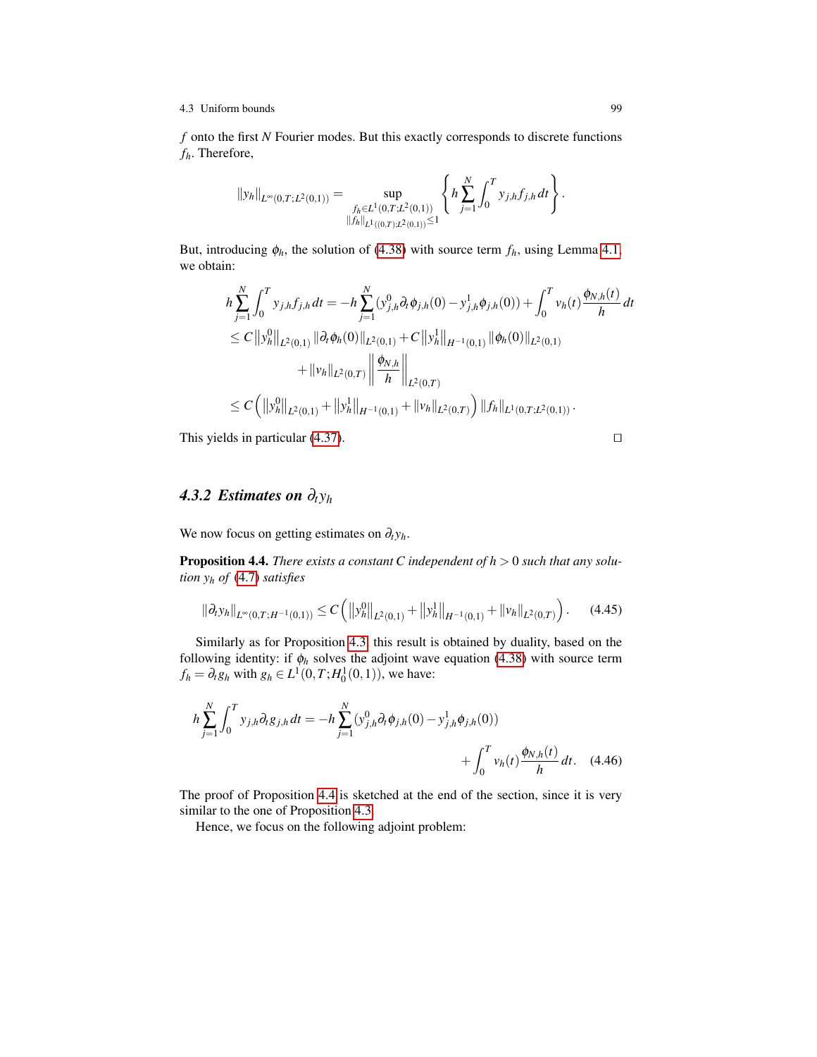$f$ onto the first $N$ Fourier modes. But this exactly corresponds to discrete functions $f_h$. Therefore,

$$\|y_h\|_{L^\infty(0,T;L^2(0,1))} = \sup_{\substack{f_h \in L^1(0,T;L^2(0,1)) \\ \|f_h\|_{L^1((0,T);L^2(0,1))} \leq 1}} \left\{ h \sum_{j=1}^{N} \int_0^T y_{j,h} f_{j,h} \, dt \right\}.$$

But, introducing $\phi_h$, the solution of (4.38) with source term $f_h$, using Lemma 4.1, we obtain:

$$\begin{aligned}
h \sum_{j=1}^{N} \int_0^T y_{j,h} f_{j,h} \, dt &= -h \sum_{j=1}^{N} (y_{j,h}^0 \partial_t \phi_{j,h}(0) - y_{j,h}^1 \phi_{j,h}(0)) + \int_0^T v_h(t) \frac{\phi_{N,h}(t)}{h} \, dt \\
&\leq C \left\| y_h^0 \right\|_{L^2(0,1)} \|\partial_t \phi_h(0)\|_{L^2(0,1)} + C \left\| y_h^1 \right\|_{H^{-1}(0,1)} \|\phi_h(0)\|_{L^2(0,1)} \\
&\qquad + \|v_h\|_{L^2(0,T)} \left\| \frac{\phi_{N,h}}{h} \right\|_{L^2(0,T)} \\
&\leq C \left( \left\| y_h^0 \right\|_{L^2(0,1)} + \left\| y_h^1 \right\|_{H^{-1}(0,1)} + \|v_h\|_{L^2(0,T)} \right) \|f_h\|_{L^1(0,T;L^2(0,1))}.
\end{aligned}$$

This yields in particular (4.37). □

### 4.3.2 Estimates on $\partial_t y_h$

We now focus on getting estimates on $\partial_t y_h$.

**Proposition 4.4.** *There exists a constant $C$ independent of $h > 0$ such that any solution $y_h$ of (4.7) satisfies*

$$\|\partial_t y_h\|_{L^\infty(0,T;H^{-1}(0,1))} \leq C \left( \left\| y_h^0 \right\|_{L^2(0,1)} + \left\| y_h^1 \right\|_{H^{-1}(0,1)} + \|v_h\|_{L^2(0,T)} \right). \tag{4.45}$$

Similarly as for Proposition 4.3, this result is obtained by duality, based on the following identity: if $\phi_h$ solves the adjoint wave equation (4.38) with source term $f_h = \partial_t g_h$ with $g_h \in L^1(0,T;H_0^1(0,1))$, we have:

$$\begin{aligned}
h \sum_{j=1}^{N} \int_0^T y_{j,h} \partial_t g_{j,h} \, dt = -h \sum_{j=1}^{N} (y_{j,h}^0 \partial_t \phi_{j,h}(0) - y_{j,h}^1 \phi_{j,h}(0)) \\
+ \int_0^T v_h(t) \frac{\phi_{N,h}(t)}{h} \, dt.
\end{aligned} \tag{4.46}$$

The proof of Proposition 4.4 is sketched at the end of the section, since it is very similar to the one of Proposition 4.3.

Hence, we focus on the following adjoint problem: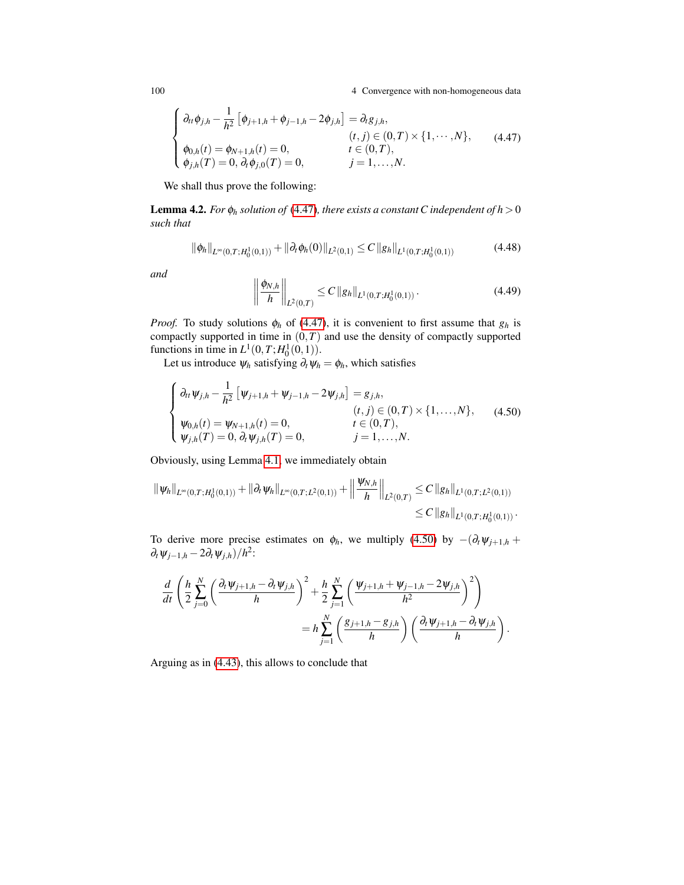$$
\begin{cases}
\partial_{tt}\phi_{j,h} - \dfrac{1}{h^2}\left[\phi_{j+1,h} + \phi_{j-1,h} - 2\phi_{j,h}\right] = \partial_t g_{j,h}, & \\
 & (t,j) \in (0,T) \times \{1,\cdots,N\}, \\
\phi_{0,h}(t) = \phi_{N+1,h}(t) = 0, & t \in (0,T), \\
\phi_{j,h}(T) = 0,\, \partial_t \phi_{j,0}(T) = 0, & j = 1,\ldots,N.
\end{cases}
\tag{4.47}
$$

We shall thus prove the following:

**Lemma 4.2.** *For $\phi_h$ solution of (4.47), there exists a constant $C$ independent of $h > 0$ such that*

$$
\|\phi_h\|_{L^\infty(0,T;H_0^1(0,1))} + \|\partial_t \phi_h(0)\|_{L^2(0,1)} \le C \|g_h\|_{L^1(0,T;H_0^1(0,1))} \tag{4.48}
$$

*and*

$$
\left\| \frac{\phi_{N,h}}{h} \right\|_{L^2(0,T)} \le C \|g_h\|_{L^1(0,T;H_0^1(0,1))}. \tag{4.49}
$$

*Proof.* To study solutions $\phi_h$ of (4.47), it is convenient to first assume that $g_h$ is compactly supported in time in $(0,T)$ and use the density of compactly supported functions in time in $L^1(0,T;H_0^1(0,1))$.

Let us introduce $\psi_h$ satisfying $\partial_t \psi_h = \phi_h$, which satisfies

$$
\begin{cases}
\partial_{tt}\psi_{j,h} - \dfrac{1}{h^2}\left[\psi_{j+1,h} + \psi_{j-1,h} - 2\psi_{j,h}\right] = g_{j,h}, & \\
 & (t,j) \in (0,T) \times \{1,\ldots,N\}, \\
\psi_{0,h}(t) = \psi_{N+1,h}(t) = 0, & t \in (0,T), \\
\psi_{j,h}(T) = 0,\, \partial_t \psi_{j,h}(T) = 0, & j = 1,\ldots,N.
\end{cases}
\tag{4.50}
$$

Obviously, using Lemma 4.1, we immediately obtain

$$
\begin{aligned}
\|\psi_h\|_{L^\infty(0,T;H_0^1(0,1))} + \|\partial_t \psi_h\|_{L^\infty(0,T;L^2(0,1))} + \left\|\frac{\psi_{N,h}}{h}\right\|_{L^2(0,T)} &\le C \|g_h\|_{L^1(0,T;L^2(0,1))} \\
&\le C \|g_h\|_{L^1(0,T;H_0^1(0,1))}.
\end{aligned}
$$

To derive more precise estimates on $\phi_h$, we multiply (4.50) by $-(\partial_t \psi_{j+1,h} + \partial_t \psi_{j-1,h} - 2\partial_t \psi_{j,h})/h^2$:

$$
\begin{aligned}
\frac{d}{dt}\left( \frac{h}{2}\sum_{j=0}^{N} \left( \frac{\partial_t \psi_{j+1,h} - \partial_t \psi_{j,h}}{h} \right)^2 + \frac{h}{2}\sum_{j=1}^{N} \left( \frac{\psi_{j+1,h} + \psi_{j-1,h} - 2\psi_{j,h}}{h^2} \right)^2 \right) \\
= h \sum_{j=1}^{N} \left( \frac{g_{j+1,h} - g_{j,h}}{h} \right)\left( \frac{\partial_t \psi_{j+1,h} - \partial_t \psi_{j,h}}{h} \right).
\end{aligned}
$$

Arguing as in (4.43), this allows to conclude that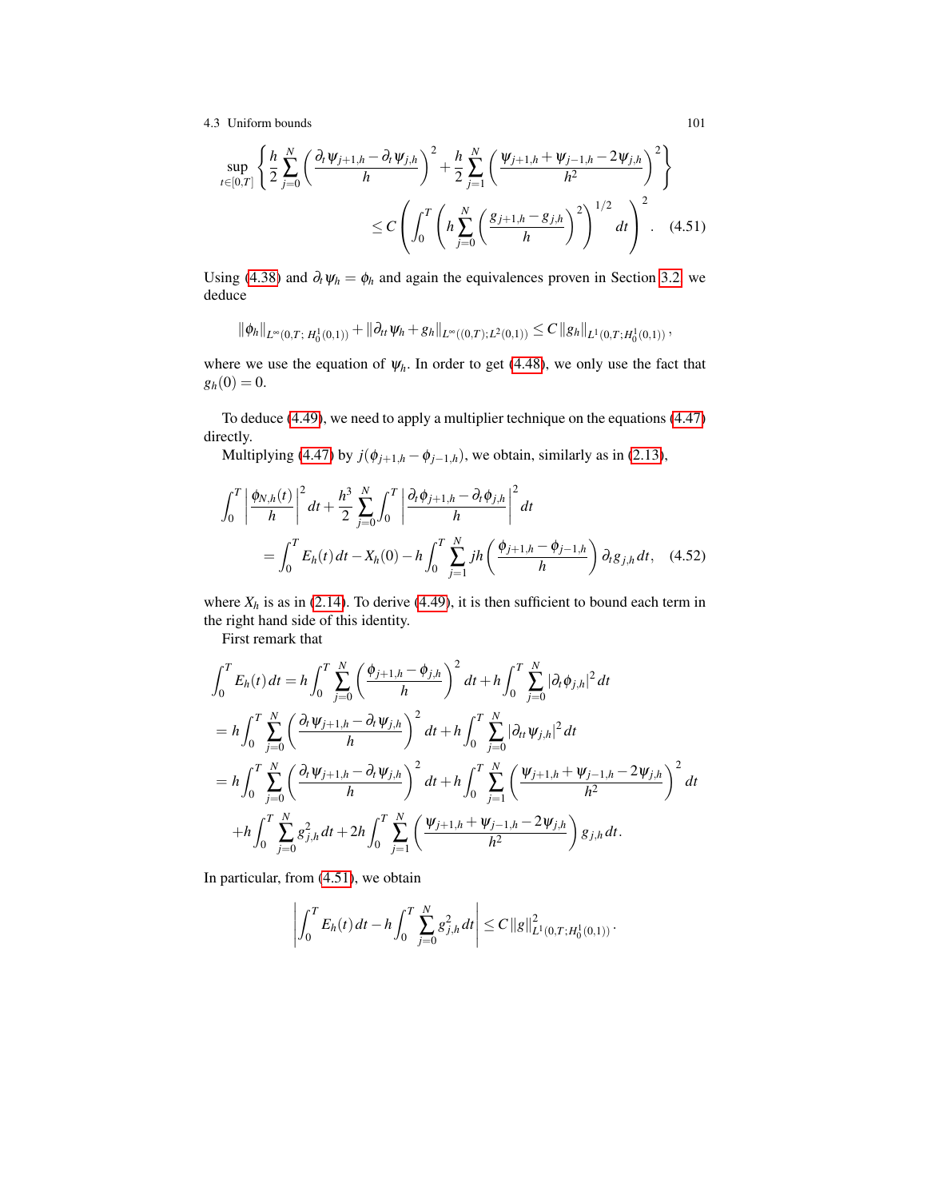$$\sup_{t\in[0,T]} \left\{ \frac{h}{2}\sum_{j=0}^{N}\left(\frac{\partial_t \psi_{j+1,h}-\partial_t \psi_{j,h}}{h}\right)^2 + \frac{h}{2}\sum_{j=1}^{N}\left(\frac{\psi_{j+1,h}+\psi_{j-1,h}-2\psi_{j,h}}{h^2}\right)^2 \right\}$$

$$\leq C\left(\int_0^T \left(h\sum_{j=0}^{N}\left(\frac{g_{j+1,h}-g_{j,h}}{h}\right)^2\right)^{1/2} dt\right)^2. \quad (4.51)$$

Using (4.38) and $\partial_t \psi_h = \phi_h$ and again the equivalences proven in Section 3.2, we deduce

$$\|\phi_h\|_{L^\infty(0,T;\,H_0^1(0,1))} + \|\partial_{tt}\psi_h + g_h\|_{L^\infty((0,T);L^2(0,1))} \leq C\,\|g_h\|_{L^1(0,T;H_0^1(0,1))},$$

where we use the equation of $\psi_h$. In order to get (4.48), we only use the fact that $g_h(0)=0$.

To deduce (4.49), we need to apply a multiplier technique on the equations (4.47) directly.

Multiplying (4.47) by $j(\phi_{j+1,h}-\phi_{j-1,h})$, we obtain, similarly as in (2.13),

$$\int_0^T \left|\frac{\phi_{N,h}(t)}{h}\right|^2 dt + \frac{h^3}{2}\sum_{j=0}^{N}\int_0^T \left|\frac{\partial_t \phi_{j+1,h}-\partial_t \phi_{j,h}}{h}\right|^2 dt$$

$$= \int_0^T E_h(t)\,dt - X_h(0) - h\int_0^T \sum_{j=1}^{N} jh\left(\frac{\phi_{j+1,h}-\phi_{j-1,h}}{h}\right)\partial_t g_{j,h}\,dt, \quad (4.52)$$

where $X_h$ is as in (2.14). To derive (4.49), it is then sufficient to bound each term in the right hand side of this identity.

First remark that

$$\begin{aligned}
\int_0^T E_h(t)\,dt &= h\int_0^T \sum_{j=0}^{N}\left(\frac{\phi_{j+1,h}-\phi_{j,h}}{h}\right)^2 dt + h\int_0^T \sum_{j=0}^{N} |\partial_t \phi_{j,h}|^2\,dt \\
&= h\int_0^T \sum_{j=0}^{N}\left(\frac{\partial_t \psi_{j+1,h}-\partial_t \psi_{j,h}}{h}\right)^2 dt + h\int_0^T \sum_{j=0}^{N} |\partial_{tt} \psi_{j,h}|^2\,dt \\
&= h\int_0^T \sum_{j=0}^{N}\left(\frac{\partial_t \psi_{j+1,h}-\partial_t \psi_{j,h}}{h}\right)^2 dt + h\int_0^T \sum_{j=1}^{N}\left(\frac{\psi_{j+1,h}+\psi_{j-1,h}-2\psi_{j,h}}{h^2}\right)^2 dt \\
&\quad + h\int_0^T \sum_{j=0}^{N} g_{j,h}^2\,dt + 2h\int_0^T \sum_{j=1}^{N}\left(\frac{\psi_{j+1,h}+\psi_{j-1,h}-2\psi_{j,h}}{h^2}\right) g_{j,h}\,dt.
\end{aligned}$$

In particular, from (4.51), we obtain

$$\left|\int_0^T E_h(t)\,dt - h\int_0^T \sum_{j=0}^{N} g_{j,h}^2\,dt\right| \leq C\,\|g\|^2_{L^1(0,T;H_0^1(0,1))}.$$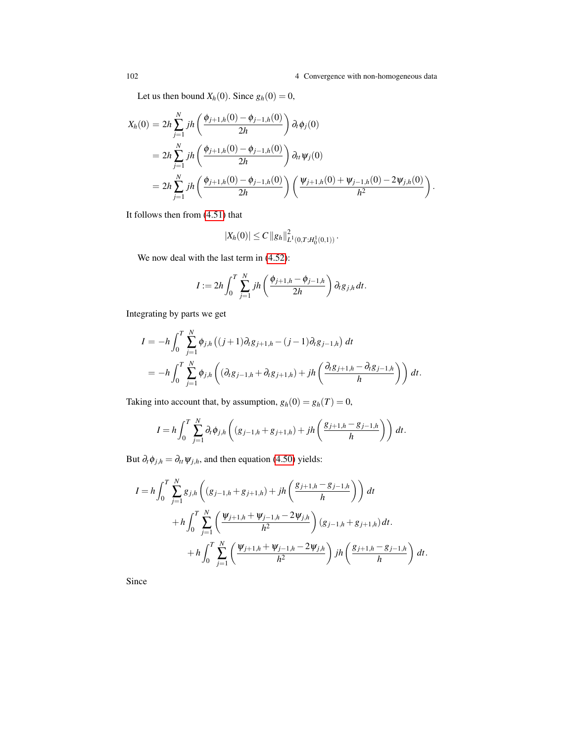Let us then bound $X_h(0)$. Since $g_h(0) = 0$,

$$
\begin{aligned}
X_h(0) &= 2h \sum_{j=1}^{N} jh \left( \frac{\phi_{j+1,h}(0) - \phi_{j-1,h}(0)}{2h} \right) \partial_t \phi_j(0) \\
&= 2h \sum_{j=1}^{N} jh \left( \frac{\phi_{j+1,h}(0) - \phi_{j-1,h}(0)}{2h} \right) \partial_{tt} \psi_j(0) \\
&= 2h \sum_{j=1}^{N} jh \left( \frac{\phi_{j+1,h}(0) - \phi_{j-1,h}(0)}{2h} \right) \left( \frac{\psi_{j+1,h}(0) + \psi_{j-1,h}(0) - 2\psi_{j,h}(0)}{h^2} \right).
\end{aligned}
$$

It follows then from (4.51) that

$$
|X_h(0)| \leq C \|g_h\|^2_{L^1(0,T;H_0^1(0,1))}.
$$

We now deal with the last term in (4.52):

$$
I := 2h \int_0^T \sum_{j=1}^{N} jh \left( \frac{\phi_{j+1,h} - \phi_{j-1,h}}{2h} \right) \partial_t g_{j,h} \, dt.
$$

Integrating by parts we get

$$
\begin{aligned}
I &= -h \int_0^T \sum_{j=1}^{N} \phi_{j,h} \left( (j+1)\partial_t g_{j+1,h} - (j-1)\partial_t g_{j-1,h} \right) dt \\
&= -h \int_0^T \sum_{j=1}^{N} \phi_{j,h} \left( (\partial_t g_{j-1,h} + \partial_t g_{j+1,h}) + jh \left( \frac{\partial_t g_{j+1,h} - \partial_t g_{j-1,h}}{h} \right) \right) dt.
\end{aligned}
$$

Taking into account that, by assumption, $g_h(0) = g_h(T) = 0$,

$$
I = h \int_0^T \sum_{j=1}^{N} \partial_t \phi_{j,h} \left( (g_{j-1,h} + g_{j+1,h}) + jh \left( \frac{g_{j+1,h} - g_{j-1,h}}{h} \right) \right) dt.
$$

But $\partial_t \phi_{j,h} = \partial_{tt} \psi_{j,h}$, and then equation (4.50) yields:

$$
\begin{aligned}
I &= h \int_0^T \sum_{j=1}^{N} g_{j,h} \left( (g_{j-1,h} + g_{j+1,h}) + jh \left( \frac{g_{j+1,h} - g_{j-1,h}}{h} \right) \right) dt \\
&\quad + h \int_0^T \sum_{j=1}^{N} \left( \frac{\psi_{j+1,h} + \psi_{j-1,h} - 2\psi_{j,h}}{h^2} \right) (g_{j-1,h} + g_{j+1,h}) dt. \\
&\quad + h \int_0^T \sum_{j=1}^{N} \left( \frac{\psi_{j+1,h} + \psi_{j-1,h} - 2\psi_{j,h}}{h^2} \right) jh \left( \frac{g_{j+1,h} - g_{j-1,h}}{h} \right) dt.
\end{aligned}
$$

Since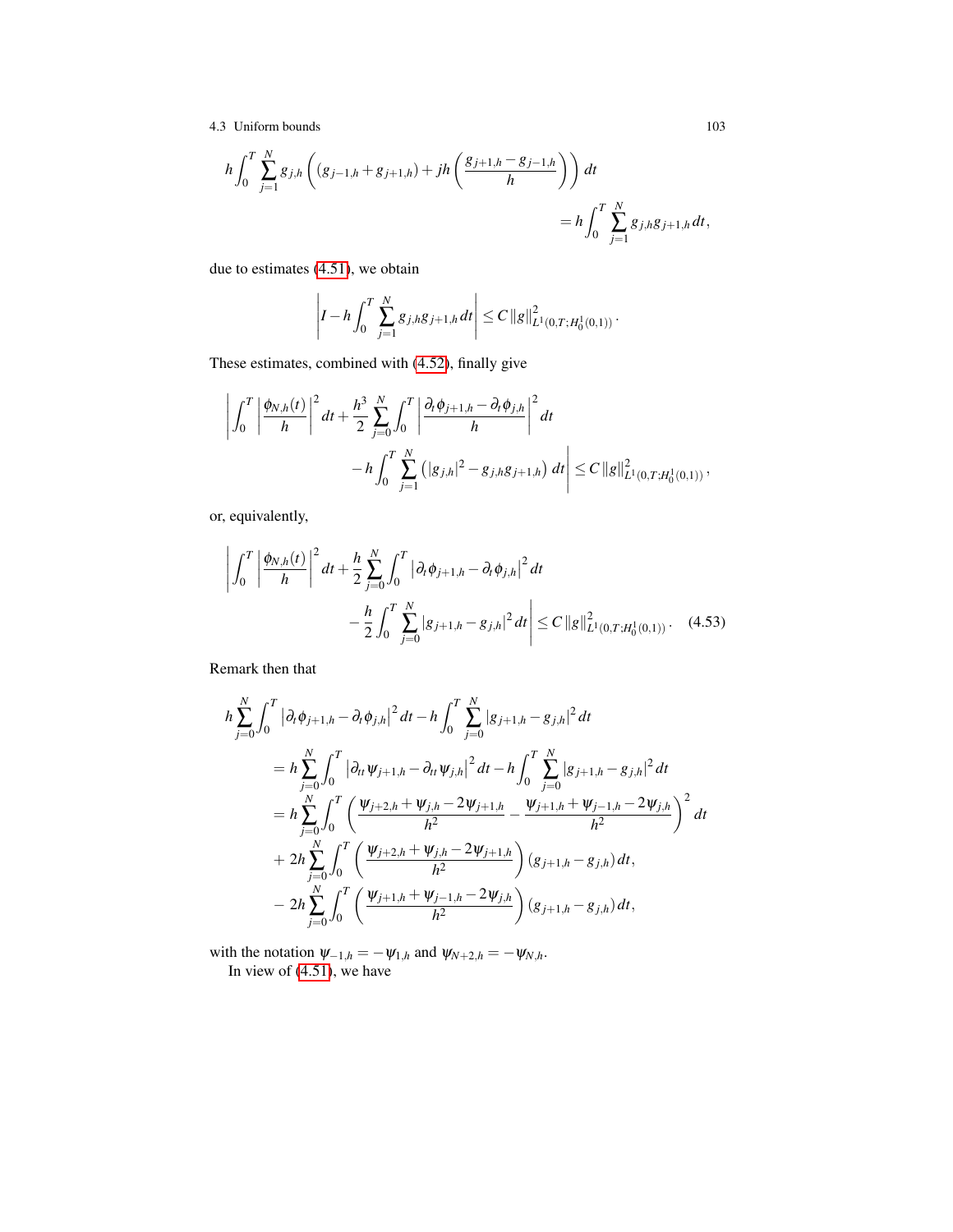$$h\int_0^T \sum_{j=1}^N g_{j,h}\left((g_{j-1,h}+g_{j+1,h})+jh\left(\frac{g_{j+1,h}-g_{j-1,h}}{h}\right)\right)dt$$
$$= h\int_0^T \sum_{j=1}^N g_{j,h}g_{j+1,h}\,dt,$$

due to estimates (4.51), we obtain

$$\left| I - h\int_0^T \sum_{j=1}^N g_{j,h}g_{j+1,h}\,dt \right| \le C\|g\|^2_{L^1(0,T;H_0^1(0,1))}.$$

These estimates, combined with (4.52), finally give

$$\left| \int_0^T \left|\frac{\phi_{N,h}(t)}{h}\right|^2 dt + \frac{h^3}{2}\sum_{j=0}^N \int_0^T \left|\frac{\partial_t\phi_{j+1,h}-\partial_t\phi_{j,h}}{h}\right|^2 dt - h\int_0^T \sum_{j=1}^N \left(|g_{j,h}|^2 - g_{j,h}g_{j+1,h}\right) dt \right| \le C\|g\|^2_{L^1(0,T;H_0^1(0,1))},$$

or, equivalently,

$$\left| \int_0^T \left|\frac{\phi_{N,h}(t)}{h}\right|^2 dt + \frac{h}{2}\sum_{j=0}^N \int_0^T \left|\partial_t\phi_{j+1,h}-\partial_t\phi_{j,h}\right|^2 dt - \frac{h}{2}\int_0^T \sum_{j=0}^N |g_{j+1,h}-g_{j,h}|^2 dt \right| \le C\|g\|^2_{L^1(0,T;H_0^1(0,1))}. \tag{4.53}$$

Remark then that

$$\begin{aligned}
&h\sum_{j=0}^N \int_0^T \left|\partial_t\phi_{j+1,h}-\partial_t\phi_{j,h}\right|^2 dt - h\int_0^T \sum_{j=0}^N |g_{j+1,h}-g_{j,h}|^2 dt \\
&= h\sum_{j=0}^N \int_0^T \left|\partial_{tt}\psi_{j+1,h}-\partial_{tt}\psi_{j,h}\right|^2 dt - h\int_0^T \sum_{j=0}^N |g_{j+1,h}-g_{j,h}|^2 dt \\
&= h\sum_{j=0}^N \int_0^T \left(\frac{\psi_{j+2,h}+\psi_{j,h}-2\psi_{j+1,h}}{h^2} - \frac{\psi_{j+1,h}+\psi_{j-1,h}-2\psi_{j,h}}{h^2}\right)^2 dt \\
&+ 2h\sum_{j=0}^N \int_0^T \left(\frac{\psi_{j+2,h}+\psi_{j,h}-2\psi_{j+1,h}}{h^2}\right)(g_{j+1,h}-g_{j,h})\,dt, \\
&- 2h\sum_{j=0}^N \int_0^T \left(\frac{\psi_{j+1,h}+\psi_{j-1,h}-2\psi_{j,h}}{h^2}\right)(g_{j+1,h}-g_{j,h})\,dt,
\end{aligned}$$

with the notation $\psi_{-1,h} = -\psi_{1,h}$ and $\psi_{N+2,h} = -\psi_{N,h}$.

In view of (4.51), we have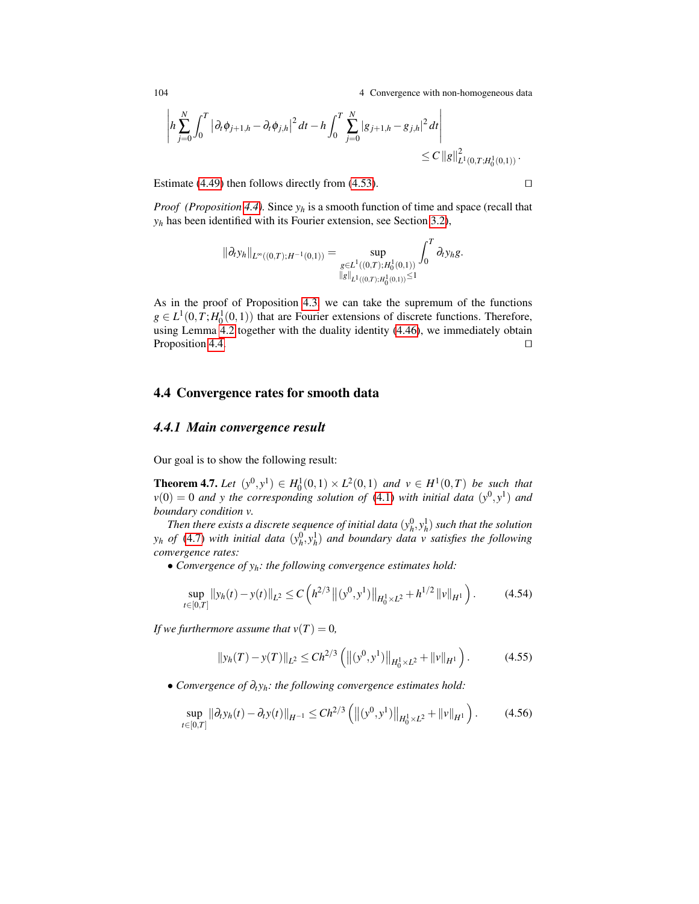$$\left| h \sum_{j=0}^{N} \int_0^T \left| \partial_t \phi_{j+1,h} - \partial_t \phi_{j,h} \right|^2 dt - h \int_0^T \sum_{j=0}^{N} \left| g_{j+1,h} - g_{j,h} \right|^2 dt \right| \leq C \left\| g \right\|^2_{L^1(0,T;H_0^1(0,1))}.$$

Estimate (4.49) then follows directly from (4.53). □

*Proof (Proposition 4.4).* Since $y_h$ is a smooth function of time and space (recall that $y_h$ has been identified with its Fourier extension, see Section 3.2),

$$\left\| \partial_t y_h \right\|_{L^\infty((0,T);H^{-1}(0,1))} = \sup_{\substack{g \in L^1((0,T);H_0^1(0,1)) \\ \|g\|_{L^1((0,T);H_0^1(0,1))} \leq 1}} \int_0^T \partial_t y_h g.$$

As in the proof of Proposition 4.3, we can take the supremum of the functions $g \in L^1(0,T;H_0^1(0,1))$ that are Fourier extensions of discrete functions. Therefore, using Lemma 4.2 together with the duality identity (4.46), we immediately obtain Proposition 4.4. □

## 4.4 Convergence rates for smooth data

### 4.4.1 Main convergence result

Our goal is to show the following result:

**Theorem 4.7.** *Let $(y^0, y^1) \in H_0^1(0,1) \times L^2(0,1)$ and $v \in H^1(0,T)$ be such that $v(0) = 0$ and $y$ the corresponding solution of (4.1) with initial data $(y^0, y^1)$ and boundary condition $v$.*

*Then there exists a discrete sequence of initial data $(y_h^0, y_h^1)$ such that the solution $y_h$ of (4.7) with initial data $(y_h^0, y_h^1)$ and boundary data $v$ satisfies the following convergence rates:*

- *Convergence of $y_h$: the following convergence estimates hold:*

$$\sup_{t \in [0,T]} \left\| y_h(t) - y(t) \right\|_{L^2} \leq C \left( h^{2/3} \left\| (y^0, y^1) \right\|_{H_0^1 \times L^2} + h^{1/2} \left\| v \right\|_{H^1} \right). \tag{4.54}$$

*If we furthermore assume that $v(T) = 0$,*

$$\left\| y_h(T) - y(T) \right\|_{L^2} \leq C h^{2/3} \left( \left\| (y^0, y^1) \right\|_{H_0^1 \times L^2} + \left\| v \right\|_{H^1} \right). \tag{4.55}$$

- *Convergence of $\partial_t y_h$: the following convergence estimates hold:*

$$\sup_{t \in [0,T]} \left\| \partial_t y_h(t) - \partial_t y(t) \right\|_{H^{-1}} \leq C h^{2/3} \left( \left\| (y^0, y^1) \right\|_{H_0^1 \times L^2} + \left\| v \right\|_{H^1} \right). \tag{4.56}$$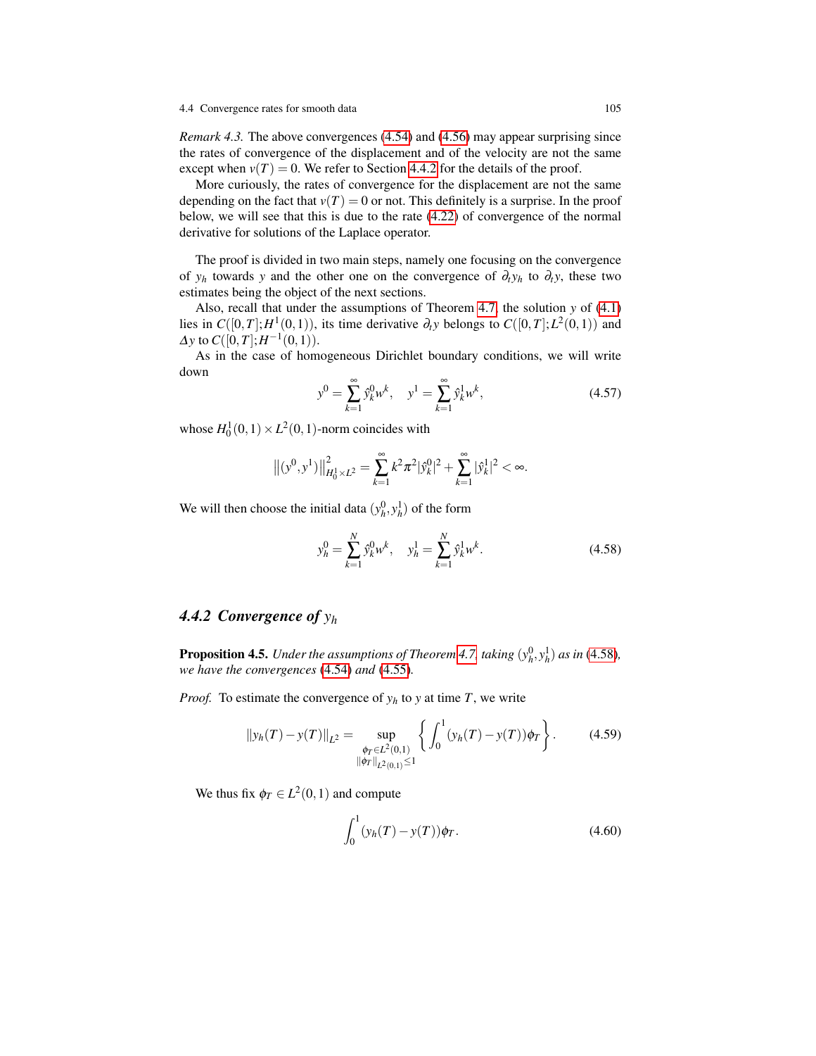*Remark 4.3.* The above convergences (4.54) and (4.56) may appear surprising since the rates of convergence of the displacement and of the velocity are not the same except when $v(T) = 0$. We refer to Section 4.4.2 for the details of the proof.

More curiously, the rates of convergence for the displacement are not the same depending on the fact that $v(T) = 0$ or not. This definitely is a surprise. In the proof below, we will see that this is due to the rate (4.22) of convergence of the normal derivative for solutions of the Laplace operator.

The proof is divided in two main steps, namely one focusing on the convergence of $y_h$ towards $y$ and the other one on the convergence of $\partial_t y_h$ to $\partial_t y$, these two estimates being the object of the next sections.

Also, recall that under the assumptions of Theorem 4.7, the solution $y$ of (4.1) lies in $C([0,T];H^1(0,1))$, its time derivative $\partial_t y$ belongs to $C([0,T];L^2(0,1))$ and $\Delta y$ to $C([0,T];H^{-1}(0,1))$.

As in the case of homogeneous Dirichlet boundary conditions, we will write down

$$y^0 = \sum_{k=1}^{\infty} \hat{y}_k^0 w^k, \quad y^1 = \sum_{k=1}^{\infty} \hat{y}_k^1 w^k, \tag{4.57}$$

whose $H_0^1(0,1) \times L^2(0,1)$-norm coincides with

$$\|(y^0,y^1)\|_{H_0^1 \times L^2}^2 = \sum_{k=1}^{\infty} k^2\pi^2 |\hat{y}_k^0|^2 + \sum_{k=1}^{\infty} |\hat{y}_k^1|^2 < \infty.$$

We will then choose the initial data $(y_h^0, y_h^1)$ of the form

$$y_h^0 = \sum_{k=1}^{N} \hat{y}_k^0 w^k, \quad y_h^1 = \sum_{k=1}^{N} \hat{y}_k^1 w^k. \tag{4.58}$$

### 4.4.2 Convergence of $y_h$

**Proposition 4.5.** *Under the assumptions of Theorem 4.7, taking $(y_h^0, y_h^1)$ as in (4.58), we have the convergences (4.54) and (4.55).*

*Proof.* To estimate the convergence of $y_h$ to $y$ at time $T$, we write

$$\|y_h(T) - y(T)\|_{L^2} = \sup_{\substack{\phi_T \in L^2(0,1) \\ \|\phi_T\|_{L^2(0,1)} \leq 1}} \left\{ \int_0^1 (y_h(T) - y(T))\phi_T \right\}. \tag{4.59}$$

We thus fix $\phi_T \in L^2(0,1)$ and compute

$$\int_0^1 (y_h(T) - y(T))\phi_T. \tag{4.60}$$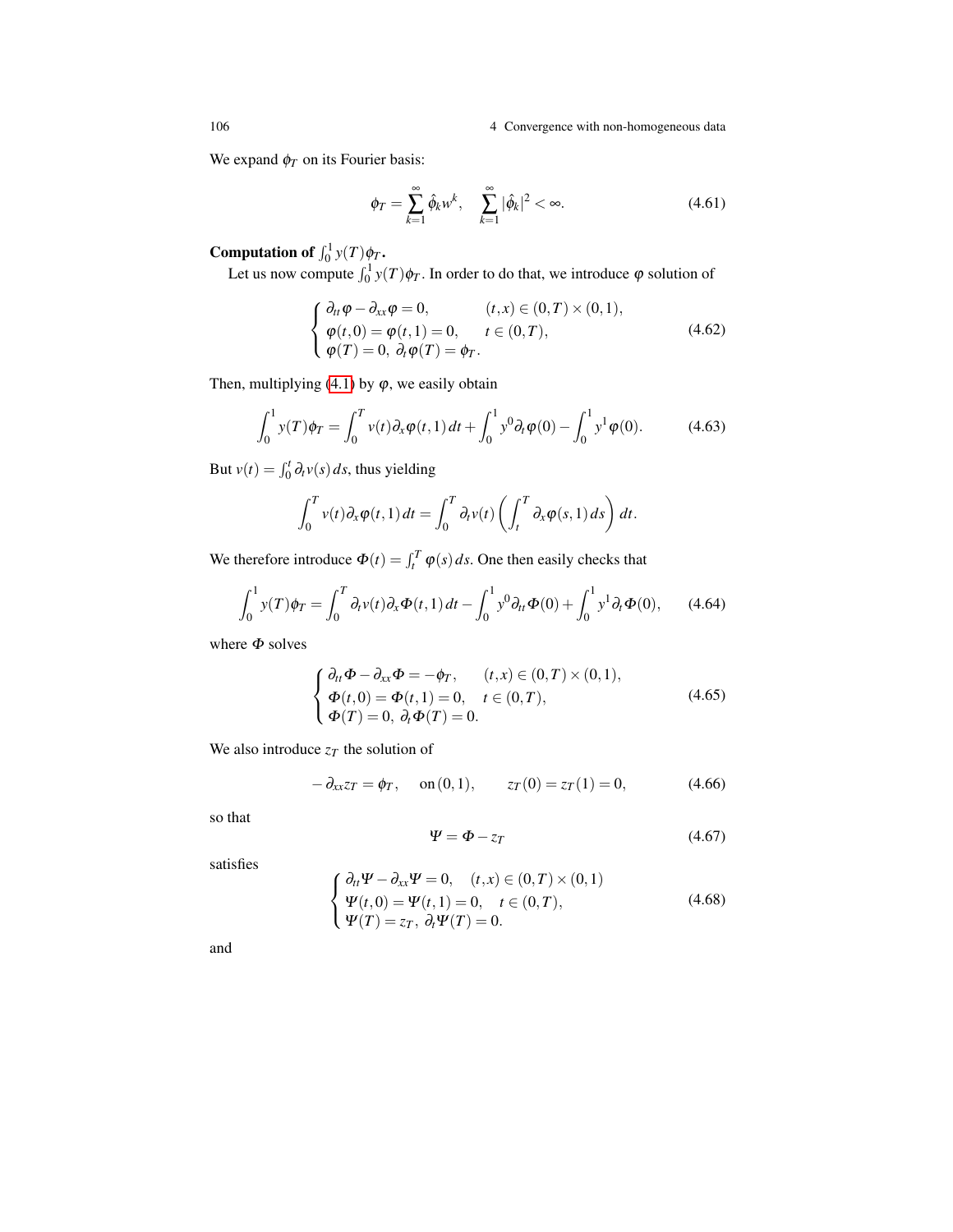We expand $\phi_T$ on its Fourier basis:

$$
\phi_T = \sum_{k=1}^{\infty} \hat{\phi}_k w^k, \quad \sum_{k=1}^{\infty} |\hat{\phi}_k|^2 < \infty. \tag{4.61}
$$

**Computation of $\int_0^1 y(T)\phi_T$.**

Let us now compute $\int_0^1 y(T)\phi_T$. In order to do that, we introduce $\varphi$ solution of

$$
\begin{cases}
\partial_{tt}\varphi - \partial_{xx}\varphi = 0, & (t,x) \in (0,T) \times (0,1), \\
\varphi(t,0) = \varphi(t,1) = 0, & t \in (0,T), \\
\varphi(T) = 0, \ \partial_t \varphi(T) = \phi_T. &
\end{cases} \tag{4.62}
$$

Then, multiplying (4.1) by $\varphi$, we easily obtain

$$
\int_0^1 y(T)\phi_T = \int_0^T v(t)\partial_x \varphi(t,1)\,dt + \int_0^1 y^0 \partial_t \varphi(0) - \int_0^1 y^1 \varphi(0). \tag{4.63}
$$

But $v(t) = \int_0^t \partial_t v(s)\,ds$, thus yielding

$$
\int_0^T v(t)\partial_x \varphi(t,1)\,dt = \int_0^T \partial_t v(t) \left( \int_t^T \partial_x \varphi(s,1)\,ds \right) dt.
$$

We therefore introduce $\Phi(t) = \int_t^T \varphi(s)\,ds$. One then easily checks that

$$
\int_0^1 y(T)\phi_T = \int_0^T \partial_t v(t)\partial_x \Phi(t,1)\,dt - \int_0^1 y^0 \partial_{tt}\Phi(0) + \int_0^1 y^1 \partial_t \Phi(0), \tag{4.64}
$$

where $\Phi$ solves

$$
\begin{cases}
\partial_{tt}\Phi - \partial_{xx}\Phi = -\phi_T, & (t,x) \in (0,T) \times (0,1), \\
\Phi(t,0) = \Phi(t,1) = 0, & t \in (0,T), \\
\Phi(T) = 0, \ \partial_t \Phi(T) = 0. &
\end{cases} \tag{4.65}
$$

We also introduce $z_T$ the solution of

$$
-\partial_{xx} z_T = \phi_T, \quad \text{on } (0,1), \qquad z_T(0) = z_T(1) = 0, \tag{4.66}
$$

so that

$$
\Psi = \Phi - z_T \tag{4.67}
$$

satisfies

$$
\begin{cases}
\partial_{tt}\Psi - \partial_{xx}\Psi = 0, & (t,x) \in (0,T) \times (0,1) \\
\Psi(t,0) = \Psi(t,1) = 0, & t \in (0,T), \\
\Psi(T) = z_T, \ \partial_t \Psi(T) = 0. &
\end{cases} \tag{4.68}
$$

and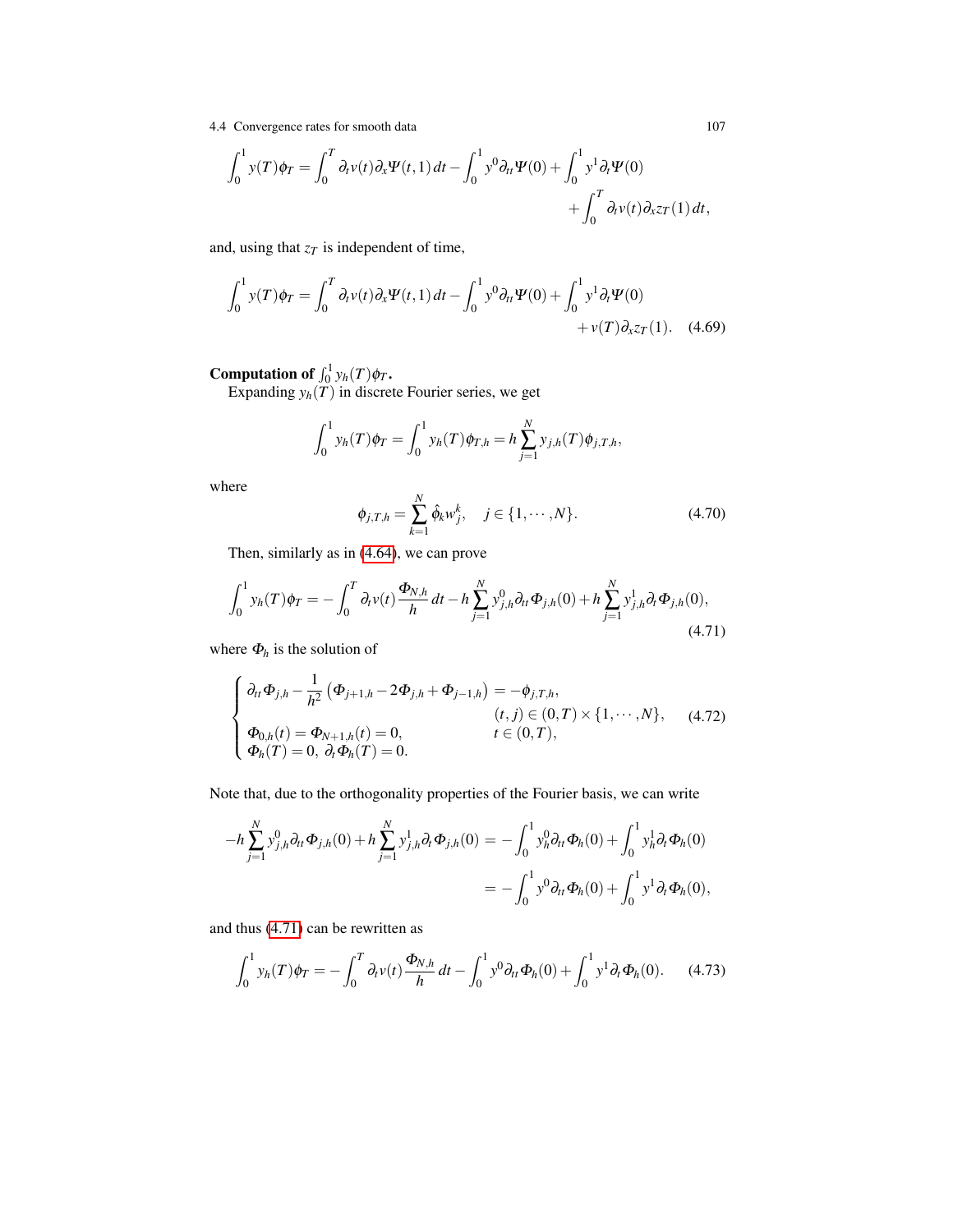$$\int_0^1 y(T)\phi_T = \int_0^T \partial_t v(t)\partial_x \Psi(t,1)\,dt - \int_0^1 y^0 \partial_{tt}\Psi(0) + \int_0^1 y^1 \partial_t \Psi(0) + \int_0^T \partial_t v(t)\partial_x z_T(1)\,dt,$$

and, using that $z_T$ is independent of time,

$$\int_0^1 y(T)\phi_T = \int_0^T \partial_t v(t)\partial_x \Psi(t,1)\,dt - \int_0^1 y^0 \partial_{tt}\Psi(0) + \int_0^1 y^1 \partial_t \Psi(0) + v(T)\partial_x z_T(1). \quad (4.69)$$

**Computation of $\int_0^1 y_h(T)\phi_T$.**

Expanding $y_h(T)$ in discrete Fourier series, we get

$$\int_0^1 y_h(T)\phi_T = \int_0^1 y_h(T)\phi_{T,h} = h\sum_{j=1}^N y_{j,h}(T)\phi_{j,T,h},$$

where

$$\phi_{j,T,h} = \sum_{k=1}^N \hat{\phi}_k w_j^k, \quad j \in \{1,\cdots,N\}. \quad (4.70)$$

Then, similarly as in (4.64), we can prove

$$\int_0^1 y_h(T)\phi_T = -\int_0^T \partial_t v(t)\frac{\Phi_{N,h}}{h}\,dt - h\sum_{j=1}^N y_{j,h}^0 \partial_{tt}\Phi_{j,h}(0) + h\sum_{j=1}^N y_{j,h}^1 \partial_t \Phi_{j,h}(0), \quad (4.71)$$

where $\Phi_h$ is the solution of

$$\begin{cases} \partial_{tt}\Phi_{j,h} - \dfrac{1}{h^2}\left(\Phi_{j+1,h} - 2\Phi_{j,h} + \Phi_{j-1,h}\right) = -\phi_{j,T,h}, & (t,j) \in (0,T)\times\{1,\cdots,N\}, \\ \Phi_{0,h}(t) = \Phi_{N+1,h}(t) = 0, & t \in (0,T), \\ \Phi_h(T) = 0,\ \partial_t \Phi_h(T) = 0. \end{cases} \quad (4.72)$$

Note that, due to the orthogonality properties of the Fourier basis, we can write

$$\begin{aligned} -h\sum_{j=1}^N y_{j,h}^0 \partial_{tt}\Phi_{j,h}(0) + h\sum_{j=1}^N y_{j,h}^1 \partial_t \Phi_{j,h}(0) &= -\int_0^1 y_h^0 \partial_{tt}\Phi_h(0) + \int_0^1 y_h^1 \partial_t \Phi_h(0) \\ &= -\int_0^1 y^0 \partial_{tt}\Phi_h(0) + \int_0^1 y^1 \partial_t \Phi_h(0), \end{aligned}$$

and thus (4.71) can be rewritten as

$$\int_0^1 y_h(T)\phi_T = -\int_0^T \partial_t v(t)\frac{\Phi_{N,h}}{h}\,dt - \int_0^1 y^0 \partial_{tt}\Phi_h(0) + \int_0^1 y^1 \partial_t \Phi_h(0). \quad (4.73)$$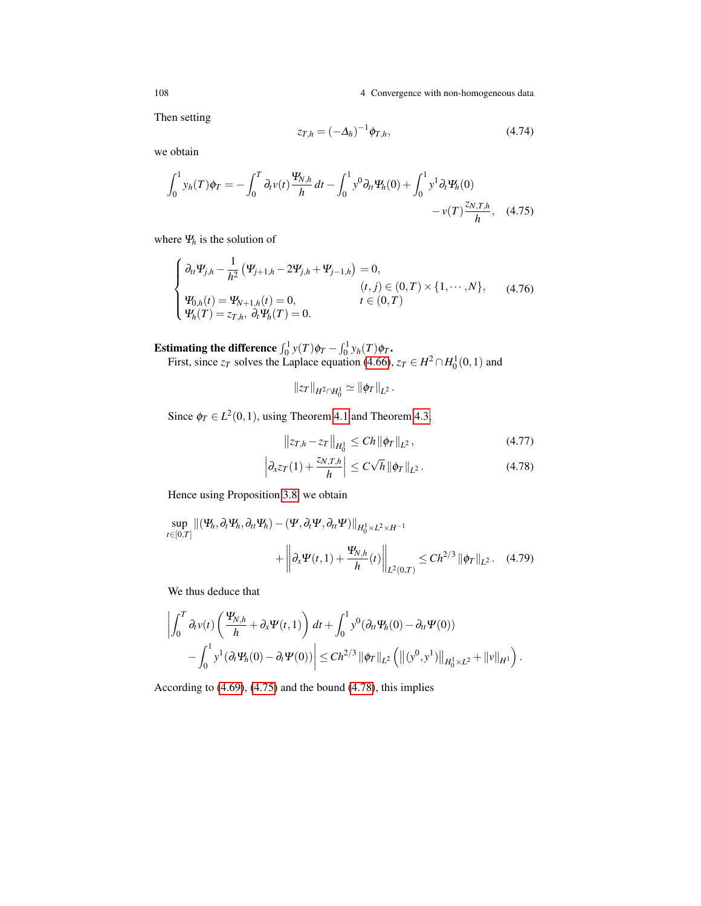Then setting

$$z_{T,h} = (-\Delta_h)^{-1} \phi_{T,h}, \tag{4.74}$$

we obtain

$$\int_0^1 y_h(T)\phi_T = -\int_0^T \partial_t v(t) \frac{\Psi_{N,h}}{h}\, dt - \int_0^1 y^0 \partial_{tt} \Psi_h(0) + \int_0^1 y^1 \partial_t \Psi_h(0) - v(T)\frac{z_{N,T,h}}{h}, \tag{4.75}$$

where $\Psi_h$ is the solution of

$$\begin{cases} \partial_{tt}\Psi_{j,h} - \dfrac{1}{h^2}\left(\Psi_{j+1,h} - 2\Psi_{j,h} + \Psi_{j-1,h}\right) = 0, & (t,j) \in (0,T)\times\{1,\cdots,N\}, \\ \Psi_{0,h}(t) = \Psi_{N+1,h}(t) = 0, & t \in (0,T) \\ \Psi_h(T) = z_{T,h},\ \partial_t \Psi_h(T) = 0. \end{cases} \tag{4.76}$$

**Estimating the difference $\int_0^1 y(T)\phi_T - \int_0^1 y_h(T)\phi_T$.**

First, since $z_T$ solves the Laplace equation (4.66), $z_T \in H^2 \cap H_0^1(0,1)$ and

$$\|z_T\|_{H^2\cap H_0^1} \simeq \|\phi_T\|_{L^2}.$$

Since $\phi_T \in L^2(0,1)$, using Theorem 4.1 and Theorem 4.3,

$$\left\| z_{T,h} - z_T \right\|_{H_0^1} \leq Ch \|\phi_T\|_{L^2}, \tag{4.77}$$

$$\left| \partial_x z_T(1) + \frac{z_{N,T,h}}{h} \right| \leq C\sqrt{h}\, \|\phi_T\|_{L^2}. \tag{4.78}$$

Hence using Proposition 3.8, we obtain

$$\sup_{t\in[0,T]} \|(\Psi_h, \partial_t\Psi_h, \partial_{tt}\Psi_h) - (\Psi, \partial_t\Psi, \partial_{tt}\Psi)\|_{H_0^1\times L^2\times H^{-1}} + \left\| \partial_x\Psi(t,1) + \frac{\Psi_{N,h}}{h}(t) \right\|_{L^2(0,T)} \leq Ch^{2/3} \|\phi_T\|_{L^2}. \tag{4.79}$$

We thus deduce that

$$\left| \int_0^T \partial_t v(t) \left( \frac{\Psi_{N,h}}{h} + \partial_x \Psi(t,1) \right) dt + \int_0^1 y^0 (\partial_{tt}\Psi_h(0) - \partial_{tt}\Psi(0)) - \int_0^1 y^1 (\partial_t \Psi_h(0) - \partial_t \Psi(0)) \right| \leq Ch^{2/3} \|\phi_T\|_{L^2} \left( \left\| (y^0, y^1) \right\|_{H_0^1\times L^2} + \|v\|_{H^1} \right).$$

According to (4.69), (4.75) and the bound (4.78), this implies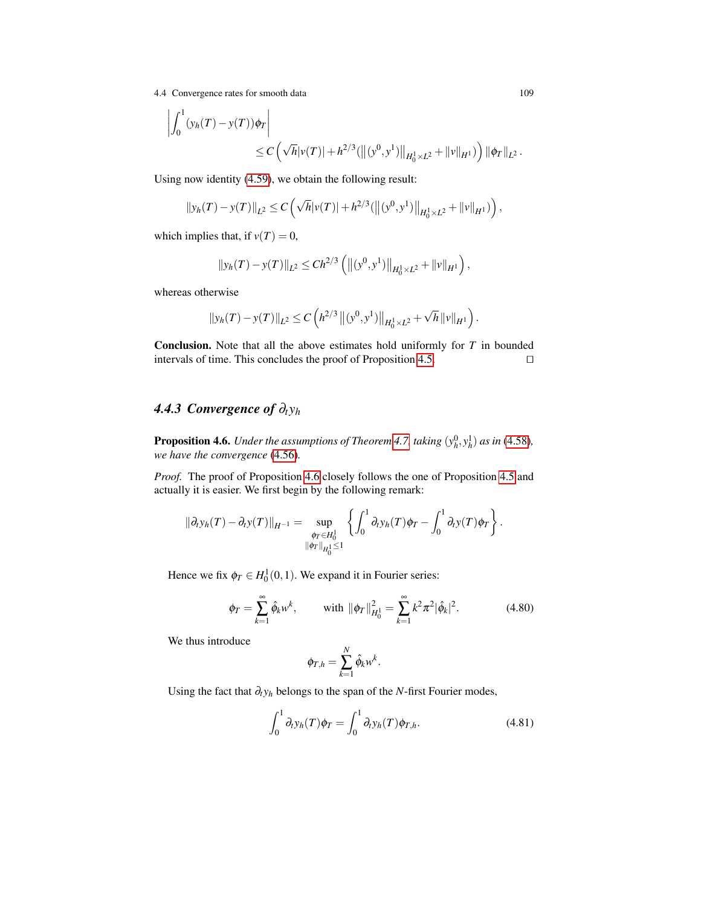$$\left| \int_0^1 (y_h(T) - y(T))\phi_T \right|$$
$$\leq C\left(\sqrt{h}|v(T)| + h^{2/3}(\left\|(y^0, y^1)\right\|_{H_0^1 \times L^2} + \|v\|_{H^1})\right) \|\phi_T\|_{L^2}.$$

Using now identity (4.59), we obtain the following result:

$$\|y_h(T) - y(T)\|_{L^2} \leq C\left(\sqrt{h}|v(T)| + h^{2/3}(\left\|(y^0, y^1)\right\|_{H_0^1 \times L^2} + \|v\|_{H^1})\right),$$

which implies that, if $v(T) = 0$,

$$\|y_h(T) - y(T)\|_{L^2} \leq Ch^{2/3}\left(\left\|(y^0, y^1)\right\|_{H_0^1 \times L^2} + \|v\|_{H^1}\right),$$

whereas otherwise

$$\|y_h(T) - y(T)\|_{L^2} \leq C\left(h^{2/3}\left\|(y^0, y^1)\right\|_{H_0^1 \times L^2} + \sqrt{h}\|v\|_{H^1}\right).$$

**Conclusion.** Note that all the above estimates hold uniformly for $T$ in bounded intervals of time. This concludes the proof of Proposition 4.5. ☐

### 4.4.3 Convergence of $\partial_t y_h$

**Proposition 4.6.** *Under the assumptions of Theorem 4.7, taking $(y_h^0, y_h^1)$ as in (4.58), we have the convergence (4.56).*

*Proof.* The proof of Proposition 4.6 closely follows the one of Proposition 4.5 and actually it is easier. We first begin by the following remark:

$$\|\partial_t y_h(T) - \partial_t y(T)\|_{H^{-1}} = \sup_{\substack{\phi_T \in H_0^1 \\ \|\phi_T\|_{H_0^1} \leq 1}} \left\{ \int_0^1 \partial_t y_h(T)\phi_T - \int_0^1 \partial_t y(T)\phi_T \right\}.$$

Hence we fix $\phi_T \in H_0^1(0,1)$. We expand it in Fourier series:

$$\phi_T = \sum_{k=1}^{\infty} \hat{\phi}_k w^k, \qquad \text{with } \|\phi_T\|_{H_0^1}^2 = \sum_{k=1}^{\infty} k^2\pi^2 |\hat{\phi}_k|^2. \tag{4.80}$$

We thus introduce

$$\phi_{T,h} = \sum_{k=1}^{N} \hat{\phi}_k w^k.$$

Using the fact that $\partial_t y_h$ belongs to the span of the $N$-first Fourier modes,

$$\int_0^1 \partial_t y_h(T)\phi_T = \int_0^1 \partial_t y_h(T)\phi_{T,h}. \tag{4.81}$$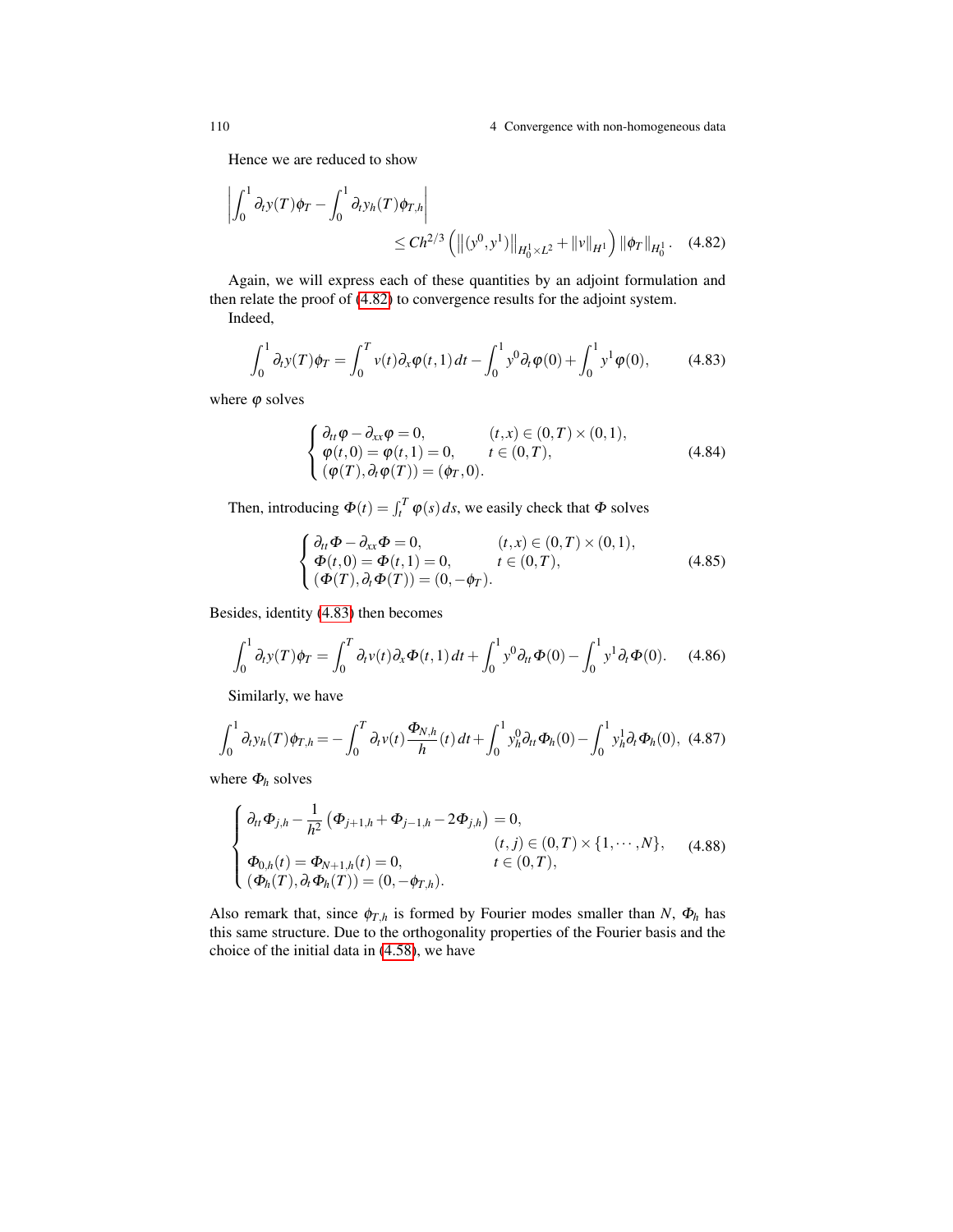Hence we are reduced to show

$$
\left| \int_0^1 \partial_t y(T) \phi_T - \int_0^1 \partial_t y_h(T) \phi_{T,h} \right| \\
\leq C h^{2/3} \left( \left\| (y^0, y^1) \right\|_{H_0^1 \times L^2} + \|v\|_{H^1} \right) \|\phi_T\|_{H_0^1}. \quad (4.82)
$$

Again, we will express each of these quantities by an adjoint formulation and then relate the proof of (4.82) to convergence results for the adjoint system.

Indeed,

$$
\int_0^1 \partial_t y(T) \phi_T = \int_0^T v(t) \partial_x \varphi(t,1)\, dt - \int_0^1 y^0 \partial_t \varphi(0) + \int_0^1 y^1 \varphi(0), \qquad (4.83)
$$

where $\varphi$ solves

$$
\begin{cases}
\partial_{tt} \varphi - \partial_{xx} \varphi = 0, & (t,x) \in (0,T) \times (0,1), \\
\varphi(t,0) = \varphi(t,1) = 0, & t \in (0,T), \\
(\varphi(T), \partial_t \varphi(T)) = (\phi_T, 0). &
\end{cases} \qquad (4.84)
$$

Then, introducing $\Phi(t) = \int_t^T \varphi(s)\, ds$, we easily check that $\Phi$ solves

$$
\begin{cases}
\partial_{tt} \Phi - \partial_{xx} \Phi = 0, & (t,x) \in (0,T) \times (0,1), \\
\Phi(t,0) = \Phi(t,1) = 0, & t \in (0,T), \\
(\Phi(T), \partial_t \Phi(T)) = (0, -\phi_T). &
\end{cases} \qquad (4.85)
$$

Besides, identity (4.83) then becomes

$$
\int_0^1 \partial_t y(T) \phi_T = \int_0^T \partial_t v(t) \partial_x \Phi(t,1)\, dt + \int_0^1 y^0 \partial_{tt} \Phi(0) - \int_0^1 y^1 \partial_t \Phi(0). \qquad (4.86)
$$

Similarly, we have

$$
\int_0^1 \partial_t y_h(T) \phi_{T,h} = -\int_0^T \partial_t v(t) \frac{\Phi_{N,h}}{h}(t)\, dt + \int_0^1 y_h^0 \partial_{tt} \Phi_h(0) - \int_0^1 y_h^1 \partial_t \Phi_h(0), \quad (4.87)
$$

where $\Phi_h$ solves

$$
\begin{cases}
\partial_{tt} \Phi_{j,h} - \dfrac{1}{h^2} \left( \Phi_{j+1,h} + \Phi_{j-1,h} - 2\Phi_{j,h} \right) = 0, & \\
 & (t,j) \in (0,T) \times \{1, \cdots, N\}, \\
\Phi_{0,h}(t) = \Phi_{N+1,h}(t) = 0, & t \in (0,T), \\
(\Phi_h(T), \partial_t \Phi_h(T)) = (0, -\phi_{T,h}). &
\end{cases} \qquad (4.88)
$$

Also remark that, since $\phi_{T,h}$ is formed by Fourier modes smaller than $N$, $\Phi_h$ has this same structure. Due to the orthogonality properties of the Fourier basis and the choice of the initial data in (4.58), we have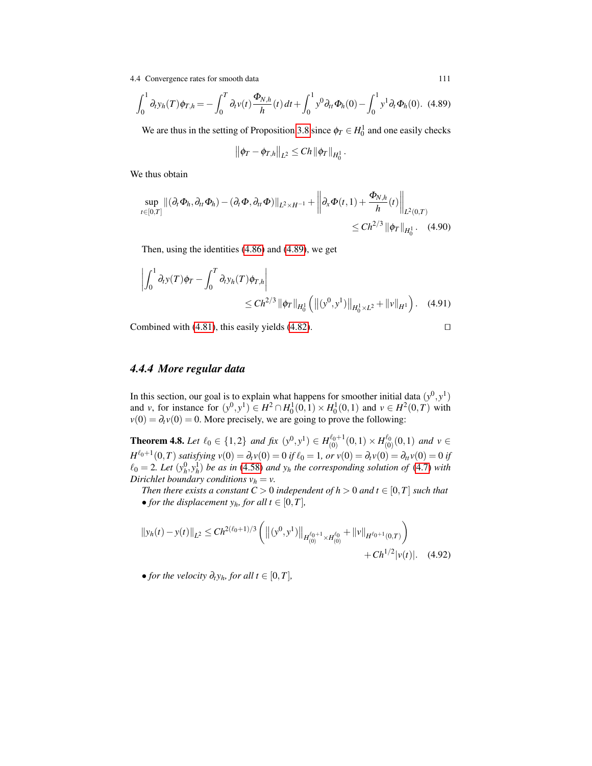$$\int_0^1 \partial_t y_h(T)\phi_{T,h} = -\int_0^T \partial_t v(t) \frac{\Phi_{N,h}}{h}(t)\,dt + \int_0^1 y^0 \partial_{tt}\Phi_h(0) - \int_0^1 y^1 \partial_t \Phi_h(0). \quad (4.89)$$

We are thus in the setting of Proposition 3.8 since $\phi_T \in H_0^1$ and one easily checks

$$\left\| \phi_T - \phi_{T,h} \right\|_{L^2} \le Ch \left\| \phi_T \right\|_{H_0^1}.$$

We thus obtain

$$\sup_{t\in[0,T]} \left\| (\partial_t \Phi_h, \partial_{tt}\Phi_h) - (\partial_t \Phi, \partial_{tt}\Phi) \right\|_{L^2\times H^{-1}} + \left\| \partial_x \Phi(t,1) + \frac{\Phi_{N,h}}{h}(t) \right\|_{L^2(0,T)} \le Ch^{2/3} \left\| \phi_T \right\|_{H_0^1}. \quad (4.90)$$

Then, using the identities (4.86) and (4.89), we get

$$\left| \int_0^1 \partial_t y(T)\phi_T - \int_0^T \partial_t y_h(T)\phi_{T,h} \right| \le Ch^{2/3} \left\| \phi_T \right\|_{H_0^1} \left( \left\| (y^0,y^1) \right\|_{H_0^1\times L^2} + \left\| v \right\|_{H^1} \right). \quad (4.91)$$

Combined with (4.81), this easily yields (4.82). $\square$

### 4.4.4 More regular data

In this section, our goal is to explain what happens for smoother initial data $(y^0, y^1)$ and $v$, for instance for $(y^0,y^1) \in H^2 \cap H_0^1(0,1) \times H_0^1(0,1)$ and $v \in H^2(0,T)$ with $v(0) = \partial_t v(0) = 0$. More precisely, we are going to prove the following:

**Theorem 4.8.** *Let $\ell_0 \in \{1,2\}$ and fix $(y^0,y^1) \in H_{(0)}^{\ell_0+1}(0,1) \times H_{(0)}^{\ell_0}(0,1)$ and $v \in H^{\ell_0+1}(0,T)$ satisfying $v(0) = \partial_t v(0) = 0$ if $\ell_0 = 1$, or $v(0) = \partial_t v(0) = \partial_{tt} v(0) = 0$ if $\ell_0 = 2$. Let $(y_h^0, y_h^1)$ be as in (4.58) and $y_h$ the corresponding solution of (4.7) with Dirichlet boundary conditions $v_h = v$.*

*Then there exists a constant $C > 0$ independent of $h > 0$ and $t \in [0,T]$ such that*
- *for the displacement $y_h$, for all $t \in [0,T]$,*

$$\left\| y_h(t) - y(t) \right\|_{L^2} \le Ch^{2(\ell_0+1)/3} \left( \left\| (y^0,y^1) \right\|_{H_{(0)}^{\ell_0+1}\times H_{(0)}^{\ell_0}} + \left\| v \right\|_{H^{\ell_0+1}(0,T)} \right) + Ch^{1/2} |v(t)|. \quad (4.92)$$

- *for the velocity $\partial_t y_h$, for all $t \in [0,T]$,*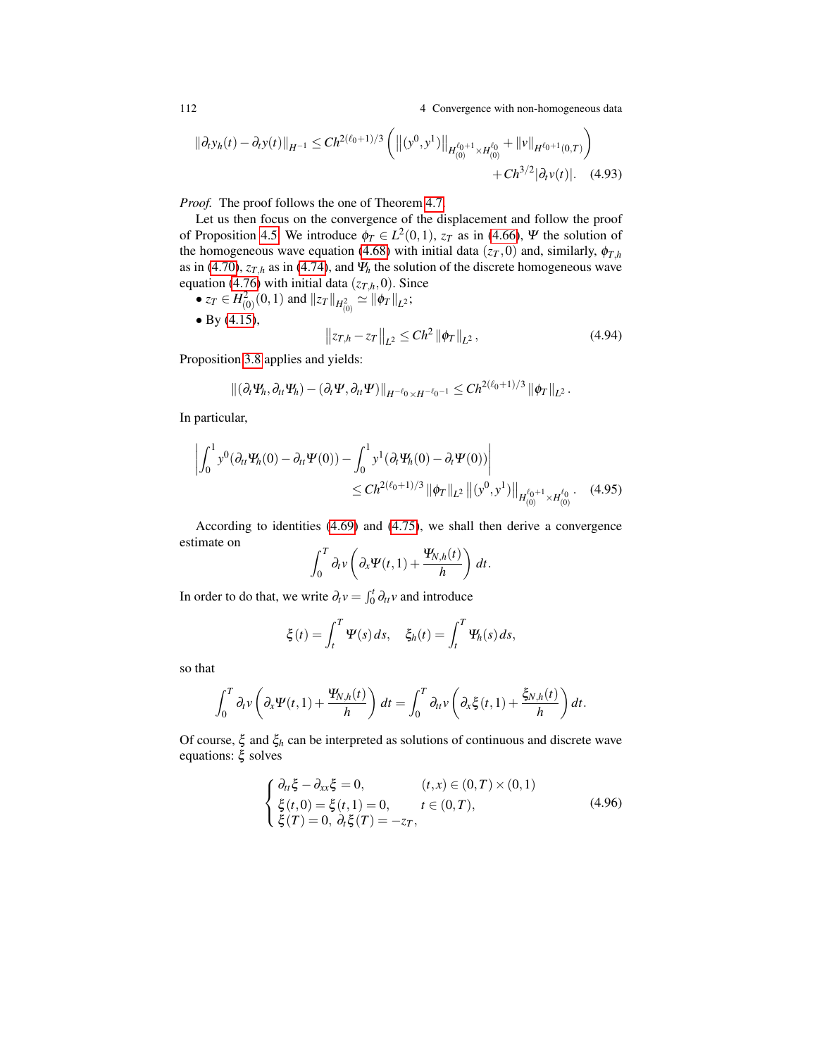$$\|\partial_t y_h(t) - \partial_t y(t)\|_{H^{-1}} \leq C h^{2(\ell_0+1)/3} \left( \left\|(y^0, y^1)\right\|_{H^{\ell_0+1}_{(0)} \times H^{\ell_0}_{(0)}} + \|v\|_{H^{\ell_0+1}(0,T)} \right) + C h^{3/2} |\partial_t v(t)|. \quad (4.93)$$

*Proof.* The proof follows the one of Theorem 4.7.

Let us then focus on the convergence of the displacement and follow the proof of Proposition 4.5. We introduce $\phi_T \in L^2(0,1)$, $z_T$ as in (4.66), $\Psi$ the solution of the homogeneous wave equation (4.68) with initial data $(z_T, 0)$ and, similarly, $\phi_{T,h}$ as in (4.70), $z_{T,h}$ as in (4.74), and $\Psi_h$ the solution of the discrete homogeneous wave equation (4.76) with initial data $(z_{T,h}, 0)$. Since

- $z_T \in H^2_{(0)}(0,1)$ and $\|z_T\|_{H^2_{(0)}} \simeq \|\phi_T\|_{L^2}$;
- By (4.15),
$$\left\|z_{T,h} - z_T\right\|_{L^2} \leq C h^2 \|\phi_T\|_{L^2}, \quad (4.94)$$

Proposition 3.8 applies and yields:

$$\|(\partial_t \Psi_h, \partial_{tt} \Psi_h) - (\partial_t \Psi, \partial_{tt} \Psi)\|_{H^{-\ell_0} \times H^{-\ell_0 - 1}} \leq C h^{2(\ell_0+1)/3} \|\phi_T\|_{L^2}.$$

In particular,

$$\left| \int_0^1 y^0 (\partial_{tt} \Psi_h(0) - \partial_{tt} \Psi(0)) - \int_0^1 y^1 (\partial_t \Psi_h(0) - \partial_t \Psi(0)) \right| \leq C h^{2(\ell_0+1)/3} \|\phi_T\|_{L^2} \left\|(y^0, y^1)\right\|_{H^{\ell_0+1}_{(0)} \times H^{\ell_0}_{(0)}}. \quad (4.95)$$

According to identities (4.69) and (4.75), we shall then derive a convergence estimate on

$$\int_0^T \partial_t v \left( \partial_x \Psi(t,1) + \frac{\Psi_{N,h}(t)}{h} \right) dt.$$

In order to do that, we write $\partial_t v = \int_0^t \partial_{tt} v$ and introduce

$$\xi(t) = \int_t^T \Psi(s)\, ds, \quad \xi_h(t) = \int_t^T \Psi_h(s)\, ds,$$

so that

$$\int_0^T \partial_t v \left( \partial_x \Psi(t,1) + \frac{\Psi_{N,h}(t)}{h} \right) dt = \int_0^T \partial_{tt} v \left( \partial_x \xi(t,1) + \frac{\xi_{N,h}(t)}{h} \right) dt.$$

Of course, $\xi$ and $\xi_h$ can be interpreted as solutions of continuous and discrete wave equations: $\xi$ solves

$$\begin{cases} \partial_{tt} \xi - \partial_{xx} \xi = 0, & (t,x) \in (0,T) \times (0,1) \\ \xi(t,0) = \xi(t,1) = 0, & t \in (0,T), \\ \xi(T) = 0, \ \partial_t \xi(T) = -z_T, & \end{cases} \quad (4.96)$$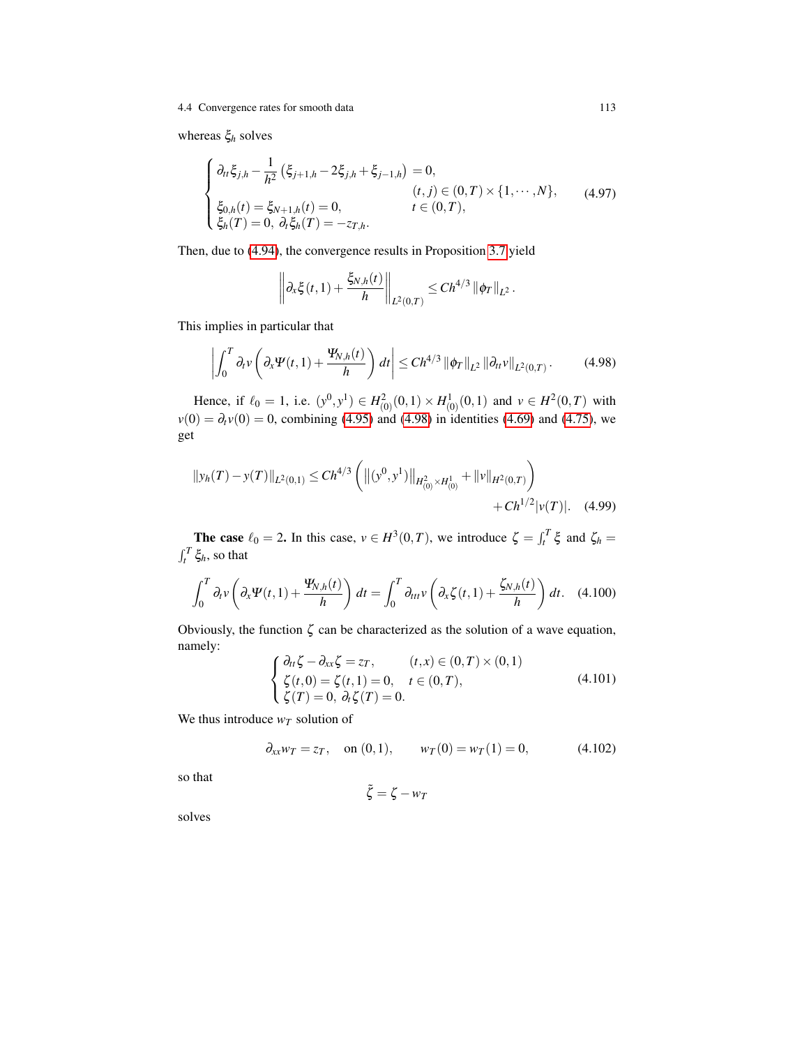whereas $\xi_h$ solves

$$
\begin{cases}
\partial_{tt}\xi_{j,h} - \dfrac{1}{h^2}\left(\xi_{j+1,h} - 2\xi_{j,h} + \xi_{j-1,h}\right) = 0, \\
\qquad\qquad\qquad\qquad\qquad\qquad\qquad (t,j) \in (0,T)\times\{1,\cdots,N\}, \\
\xi_{0,h}(t) = \xi_{N+1,h}(t) = 0, \qquad\qquad\quad t \in (0,T), \\
\xi_h(T) = 0,\ \partial_t\xi_h(T) = -z_{T,h}.
\end{cases}
\tag{4.97}
$$

Then, due to (4.94), the convergence results in Proposition 3.7 yield

$$
\left\| \partial_x \xi(t,1) + \frac{\xi_{N,h}(t)}{h} \right\|_{L^2(0,T)} \le C h^{4/3} \left\|\phi_T\right\|_{L^2}.
$$

This implies in particular that

$$
\left| \int_0^T \partial_t v \left( \partial_x \Psi(t,1) + \frac{\Psi_{N,h}(t)}{h} \right) dt \right| \le C h^{4/3} \left\|\phi_T\right\|_{L^2} \left\|\partial_{tt} v\right\|_{L^2(0,T)}. \tag{4.98}
$$

Hence, if $\ell_0 = 1$, i.e. $(y^0, y^1) \in H^2_{(0)}(0,1) \times H^1_{(0)}(0,1)$ and $v \in H^2(0,T)$ with $v(0) = \partial_t v(0) = 0$, combining (4.95) and (4.98) in identities (4.69) and (4.75), we get

$$
\left\|y_h(T) - y(T)\right\|_{L^2(0,1)} \le C h^{4/3} \left( \left\|(y^0, y^1)\right\|_{H^2_{(0)}\times H^1_{(0)}} + \left\|v\right\|_{H^2(0,T)} \right) + C h^{1/2} |v(T)|. \tag{4.99}
$$

**The case** $\ell_0 = 2$**.** In this case, $v \in H^3(0,T)$, we introduce $\zeta = \int_t^T \xi$ and $\zeta_h = \int_t^T \xi_h$, so that

$$
\int_0^T \partial_t v \left( \partial_x \Psi(t,1) + \frac{\Psi_{N,h}(t)}{h} \right) dt = \int_0^T \partial_{ttt} v \left( \partial_x \zeta(t,1) + \frac{\zeta_{N,h}(t)}{h} \right) dt. \tag{4.100}
$$

Obviously, the function $\zeta$ can be characterized as the solution of a wave equation, namely:

$$
\begin{cases}
\partial_{tt}\zeta - \partial_{xx}\zeta = z_T, & (t,x) \in (0,T)\times(0,1) \\
\zeta(t,0) = \zeta(t,1) = 0, & t \in (0,T), \\
\zeta(T) = 0,\ \partial_t\zeta(T) = 0.
\end{cases}
\tag{4.101}
$$

We thus introduce $w_T$ solution of

$$
\partial_{xx} w_T = z_T, \quad \text{on } (0,1), \qquad w_T(0) = w_T(1) = 0, \tag{4.102}
$$

so that

$$
\tilde{\zeta} = \zeta - w_T
$$

solves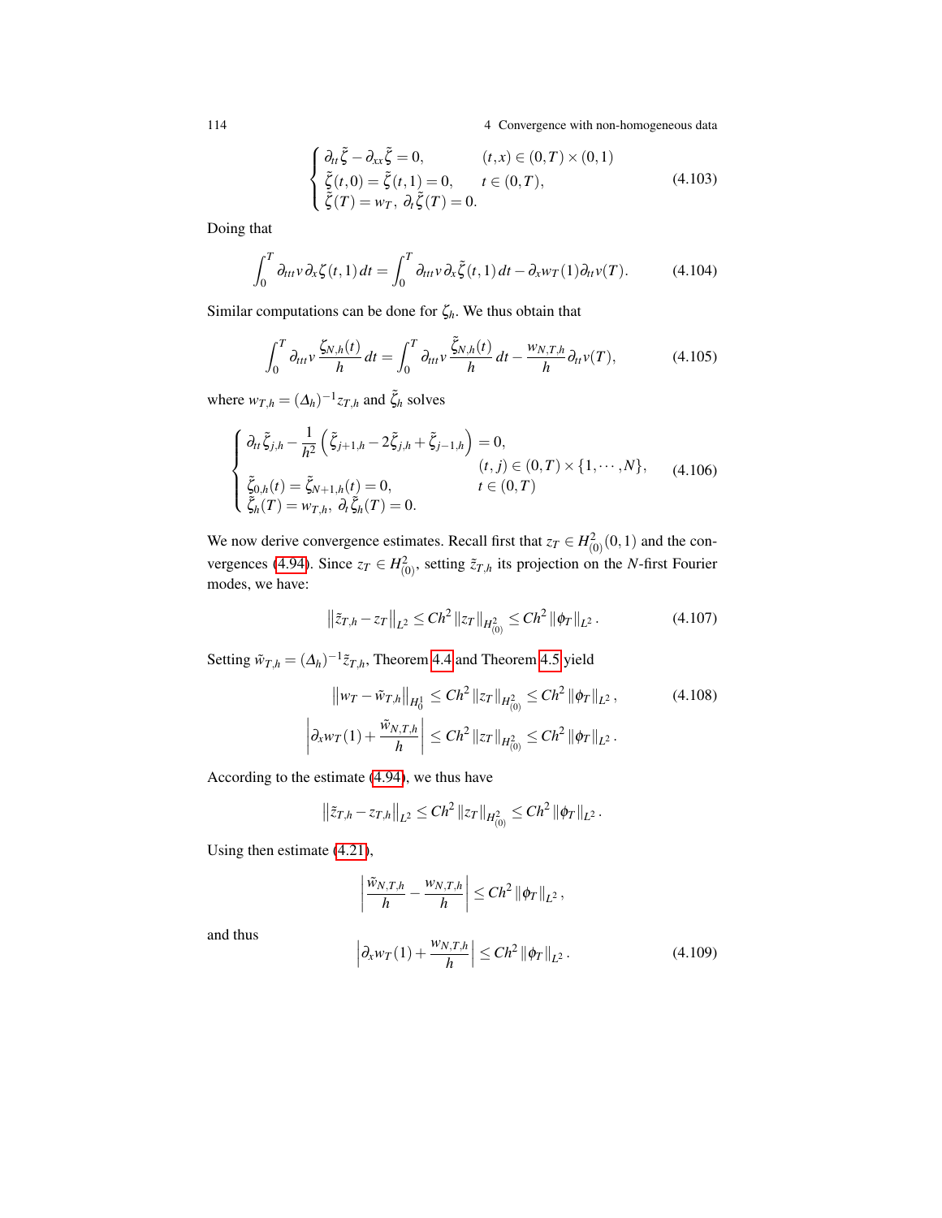$$
\begin{cases}
\partial_{tt}\tilde{\zeta} - \partial_{xx}\tilde{\zeta} = 0, & (t,x) \in (0,T) \times (0,1) \\
\tilde{\zeta}(t,0) = \tilde{\zeta}(t,1) = 0, & t \in (0,T), \\
\tilde{\zeta}(T) = w_T,\ \partial_t \tilde{\zeta}(T) = 0.
\end{cases}
\tag{4.103}
$$

Doing that

$$
\int_0^T \partial_{ttt} v\, \partial_x \zeta(t,1)\, dt = \int_0^T \partial_{ttt} v\, \partial_x \tilde{\zeta}(t,1)\, dt - \partial_x w_T(1) \partial_{tt} v(T). \tag{4.104}
$$

Similar computations can be done for $\zeta_h$. We thus obtain that

$$
\int_0^T \partial_{ttt} v \frac{\zeta_{N,h}(t)}{h}\, dt = \int_0^T \partial_{ttt} v \frac{\tilde{\zeta}_{N,h}(t)}{h}\, dt - \frac{w_{N,T,h}}{h} \partial_{tt} v(T), \tag{4.105}
$$

where $w_{T,h} = (\Delta_h)^{-1} z_{T,h}$ and $\tilde{\zeta}_h$ solves

$$
\begin{cases}
\partial_{tt}\tilde{\zeta}_{j,h} - \dfrac{1}{h^2}\left(\tilde{\zeta}_{j+1,h} - 2\tilde{\zeta}_{j,h} + \tilde{\zeta}_{j-1,h}\right) = 0, & \\
 & (t,j) \in (0,T) \times \{1,\cdots,N\}, \\
\tilde{\zeta}_{0,h}(t) = \tilde{\zeta}_{N+1,h}(t) = 0, & t \in (0,T) \\
\tilde{\zeta}_h(T) = w_{T,h},\ \partial_t \tilde{\zeta}_h(T) = 0.
\end{cases}
\tag{4.106}
$$

We now derive convergence estimates. Recall first that $z_T \in H^2_{(0)}(0,1)$ and the convergences (4.94). Since $z_T \in H^2_{(0)}$, setting $\tilde{z}_{T,h}$ its projection on the $N$-first Fourier modes, we have:

$$
\left\| \tilde{z}_{T,h} - z_T \right\|_{L^2} \leq Ch^2 \left\| z_T \right\|_{H^2_{(0)}} \leq Ch^2 \left\| \phi_T \right\|_{L^2}. \tag{4.107}
$$

Setting $\tilde{w}_{T,h} = (\Delta_h)^{-1} \tilde{z}_{T,h}$, Theorem 4.4 and Theorem 4.5 yield

$$
\left\| w_T - \tilde{w}_{T,h} \right\|_{H^1_0} \leq Ch^2 \left\| z_T \right\|_{H^2_{(0)}} \leq Ch^2 \left\| \phi_T \right\|_{L^2}, \tag{4.108}
$$

$$
\left| \partial_x w_T(1) + \frac{\tilde{w}_{N,T,h}}{h} \right| \leq Ch^2 \left\| z_T \right\|_{H^2_{(0)}} \leq Ch^2 \left\| \phi_T \right\|_{L^2}.
$$

According to the estimate (4.94), we thus have

$$
\left\| \tilde{z}_{T,h} - z_{T,h} \right\|_{L^2} \leq Ch^2 \left\| z_T \right\|_{H^2_{(0)}} \leq Ch^2 \left\| \phi_T \right\|_{L^2}.
$$

Using then estimate (4.21),

$$
\left| \frac{\tilde{w}_{N,T,h}}{h} - \frac{w_{N,T,h}}{h} \right| \leq Ch^2 \left\| \phi_T \right\|_{L^2},
$$

and thus

$$
\left| \partial_x w_T(1) + \frac{w_{N,T,h}}{h} \right| \leq Ch^2 \left\| \phi_T \right\|_{L^2}. \tag{4.109}
$$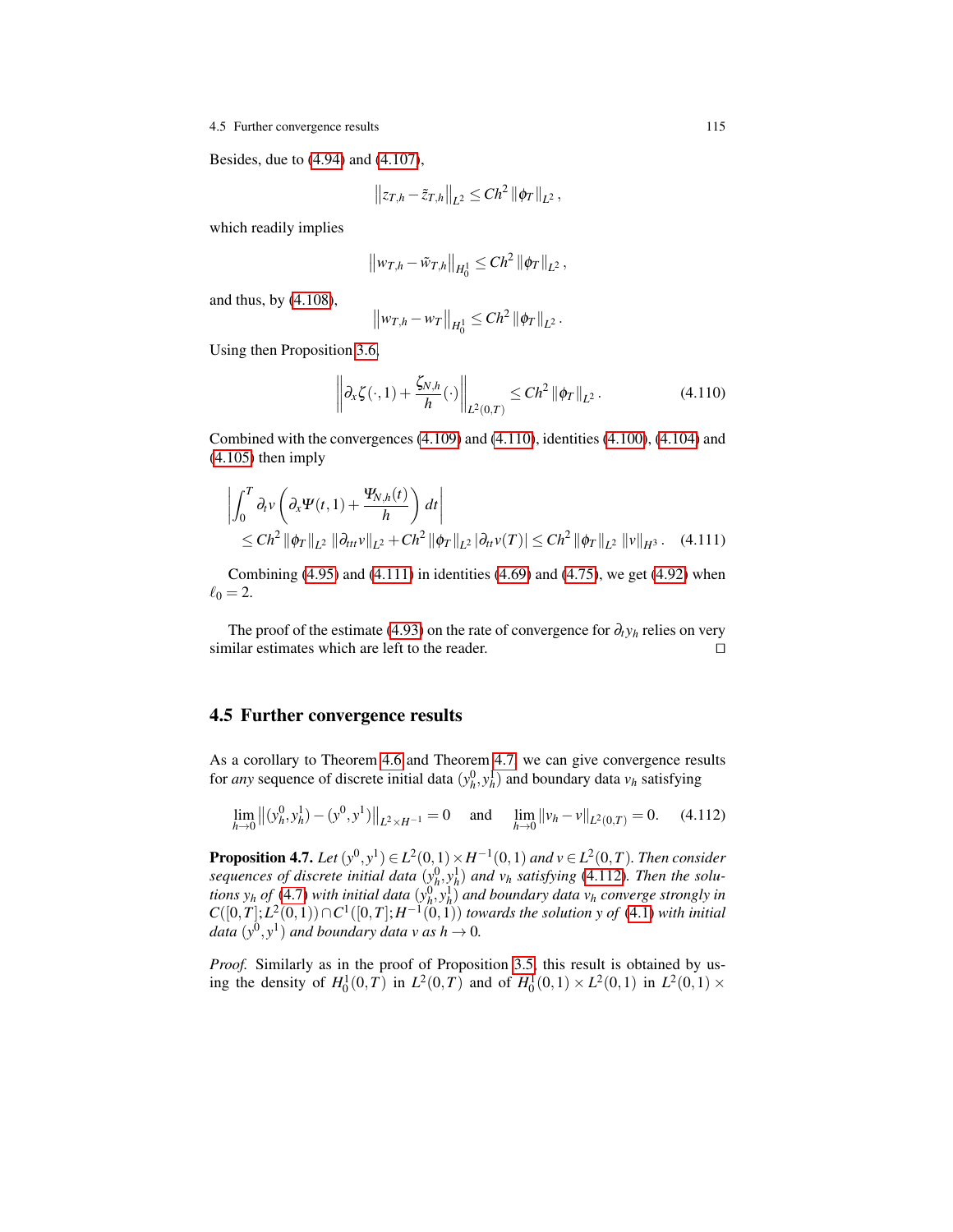Besides, due to (4.94) and (4.107),

$$\left\| z_{T,h} - \tilde{z}_{T,h} \right\|_{L^2} \leq Ch^2 \left\| \phi_T \right\|_{L^2},$$

which readily implies

$$\left\| w_{T,h} - \tilde{w}_{T,h} \right\|_{H_0^1} \leq Ch^2 \left\| \phi_T \right\|_{L^2},$$

and thus, by (4.108),

$$\left\| w_{T,h} - w_T \right\|_{H_0^1} \leq Ch^2 \left\| \phi_T \right\|_{L^2}.$$

Using then Proposition 3.6,

$$\left\| \partial_x \zeta(\cdot, 1) + \frac{\zeta_{N,h}}{h}(\cdot) \right\|_{L^2(0,T)} \leq Ch^2 \left\| \phi_T \right\|_{L^2}. \tag{4.110}$$

Combined with the convergences (4.109) and (4.110), identities (4.100), (4.104) and (4.105) then imply

$$\begin{aligned} &\left| \int_0^T \partial_t v \left( \partial_x \Psi(t,1) + \frac{\Psi_{N,h}(t)}{h} \right) dt \right| \\ &\qquad \leq Ch^2 \left\| \phi_T \right\|_{L^2} \left\| \partial_{ttt} v \right\|_{L^2} + Ch^2 \left\| \phi_T \right\|_{L^2} \left| \partial_{tt} v(T) \right| \leq Ch^2 \left\| \phi_T \right\|_{L^2} \left\| v \right\|_{H^3}. \end{aligned} \tag{4.111}$$

Combining (4.95) and (4.111) in identities (4.69) and (4.75), we get (4.92) when $\ell_0 = 2$.

The proof of the estimate (4.93) on the rate of convergence for $\partial_t y_h$ relies on very similar estimates which are left to the reader. □

## 4.5 Further convergence results

As a corollary to Theorem 4.6 and Theorem 4.7, we can give convergence results for *any* sequence of discrete initial data $(y_h^0, y_h^1)$ and boundary data $v_h$ satisfying

$$\lim_{h \to 0} \left\| (y_h^0, y_h^1) - (y^0, y^1) \right\|_{L^2 \times H^{-1}} = 0 \quad \text{and} \quad \lim_{h \to 0} \left\| v_h - v \right\|_{L^2(0,T)} = 0. \tag{4.112}$$

**Proposition 4.7.** *Let $(y^0, y^1) \in L^2(0,1) \times H^{-1}(0,1)$ and $v \in L^2(0,T)$. Then consider sequences of discrete initial data $(y_h^0, y_h^1)$ and $v_h$ satisfying (4.112). Then the solutions $y_h$ of (4.7) with initial data $(y_h^0, y_h^1)$ and boundary data $v_h$ converge strongly in $C([0,T]; L^2(0,1)) \cap C^1([0,T]; H^{-1}(0,1))$ towards the solution $y$ of (4.1) with initial data $(y^0, y^1)$ and boundary data $v$ as $h \to 0$.*

*Proof.* Similarly as in the proof of Proposition 3.5, this result is obtained by using the density of $H_0^1(0,T)$ in $L^2(0,T)$ and of $H_0^1(0,1) \times L^2(0,1)$ in $L^2(0,1) \times$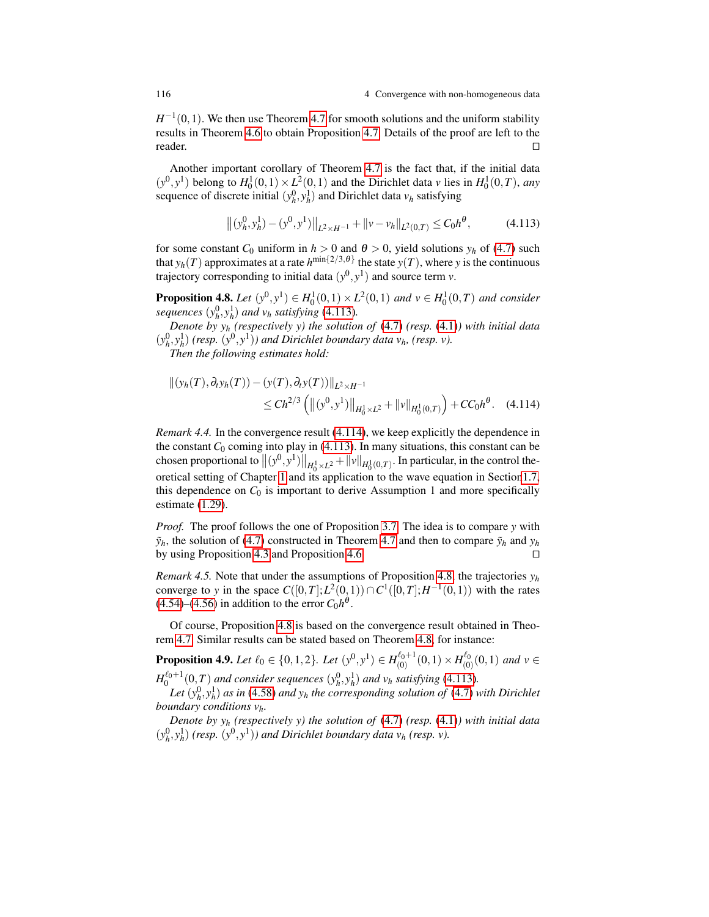$H^{-1}(0,1)$. We then use Theorem 4.7 for smooth solutions and the uniform stability results in Theorem 4.6 to obtain Proposition 4.7. Details of the proof are left to the reader. $\square$

Another important corollary of Theorem 4.7 is the fact that, if the initial data $(y^0, y^1)$ belong to $H_0^1(0,1) \times L^2(0,1)$ and the Dirichlet data $v$ lies in $H_0^1(0,T)$, *any* sequence of discrete initial $(y_h^0, y_h^1)$ and Dirichlet data $v_h$ satisfying

$$\left\| (y_h^0, y_h^1) - (y^0, y^1) \right\|_{L^2 \times H^{-1}} + \|v - v_h\|_{L^2(0,T)} \leq C_0 h^{\theta}, \tag{4.113}$$

for some constant $C_0$ uniform in $h > 0$ and $\theta > 0$, yield solutions $y_h$ of (4.7) such that $y_h(T)$ approximates at a rate $h^{\min\{2/3, \theta\}}$ the state $y(T)$, where $y$ is the continuous trajectory corresponding to initial data $(y^0, y^1)$ and source term $v$.

**Proposition 4.8.** *Let $(y^0, y^1) \in H_0^1(0,1) \times L^2(0,1)$ and $v \in H_0^1(0,T)$ and consider sequences $(y_h^0, y_h^1)$ and $v_h$ satisfying (4.113).*

*Denote by $y_h$ (respectively $y$) the solution of (4.7) (resp. (4.1)) with initial data $(y_h^0, y_h^1)$ (resp. $(y^0, y^1)$) and Dirichlet boundary data $v_h$, (resp. $v$).*

*Then the following estimates hold:*

$$\begin{aligned} \|(y_h(T), \partial_t y_h(T)) - (y(T), \partial_t y(T))\|_{L^2 \times H^{-1}} \\ \leq C h^{2/3} \left( \left\| (y^0, y^1) \right\|_{H_0^1 \times L^2} + \|v\|_{H_0^1(0,T)} \right) + C C_0 h^{\theta}. \end{aligned} \tag{4.114}$$

*Remark 4.4.* In the convergence result (4.114), we keep explicitly the dependence in the constant $C_0$ coming into play in (4.113). In many situations, this constant can be chosen proportional to $\left\| (y^0, y^1) \right\|_{H_0^1 \times L^2} + \|v\|_{H_0^1(0,T)}$. In particular, in the control theoretical setting of Chapter 1 and its application to the wave equation in Section 1.7, this dependence on $C_0$ is important to derive Assumption 1 and more specifically estimate (1.29).

*Proof.* The proof follows the one of Proposition 3.7. The idea is to compare $y$ with $\tilde{y}_h$, the solution of (4.7) constructed in Theorem 4.7 and then to compare $\tilde{y}_h$ and $y_h$ by using Proposition 4.3 and Proposition 4.6. $\square$

*Remark 4.5.* Note that under the assumptions of Proposition 4.8, the trajectories $y_h$ converge to $y$ in the space $C([0,T]; L^2(0,1)) \cap C^1([0,T]; H^{-1}(0,1))$ with the rates (4.54)–(4.56) in addition to the error $C_0 h^{\theta}$.

Of course, Proposition 4.8 is based on the convergence result obtained in Theorem 4.7. Similar results can be stated based on Theorem 4.8, for instance:

**Proposition 4.9.** *Let $\ell_0 \in \{0, 1, 2\}$. Let $(y^0, y^1) \in H_{(0)}^{\ell_0+1}(0,1) \times H_{(0)}^{\ell_0}(0,1)$ and $v \in H_0^{\ell_0+1}(0,T)$ and consider sequences $(y_h^0, y_h^1)$ and $v_h$ satisfying (4.113).*

*Let $(y_h^0, y_h^1)$ as in (4.58) and $y_h$ the corresponding solution of (4.7) with Dirichlet boundary conditions $v_h$.*

*Denote by $y_h$ (respectively $y$) the solution of (4.7) (resp. (4.1)) with initial data $(y_h^0, y_h^1)$ (resp. $(y^0, y^1)$) and Dirichlet boundary data $v_h$ (resp. $v$).*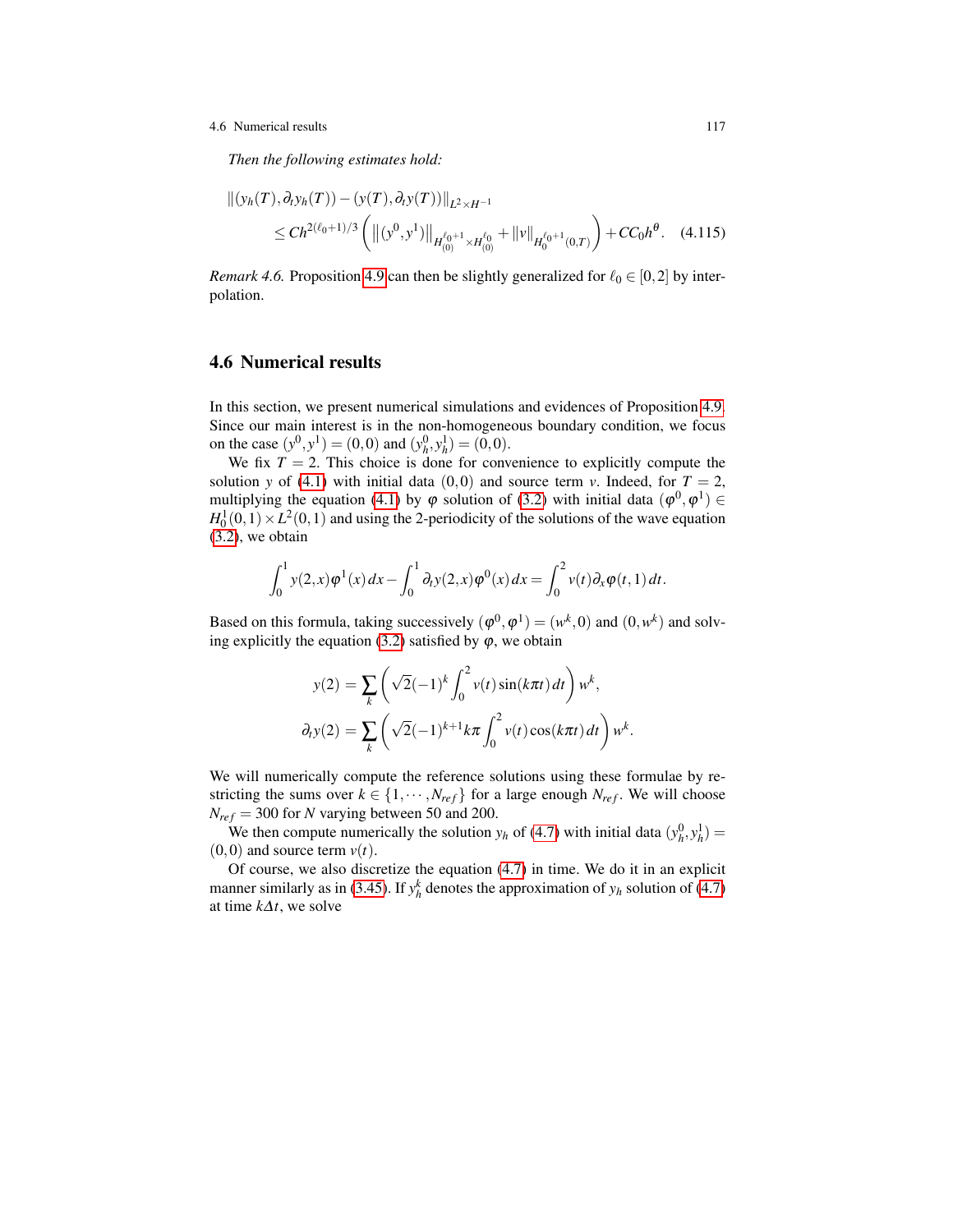*Then the following estimates hold:*

$$\|(y_h(T), \partial_t y_h(T)) - (y(T), \partial_t y(T))\|_{L^2 \times H^{-1}}$$
$$\leq C h^{2(\ell_0+1)/3} \left( \left\|(y^0, y^1)\right\|_{H^{\ell_0+1}_{(0)} \times H^{\ell_0}_{(0)}} + \|v\|_{H_0^{\ell_0+1}(0,T)} \right) + C C_0 h^{\theta}. \quad (4.115)$$

*Remark 4.6.* Proposition 4.9 can then be slightly generalized for $\ell_0 \in [0,2]$ by interpolation.

## 4.6 Numerical results

In this section, we present numerical simulations and evidences of Proposition 4.9. Since our main interest is in the non-homogeneous boundary condition, we focus on the case $(y^0, y^1) = (0,0)$ and $(y_h^0, y_h^1) = (0,0)$.

We fix $T = 2$. This choice is done for convenience to explicitly compute the solution $y$ of (4.1) with initial data $(0,0)$ and source term $v$. Indeed, for $T = 2$, multiplying the equation (4.1) by $\varphi$ solution of (3.2) with initial data $(\varphi^0, \varphi^1) \in H_0^1(0,1) \times L^2(0,1)$ and using the 2-periodicity of the solutions of the wave equation (3.2), we obtain

$$\int_0^1 y(2,x)\varphi^1(x)\,dx - \int_0^1 \partial_t y(2,x)\varphi^0(x)\,dx = \int_0^2 v(t)\partial_x \varphi(t,1)\,dt.$$

Based on this formula, taking successively $(\varphi^0, \varphi^1) = (w^k, 0)$ and $(0, w^k)$ and solving explicitly the equation (3.2) satisfied by $\varphi$, we obtain

$$y(2) = \sum_k \left( \sqrt{2}(-1)^k \int_0^2 v(t)\sin(k\pi t)\,dt \right) w^k,$$
$$\partial_t y(2) = \sum_k \left( \sqrt{2}(-1)^{k+1} k\pi \int_0^2 v(t)\cos(k\pi t)\,dt \right) w^k.$$

We will numerically compute the reference solutions using these formulae by restricting the sums over $k \in \{1, \cdots, N_{ref}\}$ for a large enough $N_{ref}$. We will choose $N_{ref} = 300$ for $N$ varying between 50 and 200.

We then compute numerically the solution $y_h$ of (4.7) with initial data $(y_h^0, y_h^1) = (0,0)$ and source term $v(t)$.

Of course, we also discretize the equation (4.7) in time. We do it in an explicit manner similarly as in (3.45). If $y_h^k$ denotes the approximation of $y_h$ solution of (4.7) at time $k\Delta t$, we solve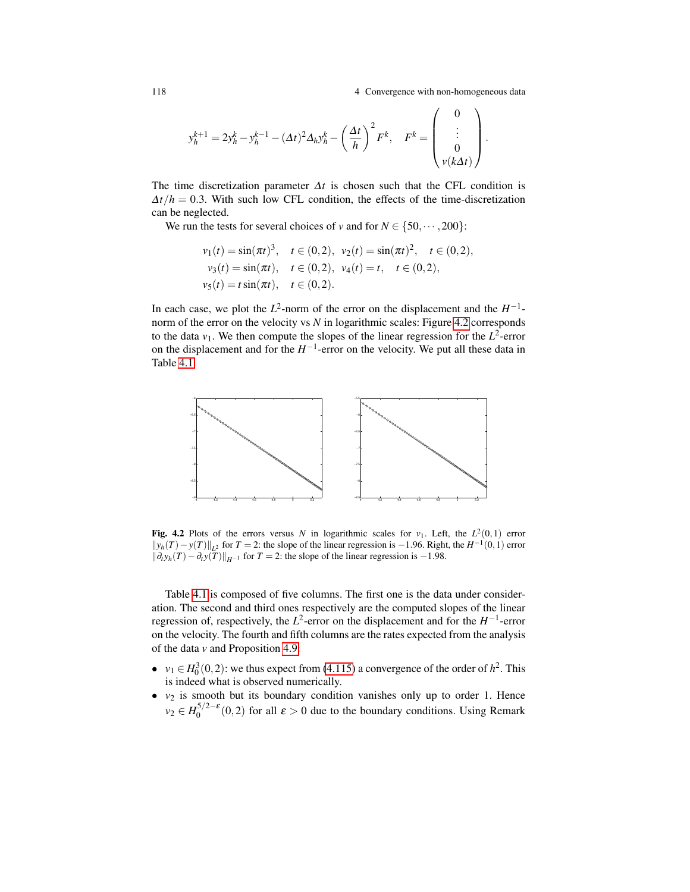$$y_h^{k+1} = 2y_h^k - y_h^{k-1} - (\Delta t)^2 \Delta_h y_h^k - \left(\frac{\Delta t}{h}\right)^2 F^k, \quad F^k = \begin{pmatrix} 0 \\ \vdots \\ 0 \\ v(k\Delta t) \end{pmatrix}.$$

The time discretization parameter $\Delta t$ is chosen such that the CFL condition is $\Delta t/h = 0.3$. With such low CFL condition, the effects of the time-discretization can be neglected.

We run the tests for several choices of $v$ and for $N \in \{50, \cdots, 200\}$:

$$v_1(t) = \sin(\pi t)^3, \quad t \in (0,2), \quad v_2(t) = \sin(\pi t)^2, \quad t \in (0,2),$$
$$v_3(t) = \sin(\pi t), \quad t \in (0,2), \quad v_4(t) = t, \quad t \in (0,2),$$
$$v_5(t) = t\sin(\pi t), \quad t \in (0,2).$$

In each case, we plot the $L^2$-norm of the error on the displacement and the $H^{-1}$-norm of the error on the velocity vs $N$ in logarithmic scales: Figure 4.2 corresponds to the data $v_1$. We then compute the slopes of the linear regression for the $L^2$-error on the displacement and for the $H^{-1}$-error on the velocity. We put all these data in Table 4.1.

**Fig. 4.2** Plots of the errors versus $N$ in logarithmic scales for $v_1$. Left, the $L^2(0,1)$ error $\|y_h(T) - y(T)\|_{L^2}$ for $T = 2$: the slope of the linear regression is $-1.96$. Right, the $H^{-1}(0,1)$ error $\|\partial_t y_h(T) - \partial_t y(T)\|_{H^{-1}}$ for $T = 2$: the slope of the linear regression is $-1.98$.

Table 4.1 is composed of five columns. The first one is the data under consideration. The second and third ones respectively are the computed slopes of the linear regression of, respectively, the $L^2$-error on the displacement and for the $H^{-1}$-error on the velocity. The fourth and fifth columns are the rates expected from the analysis of the data $v$ and Proposition 4.9.

- $v_1 \in H_0^3(0,2)$: we thus expect from (4.115) a convergence of the order of $h^2$. This is indeed what is observed numerically.
- $v_2$ is smooth but its boundary condition vanishes only up to order 1. Hence $v_2 \in H_0^{5/2-\varepsilon}(0,2)$ for all $\varepsilon > 0$ due to the boundary conditions. Using Remark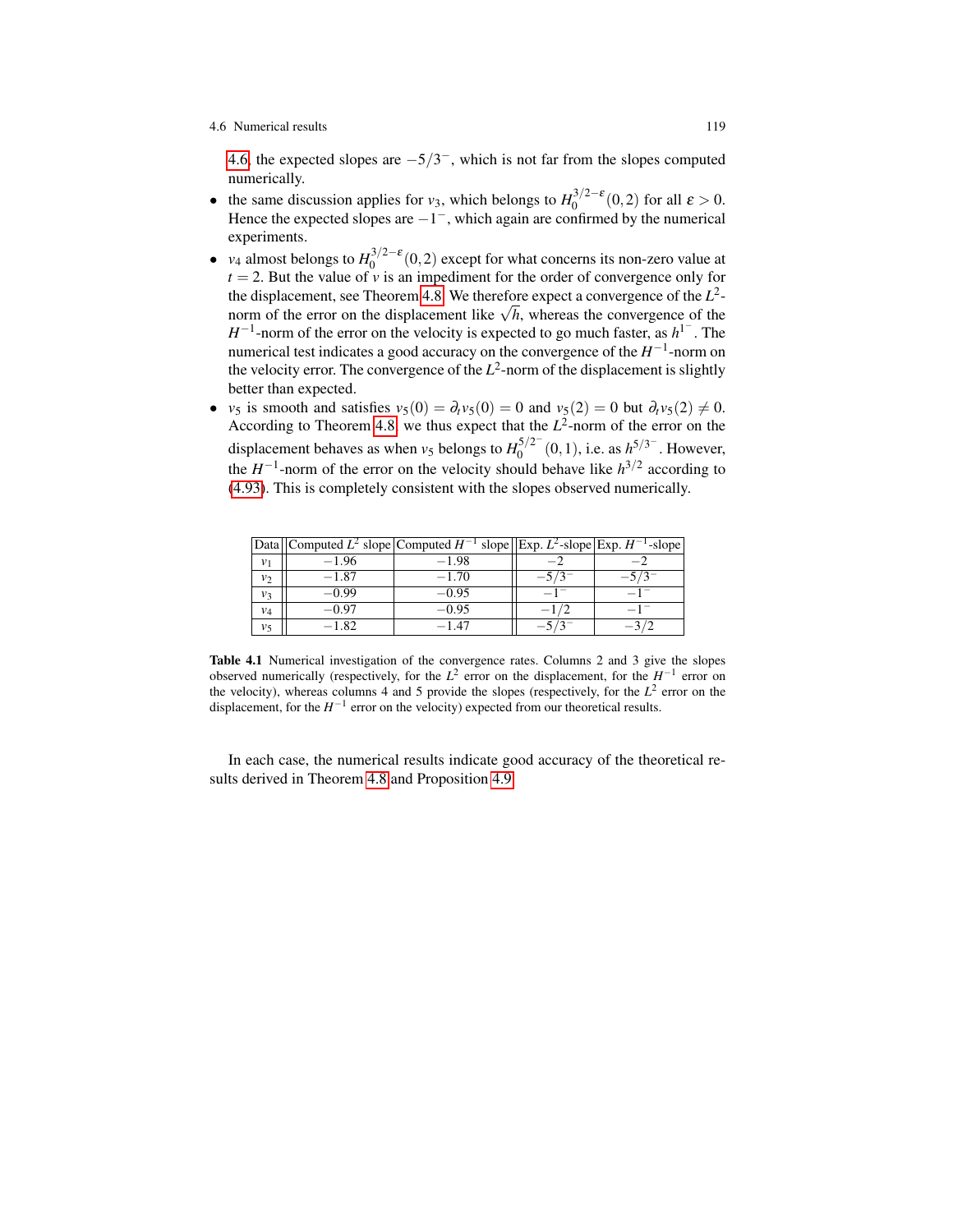4.6, the expected slopes are $-5/3^{-}$, which is not far from the slopes computed numerically.

- the same discussion applies for $v_3$, which belongs to $H_0^{3/2-\varepsilon}(0,2)$ for all $\varepsilon > 0$. Hence the expected slopes are $-1^{-}$, which again are confirmed by the numerical experiments.
- $v_4$ almost belongs to $H_0^{3/2-\varepsilon}(0,2)$ except for what concerns its non-zero value at $t = 2$. But the value of $v$ is an impediment for the order of convergence only for the displacement, see Theorem 4.8. We therefore expect a convergence of the $L^2$-norm of the error on the displacement like $\sqrt{h}$, whereas the convergence of the $H^{-1}$-norm of the error on the velocity is expected to go much faster, as $h^{1^{-}}$. The numerical test indicates a good accuracy on the convergence of the $H^{-1}$-norm on the velocity error. The convergence of the $L^2$-norm of the displacement is slightly better than expected.
- $v_5$ is smooth and satisfies $v_5(0) = \partial_t v_5(0) = 0$ and $v_5(2) = 0$ but $\partial_t v_5(2) \neq 0$. According to Theorem 4.8, we thus expect that the $L^2$-norm of the error on the displacement behaves as when $v_5$ belongs to $H_0^{5/2^{-}}(0,1)$, i.e. as $h^{5/3^{-}}$. However, the $H^{-1}$-norm of the error on the velocity should behave like $h^{3/2}$ according to (4.93). This is completely consistent with the slopes observed numerically.

| Data | Computed $L^2$ slope | Computed $H^{-1}$ slope | Exp. $L^2$-slope | Exp. $H^{-1}$-slope |
|---|---|---|---|---|
| $v_1$ | $-1.96$ | $-1.98$ | $-2$ | $-2$ |
| $v_2$ | $-1.87$ | $-1.70$ | $-5/3^{-}$ | $-5/3^{-}$ |
| $v_3$ | $-0.99$ | $-0.95$ | $-1^{-}$ | $-1^{-}$ |
| $v_4$ | $-0.97$ | $-0.95$ | $-1/2$ | $-1^{-}$ |
| $v_5$ | $-1.82$ | $-1.47$ | $-5/3^{-}$ | $-3/2$ |

**Table 4.1** Numerical investigation of the convergence rates. Columns 2 and 3 give the slopes observed numerically (respectively, for the $L^2$ error on the displacement, for the $H^{-1}$ error on the velocity), whereas columns 4 and 5 provide the slopes (respectively, for the $L^2$ error on the displacement, for the $H^{-1}$ error on the velocity) expected from our theoretical results.

In each case, the numerical results indicate good accuracy of the theoretical results derived in Theorem 4.8 and Proposition 4.9.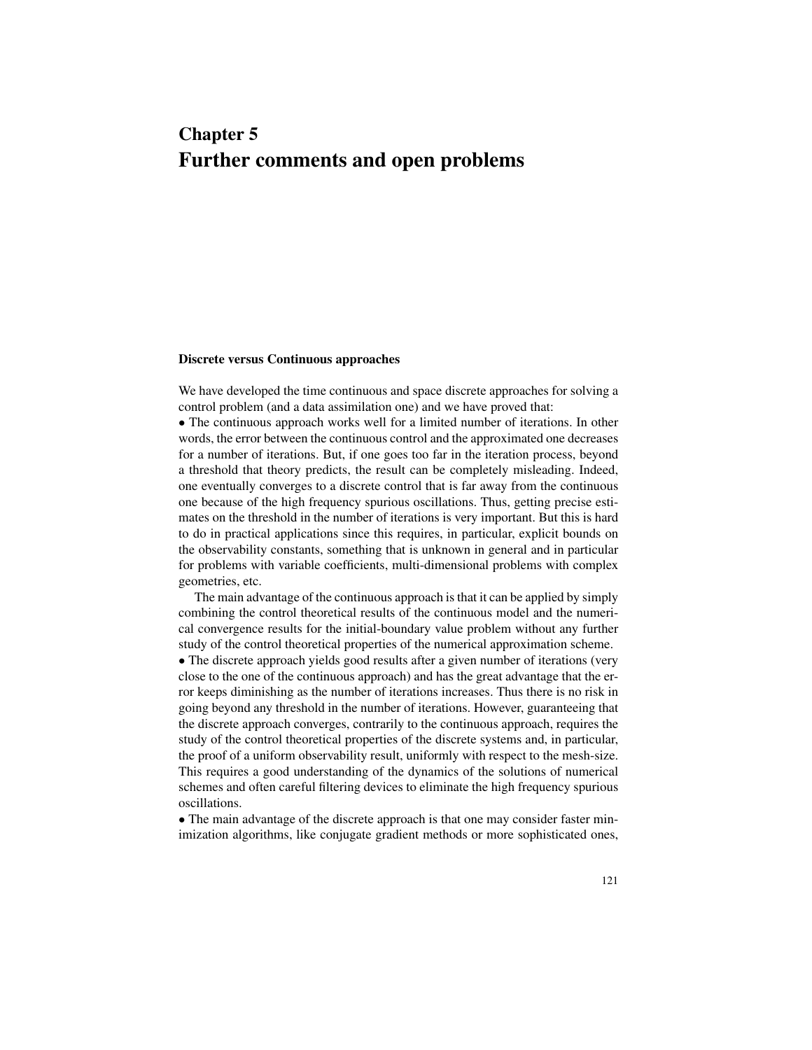# Chapter 5
# Further comments and open problems

### Discrete versus Continuous approaches

We have developed the time continuous and space discrete approaches for solving a control problem (and a data assimilation one) and we have proved that:

• The continuous approach works well for a limited number of iterations. In other words, the error between the continuous control and the approximated one decreases for a number of iterations. But, if one goes too far in the iteration process, beyond a threshold that theory predicts, the result can be completely misleading. Indeed, one eventually converges to a discrete control that is far away from the continuous one because of the high frequency spurious oscillations. Thus, getting precise estimates on the threshold in the number of iterations is very important. But this is hard to do in practical applications since this requires, in particular, explicit bounds on the observability constants, something that is unknown in general and in particular for problems with variable coefficients, multi-dimensional problems with complex geometries, etc.

The main advantage of the continuous approach is that it can be applied by simply combining the control theoretical results of the continuous model and the numerical convergence results for the initial-boundary value problem without any further study of the control theoretical properties of the numerical approximation scheme.

• The discrete approach yields good results after a given number of iterations (very close to the one of the continuous approach) and has the great advantage that the error keeps diminishing as the number of iterations increases. Thus there is no risk in going beyond any threshold in the number of iterations. However, guaranteeing that the discrete approach converges, contrarily to the continuous approach, requires the study of the control theoretical properties of the discrete systems and, in particular, the proof of a uniform observability result, uniformly with respect to the mesh-size. This requires a good understanding of the dynamics of the solutions of numerical schemes and often careful filtering devices to eliminate the high frequency spurious oscillations.

• The main advantage of the discrete approach is that one may consider faster minimization algorithms, like conjugate gradient methods or more sophisticated ones,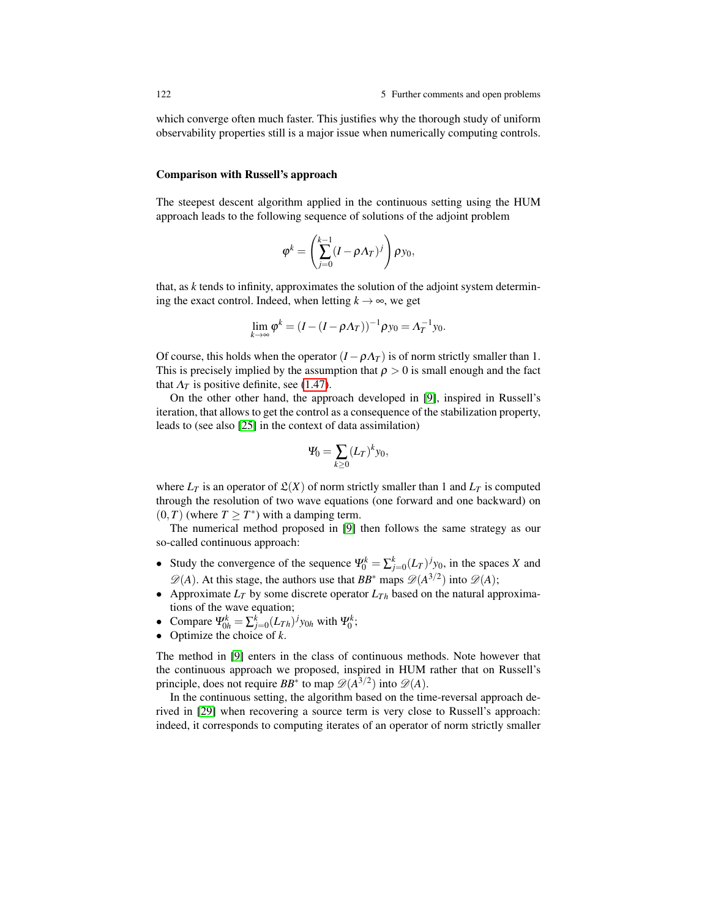which converge often much faster. This justifies why the thorough study of uniform observability properties still is a major issue when numerically computing controls.

### Comparison with Russell's approach

The steepest descent algorithm applied in the continuous setting using the HUM approach leads to the following sequence of solutions of the adjoint problem

$$\varphi^k = \left( \sum_{j=0}^{k-1} (I - \rho \Lambda_T)^j \right) \rho y_0,$$

that, as $k$ tends to infinity, approximates the solution of the adjoint system determining the exact control. Indeed, when letting $k \to \infty$, we get

$$\lim_{k \to \infty} \varphi^k = (I - (I - \rho \Lambda_T))^{-1} \rho y_0 = \Lambda_T^{-1} y_0.$$

Of course, this holds when the operator $(I - \rho \Lambda_T)$ is of norm strictly smaller than 1. This is precisely implied by the assumption that $\rho > 0$ is small enough and the fact that $\Lambda_T$ is positive definite, see (1.47).

On the other other hand, the approach developed in [9], inspired in Russell's iteration, that allows to get the control as a consequence of the stabilization property, leads to (see also [25] in the context of data assimilation)

$$\Psi_0 = \sum_{k \geq 0} (L_T)^k y_0,$$

where $L_T$ is an operator of $\mathfrak{L}(X)$ of norm strictly smaller than 1 and $L_T$ is computed through the resolution of two wave equations (one forward and one backward) on $(0,T)$ (where $T \geq T^*$) with a damping term.

The numerical method proposed in [9] then follows the same strategy as our so-called continuous approach:

- Study the convergence of the sequence $\Psi_0^k = \sum_{j=0}^{k} (L_T)^j y_0$, in the spaces $X$ and $\mathscr{D}(A)$. At this stage, the authors use that $BB^*$ maps $\mathscr{D}(A^{3/2})$ into $\mathscr{D}(A)$;
- Approximate $L_T$ by some discrete operator $L_{Th}$ based on the natural approximations of the wave equation;
- Compare $\Psi_{0h}^k = \sum_{j=0}^{k} (L_{Th})^j y_{0h}$ with $\Psi_0^k$;
- Optimize the choice of $k$.

The method in [9] enters in the class of continuous methods. Note however that the continuous approach we proposed, inspired in HUM rather that on Russell's principle, does not require $BB^*$ to map $\mathscr{D}(A^{3/2})$ into $\mathscr{D}(A)$.

In the continuous setting, the algorithm based on the time-reversal approach derived in [29] when recovering a source term is very close to Russell's approach: indeed, it corresponds to computing iterates of an operator of norm strictly smaller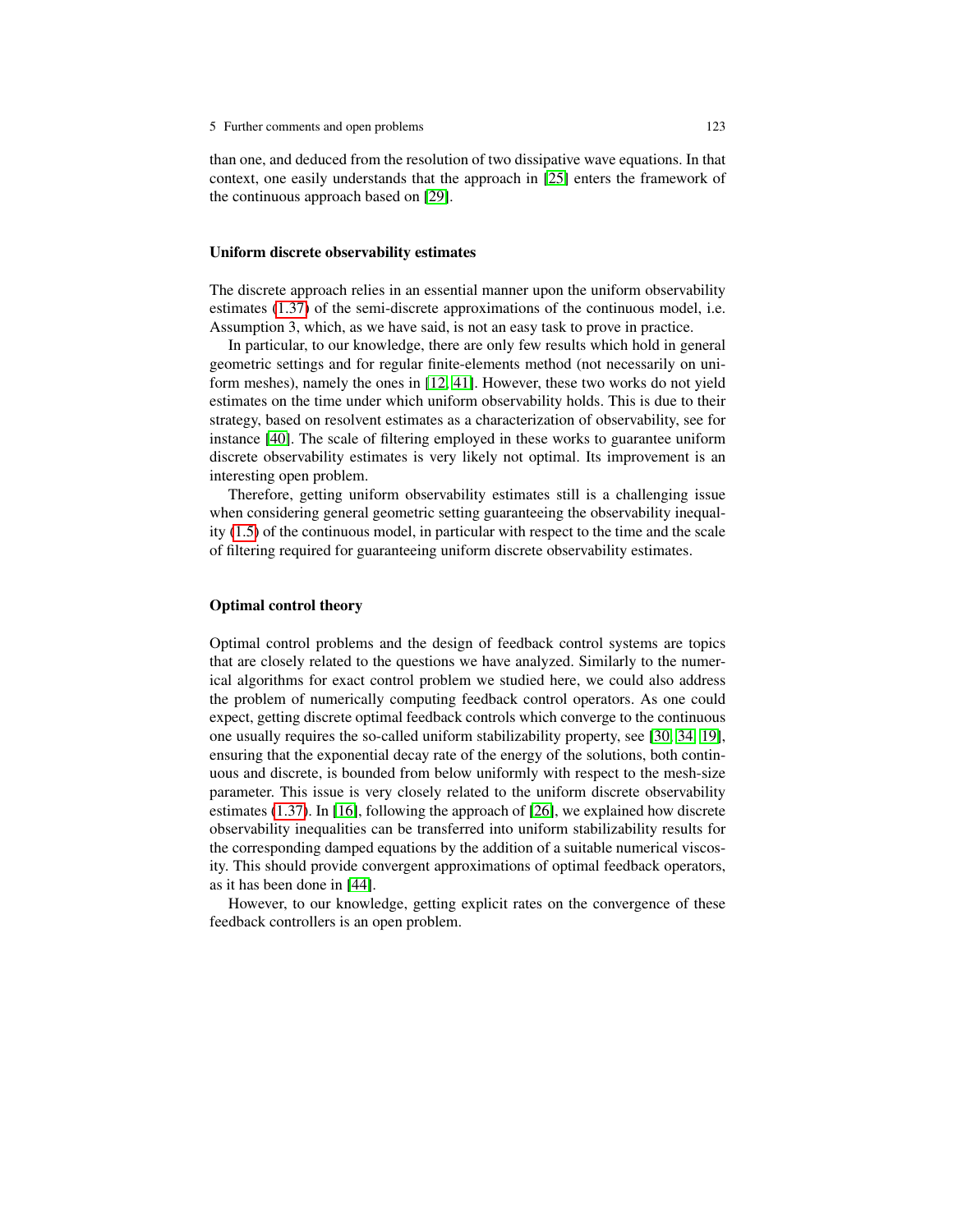than one, and deduced from the resolution of two dissipative wave equations. In that context, one easily understands that the approach in [25] enters the framework of the continuous approach based on [29].

### Uniform discrete observability estimates

The discrete approach relies in an essential manner upon the uniform observability estimates (1.37) of the semi-discrete approximations of the continuous model, i.e. Assumption 3, which, as we have said, is not an easy task to prove in practice.

In particular, to our knowledge, there are only few results which hold in general geometric settings and for regular finite-elements method (not necessarily on uniform meshes), namely the ones in [12, 41]. However, these two works do not yield estimates on the time under which uniform observability holds. This is due to their strategy, based on resolvent estimates as a characterization of observability, see for instance [40]. The scale of filtering employed in these works to guarantee uniform discrete observability estimates is very likely not optimal. Its improvement is an interesting open problem.

Therefore, getting uniform observability estimates still is a challenging issue when considering general geometric setting guaranteeing the observability inequality (1.5) of the continuous model, in particular with respect to the time and the scale of filtering required for guaranteeing uniform discrete observability estimates.

### Optimal control theory

Optimal control problems and the design of feedback control systems are topics that are closely related to the questions we have analyzed. Similarly to the numerical algorithms for exact control problem we studied here, we could also address the problem of numerically computing feedback control operators. As one could expect, getting discrete optimal feedback controls which converge to the continuous one usually requires the so-called uniform stabilizability property, see [30, 34, 19], ensuring that the exponential decay rate of the energy of the solutions, both continuous and discrete, is bounded from below uniformly with respect to the mesh-size parameter. This issue is very closely related to the uniform discrete observability estimates (1.37). In [16], following the approach of [26], we explained how discrete observability inequalities can be transferred into uniform stabilizability results for the corresponding damped equations by the addition of a suitable numerical viscosity. This should provide convergent approximations of optimal feedback operators, as it has been done in [44].

However, to our knowledge, getting explicit rates on the convergence of these feedback controllers is an open problem.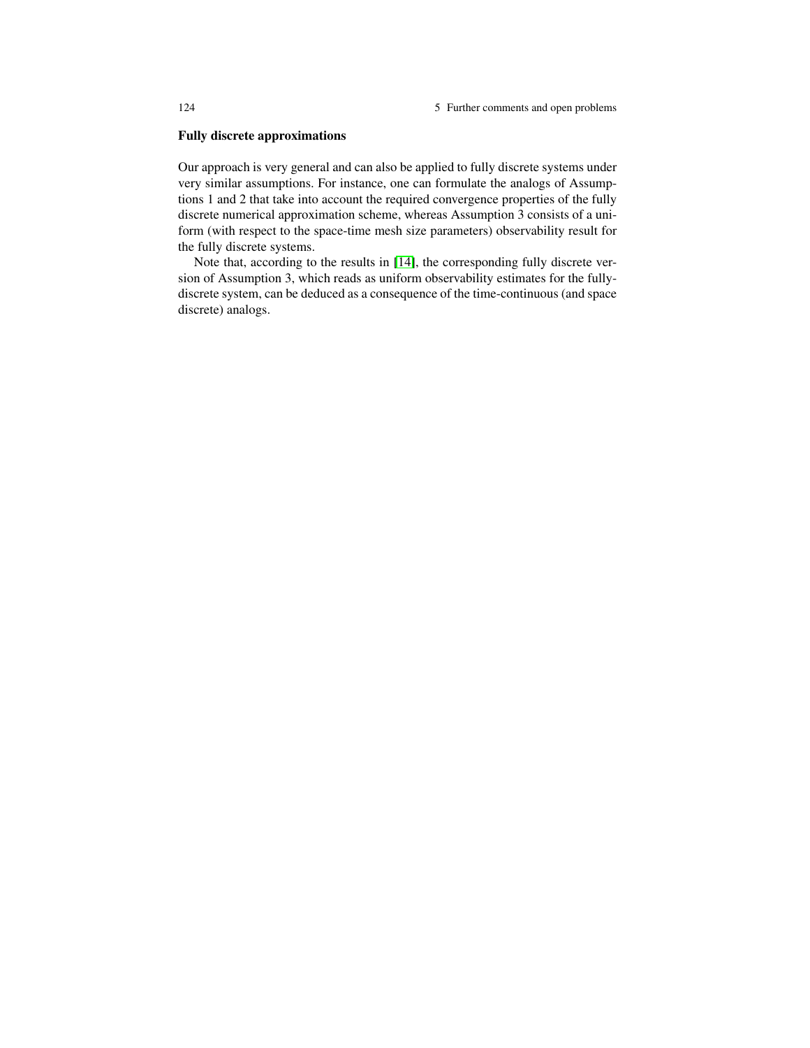### Fully discrete approximations

Our approach is very general and can also be applied to fully discrete systems under very similar assumptions. For instance, one can formulate the analogs of Assumptions 1 and 2 that take into account the required convergence properties of the fully discrete numerical approximation scheme, whereas Assumption 3 consists of a uniform (with respect to the space-time mesh size parameters) observability result for the fully discrete systems.

Note that, according to the results in [14], the corresponding fully discrete version of Assumption 3, which reads as uniform observability estimates for the fully-discrete system, can be deduced as a consequence of the time-continuous (and space discrete) analogs.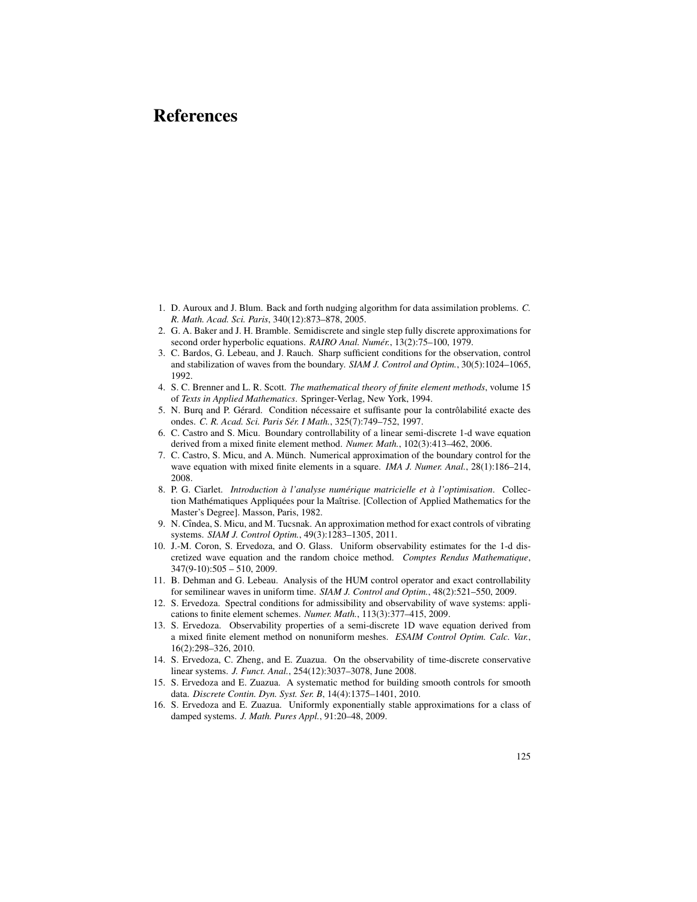# References

1. D. Auroux and J. Blum. Back and forth nudging algorithm for data assimilation problems. *C. R. Math. Acad. Sci. Paris*, 340(12):873–878, 2005.
2. G. A. Baker and J. H. Bramble. Semidiscrete and single step fully discrete approximations for second order hyperbolic equations. *RAIRO Anal. Numér.*, 13(2):75–100, 1979.
3. C. Bardos, G. Lebeau, and J. Rauch. Sharp sufficient conditions for the observation, control and stabilization of waves from the boundary. *SIAM J. Control and Optim.*, 30(5):1024–1065, 1992.
4. S. C. Brenner and L. R. Scott. *The mathematical theory of finite element methods*, volume 15 of *Texts in Applied Mathematics*. Springer-Verlag, New York, 1994.
5. N. Burq and P. Gérard. Condition nécessaire et suffisante pour la contrôlabilité exacte des ondes. *C. R. Acad. Sci. Paris Sér. I Math.*, 325(7):749–752, 1997.
6. C. Castro and S. Micu. Boundary controllability of a linear semi-discrete 1-d wave equation derived from a mixed finite element method. *Numer. Math.*, 102(3):413–462, 2006.
7. C. Castro, S. Micu, and A. Münch. Numerical approximation of the boundary control for the wave equation with mixed finite elements in a square. *IMA J. Numer. Anal.*, 28(1):186–214, 2008.
8. P. G. Ciarlet. *Introduction à l'analyse numérique matricielle et à l'optimisation*. Collection Mathématiques Appliquées pour la Maîtrise. [Collection of Applied Mathematics for the Master's Degree]. Masson, Paris, 1982.
9. N. Cîndea, S. Micu, and M. Tucsnak. An approximation method for exact controls of vibrating systems. *SIAM J. Control Optim.*, 49(3):1283–1305, 2011.
10. J.-M. Coron, S. Ervedoza, and O. Glass. Uniform observability estimates for the 1-d discretized wave equation and the random choice method. *Comptes Rendus Mathematique*, 347(9-10):505 – 510, 2009.
11. B. Dehman and G. Lebeau. Analysis of the HUM control operator and exact controllability for semilinear waves in uniform time. *SIAM J. Control and Optim.*, 48(2):521–550, 2009.
12. S. Ervedoza. Spectral conditions for admissibility and observability of wave systems: applications to finite element schemes. *Numer. Math.*, 113(3):377–415, 2009.
13. S. Ervedoza. Observability properties of a semi-discrete 1D wave equation derived from a mixed finite element method on nonuniform meshes. *ESAIM Control Optim. Calc. Var.*, 16(2):298–326, 2010.
14. S. Ervedoza, C. Zheng, and E. Zuazua. On the observability of time-discrete conservative linear systems. *J. Funct. Anal.*, 254(12):3037–3078, June 2008.
15. S. Ervedoza and E. Zuazua. A systematic method for building smooth controls for smooth data. *Discrete Contin. Dyn. Syst. Ser. B*, 14(4):1375–1401, 2010.
16. S. Ervedoza and E. Zuazua. Uniformly exponentially stable approximations for a class of damped systems. *J. Math. Pures Appl.*, 91:20–48, 2009.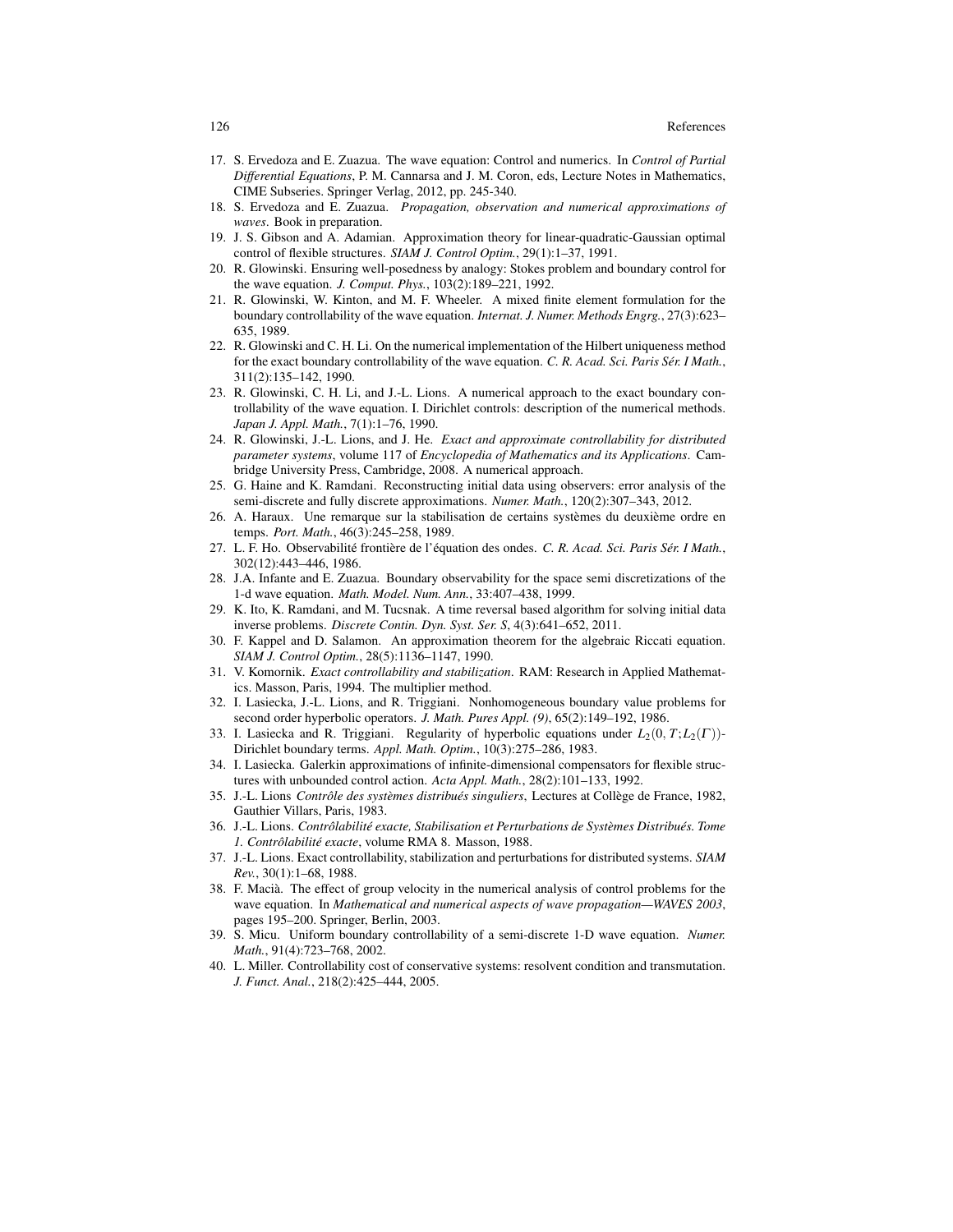17. S. Ervedoza and E. Zuazua. The wave equation: Control and numerics. In *Control of Partial Differential Equations*, P. M. Cannarsa and J. M. Coron, eds, Lecture Notes in Mathematics, CIME Subseries. Springer Verlag, 2012, pp. 245-340.
18. S. Ervedoza and E. Zuazua. *Propagation, observation and numerical approximations of waves*. Book in preparation.
19. J. S. Gibson and A. Adamian. Approximation theory for linear-quadratic-Gaussian optimal control of flexible structures. *SIAM J. Control Optim.*, 29(1):1–37, 1991.
20. R. Glowinski. Ensuring well-posedness by analogy: Stokes problem and boundary control for the wave equation. *J. Comput. Phys.*, 103(2):189–221, 1992.
21. R. Glowinski, W. Kinton, and M. F. Wheeler. A mixed finite element formulation for the boundary controllability of the wave equation. *Internat. J. Numer. Methods Engrg.*, 27(3):623–635, 1989.
22. R. Glowinski and C. H. Li. On the numerical implementation of the Hilbert uniqueness method for the exact boundary controllability of the wave equation. *C. R. Acad. Sci. Paris Sér. I Math.*, 311(2):135–142, 1990.
23. R. Glowinski, C. H. Li, and J.-L. Lions. A numerical approach to the exact boundary controllability of the wave equation. I. Dirichlet controls: description of the numerical methods. *Japan J. Appl. Math.*, 7(1):1–76, 1990.
24. R. Glowinski, J.-L. Lions, and J. He. *Exact and approximate controllability for distributed parameter systems*, volume 117 of *Encyclopedia of Mathematics and its Applications*. Cambridge University Press, Cambridge, 2008. A numerical approach.
25. G. Haine and K. Ramdani. Reconstructing initial data using observers: error analysis of the semi-discrete and fully discrete approximations. *Numer. Math.*, 120(2):307–343, 2012.
26. A. Haraux. Une remarque sur la stabilisation de certains systèmes du deuxième ordre en temps. *Port. Math.*, 46(3):245–258, 1989.
27. L. F. Ho. Observabilité frontière de l'équation des ondes. *C. R. Acad. Sci. Paris Sér. I Math.*, 302(12):443–446, 1986.
28. J.A. Infante and E. Zuazua. Boundary observability for the space semi discretizations of the 1-d wave equation. *Math. Model. Num. Ann.*, 33:407–438, 1999.
29. K. Ito, K. Ramdani, and M. Tucsnak. A time reversal based algorithm for solving initial data inverse problems. *Discrete Contin. Dyn. Syst. Ser. S*, 4(3):641–652, 2011.
30. F. Kappel and D. Salamon. An approximation theorem for the algebraic Riccati equation. *SIAM J. Control Optim.*, 28(5):1136–1147, 1990.
31. V. Komornik. *Exact controllability and stabilization*. RAM: Research in Applied Mathematics. Masson, Paris, 1994. The multiplier method.
32. I. Lasiecka, J.-L. Lions, and R. Triggiani. Nonhomogeneous boundary value problems for second order hyperbolic operators. *J. Math. Pures Appl. (9)*, 65(2):149–192, 1986.
33. I. Lasiecka and R. Triggiani. Regularity of hyperbolic equations under $L_2(0,T;L_2(\Gamma))$-Dirichlet boundary terms. *Appl. Math. Optim.*, 10(3):275–286, 1983.
34. I. Lasiecka. Galerkin approximations of infinite-dimensional compensators for flexible structures with unbounded control action. *Acta Appl. Math.*, 28(2):101–133, 1992.
35. J.-L. Lions *Contrôle des systèmes distribués singuliers*, Lectures at Collège de France, 1982, Gauthier Villars, Paris, 1983.
36. J.-L. Lions. *Contrôlabilité exacte, Stabilisation et Perturbations de Systèmes Distribués. Tome 1. Contrôlabilité exacte*, volume RMA 8. Masson, 1988.
37. J.-L. Lions. Exact controllability, stabilization and perturbations for distributed systems. *SIAM Rev.*, 30(1):1–68, 1988.
38. F. Macià. The effect of group velocity in the numerical analysis of control problems for the wave equation. In *Mathematical and numerical aspects of wave propagation—WAVES 2003*, pages 195–200. Springer, Berlin, 2003.
39. S. Micu. Uniform boundary controllability of a semi-discrete 1-D wave equation. *Numer. Math.*, 91(4):723–768, 2002.
40. L. Miller. Controllability cost of conservative systems: resolvent condition and transmutation. *J. Funct. Anal.*, 218(2):425–444, 2005.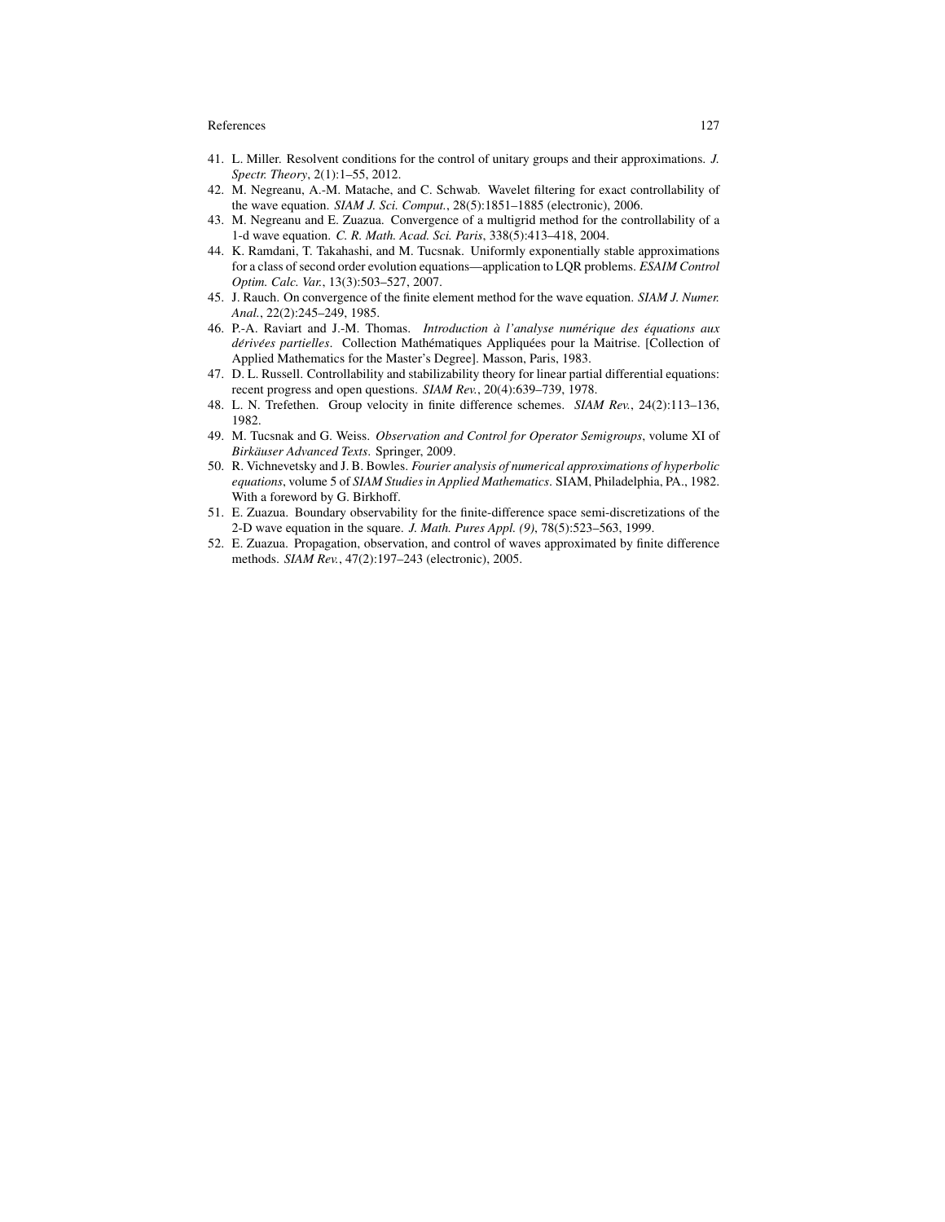41. L. Miller. Resolvent conditions for the control of unitary groups and their approximations. *J. Spectr. Theory*, 2(1):1–55, 2012.
42. M. Negreanu, A.-M. Matache, and C. Schwab. Wavelet filtering for exact controllability of the wave equation. *SIAM J. Sci. Comput.*, 28(5):1851–1885 (electronic), 2006.
43. M. Negreanu and E. Zuazua. Convergence of a multigrid method for the controllability of a 1-d wave equation. *C. R. Math. Acad. Sci. Paris*, 338(5):413–418, 2004.
44. K. Ramdani, T. Takahashi, and M. Tucsnak. Uniformly exponentially stable approximations for a class of second order evolution equations—application to LQR problems. *ESAIM Control Optim. Calc. Var.*, 13(3):503–527, 2007.
45. J. Rauch. On convergence of the finite element method for the wave equation. *SIAM J. Numer. Anal.*, 22(2):245–249, 1985.
46. P.-A. Raviart and J.-M. Thomas. *Introduction à l'analyse numérique des équations aux dérivées partielles*. Collection Mathématiques Appliquées pour la Maitrise. [Collection of Applied Mathematics for the Master's Degree]. Masson, Paris, 1983.
47. D. L. Russell. Controllability and stabilizability theory for linear partial differential equations: recent progress and open questions. *SIAM Rev.*, 20(4):639–739, 1978.
48. L. N. Trefethen. Group velocity in finite difference schemes. *SIAM Rev.*, 24(2):113–136, 1982.
49. M. Tucsnak and G. Weiss. *Observation and Control for Operator Semigroups*, volume XI of *Birkäuser Advanced Texts*. Springer, 2009.
50. R. Vichnevetsky and J. B. Bowles. *Fourier analysis of numerical approximations of hyperbolic equations*, volume 5 of *SIAM Studies in Applied Mathematics*. SIAM, Philadelphia, PA., 1982. With a foreword by G. Birkhoff.
51. E. Zuazua. Boundary observability for the finite-difference space semi-discretizations of the 2-D wave equation in the square. *J. Math. Pures Appl. (9)*, 78(5):523–563, 1999.
52. E. Zuazua. Propagation, observation, and control of waves approximated by finite difference methods. *SIAM Rev.*, 47(2):197–243 (electronic), 2005.